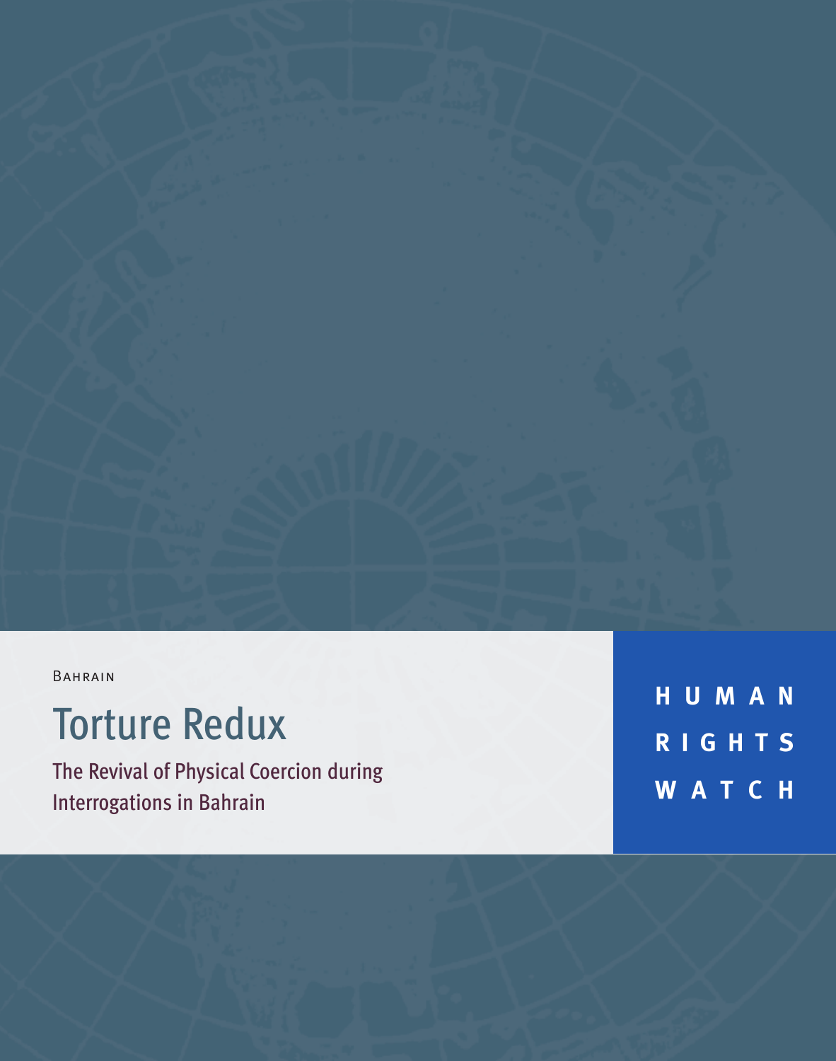Bahrain

# Torture Redux

## The Revival of Physical Coercion during Interrogations in Bahrain

HUMAN RIGHTS WATCH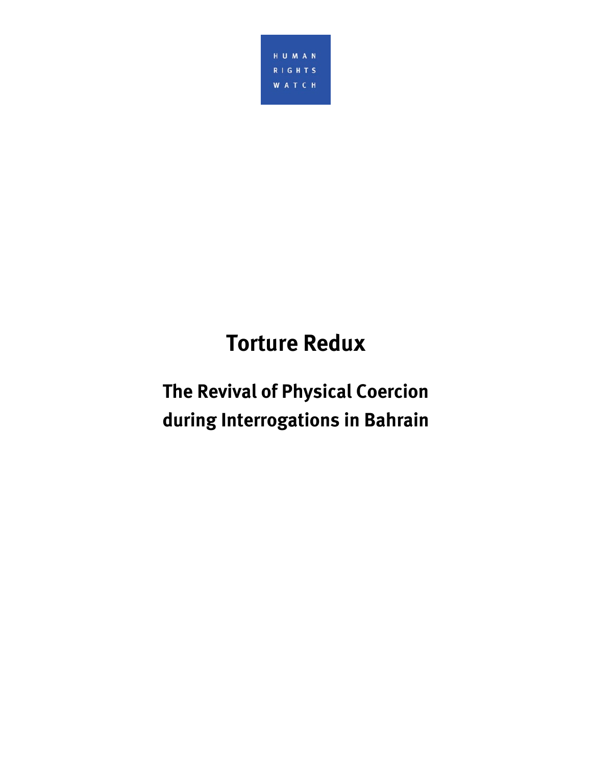HUMAN RIGHTS WATCH

# Torture Redux

## The Revival of Physical Coercion during Interrogations in Bahrain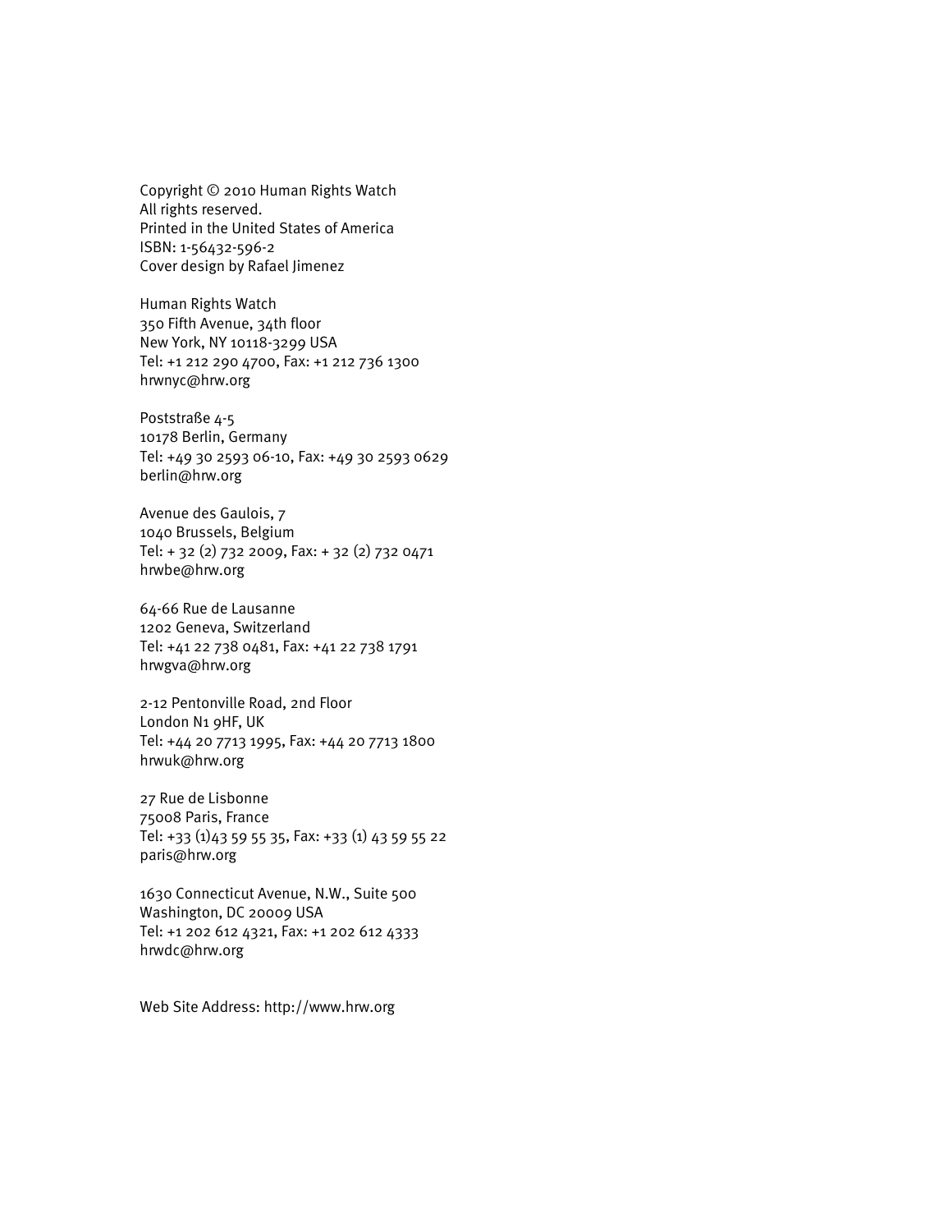Copyright © 2010 Human Rights Watch
All rights reserved.
Printed in the United States of America
ISBN: 1-56432-596-2
Cover design by Rafael Jimenez

Human Rights Watch
350 Fifth Avenue, 34th floor
New York, NY 10118-3299 USA
Tel: +1 212 290 4700, Fax: +1 212 736 1300
hrwnyc@hrw.org

Poststraße 4-5
10178 Berlin, Germany
Tel: +49 30 2593 06-10, Fax: +49 30 2593 0629
berlin@hrw.org

Avenue des Gaulois, 7
1040 Brussels, Belgium
Tel: + 32 (2) 732 2009, Fax: + 32 (2) 732 0471
hrwbe@hrw.org

64-66 Rue de Lausanne
1202 Geneva, Switzerland
Tel: +41 22 738 0481, Fax: +41 22 738 1791
hrwgva@hrw.org

2-12 Pentonville Road, 2nd Floor
London N1 9HF, UK
Tel: +44 20 7713 1995, Fax: +44 20 7713 1800
hrwuk@hrw.org

27 Rue de Lisbonne
75008 Paris, France
Tel: +33 (1)43 59 55 35, Fax: +33 (1) 43 59 55 22
paris@hrw.org

1630 Connecticut Avenue, N.W., Suite 500
Washington, DC 20009 USA
Tel: +1 202 612 4321, Fax: +1 202 612 4333
hrwdc@hrw.org

Web Site Address: http://www.hrw.org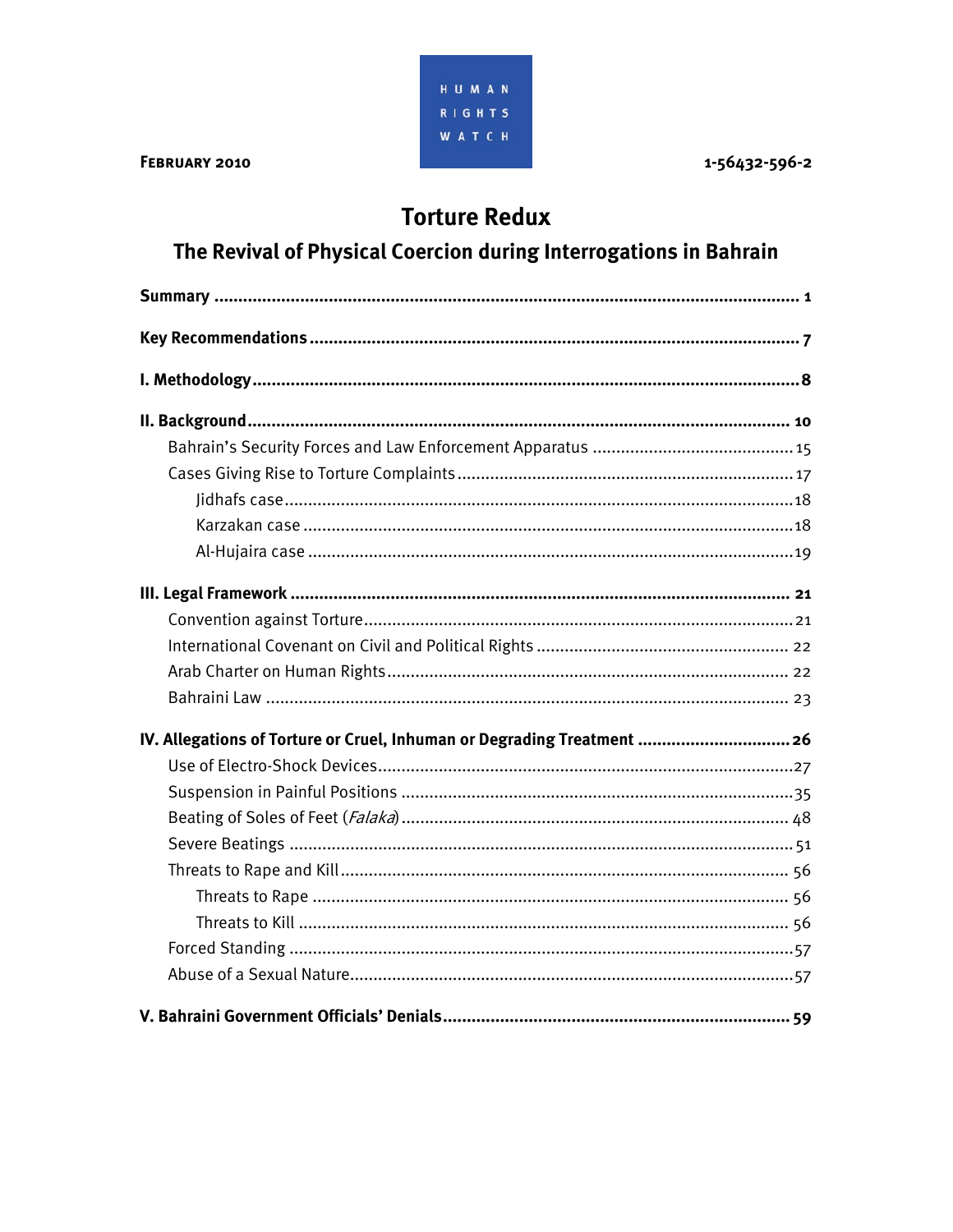FEBRUARY 2010

HUMAN RIGHTS WATCH

1-56432-596-2

# Torture Redux

## The Revival of Physical Coercion during Interrogations in Bahrain

**Summary** .......... **1**

**Key Recommendations** .......... **7**

**I. Methodology** .......... **8**

**II. Background** .......... **10**

- Bahrain's Security Forces and Law Enforcement Apparatus .......... 15
- Cases Giving Rise to Torture Complaints .......... 17
  - Jidhafs case .......... 18
  - Karzakan case .......... 18
  - Al-Hujaira case .......... 19

**III. Legal Framework** .......... **21**

- Convention against Torture .......... 21
- International Covenant on Civil and Political Rights .......... 22
- Arab Charter on Human Rights .......... 22
- Bahraini Law .......... 23

**IV. Allegations of Torture or Cruel, Inhuman or Degrading Treatment** .......... **26**

- Use of Electro-Shock Devices .......... 27
- Suspension in Painful Positions .......... 35
- Beating of Soles of Feet (*Falaka*) .......... 48
- Severe Beatings .......... 51
- Threats to Rape and Kill .......... 56
  - Threats to Rape .......... 56
  - Threats to Kill .......... 56
- Forced Standing .......... 57
- Abuse of a Sexual Nature .......... 57

**V. Bahraini Government Officials' Denials** .......... **59**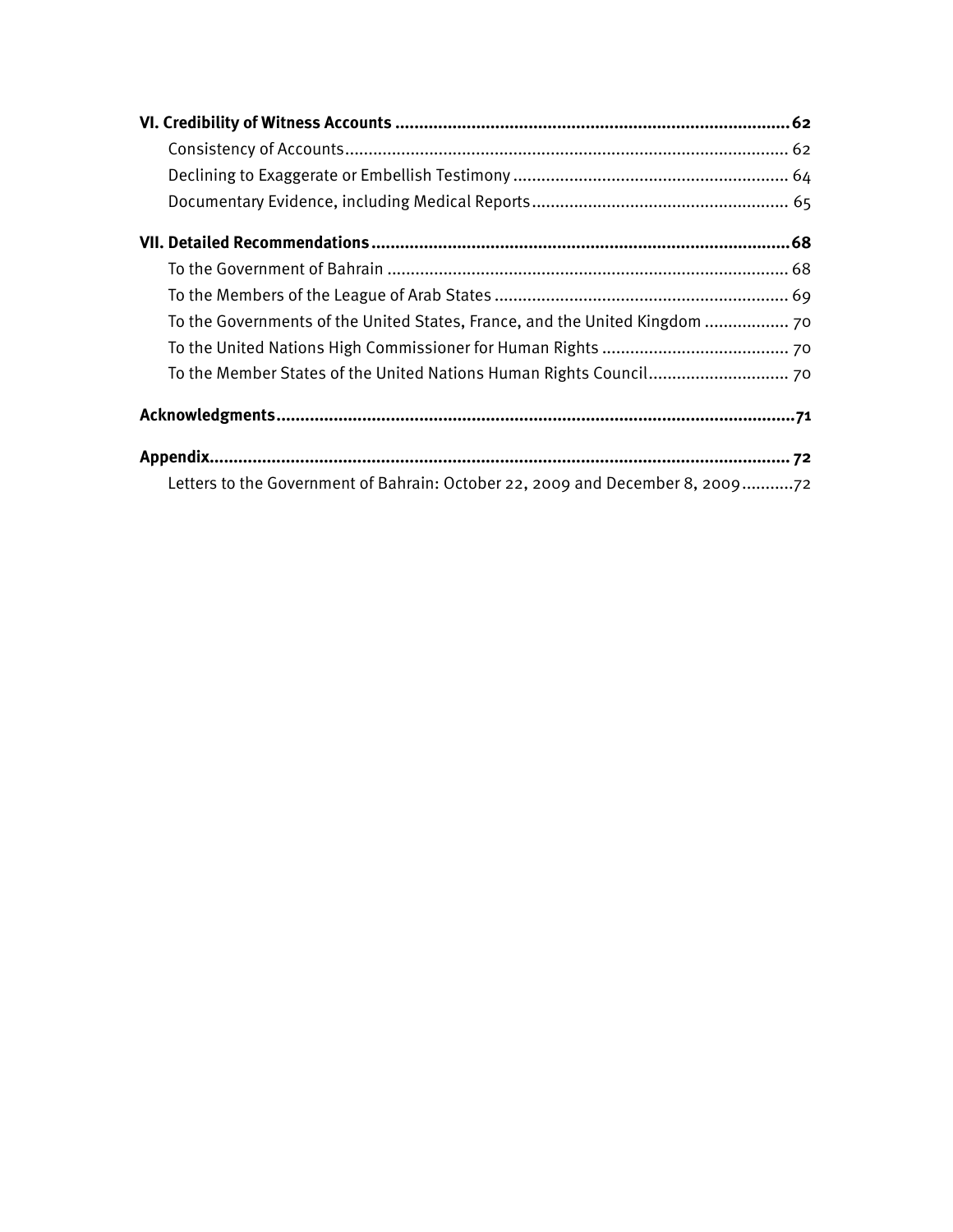**VI. Credibility of Witness Accounts** .......... **62**

- Consistency of Accounts .......... 62
- Declining to Exaggerate or Embellish Testimony .......... 64
- Documentary Evidence, including Medical Reports .......... 65

**VII. Detailed Recommendations** .......... **68**

- To the Government of Bahrain .......... 68
- To the Members of the League of Arab States .......... 69
- To the Governments of the United States, France, and the United Kingdom .......... 70
- To the United Nations High Commissioner for Human Rights .......... 70
- To the Member States of the United Nations Human Rights Council .......... 70

**Acknowledgments** .......... **71**

**Appendix** .......... **72**

- Letters to the Government of Bahrain: October 22, 2009 and December 8, 2009 .......... 72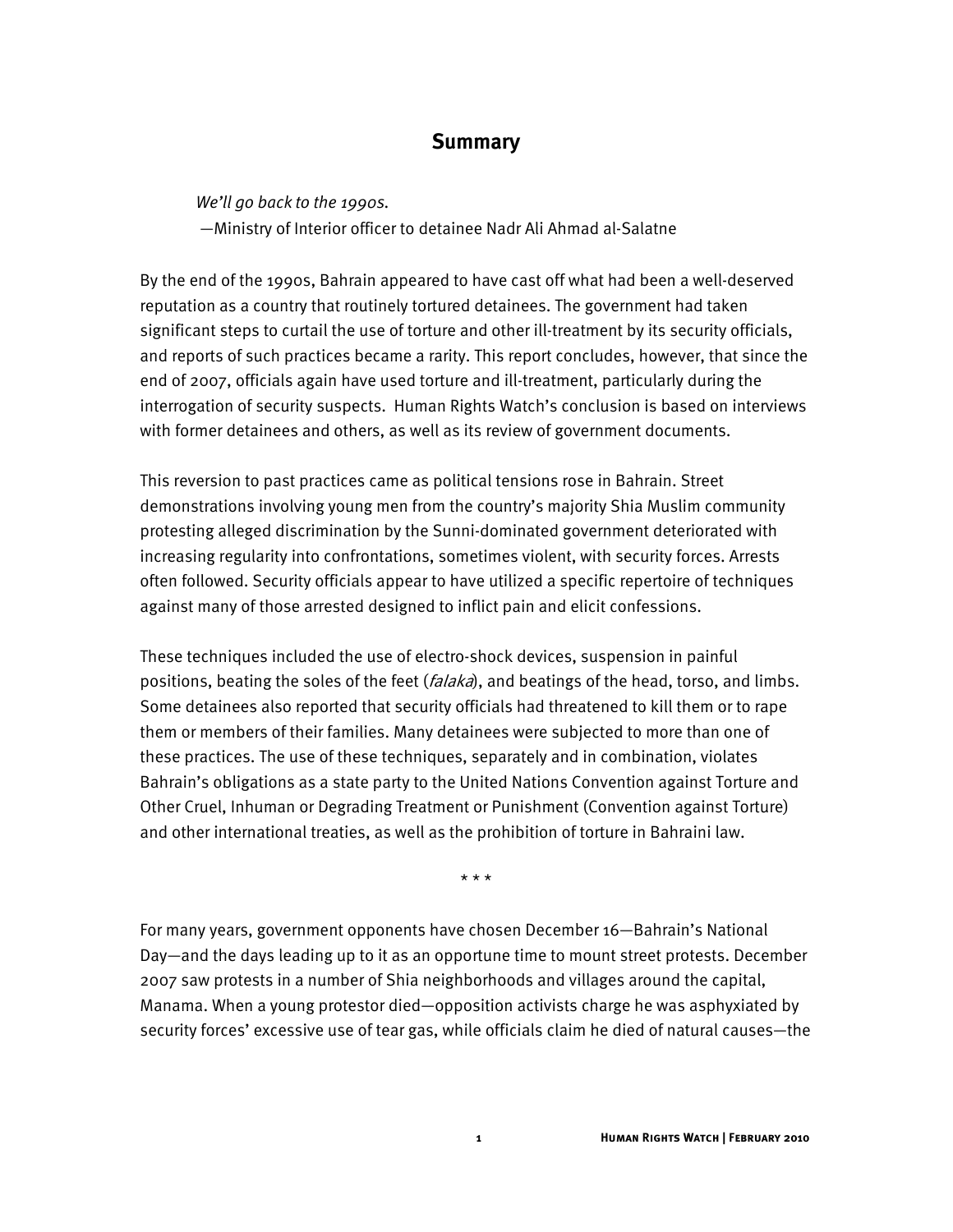## Summary

*We'll go back to the 1990s.*
—Ministry of Interior officer to detainee Nadr Ali Ahmad al-Salatne

By the end of the 1990s, Bahrain appeared to have cast off what had been a well-deserved reputation as a country that routinely tortured detainees. The government had taken significant steps to curtail the use of torture and other ill-treatment by its security officials, and reports of such practices became a rarity. This report concludes, however, that since the end of 2007, officials again have used torture and ill-treatment, particularly during the interrogation of security suspects. Human Rights Watch's conclusion is based on interviews with former detainees and others, as well as its review of government documents.

This reversion to past practices came as political tensions rose in Bahrain. Street demonstrations involving young men from the country's majority Shia Muslim community protesting alleged discrimination by the Sunni-dominated government deteriorated with increasing regularity into confrontations, sometimes violent, with security forces. Arrests often followed. Security officials appear to have utilized a specific repertoire of techniques against many of those arrested designed to inflict pain and elicit confessions.

These techniques included the use of electro-shock devices, suspension in painful positions, beating the soles of the feet (*falaka*), and beatings of the head, torso, and limbs. Some detainees also reported that security officials had threatened to kill them or to rape them or members of their families. Many detainees were subjected to more than one of these practices. The use of these techniques, separately and in combination, violates Bahrain's obligations as a state party to the United Nations Convention against Torture and Other Cruel, Inhuman or Degrading Treatment or Punishment (Convention against Torture) and other international treaties, as well as the prohibition of torture in Bahraini law.

\* \* \*

For many years, government opponents have chosen December 16—Bahrain's National Day—and the days leading up to it as an opportune time to mount street protests. December 2007 saw protests in a number of Shia neighborhoods and villages around the capital, Manama. When a young protestor died—opposition activists charge he was asphyxiated by security forces' excessive use of tear gas, while officials claim he died of natural causes—the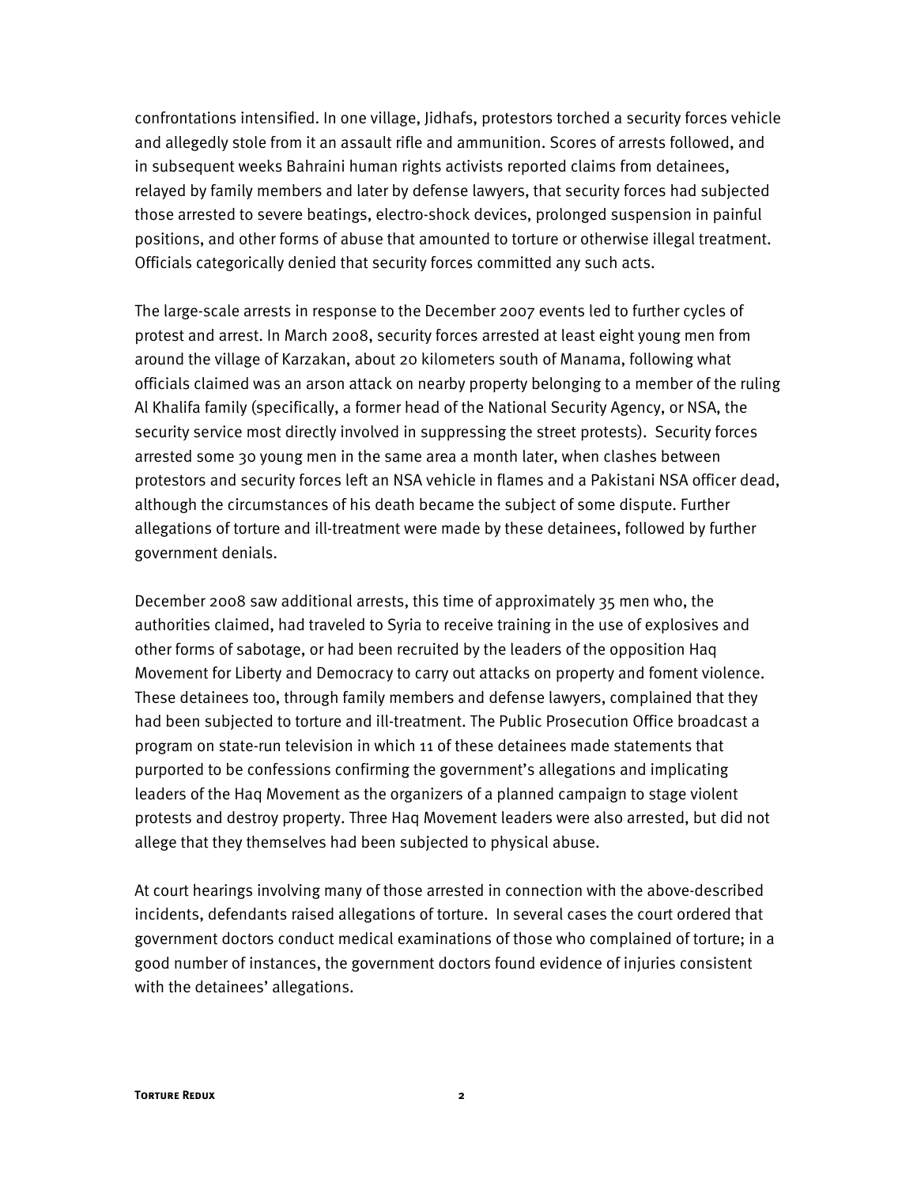confrontations intensified. In one village, Jidhafs, protestors torched a security forces vehicle and allegedly stole from it an assault rifle and ammunition. Scores of arrests followed, and in subsequent weeks Bahraini human rights activists reported claims from detainees, relayed by family members and later by defense lawyers, that security forces had subjected those arrested to severe beatings, electro-shock devices, prolonged suspension in painful positions, and other forms of abuse that amounted to torture or otherwise illegal treatment. Officials categorically denied that security forces committed any such acts.

The large-scale arrests in response to the December 2007 events led to further cycles of protest and arrest. In March 2008, security forces arrested at least eight young men from around the village of Karzakan, about 20 kilometers south of Manama, following what officials claimed was an arson attack on nearby property belonging to a member of the ruling Al Khalifa family (specifically, a former head of the National Security Agency, or NSA, the security service most directly involved in suppressing the street protests). Security forces arrested some 30 young men in the same area a month later, when clashes between protestors and security forces left an NSA vehicle in flames and a Pakistani NSA officer dead, although the circumstances of his death became the subject of some dispute. Further allegations of torture and ill-treatment were made by these detainees, followed by further government denials.

December 2008 saw additional arrests, this time of approximately 35 men who, the authorities claimed, had traveled to Syria to receive training in the use of explosives and other forms of sabotage, or had been recruited by the leaders of the opposition Haq Movement for Liberty and Democracy to carry out attacks on property and foment violence. These detainees too, through family members and defense lawyers, complained that they had been subjected to torture and ill-treatment. The Public Prosecution Office broadcast a program on state-run television in which 11 of these detainees made statements that purported to be confessions confirming the government's allegations and implicating leaders of the Haq Movement as the organizers of a planned campaign to stage violent protests and destroy property. Three Haq Movement leaders were also arrested, but did not allege that they themselves had been subjected to physical abuse.

At court hearings involving many of those arrested in connection with the above-described incidents, defendants raised allegations of torture. In several cases the court ordered that government doctors conduct medical examinations of those who complained of torture; in a good number of instances, the government doctors found evidence of injuries consistent with the detainees' allegations.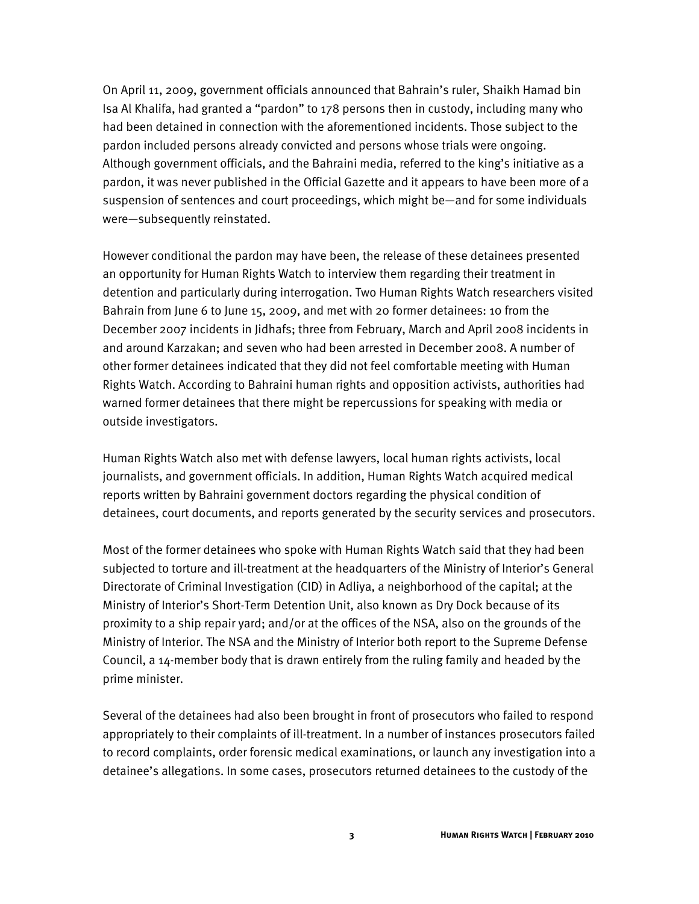On April 11, 2009, government officials announced that Bahrain's ruler, Shaikh Hamad bin Isa Al Khalifa, had granted a "pardon" to 178 persons then in custody, including many who had been detained in connection with the aforementioned incidents. Those subject to the pardon included persons already convicted and persons whose trials were ongoing. Although government officials, and the Bahraini media, referred to the king's initiative as a pardon, it was never published in the Official Gazette and it appears to have been more of a suspension of sentences and court proceedings, which might be—and for some individuals were—subsequently reinstated.

However conditional the pardon may have been, the release of these detainees presented an opportunity for Human Rights Watch to interview them regarding their treatment in detention and particularly during interrogation. Two Human Rights Watch researchers visited Bahrain from June 6 to June 15, 2009, and met with 20 former detainees: 10 from the December 2007 incidents in Jidhafs; three from February, March and April 2008 incidents in and around Karzakan; and seven who had been arrested in December 2008. A number of other former detainees indicated that they did not feel comfortable meeting with Human Rights Watch. According to Bahraini human rights and opposition activists, authorities had warned former detainees that there might be repercussions for speaking with media or outside investigators.

Human Rights Watch also met with defense lawyers, local human rights activists, local journalists, and government officials. In addition, Human Rights Watch acquired medical reports written by Bahraini government doctors regarding the physical condition of detainees, court documents, and reports generated by the security services and prosecutors.

Most of the former detainees who spoke with Human Rights Watch said that they had been subjected to torture and ill-treatment at the headquarters of the Ministry of Interior's General Directorate of Criminal Investigation (CID) in Adliya, a neighborhood of the capital; at the Ministry of Interior's Short-Term Detention Unit, also known as Dry Dock because of its proximity to a ship repair yard; and/or at the offices of the NSA, also on the grounds of the Ministry of Interior. The NSA and the Ministry of Interior both report to the Supreme Defense Council, a 14-member body that is drawn entirely from the ruling family and headed by the prime minister.

Several of the detainees had also been brought in front of prosecutors who failed to respond appropriately to their complaints of ill-treatment. In a number of instances prosecutors failed to record complaints, order forensic medical examinations, or launch any investigation into a detainee's allegations. In some cases, prosecutors returned detainees to the custody of the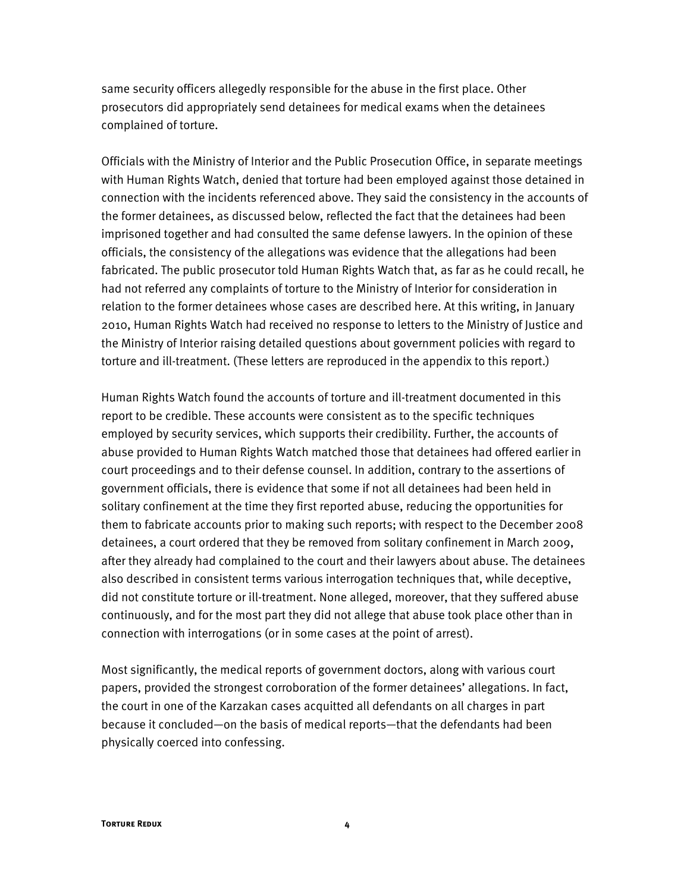same security officers allegedly responsible for the abuse in the first place. Other prosecutors did appropriately send detainees for medical exams when the detainees complained of torture.

Officials with the Ministry of Interior and the Public Prosecution Office, in separate meetings with Human Rights Watch, denied that torture had been employed against those detained in connection with the incidents referenced above. They said the consistency in the accounts of the former detainees, as discussed below, reflected the fact that the detainees had been imprisoned together and had consulted the same defense lawyers. In the opinion of these officials, the consistency of the allegations was evidence that the allegations had been fabricated. The public prosecutor told Human Rights Watch that, as far as he could recall, he had not referred any complaints of torture to the Ministry of Interior for consideration in relation to the former detainees whose cases are described here. At this writing, in January 2010, Human Rights Watch had received no response to letters to the Ministry of Justice and the Ministry of Interior raising detailed questions about government policies with regard to torture and ill-treatment. (These letters are reproduced in the appendix to this report.)

Human Rights Watch found the accounts of torture and ill-treatment documented in this report to be credible. These accounts were consistent as to the specific techniques employed by security services, which supports their credibility. Further, the accounts of abuse provided to Human Rights Watch matched those that detainees had offered earlier in court proceedings and to their defense counsel. In addition, contrary to the assertions of government officials, there is evidence that some if not all detainees had been held in solitary confinement at the time they first reported abuse, reducing the opportunities for them to fabricate accounts prior to making such reports; with respect to the December 2008 detainees, a court ordered that they be removed from solitary confinement in March 2009, after they already had complained to the court and their lawyers about abuse. The detainees also described in consistent terms various interrogation techniques that, while deceptive, did not constitute torture or ill-treatment. None alleged, moreover, that they suffered abuse continuously, and for the most part they did not allege that abuse took place other than in connection with interrogations (or in some cases at the point of arrest).

Most significantly, the medical reports of government doctors, along with various court papers, provided the strongest corroboration of the former detainees' allegations. In fact, the court in one of the Karzakan cases acquitted all defendants on all charges in part because it concluded—on the basis of medical reports—that the defendants had been physically coerced into confessing.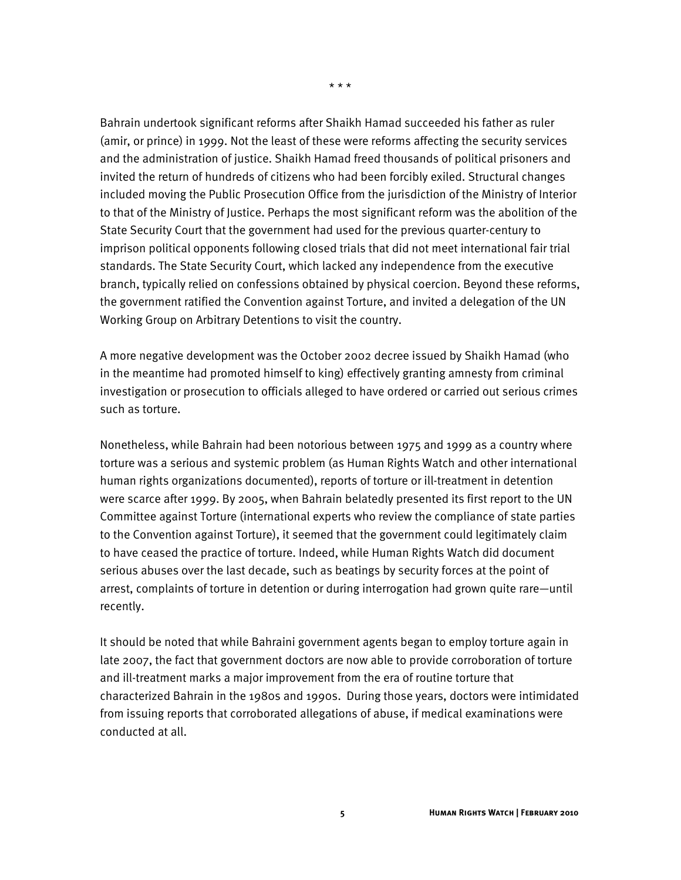\* \* \*

Bahrain undertook significant reforms after Shaikh Hamad succeeded his father as ruler (amir, or prince) in 1999. Not the least of these were reforms affecting the security services and the administration of justice. Shaikh Hamad freed thousands of political prisoners and invited the return of hundreds of citizens who had been forcibly exiled. Structural changes included moving the Public Prosecution Office from the jurisdiction of the Ministry of Interior to that of the Ministry of Justice. Perhaps the most significant reform was the abolition of the State Security Court that the government had used for the previous quarter-century to imprison political opponents following closed trials that did not meet international fair trial standards. The State Security Court, which lacked any independence from the executive branch, typically relied on confessions obtained by physical coercion. Beyond these reforms, the government ratified the Convention against Torture, and invited a delegation of the UN Working Group on Arbitrary Detentions to visit the country.

A more negative development was the October 2002 decree issued by Shaikh Hamad (who in the meantime had promoted himself to king) effectively granting amnesty from criminal investigation or prosecution to officials alleged to have ordered or carried out serious crimes such as torture.

Nonetheless, while Bahrain had been notorious between 1975 and 1999 as a country where torture was a serious and systemic problem (as Human Rights Watch and other international human rights organizations documented), reports of torture or ill-treatment in detention were scarce after 1999. By 2005, when Bahrain belatedly presented its first report to the UN Committee against Torture (international experts who review the compliance of state parties to the Convention against Torture), it seemed that the government could legitimately claim to have ceased the practice of torture. Indeed, while Human Rights Watch did document serious abuses over the last decade, such as beatings by security forces at the point of arrest, complaints of torture in detention or during interrogation had grown quite rare—until recently.

It should be noted that while Bahraini government agents began to employ torture again in late 2007, the fact that government doctors are now able to provide corroboration of torture and ill-treatment marks a major improvement from the era of routine torture that characterized Bahrain in the 1980s and 1990s. During those years, doctors were intimidated from issuing reports that corroborated allegations of abuse, if medical examinations were conducted at all.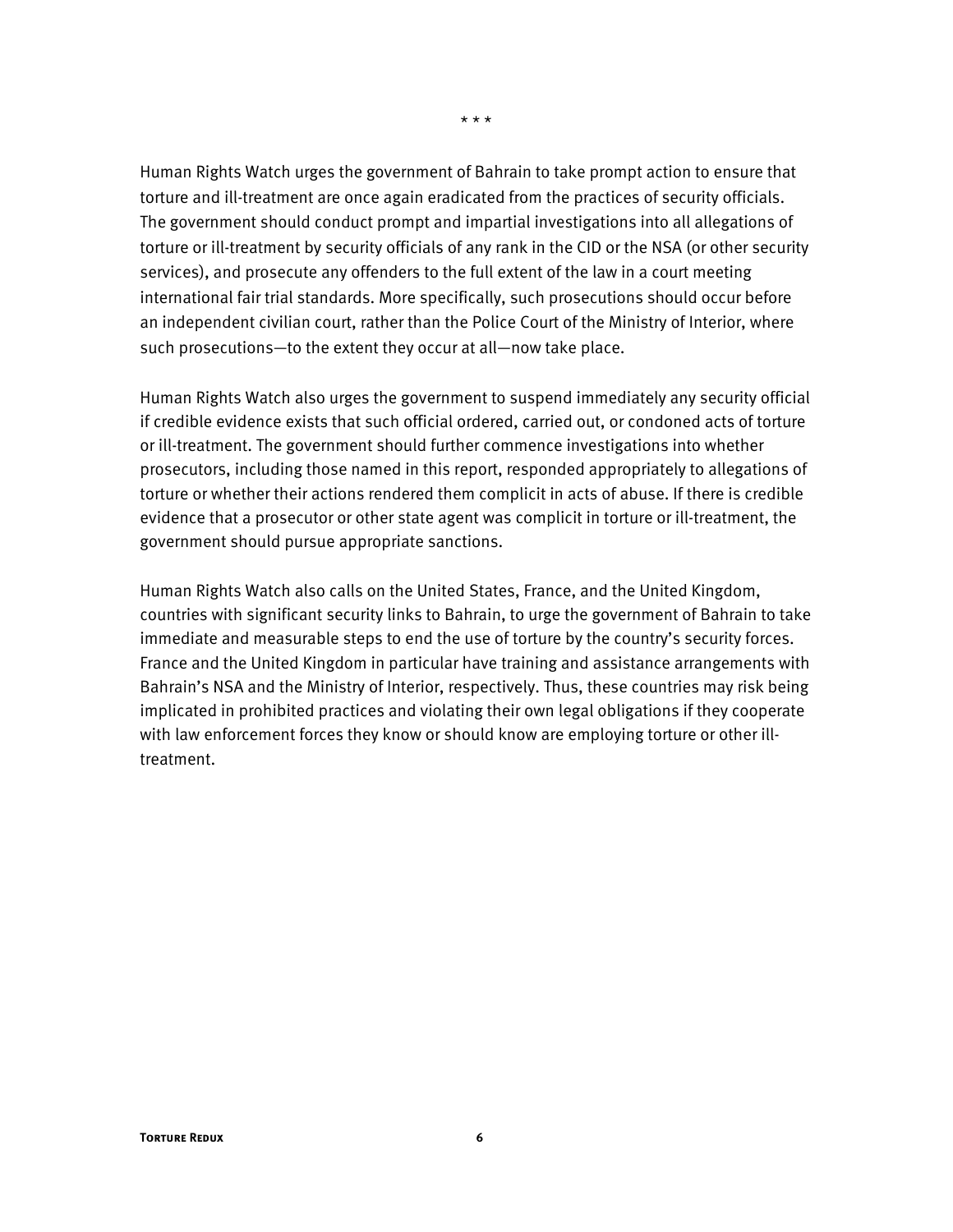\* \* \*

Human Rights Watch urges the government of Bahrain to take prompt action to ensure that torture and ill-treatment are once again eradicated from the practices of security officials. The government should conduct prompt and impartial investigations into all allegations of torture or ill-treatment by security officials of any rank in the CID or the NSA (or other security services), and prosecute any offenders to the full extent of the law in a court meeting international fair trial standards. More specifically, such prosecutions should occur before an independent civilian court, rather than the Police Court of the Ministry of Interior, where such prosecutions—to the extent they occur at all—now take place.

Human Rights Watch also urges the government to suspend immediately any security official if credible evidence exists that such official ordered, carried out, or condoned acts of torture or ill-treatment. The government should further commence investigations into whether prosecutors, including those named in this report, responded appropriately to allegations of torture or whether their actions rendered them complicit in acts of abuse. If there is credible evidence that a prosecutor or other state agent was complicit in torture or ill-treatment, the government should pursue appropriate sanctions.

Human Rights Watch also calls on the United States, France, and the United Kingdom, countries with significant security links to Bahrain, to urge the government of Bahrain to take immediate and measurable steps to end the use of torture by the country's security forces. France and the United Kingdom in particular have training and assistance arrangements with Bahrain's NSA and the Ministry of Interior, respectively. Thus, these countries may risk being implicated in prohibited practices and violating their own legal obligations if they cooperate with law enforcement forces they know or should know are employing torture or other ill-treatment.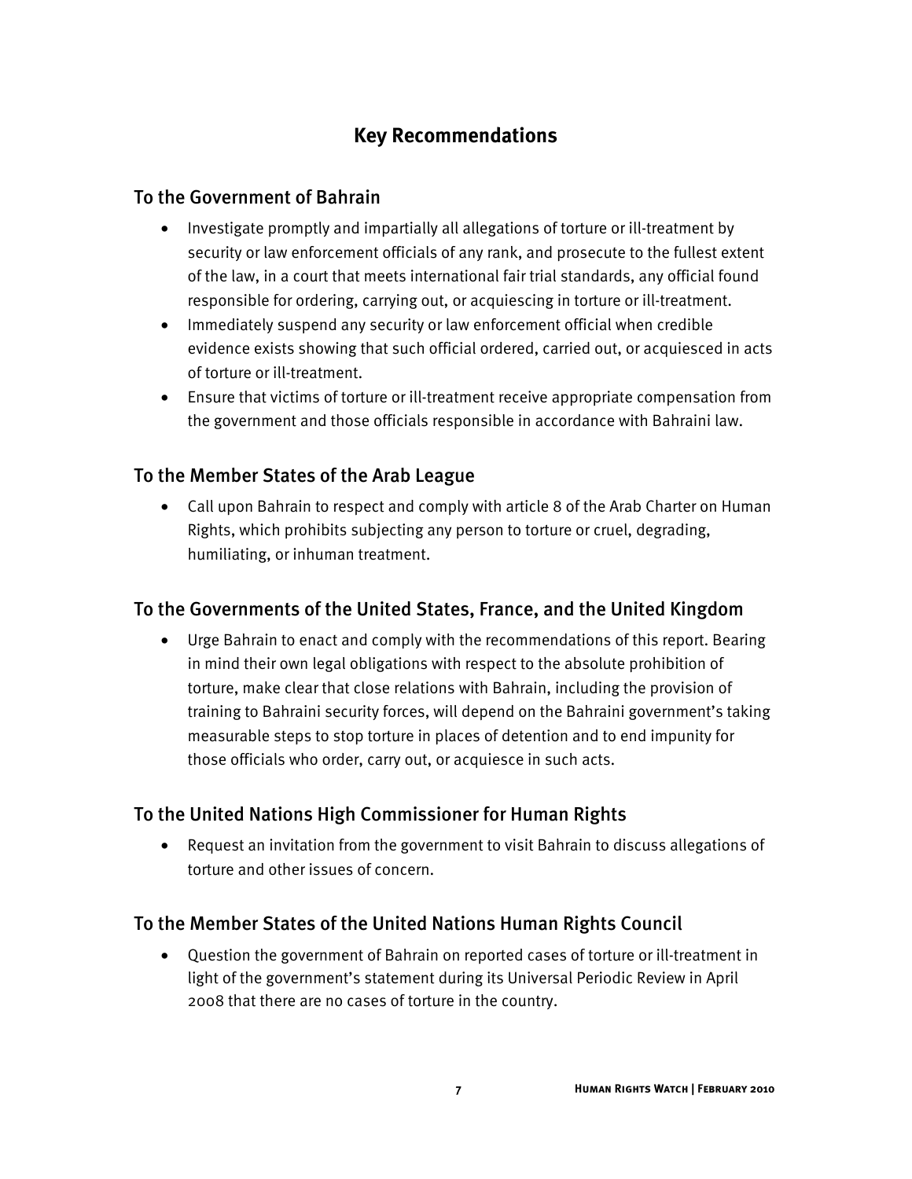## Key Recommendations

### To the Government of Bahrain

- Investigate promptly and impartially all allegations of torture or ill-treatment by security or law enforcement officials of any rank, and prosecute to the fullest extent of the law, in a court that meets international fair trial standards, any official found responsible for ordering, carrying out, or acquiescing in torture or ill-treatment.
- Immediately suspend any security or law enforcement official when credible evidence exists showing that such official ordered, carried out, or acquiesced in acts of torture or ill-treatment.
- Ensure that victims of torture or ill-treatment receive appropriate compensation from the government and those officials responsible in accordance with Bahraini law.

### To the Member States of the Arab League

- Call upon Bahrain to respect and comply with article 8 of the Arab Charter on Human Rights, which prohibits subjecting any person to torture or cruel, degrading, humiliating, or inhuman treatment.

### To the Governments of the United States, France, and the United Kingdom

- Urge Bahrain to enact and comply with the recommendations of this report. Bearing in mind their own legal obligations with respect to the absolute prohibition of torture, make clear that close relations with Bahrain, including the provision of training to Bahraini security forces, will depend on the Bahraini government's taking measurable steps to stop torture in places of detention and to end impunity for those officials who order, carry out, or acquiesce in such acts.

### To the United Nations High Commissioner for Human Rights

- Request an invitation from the government to visit Bahrain to discuss allegations of torture and other issues of concern.

### To the Member States of the United Nations Human Rights Council

- Question the government of Bahrain on reported cases of torture or ill-treatment in light of the government's statement during its Universal Periodic Review in April 2008 that there are no cases of torture in the country.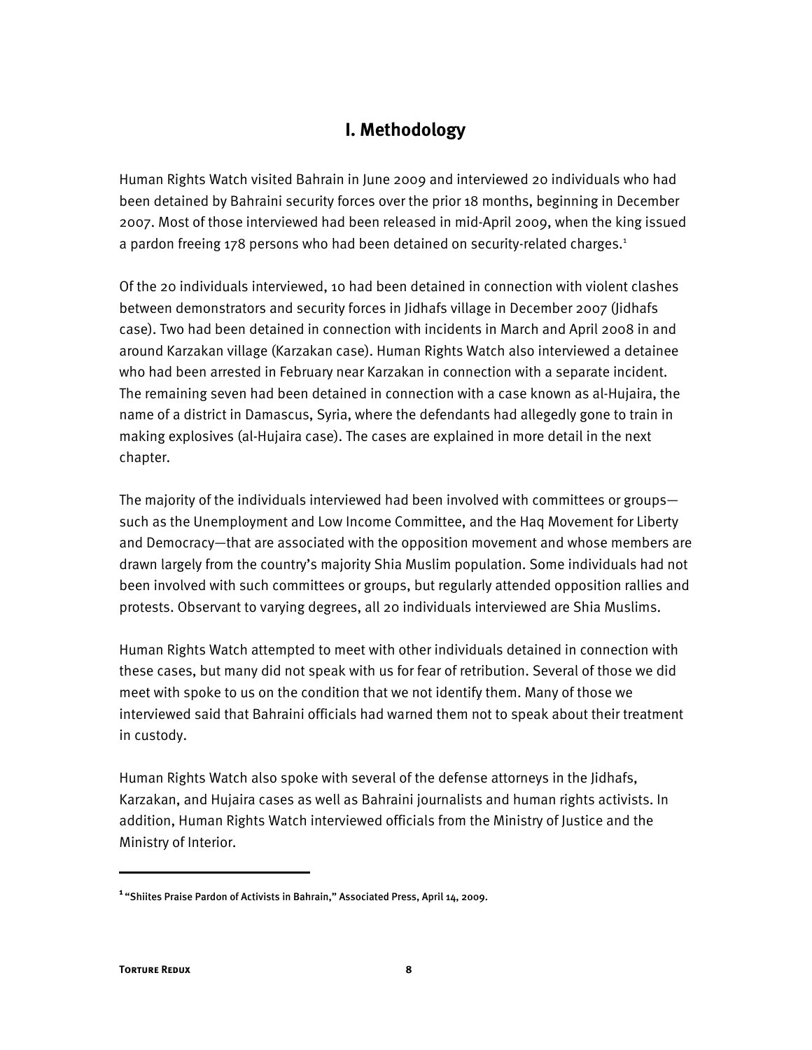# I. Methodology

Human Rights Watch visited Bahrain in June 2009 and interviewed 20 individuals who had been detained by Bahraini security forces over the prior 18 months, beginning in December 2007. Most of those interviewed had been released in mid-April 2009, when the king issued a pardon freeing 178 persons who had been detained on security-related charges.[1]

Of the 20 individuals interviewed, 10 had been detained in connection with violent clashes between demonstrators and security forces in Jidhafs village in December 2007 (Jidhafs case). Two had been detained in connection with incidents in March and April 2008 in and around Karzakan village (Karzakan case). Human Rights Watch also interviewed a detainee who had been arrested in February near Karzakan in connection with a separate incident. The remaining seven had been detained in connection with a case known as al-Hujaira, the name of a district in Damascus, Syria, where the defendants had allegedly gone to train in making explosives (al-Hujaira case). The cases are explained in more detail in the next chapter.

The majority of the individuals interviewed had been involved with committees or groups—such as the Unemployment and Low Income Committee, and the Haq Movement for Liberty and Democracy—that are associated with the opposition movement and whose members are drawn largely from the country's majority Shia Muslim population. Some individuals had not been involved with such committees or groups, but regularly attended opposition rallies and protests. Observant to varying degrees, all 20 individuals interviewed are Shia Muslims.

Human Rights Watch attempted to meet with other individuals detained in connection with these cases, but many did not speak with us for fear of retribution. Several of those we did meet with spoke to us on the condition that we not identify them. Many of those we interviewed said that Bahraini officials had warned them not to speak about their treatment in custody.

Human Rights Watch also spoke with several of the defense attorneys in the Jidhafs, Karzakan, and Hujaira cases as well as Bahraini journalists and human rights activists. In addition, Human Rights Watch interviewed officials from the Ministry of Justice and the Ministry of Interior.

---

[1] "Shiites Praise Pardon of Activists in Bahrain," Associated Press, April 14, 2009.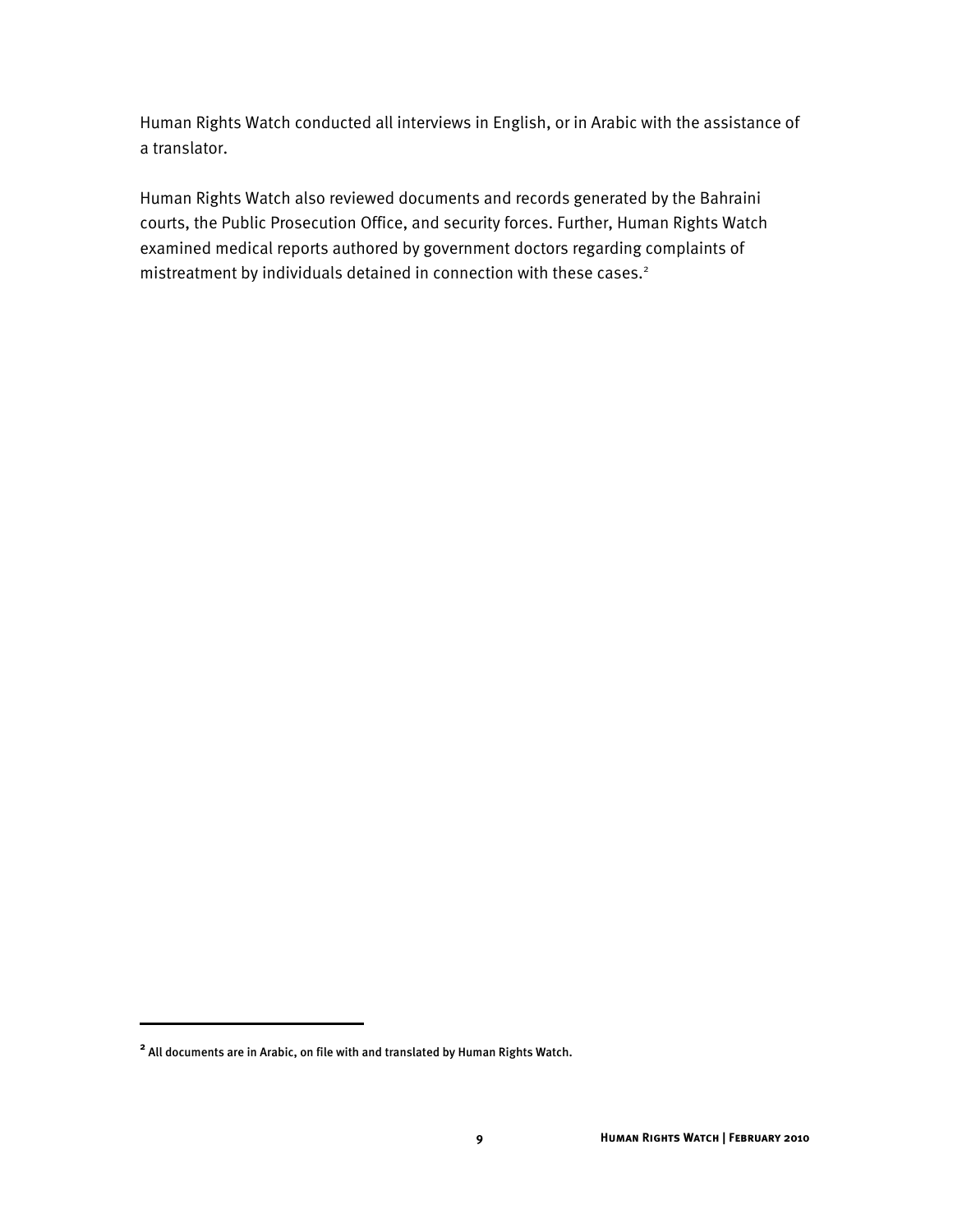Human Rights Watch conducted all interviews in English, or in Arabic with the assistance of a translator.

Human Rights Watch also reviewed documents and records generated by the Bahraini courts, the Public Prosecution Office, and security forces. Further, Human Rights Watch examined medical reports authored by government doctors regarding complaints of mistreatment by individuals detained in connection with these cases.[2]

[2] All documents are in Arabic, on file with and translated by Human Rights Watch.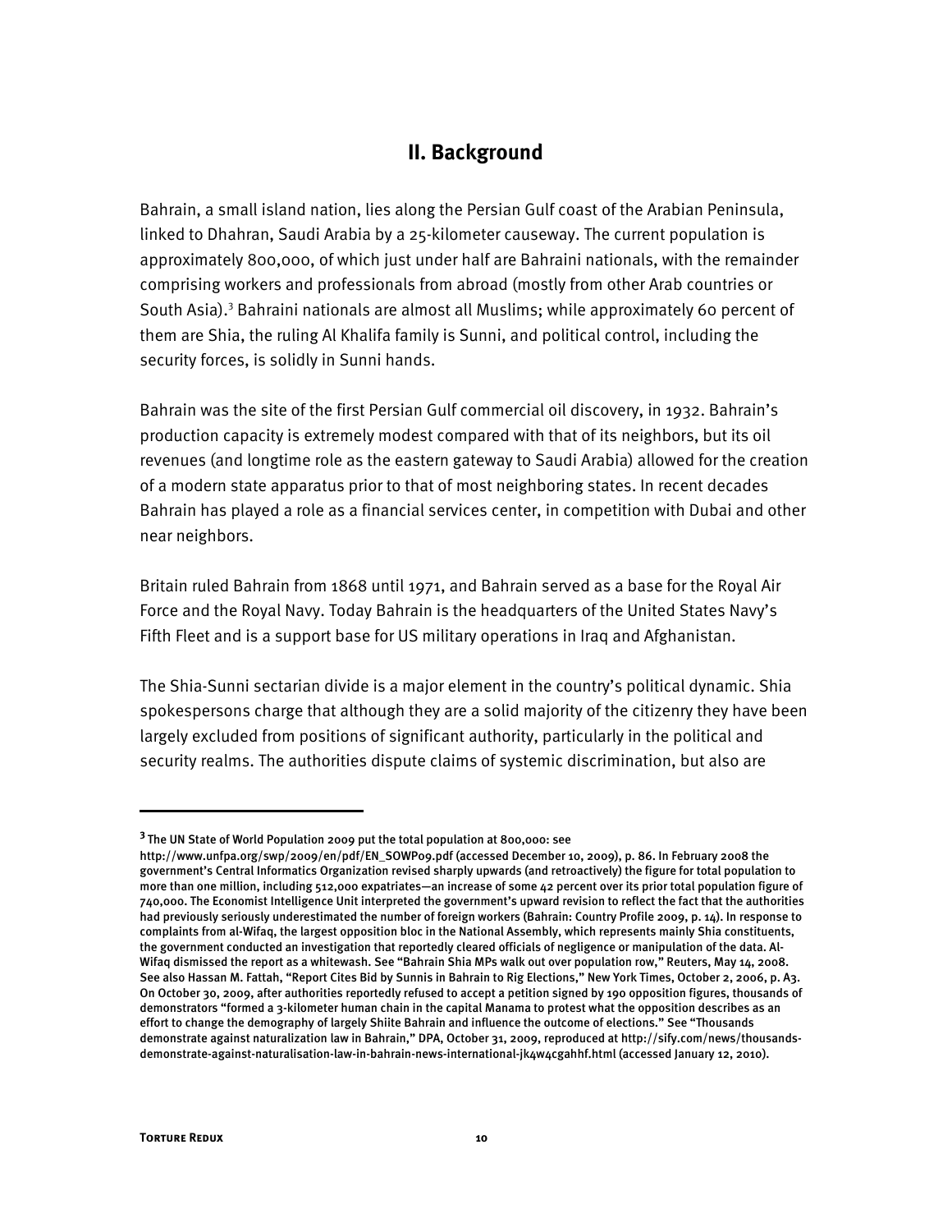## II. Background

Bahrain, a small island nation, lies along the Persian Gulf coast of the Arabian Peninsula, linked to Dhahran, Saudi Arabia by a 25-kilometer causeway. The current population is approximately 800,000, of which just under half are Bahraini nationals, with the remainder comprising workers and professionals from abroad (mostly from other Arab countries or South Asia).[3] Bahraini nationals are almost all Muslims; while approximately 60 percent of them are Shia, the ruling Al Khalifa family is Sunni, and political control, including the security forces, is solidly in Sunni hands.

Bahrain was the site of the first Persian Gulf commercial oil discovery, in 1932. Bahrain's production capacity is extremely modest compared with that of its neighbors, but its oil revenues (and longtime role as the eastern gateway to Saudi Arabia) allowed for the creation of a modern state apparatus prior to that of most neighboring states. In recent decades Bahrain has played a role as a financial services center, in competition with Dubai and other near neighbors.

Britain ruled Bahrain from 1868 until 1971, and Bahrain served as a base for the Royal Air Force and the Royal Navy. Today Bahrain is the headquarters of the United States Navy's Fifth Fleet and is a support base for US military operations in Iraq and Afghanistan.

The Shia-Sunni sectarian divide is a major element in the country's political dynamic. Shia spokespersons charge that although they are a solid majority of the citizenry they have been largely excluded from positions of significant authority, particularly in the political and security realms. The authorities dispute claims of systemic discrimination, but also are

---

[3] The UN State of World Population 2009 put the total population at 800,000: see http://www.unfpa.org/swp/2009/en/pdf/EN_SOWP09.pdf (accessed December 10, 2009), p. 86. In February 2008 the government's Central Informatics Organization revised sharply upwards (and retroactively) the figure for total population to more than one million, including 512,000 expatriates—an increase of some 42 percent over its prior total population figure of 740,000. The Economist Intelligence Unit interpreted the government's upward revision to reflect the fact that the authorities had previously seriously underestimated the number of foreign workers (Bahrain: Country Profile 2009, p. 14). In response to complaints from al-Wifaq, the largest opposition bloc in the National Assembly, which represents mainly Shia constituents, the government conducted an investigation that reportedly cleared officials of negligence or manipulation of the data. Al-Wifaq dismissed the report as a whitewash. See "Bahrain Shia MPs walk out over population row," Reuters, May 14, 2008. See also Hassan M. Fattah, "Report Cites Bid by Sunnis in Bahrain to Rig Elections," New York Times, October 2, 2006, p. A3. On October 30, 2009, after authorities reportedly refused to accept a petition signed by 190 opposition figures, thousands of demonstrators "formed a 3-kilometer human chain in the capital Manama to protest what the opposition describes as an effort to change the demography of largely Shiite Bahrain and influence the outcome of elections." See "Thousands demonstrate against naturalization law in Bahrain," DPA, October 31, 2009, reproduced at http://sify.com/news/thousands-demonstrate-against-naturalisation-law-in-bahrain-news-international-jk4w4cgahhf.html (accessed January 12, 2010).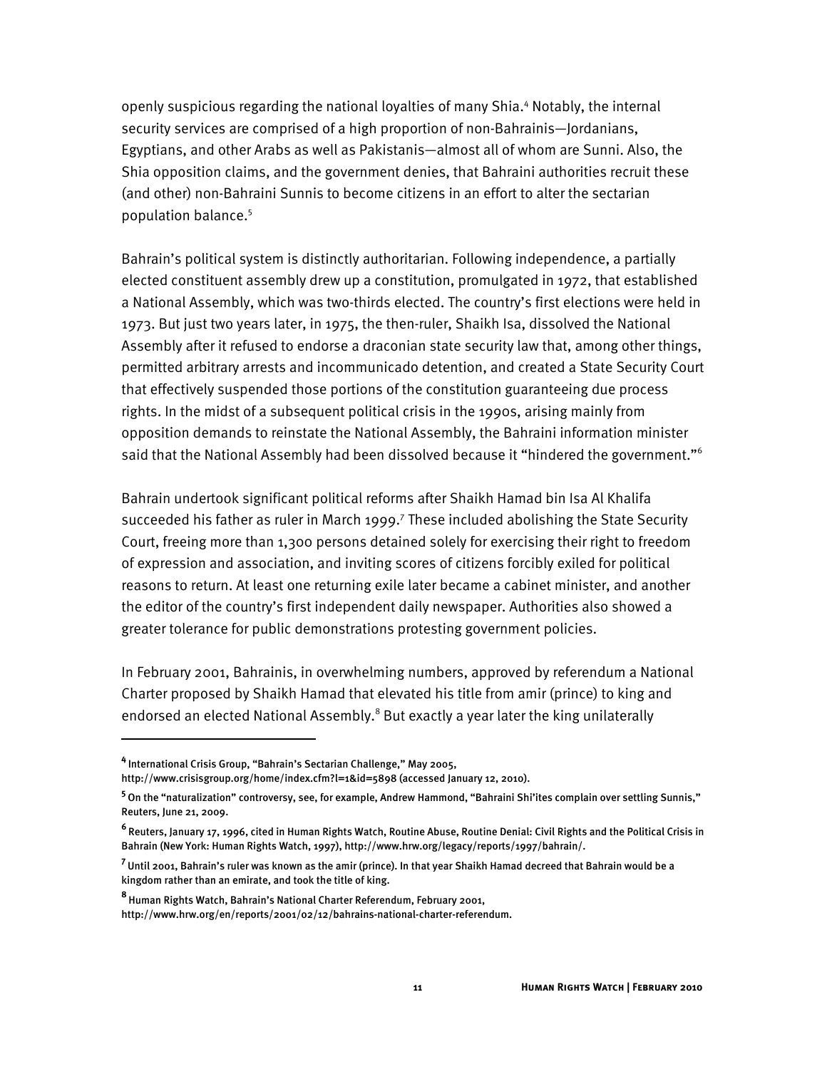openly suspicious regarding the national loyalties of many Shia.[4] Notably, the internal security services are comprised of a high proportion of non-Bahrainis—Jordanians, Egyptians, and other Arabs as well as Pakistanis—almost all of whom are Sunni. Also, the Shia opposition claims, and the government denies, that Bahraini authorities recruit these (and other) non-Bahraini Sunnis to become citizens in an effort to alter the sectarian population balance.[5]

Bahrain's political system is distinctly authoritarian. Following independence, a partially elected constituent assembly drew up a constitution, promulgated in 1972, that established a National Assembly, which was two-thirds elected. The country's first elections were held in 1973. But just two years later, in 1975, the then-ruler, Shaikh Isa, dissolved the National Assembly after it refused to endorse a draconian state security law that, among other things, permitted arbitrary arrests and incommunicado detention, and created a State Security Court that effectively suspended those portions of the constitution guaranteeing due process rights. In the midst of a subsequent political crisis in the 1990s, arising mainly from opposition demands to reinstate the National Assembly, the Bahraini information minister said that the National Assembly had been dissolved because it "hindered the government."[6]

Bahrain undertook significant political reforms after Shaikh Hamad bin Isa Al Khalifa succeeded his father as ruler in March 1999.[7] These included abolishing the State Security Court, freeing more than 1,300 persons detained solely for exercising their right to freedom of expression and association, and inviting scores of citizens forcibly exiled for political reasons to return. At least one returning exile later became a cabinet minister, and another the editor of the country's first independent daily newspaper. Authorities also showed a greater tolerance for public demonstrations protesting government policies.

In February 2001, Bahrainis, in overwhelming numbers, approved by referendum a National Charter proposed by Shaikh Hamad that elevated his title from amir (prince) to king and endorsed an elected National Assembly.[8] But exactly a year later the king unilaterally

---

[4] International Crisis Group, "Bahrain's Sectarian Challenge," May 2005, http://www.crisisgroup.org/home/index.cfm?l=1&id=5898 (accessed January 12, 2010).

[5] On the "naturalization" controversy, see, for example, Andrew Hammond, "Bahraini Shi'ites complain over settling Sunnis," Reuters, June 21, 2009.

[6] Reuters, January 17, 1996, cited in Human Rights Watch, Routine Abuse, Routine Denial: Civil Rights and the Political Crisis in Bahrain (New York: Human Rights Watch, 1997), http://www.hrw.org/legacy/reports/1997/bahrain/.

[7] Until 2001, Bahrain's ruler was known as the amir (prince). In that year Shaikh Hamad decreed that Bahrain would be a kingdom rather than an emirate, and took the title of king.

[8] Human Rights Watch, Bahrain's National Charter Referendum, February 2001, http://www.hrw.org/en/reports/2001/02/12/bahrains-national-charter-referendum.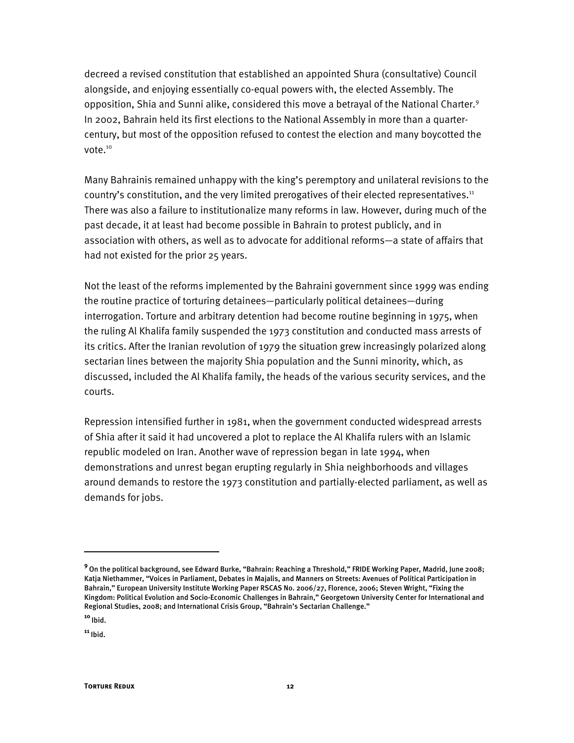decreed a revised constitution that established an appointed Shura (consultative) Council alongside, and enjoying essentially co-equal powers with, the elected Assembly. The opposition, Shia and Sunni alike, considered this move a betrayal of the National Charter.[9] In 2002, Bahrain held its first elections to the National Assembly in more than a quarter-century, but most of the opposition refused to contest the election and many boycotted the vote.[10]

Many Bahrainis remained unhappy with the king's peremptory and unilateral revisions to the country's constitution, and the very limited prerogatives of their elected representatives.[11] There was also a failure to institutionalize many reforms in law. However, during much of the past decade, it at least had become possible in Bahrain to protest publicly, and in association with others, as well as to advocate for additional reforms—a state of affairs that had not existed for the prior 25 years.

Not the least of the reforms implemented by the Bahraini government since 1999 was ending the routine practice of torturing detainees—particularly political detainees—during interrogation. Torture and arbitrary detention had become routine beginning in 1975, when the ruling Al Khalifa family suspended the 1973 constitution and conducted mass arrests of its critics. After the Iranian revolution of 1979 the situation grew increasingly polarized along sectarian lines between the majority Shia population and the Sunni minority, which, as discussed, included the Al Khalifa family, the heads of the various security services, and the courts.

Repression intensified further in 1981, when the government conducted widespread arrests of Shia after it said it had uncovered a plot to replace the Al Khalifa rulers with an Islamic republic modeled on Iran. Another wave of repression began in late 1994, when demonstrations and unrest began erupting regularly in Shia neighborhoods and villages around demands to restore the 1973 constitution and partially-elected parliament, as well as demands for jobs.

---

[9] On the political background, see Edward Burke, "Bahrain: Reaching a Threshold," FRIDE Working Paper, Madrid, June 2008; Katja Niethammer, "Voices in Parliament, Debates in Majalis, and Manners on Streets: Avenues of Political Participation in Bahrain," European University Institute Working Paper RSCAS No. 2006/27, Florence, 2006; Steven Wright, "Fixing the Kingdom: Political Evolution and Socio-Economic Challenges in Bahrain," Georgetown University Center for International and Regional Studies, 2008; and International Crisis Group, "Bahrain's Sectarian Challenge."

[10] Ibid.

[11] Ibid.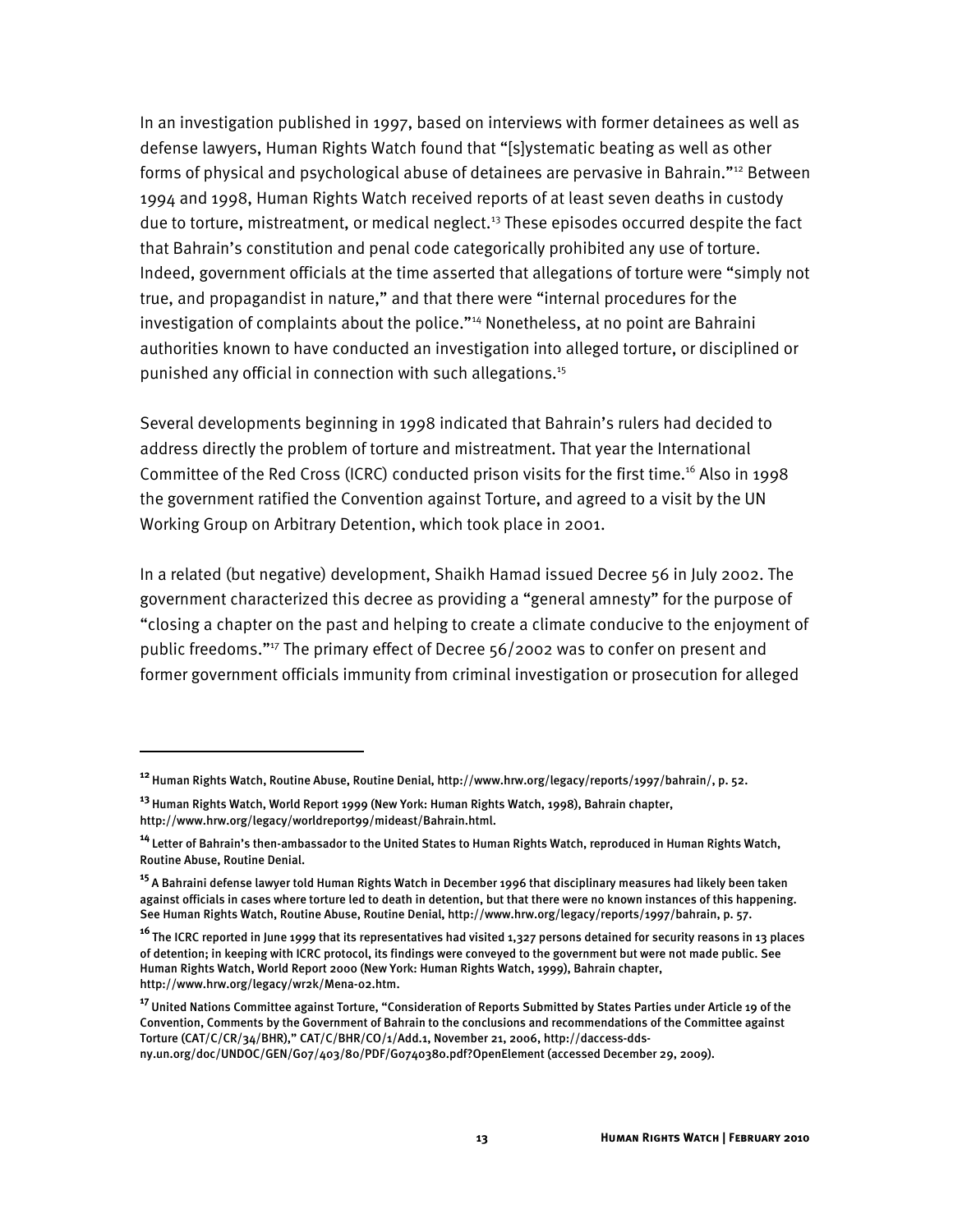In an investigation published in 1997, based on interviews with former detainees as well as defense lawyers, Human Rights Watch found that "[s]ystematic beating as well as other forms of physical and psychological abuse of detainees are pervasive in Bahrain."[12] Between 1994 and 1998, Human Rights Watch received reports of at least seven deaths in custody due to torture, mistreatment, or medical neglect.[13] These episodes occurred despite the fact that Bahrain's constitution and penal code categorically prohibited any use of torture. Indeed, government officials at the time asserted that allegations of torture were "simply not true, and propagandist in nature," and that there were "internal procedures for the investigation of complaints about the police."[14] Nonetheless, at no point are Bahraini authorities known to have conducted an investigation into alleged torture, or disciplined or punished any official in connection with such allegations.[15]

Several developments beginning in 1998 indicated that Bahrain's rulers had decided to address directly the problem of torture and mistreatment. That year the International Committee of the Red Cross (ICRC) conducted prison visits for the first time.[16] Also in 1998 the government ratified the Convention against Torture, and agreed to a visit by the UN Working Group on Arbitrary Detention, which took place in 2001.

In a related (but negative) development, Shaikh Hamad issued Decree 56 in July 2002. The government characterized this decree as providing a "general amnesty" for the purpose of "closing a chapter on the past and helping to create a climate conducive to the enjoyment of public freedoms."[17] The primary effect of Decree 56/2002 was to confer on present and former government officials immunity from criminal investigation or prosecution for alleged

---

[12] Human Rights Watch, Routine Abuse, Routine Denial, http://www.hrw.org/legacy/reports/1997/bahrain/, p. 52.

[13] Human Rights Watch, World Report 1999 (New York: Human Rights Watch, 1998), Bahrain chapter, http://www.hrw.org/legacy/worldreport99/mideast/Bahrain.html.

[14] Letter of Bahrain's then-ambassador to the United States to Human Rights Watch, reproduced in Human Rights Watch, Routine Abuse, Routine Denial.

[15] A Bahraini defense lawyer told Human Rights Watch in December 1996 that disciplinary measures had likely been taken against officials in cases where torture led to death in detention, but that there were no known instances of this happening. See Human Rights Watch, Routine Abuse, Routine Denial, http://www.hrw.org/legacy/reports/1997/bahrain, p. 57.

[16] The ICRC reported in June 1999 that its representatives had visited 1,327 persons detained for security reasons in 13 places of detention; in keeping with ICRC protocol, its findings were conveyed to the government but were not made public. See Human Rights Watch, World Report 2000 (New York: Human Rights Watch, 1999), Bahrain chapter, http://www.hrw.org/legacy/wr2k/Mena-02.htm.

[17] United Nations Committee against Torture, "Consideration of Reports Submitted by States Parties under Article 19 of the Convention, Comments by the Government of Bahrain to the conclusions and recommendations of the Committee against Torture (CAT/C/CR/34/BHR)," CAT/C/BHR/CO/1/Add.1, November 21, 2006, http://daccess-dds-ny.un.org/doc/UNDOC/GEN/G07/403/80/PDF/G0740380.pdf?OpenElement (accessed December 29, 2009).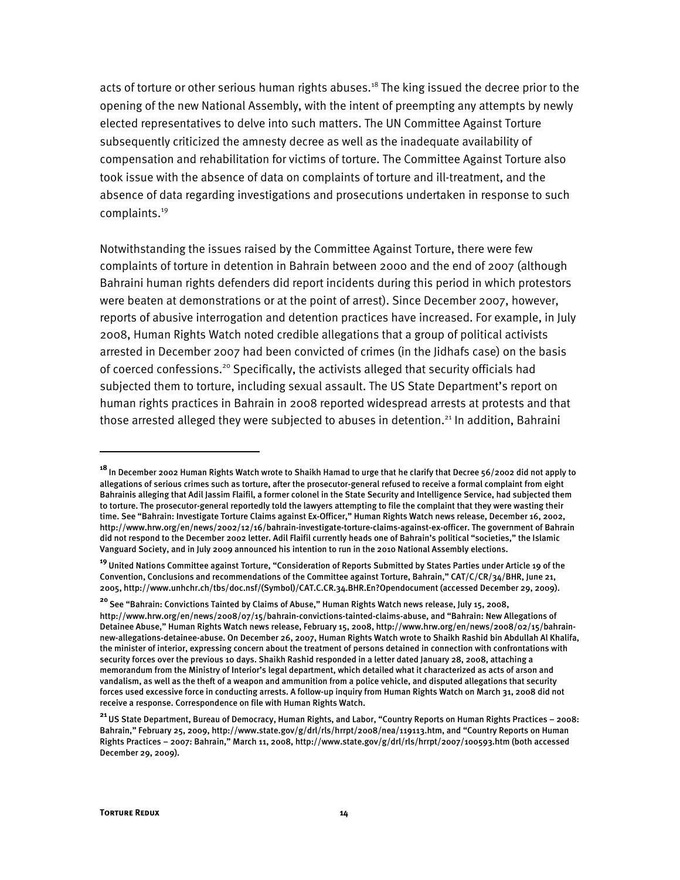acts of torture or other serious human rights abuses.[18] The king issued the decree prior to the opening of the new National Assembly, with the intent of preempting any attempts by newly elected representatives to delve into such matters. The UN Committee Against Torture subsequently criticized the amnesty decree as well as the inadequate availability of compensation and rehabilitation for victims of torture. The Committee Against Torture also took issue with the absence of data on complaints of torture and ill-treatment, and the absence of data regarding investigations and prosecutions undertaken in response to such complaints.[19]

Notwithstanding the issues raised by the Committee Against Torture, there were few complaints of torture in detention in Bahrain between 2000 and the end of 2007 (although Bahraini human rights defenders did report incidents during this period in which protestors were beaten at demonstrations or at the point of arrest). Since December 2007, however, reports of abusive interrogation and detention practices have increased. For example, in July 2008, Human Rights Watch noted credible allegations that a group of political activists arrested in December 2007 had been convicted of crimes (in the Jidhafs case) on the basis of coerced confessions.[20] Specifically, the activists alleged that security officials had subjected them to torture, including sexual assault. The US State Department's report on human rights practices in Bahrain in 2008 reported widespread arrests at protests and that those arrested alleged they were subjected to abuses in detention.[21] In addition, Bahraini

---

[18] In December 2002 Human Rights Watch wrote to Shaikh Hamad to urge that he clarify that Decree 56/2002 did not apply to allegations of serious crimes such as torture, after the prosecutor-general refused to receive a formal complaint from eight Bahrainis alleging that Adil Jassim Flaifil, a former colonel in the State Security and Intelligence Service, had subjected them to torture. The prosecutor-general reportedly told the lawyers attempting to file the complaint that they were wasting their time. See "Bahrain: Investigate Torture Claims against Ex-Officer," Human Rights Watch news release, December 16, 2002, http://www.hrw.org/en/news/2002/12/16/bahrain-investigate-torture-claims-against-ex-officer. The government of Bahrain did not respond to the December 2002 letter. Adil Flaifil currently heads one of Bahrain's political "societies," the Islamic Vanguard Society, and in July 2009 announced his intention to run in the 2010 National Assembly elections.

[19] United Nations Committee against Torture, "Consideration of Reports Submitted by States Parties under Article 19 of the Convention, Conclusions and recommendations of the Committee against Torture, Bahrain," CAT/C/CR/34/BHR, June 21, 2005, http://www.unhchr.ch/tbs/doc.nsf/(Symbol)/CAT.C.CR.34.BHR.En?Opendocument (accessed December 29, 2009).

[20] See "Bahrain: Convictions Tainted by Claims of Abuse," Human Rights Watch news release, July 15, 2008, http://www.hrw.org/en/news/2008/07/15/bahrain-convictions-tainted-claims-abuse, and "Bahrain: New Allegations of Detainee Abuse," Human Rights Watch news release, February 15, 2008, http://www.hrw.org/en/news/2008/02/15/bahrain-new-allegations-detainee-abuse. On December 26, 2007, Human Rights Watch wrote to Shaikh Rashid bin Abdullah Al Khalifa, the minister of interior, expressing concern about the treatment of persons detained in connection with confrontations with security forces over the previous 10 days. Shaikh Rashid responded in a letter dated January 28, 2008, attaching a memorandum from the Ministry of Interior's legal department, which detailed what it characterized as acts of arson and vandalism, as well as the theft of a weapon and ammunition from a police vehicle, and disputed allegations that security forces used excessive force in conducting arrests. A follow-up inquiry from Human Rights Watch on March 31, 2008 did not receive a response. Correspondence on file with Human Rights Watch.

[21] US State Department, Bureau of Democracy, Human Rights, and Labor, "Country Reports on Human Rights Practices – 2008: Bahrain," February 25, 2009, http://www.state.gov/g/drl/rls/hrrpt/2008/nea/119113.htm, and "Country Reports on Human Rights Practices – 2007: Bahrain," March 11, 2008, http://www.state.gov/g/drl/rls/hrrpt/2007/100593.htm (both accessed December 29, 2009).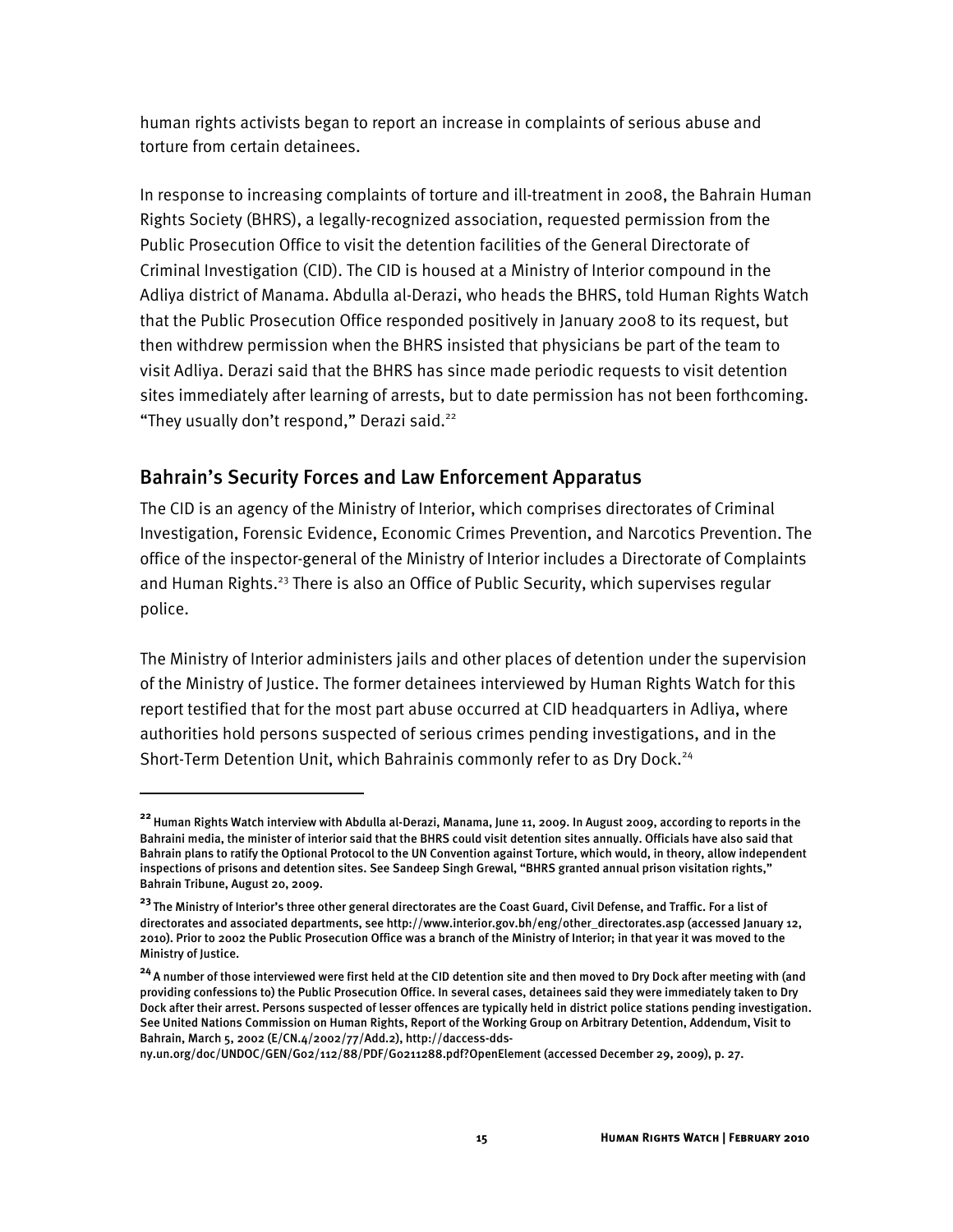human rights activists began to report an increase in complaints of serious abuse and torture from certain detainees.

In response to increasing complaints of torture and ill-treatment in 2008, the Bahrain Human Rights Society (BHRS), a legally-recognized association, requested permission from the Public Prosecution Office to visit the detention facilities of the General Directorate of Criminal Investigation (CID). The CID is housed at a Ministry of Interior compound in the Adliya district of Manama. Abdulla al-Derazi, who heads the BHRS, told Human Rights Watch that the Public Prosecution Office responded positively in January 2008 to its request, but then withdrew permission when the BHRS insisted that physicians be part of the team to visit Adliya. Derazi said that the BHRS has since made periodic requests to visit detention sites immediately after learning of arrests, but to date permission has not been forthcoming. "They usually don't respond," Derazi said.[22]

## Bahrain's Security Forces and Law Enforcement Apparatus

The CID is an agency of the Ministry of Interior, which comprises directorates of Criminal Investigation, Forensic Evidence, Economic Crimes Prevention, and Narcotics Prevention. The office of the inspector-general of the Ministry of Interior includes a Directorate of Complaints and Human Rights.[23] There is also an Office of Public Security, which supervises regular police.

The Ministry of Interior administers jails and other places of detention under the supervision of the Ministry of Justice. The former detainees interviewed by Human Rights Watch for this report testified that for the most part abuse occurred at CID headquarters in Adliya, where authorities hold persons suspected of serious crimes pending investigations, and in the Short-Term Detention Unit, which Bahrainis commonly refer to as Dry Dock.[24]

---

[22] Human Rights Watch interview with Abdulla al-Derazi, Manama, June 11, 2009. In August 2009, according to reports in the Bahraini media, the minister of interior said that the BHRS could visit detention sites annually. Officials have also said that Bahrain plans to ratify the Optional Protocol to the UN Convention against Torture, which would, in theory, allow independent inspections of prisons and detention sites. See Sandeep Singh Grewal, "BHRS granted annual prison visitation rights," Bahrain Tribune, August 20, 2009.

[23] The Ministry of Interior's three other general directorates are the Coast Guard, Civil Defense, and Traffic. For a list of directorates and associated departments, see http://www.interior.gov.bh/eng/other_directorates.asp (accessed January 12, 2010). Prior to 2002 the Public Prosecution Office was a branch of the Ministry of Interior; in that year it was moved to the Ministry of Justice.

[24] A number of those interviewed were first held at the CID detention site and then moved to Dry Dock after meeting with (and providing confessions to) the Public Prosecution Office. In several cases, detainees said they were immediately taken to Dry Dock after their arrest. Persons suspected of lesser offences are typically held in district police stations pending investigation. See United Nations Commission on Human Rights, Report of the Working Group on Arbitrary Detention, Addendum, Visit to Bahrain, March 5, 2002 (E/CN.4/2002/77/Add.2), http://daccess-dds-ny.un.org/doc/UNDOC/GEN/G02/112/88/PDF/G0211288.pdf?OpenElement (accessed December 29, 2009), p. 27.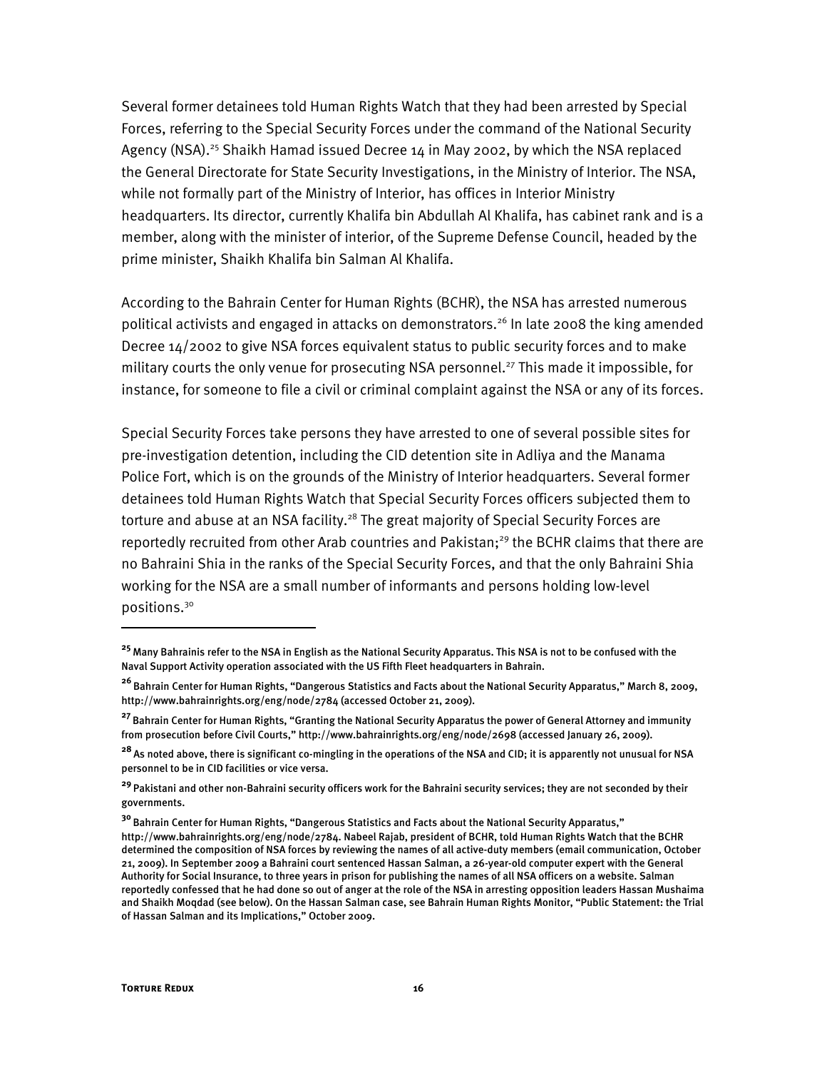Several former detainees told Human Rights Watch that they had been arrested by Special Forces, referring to the Special Security Forces under the command of the National Security Agency (NSA).[25] Shaikh Hamad issued Decree 14 in May 2002, by which the NSA replaced the General Directorate for State Security Investigations, in the Ministry of Interior. The NSA, while not formally part of the Ministry of Interior, has offices in Interior Ministry headquarters. Its director, currently Khalifa bin Abdullah Al Khalifa, has cabinet rank and is a member, along with the minister of interior, of the Supreme Defense Council, headed by the prime minister, Shaikh Khalifa bin Salman Al Khalifa.

According to the Bahrain Center for Human Rights (BCHR), the NSA has arrested numerous political activists and engaged in attacks on demonstrators.[26] In late 2008 the king amended Decree 14/2002 to give NSA forces equivalent status to public security forces and to make military courts the only venue for prosecuting NSA personnel.[27] This made it impossible, for instance, for someone to file a civil or criminal complaint against the NSA or any of its forces.

Special Security Forces take persons they have arrested to one of several possible sites for pre-investigation detention, including the CID detention site in Adliya and the Manama Police Fort, which is on the grounds of the Ministry of Interior headquarters. Several former detainees told Human Rights Watch that Special Security Forces officers subjected them to torture and abuse at an NSA facility.[28] The great majority of Special Security Forces are reportedly recruited from other Arab countries and Pakistan;[29] the BCHR claims that there are no Bahraini Shia in the ranks of the Special Security Forces, and that the only Bahraini Shia working for the NSA are a small number of informants and persons holding low-level positions.[30]

---

[25] Many Bahrainis refer to the NSA in English as the National Security Apparatus. This NSA is not to be confused with the Naval Support Activity operation associated with the US Fifth Fleet headquarters in Bahrain.

[26] Bahrain Center for Human Rights, "Dangerous Statistics and Facts about the National Security Apparatus," March 8, 2009, http://www.bahrainrights.org/eng/node/2784 (accessed October 21, 2009).

[27] Bahrain Center for Human Rights, "Granting the National Security Apparatus the power of General Attorney and immunity from prosecution before Civil Courts," http://www.bahrainrights.org/eng/node/2698 (accessed January 26, 2009).

[28] As noted above, there is significant co-mingling in the operations of the NSA and CID; it is apparently not unusual for NSA personnel to be in CID facilities or vice versa.

[29] Pakistani and other non-Bahraini security officers work for the Bahraini security services; they are not seconded by their governments.

[30] Bahrain Center for Human Rights, "Dangerous Statistics and Facts about the National Security Apparatus," http://www.bahrainrights.org/eng/node/2784. Nabeel Rajab, president of BCHR, told Human Rights Watch that the BCHR determined the composition of NSA forces by reviewing the names of all active-duty members (email communication, October 21, 2009). In September 2009 a Bahraini court sentenced Hassan Salman, a 26-year-old computer expert with the General Authority for Social Insurance, to three years in prison for publishing the names of all NSA officers on a website. Salman reportedly confessed that he had done so out of anger at the role of the NSA in arresting opposition leaders Hassan Mushaima and Shaikh Moqdad (see below). On the Hassan Salman case, see Bahrain Human Rights Monitor, "Public Statement: the Trial of Hassan Salman and its Implications," October 2009.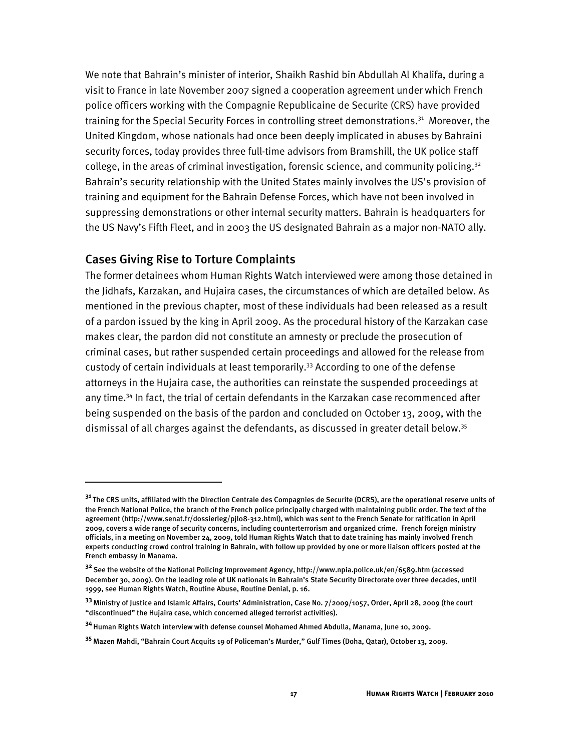We note that Bahrain's minister of interior, Shaikh Rashid bin Abdullah Al Khalifa, during a visit to France in late November 2007 signed a cooperation agreement under which French police officers working with the Compagnie Republicaine de Securite (CRS) have provided training for the Special Security Forces in controlling street demonstrations.[31] Moreover, the United Kingdom, whose nationals had once been deeply implicated in abuses by Bahraini security forces, today provides three full-time advisors from Bramshill, the UK police staff college, in the areas of criminal investigation, forensic science, and community policing.[32] Bahrain's security relationship with the United States mainly involves the US's provision of training and equipment for the Bahrain Defense Forces, which have not been involved in suppressing demonstrations or other internal security matters. Bahrain is headquarters for the US Navy's Fifth Fleet, and in 2003 the US designated Bahrain as a major non-NATO ally.

## Cases Giving Rise to Torture Complaints

The former detainees whom Human Rights Watch interviewed were among those detained in the Jidhafs, Karzakan, and Hujaira cases, the circumstances of which are detailed below. As mentioned in the previous chapter, most of these individuals had been released as a result of a pardon issued by the king in April 2009. As the procedural history of the Karzakan case makes clear, the pardon did not constitute an amnesty or preclude the prosecution of criminal cases, but rather suspended certain proceedings and allowed for the release from custody of certain individuals at least temporarily.[33] According to one of the defense attorneys in the Hujaira case, the authorities can reinstate the suspended proceedings at any time.[34] In fact, the trial of certain defendants in the Karzakan case recommenced after being suspended on the basis of the pardon and concluded on October 13, 2009, with the dismissal of all charges against the defendants, as discussed in greater detail below.[35]

---

**31** The CRS units, affiliated with the Direction Centrale des Compagnies de Securite (DCRS), are the operational reserve units of the French National Police, the branch of the French police principally charged with maintaining public order. The text of the agreement (http://www.senat.fr/dossierleg/pjl08-312.html), which was sent to the French Senate for ratification in April 2009, covers a wide range of security concerns, including counterterrorism and organized crime. French foreign ministry officials, in a meeting on November 24, 2009, told Human Rights Watch that to date training has mainly involved French experts conducting crowd control training in Bahrain, with follow up provided by one or more liaison officers posted at the French embassy in Manama.

**32** See the website of the National Policing Improvement Agency, http://www.npia.police.uk/en/6589.htm (accessed December 30, 2009). On the leading role of UK nationals in Bahrain's State Security Directorate over three decades, until 1999, see Human Rights Watch, Routine Abuse, Routine Denial, p. 16.

**33** Ministry of Justice and Islamic Affairs, Courts' Administration, Case No. 7/2009/1057, Order, April 28, 2009 (the court "discontinued" the Hujaira case, which concerned alleged terrorist activities).

**34** Human Rights Watch interview with defense counsel Mohamed Ahmed Abdulla, Manama, June 10, 2009.

**35** Mazen Mahdi, "Bahrain Court Acquits 19 of Policeman's Murder," Gulf Times (Doha, Qatar), October 13, 2009.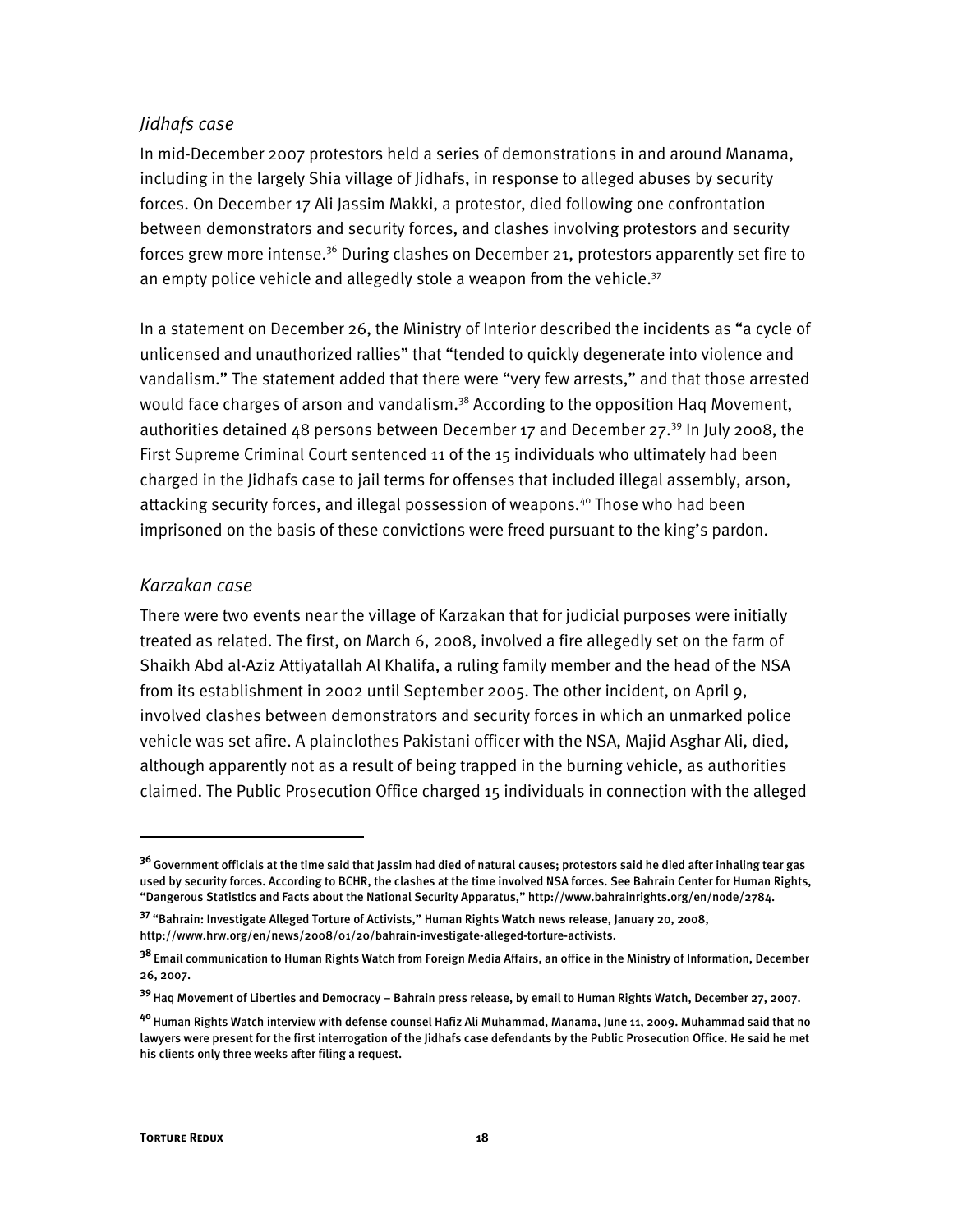### *Jidhafs case*

In mid-December 2007 protestors held a series of demonstrations in and around Manama, including in the largely Shia village of Jidhafs, in response to alleged abuses by security forces. On December 17 Ali Jassim Makki, a protestor, died following one confrontation between demonstrators and security forces, and clashes involving protestors and security forces grew more intense.[36] During clashes on December 21, protestors apparently set fire to an empty police vehicle and allegedly stole a weapon from the vehicle.[37]

In a statement on December 26, the Ministry of Interior described the incidents as "a cycle of unlicensed and unauthorized rallies" that "tended to quickly degenerate into violence and vandalism." The statement added that there were "very few arrests," and that those arrested would face charges of arson and vandalism.[38] According to the opposition Haq Movement, authorities detained 48 persons between December 17 and December 27.[39] In July 2008, the First Supreme Criminal Court sentenced 11 of the 15 individuals who ultimately had been charged in the Jidhafs case to jail terms for offenses that included illegal assembly, arson, attacking security forces, and illegal possession of weapons.[40] Those who had been imprisoned on the basis of these convictions were freed pursuant to the king's pardon.

### *Karzakan case*

There were two events near the village of Karzakan that for judicial purposes were initially treated as related. The first, on March 6, 2008, involved a fire allegedly set on the farm of Shaikh Abd al-Aziz Attiyatallah Al Khalifa, a ruling family member and the head of the NSA from its establishment in 2002 until September 2005. The other incident, on April 9, involved clashes between demonstrators and security forces in which an unmarked police vehicle was set afire. A plainclothes Pakistani officer with the NSA, Majid Asghar Ali, died, although apparently not as a result of being trapped in the burning vehicle, as authorities claimed. The Public Prosecution Office charged 15 individuals in connection with the alleged

---

**36** Government officials at the time said that Jassim had died of natural causes; protestors said he died after inhaling tear gas used by security forces. According to BCHR, the clashes at the time involved NSA forces. See Bahrain Center for Human Rights, "Dangerous Statistics and Facts about the National Security Apparatus," http://www.bahrainrights.org/en/node/2784.

**37** "Bahrain: Investigate Alleged Torture of Activists," Human Rights Watch news release, January 20, 2008, http://www.hrw.org/en/news/2008/01/20/bahrain-investigate-alleged-torture-activists.

**38** Email communication to Human Rights Watch from Foreign Media Affairs, an office in the Ministry of Information, December 26, 2007.

**39** Haq Movement of Liberties and Democracy – Bahrain press release, by email to Human Rights Watch, December 27, 2007.

**40** Human Rights Watch interview with defense counsel Hafiz Ali Muhammad, Manama, June 11, 2009. Muhammad said that no lawyers were present for the first interrogation of the Jidhafs case defendants by the Public Prosecution Office. He said he met his clients only three weeks after filing a request.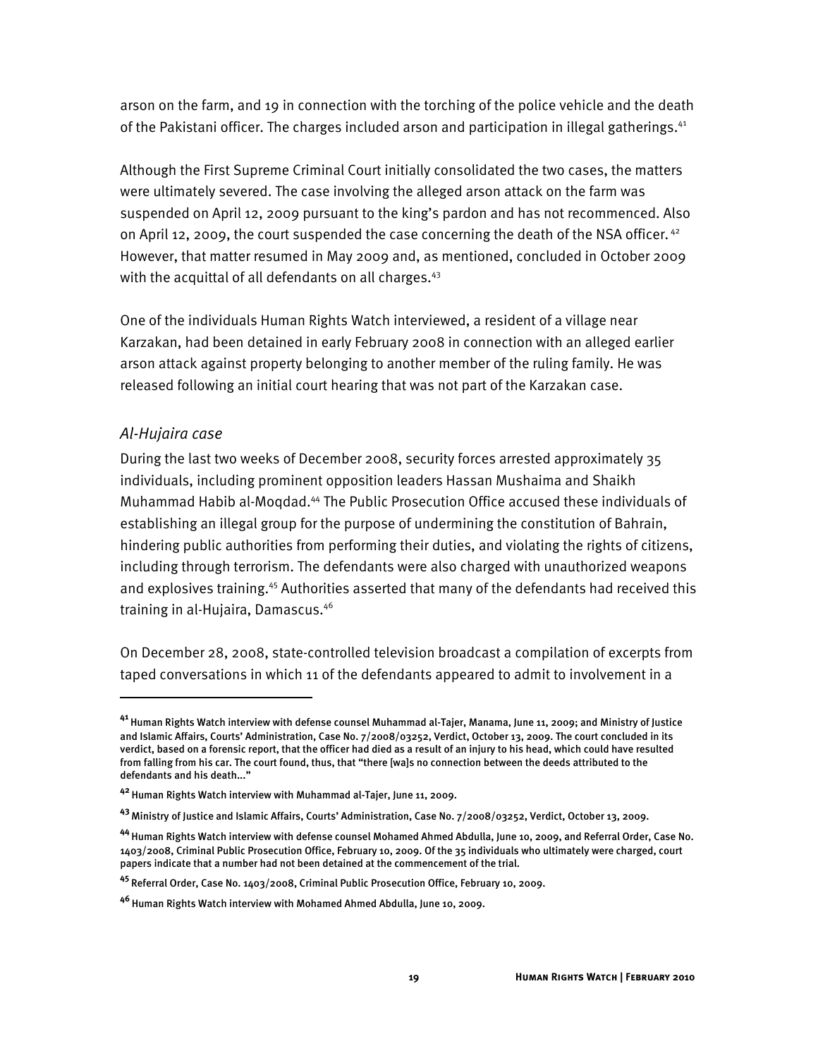arson on the farm, and 19 in connection with the torching of the police vehicle and the death of the Pakistani officer. The charges included arson and participation in illegal gatherings.[41]

Although the First Supreme Criminal Court initially consolidated the two cases, the matters were ultimately severed. The case involving the alleged arson attack on the farm was suspended on April 12, 2009 pursuant to the king's pardon and has not recommenced. Also on April 12, 2009, the court suspended the case concerning the death of the NSA officer.[42] However, that matter resumed in May 2009 and, as mentioned, concluded in October 2009 with the acquittal of all defendants on all charges.[43]

One of the individuals Human Rights Watch interviewed, a resident of a village near Karzakan, had been detained in early February 2008 in connection with an alleged earlier arson attack against property belonging to another member of the ruling family. He was released following an initial court hearing that was not part of the Karzakan case.

### *Al-Hujaira case*

During the last two weeks of December 2008, security forces arrested approximately 35 individuals, including prominent opposition leaders Hassan Mushaima and Shaikh Muhammad Habib al-Moqdad.[44] The Public Prosecution Office accused these individuals of establishing an illegal group for the purpose of undermining the constitution of Bahrain, hindering public authorities from performing their duties, and violating the rights of citizens, including through terrorism. The defendants were also charged with unauthorized weapons and explosives training.[45] Authorities asserted that many of the defendants had received this training in al-Hujaira, Damascus.[46]

On December 28, 2008, state-controlled television broadcast a compilation of excerpts from taped conversations in which 11 of the defendants appeared to admit to involvement in a

---

[41] Human Rights Watch interview with defense counsel Muhammad al-Tajer, Manama, June 11, 2009; and Ministry of Justice and Islamic Affairs, Courts' Administration, Case No. 7/2008/03252, Verdict, October 13, 2009. The court concluded in its verdict, based on a forensic report, that the officer had died as a result of an injury to his head, which could have resulted from falling from his car. The court found, thus, that "there [wa]s no connection between the deeds attributed to the defendants and his death..."

[42] Human Rights Watch interview with Muhammad al-Tajer, June 11, 2009.

[43] Ministry of Justice and Islamic Affairs, Courts' Administration, Case No. 7/2008/03252, Verdict, October 13, 2009.

[44] Human Rights Watch interview with defense counsel Mohamed Ahmed Abdulla, June 10, 2009, and Referral Order, Case No. 1403/2008, Criminal Public Prosecution Office, February 10, 2009. Of the 35 individuals who ultimately were charged, court papers indicate that a number had not been detained at the commencement of the trial.

[45] Referral Order, Case No. 1403/2008, Criminal Public Prosecution Office, February 10, 2009.

[46] Human Rights Watch interview with Mohamed Ahmed Abdulla, June 10, 2009.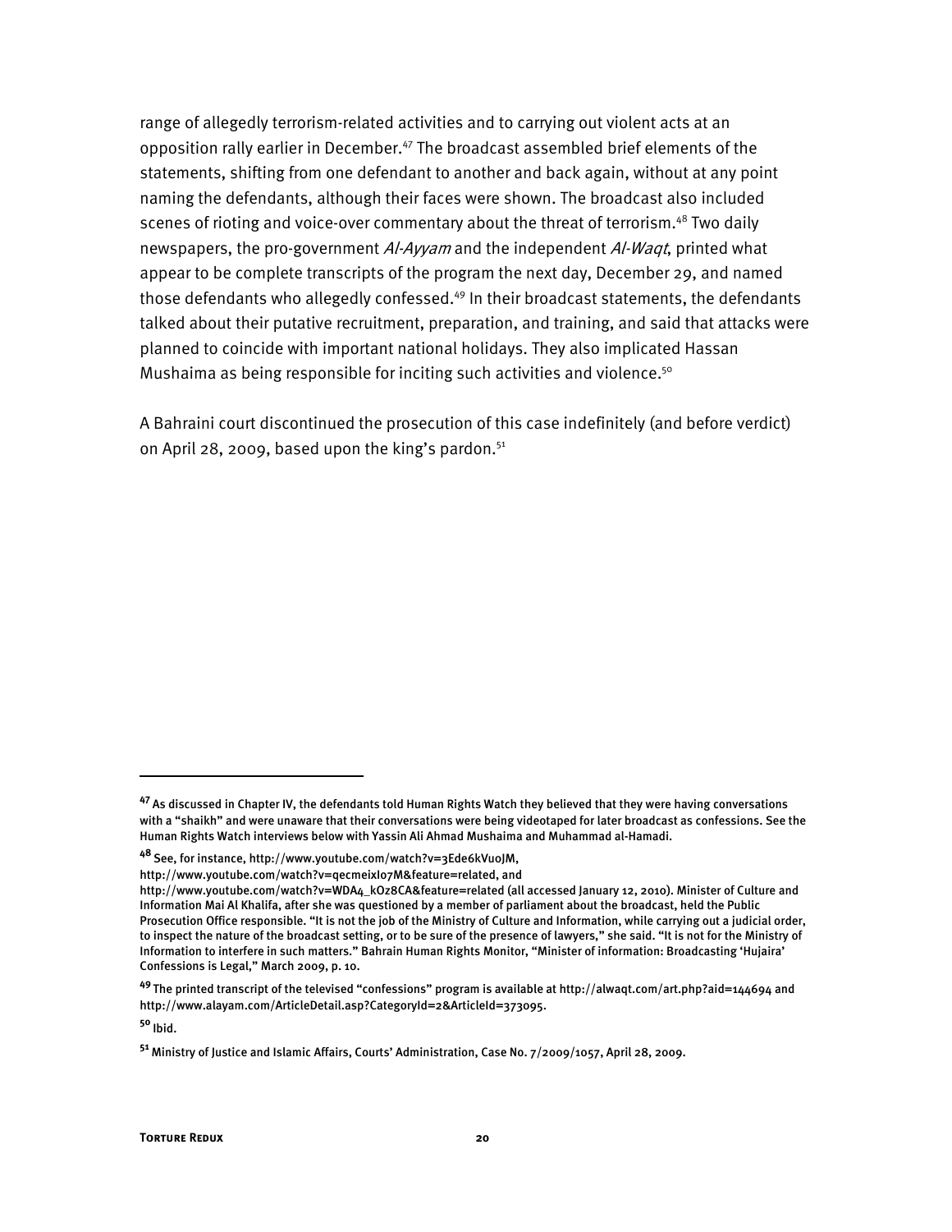range of allegedly terrorism-related activities and to carrying out violent acts at an opposition rally earlier in December.[47] The broadcast assembled brief elements of the statements, shifting from one defendant to another and back again, without at any point naming the defendants, although their faces were shown. The broadcast also included scenes of rioting and voice-over commentary about the threat of terrorism.[48] Two daily newspapers, the pro-government *Al-Ayyam* and the independent *Al-Waqt*, printed what appear to be complete transcripts of the program the next day, December 29, and named those defendants who allegedly confessed.[49] In their broadcast statements, the defendants talked about their putative recruitment, preparation, and training, and said that attacks were planned to coincide with important national holidays. They also implicated Hassan Mushaima as being responsible for inciting such activities and violence.[50]

A Bahraini court discontinued the prosecution of this case indefinitely (and before verdict) on April 28, 2009, based upon the king's pardon.[51]

---

[47] As discussed in Chapter IV, the defendants told Human Rights Watch they believed that they were having conversations with a "shaikh" and were unaware that their conversations were being videotaped for later broadcast as confessions. See the Human Rights Watch interviews below with Yassin Ali Ahmad Mushaima and Muhammad al-Hamadi.

[48] See, for instance, http://www.youtube.com/watch?v=3Ede6kVuoJM, http://www.youtube.com/watch?v=qecmeixIo7M&feature=related, and http://www.youtube.com/watch?v=WDA4_kOz8CA&feature=related (all accessed January 12, 2010). Minister of Culture and Information Mai Al Khalifa, after she was questioned by a member of parliament about the broadcast, held the Public Prosecution Office responsible. "It is not the job of the Ministry of Culture and Information, while carrying out a judicial order, to inspect the nature of the broadcast setting, or to be sure of the presence of lawyers," she said. "It is not for the Ministry of Information to interfere in such matters." Bahrain Human Rights Monitor, "Minister of information: Broadcasting 'Hujaira' Confessions is Legal," March 2009, p. 10.

[49] The printed transcript of the televised "confessions" program is available at http://alwaqt.com/art.php?aid=144694 and http://www.alayam.com/ArticleDetail.asp?CategoryId=2&ArticleId=373095.

[50] Ibid.

[51] Ministry of Justice and Islamic Affairs, Courts' Administration, Case No. 7/2009/1057, April 28, 2009.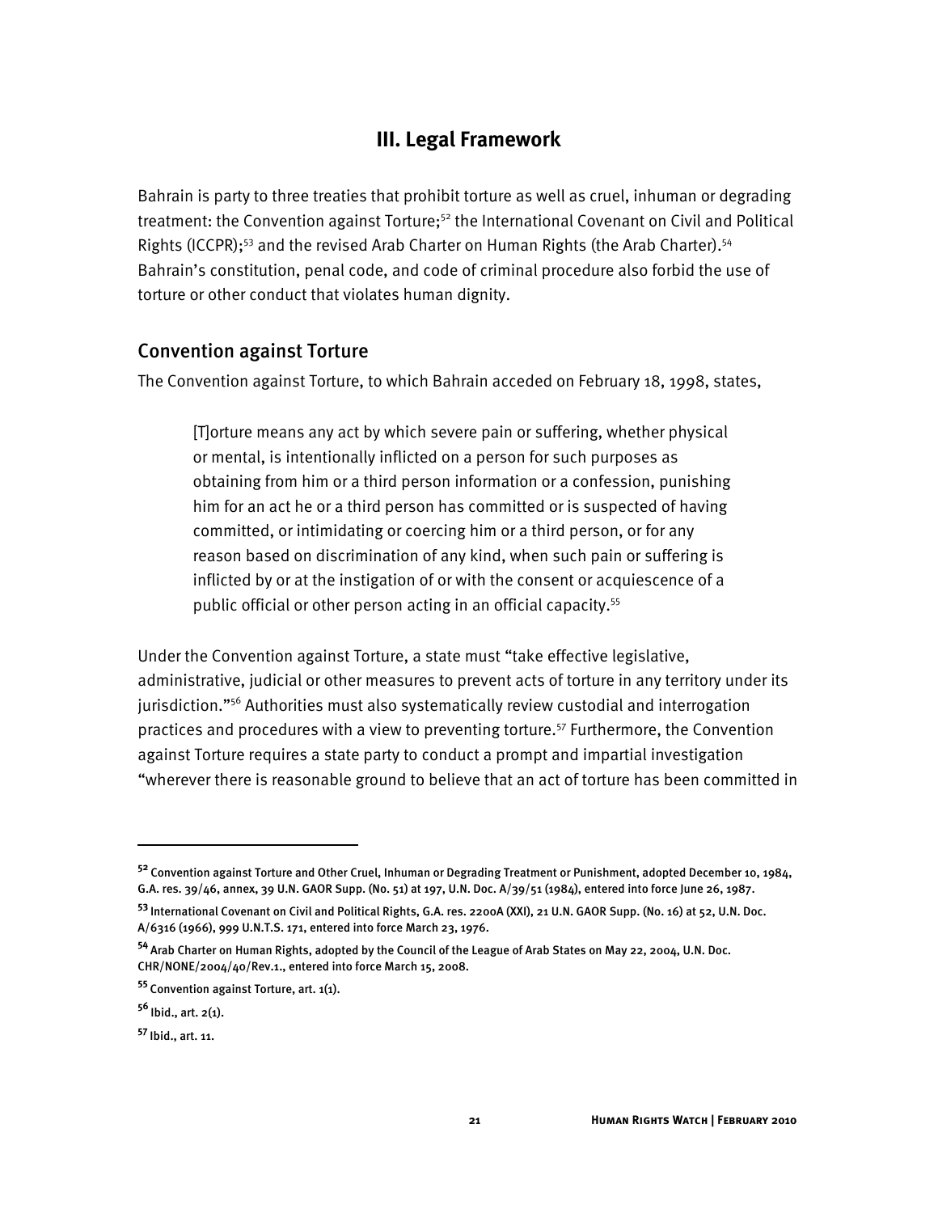## III. Legal Framework

Bahrain is party to three treaties that prohibit torture as well as cruel, inhuman or degrading treatment: the Convention against Torture;[52] the International Covenant on Civil and Political Rights (ICCPR);[53] and the revised Arab Charter on Human Rights (the Arab Charter).[54] Bahrain's constitution, penal code, and code of criminal procedure also forbid the use of torture or other conduct that violates human dignity.

### Convention against Torture

The Convention against Torture, to which Bahrain acceded on February 18, 1998, states,

> [T]orture means any act by which severe pain or suffering, whether physical or mental, is intentionally inflicted on a person for such purposes as obtaining from him or a third person information or a confession, punishing him for an act he or a third person has committed or is suspected of having committed, or intimidating or coercing him or a third person, or for any reason based on discrimination of any kind, when such pain or suffering is inflicted by or at the instigation of or with the consent or acquiescence of a public official or other person acting in an official capacity.[55]

Under the Convention against Torture, a state must "take effective legislative, administrative, judicial or other measures to prevent acts of torture in any territory under its jurisdiction."[56] Authorities must also systematically review custodial and interrogation practices and procedures with a view to preventing torture.[57] Furthermore, the Convention against Torture requires a state party to conduct a prompt and impartial investigation "wherever there is reasonable ground to believe that an act of torture has been committed in

---

[52] Convention against Torture and Other Cruel, Inhuman or Degrading Treatment or Punishment, adopted December 10, 1984, G.A. res. 39/46, annex, 39 U.N. GAOR Supp. (No. 51) at 197, U.N. Doc. A/39/51 (1984), entered into force June 26, 1987.

[53] International Covenant on Civil and Political Rights, G.A. res. 2200A (XXI), 21 U.N. GAOR Supp. (No. 16) at 52, U.N. Doc. A/6316 (1966), 999 U.N.T.S. 171, entered into force March 23, 1976.

[54] Arab Charter on Human Rights, adopted by the Council of the League of Arab States on May 22, 2004, U.N. Doc. CHR/NONE/2004/40/Rev.1., entered into force March 15, 2008.

[55] Convention against Torture, art. 1(1).

[56] Ibid., art. 2(1).

[57] Ibid., art. 11.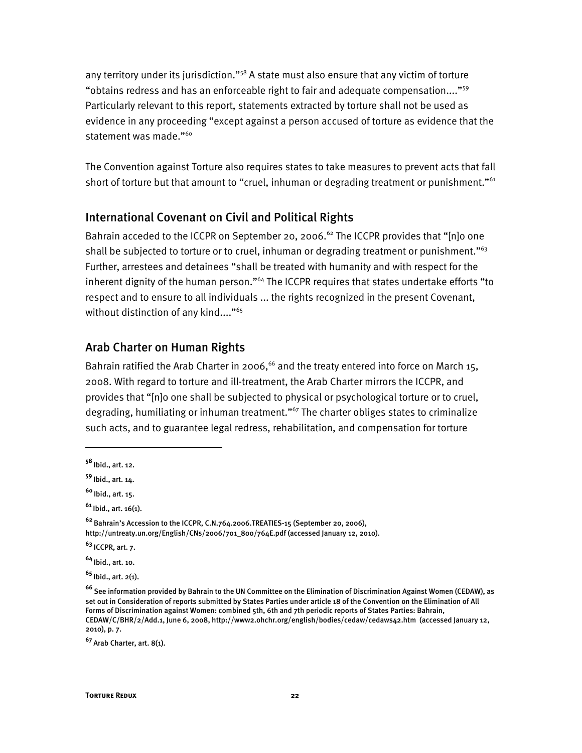any territory under its jurisdiction."[58] A state must also ensure that any victim of torture "obtains redress and has an enforceable right to fair and adequate compensation...."[59] Particularly relevant to this report, statements extracted by torture shall not be used as evidence in any proceeding "except against a person accused of torture as evidence that the statement was made."[60]

The Convention against Torture also requires states to take measures to prevent acts that fall short of torture but that amount to "cruel, inhuman or degrading treatment or punishment."[61]

## International Covenant on Civil and Political Rights

Bahrain acceded to the ICCPR on September 20, 2006.[62] The ICCPR provides that "[n]o one shall be subjected to torture or to cruel, inhuman or degrading treatment or punishment."[63] Further, arrestees and detainees "shall be treated with humanity and with respect for the inherent dignity of the human person."[64] The ICCPR requires that states undertake efforts "to respect and to ensure to all individuals ... the rights recognized in the present Covenant, without distinction of any kind...."[65]

## Arab Charter on Human Rights

Bahrain ratified the Arab Charter in 2006,[66] and the treaty entered into force on March 15, 2008. With regard to torture and ill-treatment, the Arab Charter mirrors the ICCPR, and provides that "[n]o one shall be subjected to physical or psychological torture or to cruel, degrading, humiliating or inhuman treatment."[67] The charter obliges states to criminalize such acts, and to guarantee legal redress, rehabilitation, and compensation for torture

---

**58** Ibid., art. 12.

**59** Ibid., art. 14.

**60** Ibid., art. 15.

**61** Ibid., art. 16(1).

**62** Bahrain's Accession to the ICCPR, C.N.764.2006.TREATIES-15 (September 20, 2006), http://untreaty.un.org/English/CNs/2006/701_800/764E.pdf (accessed January 12, 2010).

**63** ICCPR, art. 7.

**64** Ibid., art. 10.

**65** Ibid., art. 2(1).

**66** See information provided by Bahrain to the UN Committee on the Elimination of Discrimination Against Women (CEDAW), as set out in Consideration of reports submitted by States Parties under article 18 of the Convention on the Elimination of All Forms of Discrimination against Women: combined 5th, 6th and 7th periodic reports of States Parties: Bahrain, CEDAW/C/BHR/2/Add.1, June 6, 2008, http://www2.ohchr.org/english/bodies/cedaw/cedaws42.htm (accessed January 12, 2010), p. 7.

**67** Arab Charter, art. 8(1).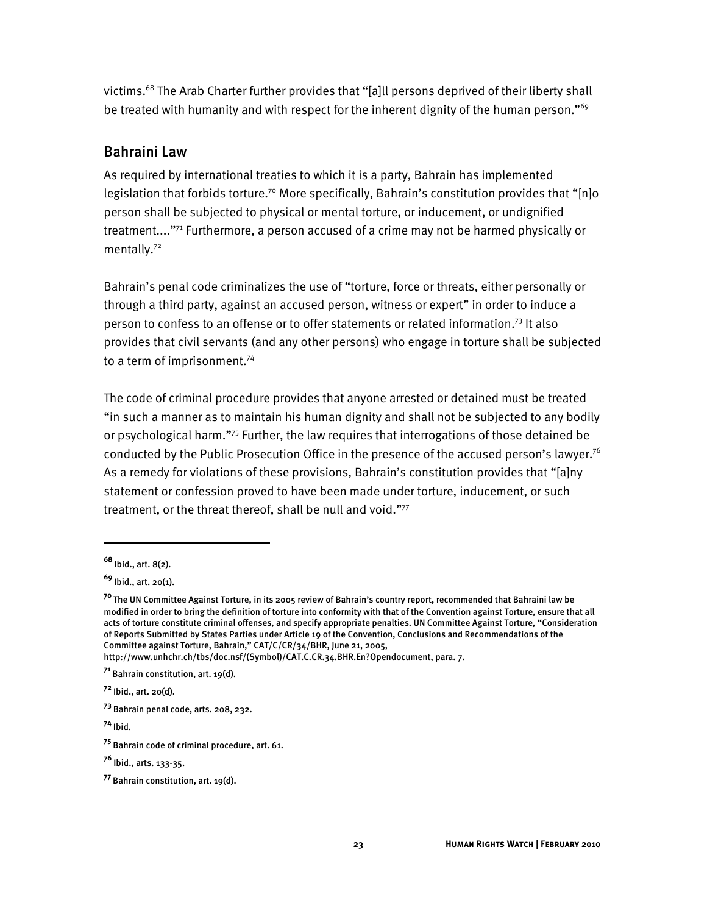victims.[68] The Arab Charter further provides that "[a]ll persons deprived of their liberty shall be treated with humanity and with respect for the inherent dignity of the human person."[69]

## Bahraini Law

As required by international treaties to which it is a party, Bahrain has implemented legislation that forbids torture.[70] More specifically, Bahrain's constitution provides that "[n]o person shall be subjected to physical or mental torture, or inducement, or undignified treatment...."[71] Furthermore, a person accused of a crime may not be harmed physically or mentally.[72]

Bahrain's penal code criminalizes the use of "torture, force or threats, either personally or through a third party, against an accused person, witness or expert" in order to induce a person to confess to an offense or to offer statements or related information.[73] It also provides that civil servants (and any other persons) who engage in torture shall be subjected to a term of imprisonment.[74]

The code of criminal procedure provides that anyone arrested or detained must be treated "in such a manner as to maintain his human dignity and shall not be subjected to any bodily or psychological harm."[75] Further, the law requires that interrogations of those detained be conducted by the Public Prosecution Office in the presence of the accused person's lawyer.[76] As a remedy for violations of these provisions, Bahrain's constitution provides that "[a]ny statement or confession proved to have been made under torture, inducement, or such treatment, or the threat thereof, shall be null and void."[77]

---

**68** Ibid., art. 8(2).

**69** Ibid., art. 20(1).

**70** The UN Committee Against Torture, in its 2005 review of Bahrain's country report, recommended that Bahraini law be modified in order to bring the definition of torture into conformity with that of the Convention against Torture, ensure that all acts of torture constitute criminal offenses, and specify appropriate penalties. UN Committee Against Torture, "Consideration of Reports Submitted by States Parties under Article 19 of the Convention, Conclusions and Recommendations of the Committee against Torture, Bahrain," CAT/C/CR/34/BHR, June 21, 2005, http://www.unhchr.ch/tbs/doc.nsf/(Symbol)/CAT.C.CR.34.BHR.En?Opendocument, para. 7.

**71** Bahrain constitution, art. 19(d).

**72** Ibid., art. 20(d).

**73** Bahrain penal code, arts. 208, 232.

**74** Ibid.

**75** Bahrain code of criminal procedure, art. 61.

**76** Ibid., arts. 133-35.

**77** Bahrain constitution, art. 19(d).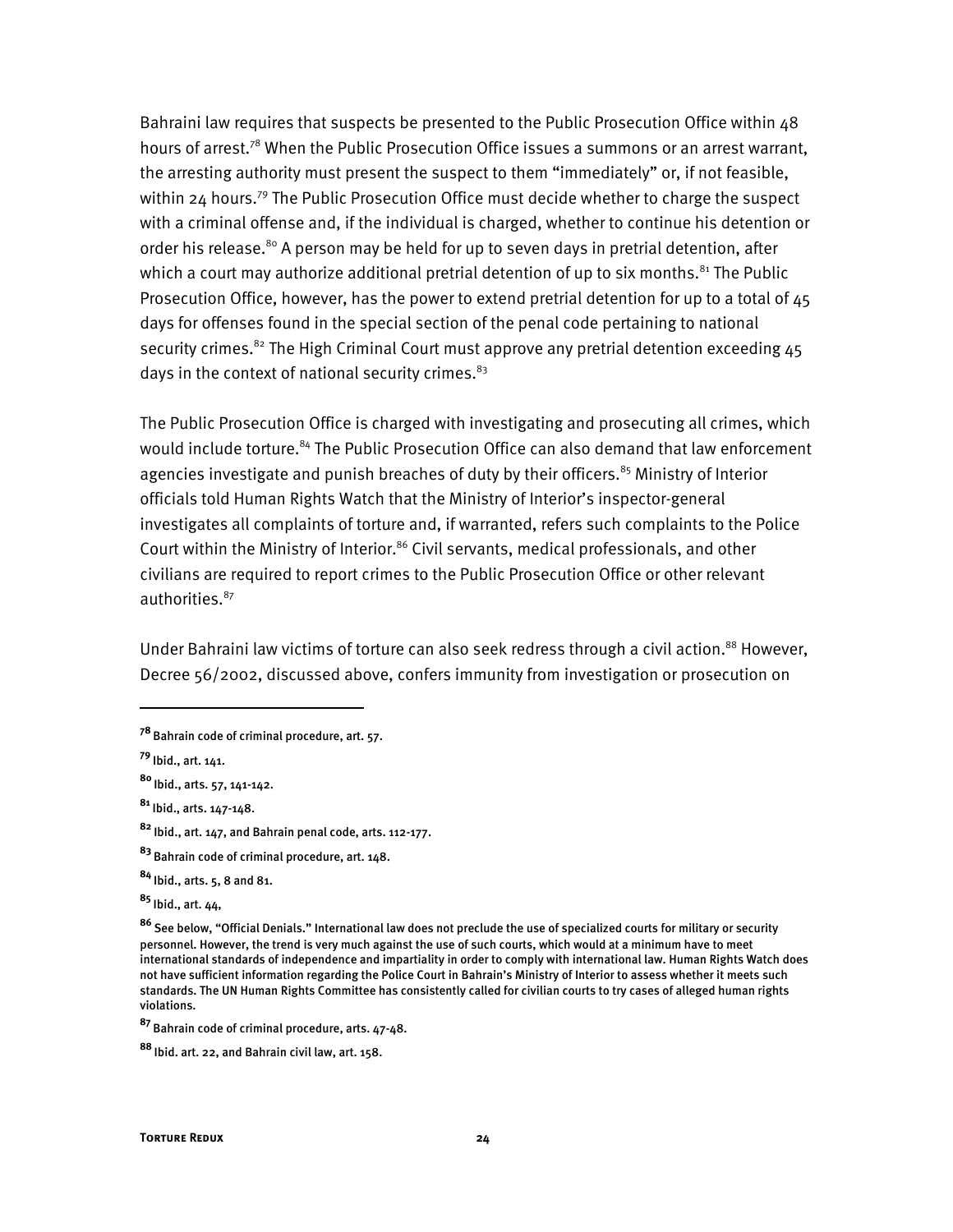Bahraini law requires that suspects be presented to the Public Prosecution Office within 48 hours of arrest.[78] When the Public Prosecution Office issues a summons or an arrest warrant, the arresting authority must present the suspect to them "immediately" or, if not feasible, within 24 hours.[79] The Public Prosecution Office must decide whether to charge the suspect with a criminal offense and, if the individual is charged, whether to continue his detention or order his release.[80] A person may be held for up to seven days in pretrial detention, after which a court may authorize additional pretrial detention of up to six months.[81] The Public Prosecution Office, however, has the power to extend pretrial detention for up to a total of 45 days for offenses found in the special section of the penal code pertaining to national security crimes.[82] The High Criminal Court must approve any pretrial detention exceeding 45 days in the context of national security crimes.[83]

The Public Prosecution Office is charged with investigating and prosecuting all crimes, which would include torture.[84] The Public Prosecution Office can also demand that law enforcement agencies investigate and punish breaches of duty by their officers.[85] Ministry of Interior officials told Human Rights Watch that the Ministry of Interior's inspector-general investigates all complaints of torture and, if warranted, refers such complaints to the Police Court within the Ministry of Interior.[86] Civil servants, medical professionals, and other civilians are required to report crimes to the Public Prosecution Office or other relevant authorities.[87]

Under Bahraini law victims of torture can also seek redress through a civil action.[88] However, Decree 56/2002, discussed above, confers immunity from investigation or prosecution on

---

[78] Bahrain code of criminal procedure, art. 57.

[79] Ibid., art. 141.

[80] Ibid., arts. 57, 141-142.

[81] Ibid., arts. 147-148.

[82] Ibid., art. 147, and Bahrain penal code, arts. 112-177.

[83] Bahrain code of criminal procedure, art. 148.

[84] Ibid., arts. 5, 8 and 81.

[85] Ibid., art. 44,

[86] See below, "Official Denials." International law does not preclude the use of specialized courts for military or security personnel. However, the trend is very much against the use of such courts, which would at a minimum have to meet international standards of independence and impartiality in order to comply with international law. Human Rights Watch does not have sufficient information regarding the Police Court in Bahrain's Ministry of Interior to assess whether it meets such standards. The UN Human Rights Committee has consistently called for civilian courts to try cases of alleged human rights violations.

[87] Bahrain code of criminal procedure, arts. 47-48.

[88] Ibid. art. 22, and Bahrain civil law, art. 158.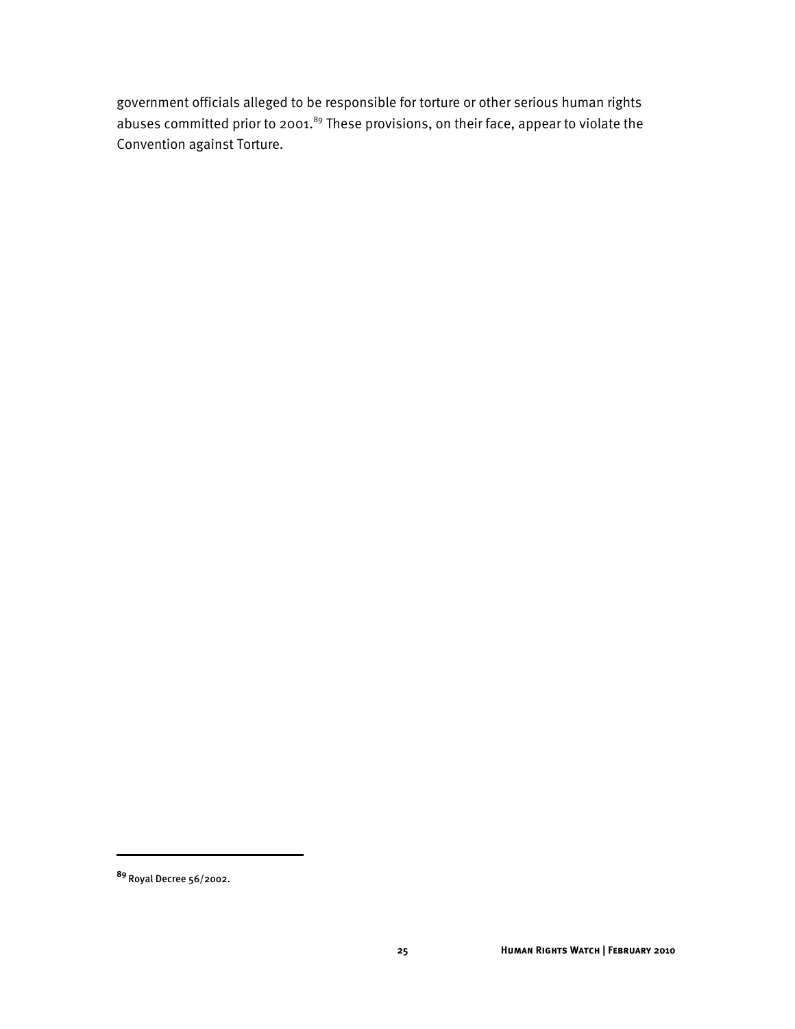government officials alleged to be responsible for torture or other serious human rights abuses committed prior to 2001.[89] These provisions, on their face, appear to violate the Convention against Torture.

---

[89] Royal Decree 56/2002.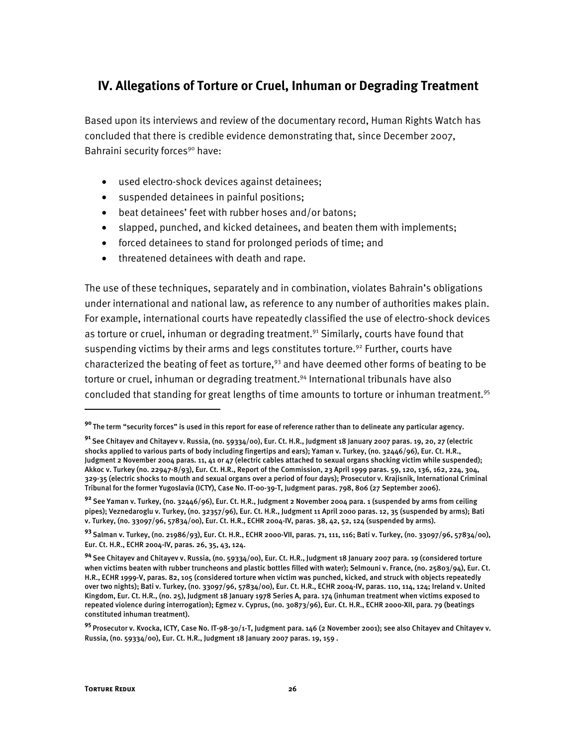## IV. Allegations of Torture or Cruel, Inhuman or Degrading Treatment

Based upon its interviews and review of the documentary record, Human Rights Watch has concluded that there is credible evidence demonstrating that, since December 2007, Bahraini security forces[90] have:

- used electro-shock devices against detainees;
- suspended detainees in painful positions;
- beat detainees' feet with rubber hoses and/or batons;
- slapped, punched, and kicked detainees, and beaten them with implements;
- forced detainees to stand for prolonged periods of time; and
- threatened detainees with death and rape.

The use of these techniques, separately and in combination, violates Bahrain's obligations under international and national law, as reference to any number of authorities makes plain. For example, international courts have repeatedly classified the use of electro-shock devices as torture or cruel, inhuman or degrading treatment.[91] Similarly, courts have found that suspending victims by their arms and legs constitutes torture.[92] Further, courts have characterized the beating of feet as torture,[93] and have deemed other forms of beating to be torture or cruel, inhuman or degrading treatment.[94] International tribunals have also concluded that standing for great lengths of time amounts to torture or inhuman treatment.[95]

---

[90] The term "security forces" is used in this report for ease of reference rather than to delineate any particular agency.

[91] See Chitayev and Chitayev v. Russia, (no. 59334/00), Eur. Ct. H.R., Judgment 18 January 2007 paras. 19, 20, 27 (electric shocks applied to various parts of body including fingertips and ears); Yaman v. Turkey, (no. 32446/96), Eur. Ct. H.R., Judgment 2 November 2004 paras. 11, 41 or 47 (electric cables attached to sexual organs shocking victim while suspended); Akkoc v. Turkey (no. 22947-8/93), Eur. Ct. H.R., Report of the Commission, 23 April 1999 paras. 59, 120, 136, 162, 224, 304, 329-35 (electric shocks to mouth and sexual organs over a period of four days); Prosecutor v. Krajisnik, International Criminal Tribunal for the former Yugoslavia (ICTY), Case No. IT-00-39-T, Judgment paras. 798, 806 (27 September 2006).

[92] See Yaman v. Turkey, (no. 32446/96), Eur. Ct. H.R., Judgment 2 November 2004 para. 1 (suspended by arms from ceiling pipes); Veznedaroglu v. Turkey, (no. 32357/96), Eur. Ct. H.R., Judgment 11 April 2000 paras. 12, 35 (suspended by arms); Bati v. Turkey, (no. 33097/96, 57834/00), Eur. Ct. H.R., ECHR 2004-IV, paras. 38, 42, 52, 124 (suspended by arms).

[93] Salman v. Turkey, (no. 21986/93), Eur. Ct. H.R., ECHR 2000-VII, paras. 71, 111, 116; Bati v. Turkey, (no. 33097/96, 57834/00), Eur. Ct. H.R., ECHR 2004-IV, paras. 26, 35, 43, 124.

[94] See Chitayev and Chitayev v. Russia, (no. 59334/00), Eur. Ct. H.R., Judgment 18 January 2007 para. 19 (considered torture when victims beaten with rubber truncheons and plastic bottles filled with water); Selmouni v. France, (no. 25803/94), Eur. Ct. H.R., ECHR 1999-V, paras. 82, 105 (considered torture when victim was punched, kicked, and struck with objects repeatedly over two nights); Bati v. Turkey, (no. 33097/96, 57834/00), Eur. Ct. H.R., ECHR 2004-IV, paras. 110, 114, 124; Ireland v. United Kingdom, Eur. Ct. H.R., (no. 25), Judgment 18 January 1978 Series A, para. 174 (inhuman treatment when victims exposed to repeated violence during interrogation); Egmez v. Cyprus, (no. 30873/96), Eur. Ct. H.R., ECHR 2000-XII, para. 79 (beatings constituted inhuman treatment).

[95] Prosecutor v. Kvocka, ICTY, Case No. IT-98-30/1-T, Judgment para. 146 (2 November 2001); see also Chitayev and Chitayev v. Russia, (no. 59334/00), Eur. Ct. H.R., Judgment 18 January 2007 paras. 19, 159 .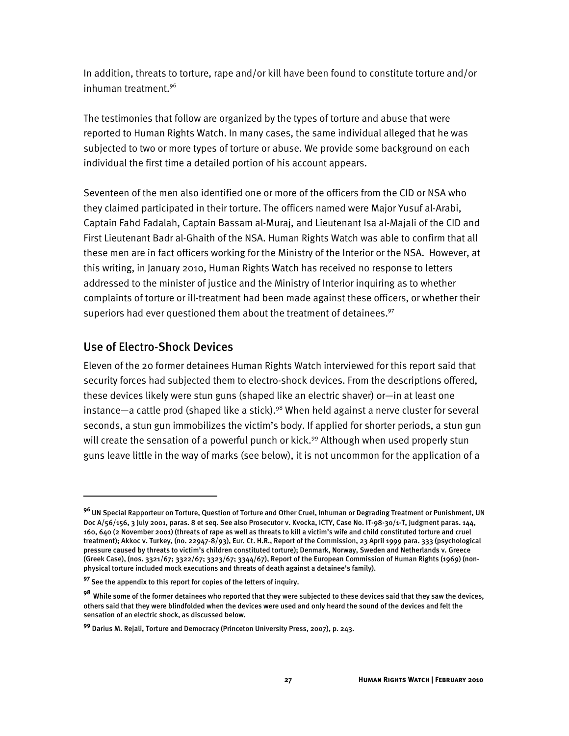In addition, threats to torture, rape and/or kill have been found to constitute torture and/or inhuman treatment.[96]

The testimonies that follow are organized by the types of torture and abuse that were reported to Human Rights Watch. In many cases, the same individual alleged that he was subjected to two or more types of torture or abuse. We provide some background on each individual the first time a detailed portion of his account appears.

Seventeen of the men also identified one or more of the officers from the CID or NSA who they claimed participated in their torture. The officers named were Major Yusuf al-Arabi, Captain Fahd Fadalah, Captain Bassam al-Muraj, and Lieutenant Isa al-Majali of the CID and First Lieutenant Badr al-Ghaith of the NSA. Human Rights Watch was able to confirm that all these men are in fact officers working for the Ministry of the Interior or the NSA. However, at this writing, in January 2010, Human Rights Watch has received no response to letters addressed to the minister of justice and the Ministry of Interior inquiring as to whether complaints of torture or ill-treatment had been made against these officers, or whether their superiors had ever questioned them about the treatment of detainees.[97]

## Use of Electro-Shock Devices

Eleven of the 20 former detainees Human Rights Watch interviewed for this report said that security forces had subjected them to electro-shock devices. From the descriptions offered, these devices likely were stun guns (shaped like an electric shaver) or—in at least one instance—a cattle prod (shaped like a stick).[98] When held against a nerve cluster for several seconds, a stun gun immobilizes the victim's body. If applied for shorter periods, a stun gun will create the sensation of a powerful punch or kick.[99] Although when used properly stun guns leave little in the way of marks (see below), it is not uncommon for the application of a

---

[96] UN Special Rapporteur on Torture, Question of Torture and Other Cruel, Inhuman or Degrading Treatment or Punishment, UN Doc A/56/156, 3 July 2001, paras. 8 et seq. See also Prosecutor v. Kvocka, ICTY, Case No. IT-98-30/1-T, Judgment paras. 144, 160, 640 (2 November 2001) (threats of rape as well as threats to kill a victim's wife and child constituted torture and cruel treatment); Akkoc v. Turkey, (no. 22947-8/93), Eur. Ct. H.R., Report of the Commission, 23 April 1999 para. 333 (psychological pressure caused by threats to victim's children constituted torture); Denmark, Norway, Sweden and Netherlands v. Greece (Greek Case), (nos. 3321/67; 3322/67; 3323/67; 3344/67), Report of the European Commission of Human Rights (1969) (non-physical torture included mock executions and threats of death against a detainee's family).

[97] See the appendix to this report for copies of the letters of inquiry.

[98] While some of the former detainees who reported that they were subjected to these devices said that they saw the devices, others said that they were blindfolded when the devices were used and only heard the sound of the devices and felt the sensation of an electric shock, as discussed below.

[99] Darius M. Rejali, Torture and Democracy (Princeton University Press, 2007), p. 243.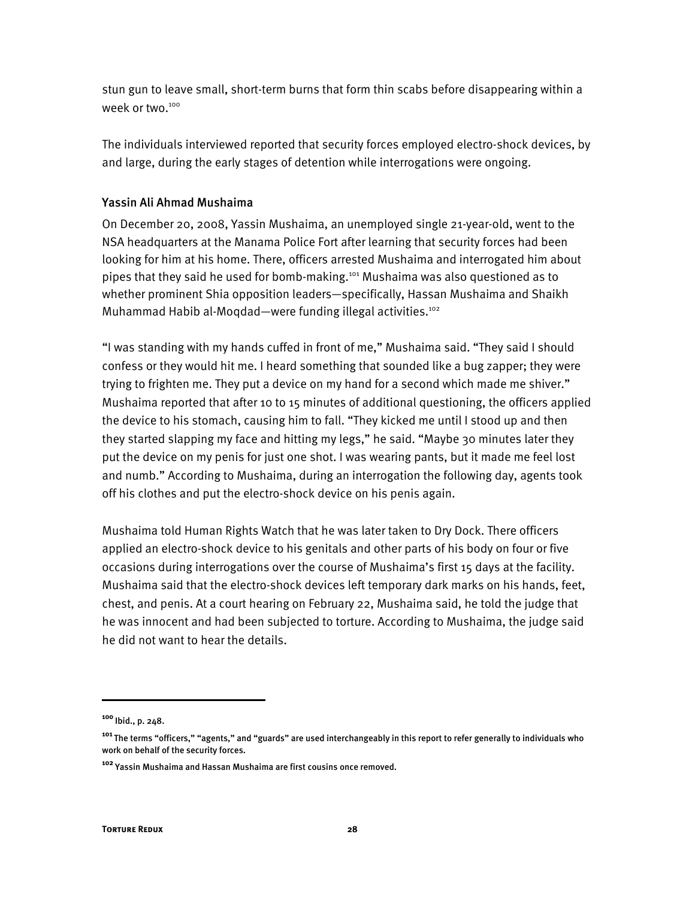stun gun to leave small, short-term burns that form thin scabs before disappearing within a week or two.[100]

The individuals interviewed reported that security forces employed electro-shock devices, by and large, during the early stages of detention while interrogations were ongoing.

### Yassin Ali Ahmad Mushaima

On December 20, 2008, Yassin Mushaima, an unemployed single 21-year-old, went to the NSA headquarters at the Manama Police Fort after learning that security forces had been looking for him at his home. There, officers arrested Mushaima and interrogated him about pipes that they said he used for bomb-making.[101] Mushaima was also questioned as to whether prominent Shia opposition leaders—specifically, Hassan Mushaima and Shaikh Muhammad Habib al-Moqdad—were funding illegal activities.[102]

"I was standing with my hands cuffed in front of me," Mushaima said. "They said I should confess or they would hit me. I heard something that sounded like a bug zapper; they were trying to frighten me. They put a device on my hand for a second which made me shiver." Mushaima reported that after 10 to 15 minutes of additional questioning, the officers applied the device to his stomach, causing him to fall. "They kicked me until I stood up and then they started slapping my face and hitting my legs," he said. "Maybe 30 minutes later they put the device on my penis for just one shot. I was wearing pants, but it made me feel lost and numb." According to Mushaima, during an interrogation the following day, agents took off his clothes and put the electro-shock device on his penis again.

Mushaima told Human Rights Watch that he was later taken to Dry Dock. There officers applied an electro-shock device to his genitals and other parts of his body on four or five occasions during interrogations over the course of Mushaima's first 15 days at the facility. Mushaima said that the electro-shock devices left temporary dark marks on his hands, feet, chest, and penis. At a court hearing on February 22, Mushaima said, he told the judge that he was innocent and had been subjected to torture. According to Mushaima, the judge said he did not want to hear the details.

---

[100] Ibid., p. 248.

[101] The terms "officers," "agents," and "guards" are used interchangeably in this report to refer generally to individuals who work on behalf of the security forces.

[102] Yassin Mushaima and Hassan Mushaima are first cousins once removed.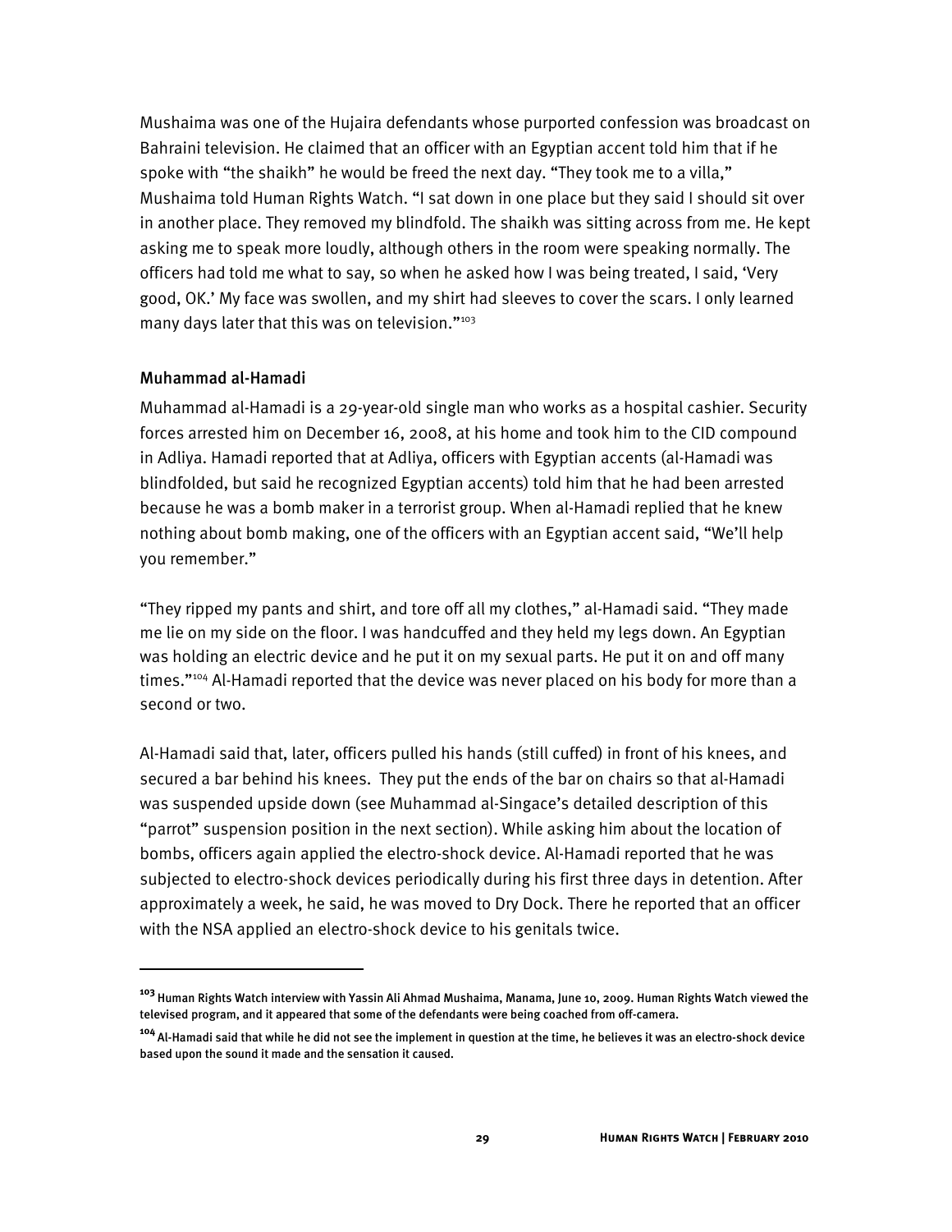Mushaima was one of the Hujaira defendants whose purported confession was broadcast on Bahraini television. He claimed that an officer with an Egyptian accent told him that if he spoke with "the shaikh" he would be freed the next day. "They took me to a villa," Mushaima told Human Rights Watch. "I sat down in one place but they said I should sit over in another place. They removed my blindfold. The shaikh was sitting across from me. He kept asking me to speak more loudly, although others in the room were speaking normally. The officers had told me what to say, so when he asked how I was being treated, I said, 'Very good, OK.' My face was swollen, and my shirt had sleeves to cover the scars. I only learned many days later that this was on television."[103]

### Muhammad al-Hamadi

Muhammad al-Hamadi is a 29-year-old single man who works as a hospital cashier. Security forces arrested him on December 16, 2008, at his home and took him to the CID compound in Adliya. Hamadi reported that at Adliya, officers with Egyptian accents (al-Hamadi was blindfolded, but said he recognized Egyptian accents) told him that he had been arrested because he was a bomb maker in a terrorist group. When al-Hamadi replied that he knew nothing about bomb making, one of the officers with an Egyptian accent said, "We'll help you remember."

"They ripped my pants and shirt, and tore off all my clothes," al-Hamadi said. "They made me lie on my side on the floor. I was handcuffed and they held my legs down. An Egyptian was holding an electric device and he put it on my sexual parts. He put it on and off many times."[104] Al-Hamadi reported that the device was never placed on his body for more than a second or two.

Al-Hamadi said that, later, officers pulled his hands (still cuffed) in front of his knees, and secured a bar behind his knees. They put the ends of the bar on chairs so that al-Hamadi was suspended upside down (see Muhammad al-Singace's detailed description of this "parrot" suspension position in the next section). While asking him about the location of bombs, officers again applied the electro-shock device. Al-Hamadi reported that he was subjected to electro-shock devices periodically during his first three days in detention. After approximately a week, he said, he was moved to Dry Dock. There he reported that an officer with the NSA applied an electro-shock device to his genitals twice.

---

[103] Human Rights Watch interview with Yassin Ali Ahmad Mushaima, Manama, June 10, 2009. Human Rights Watch viewed the televised program, and it appeared that some of the defendants were being coached from off-camera.

[104] Al-Hamadi said that while he did not see the implement in question at the time, he believes it was an electro-shock device based upon the sound it made and the sensation it caused.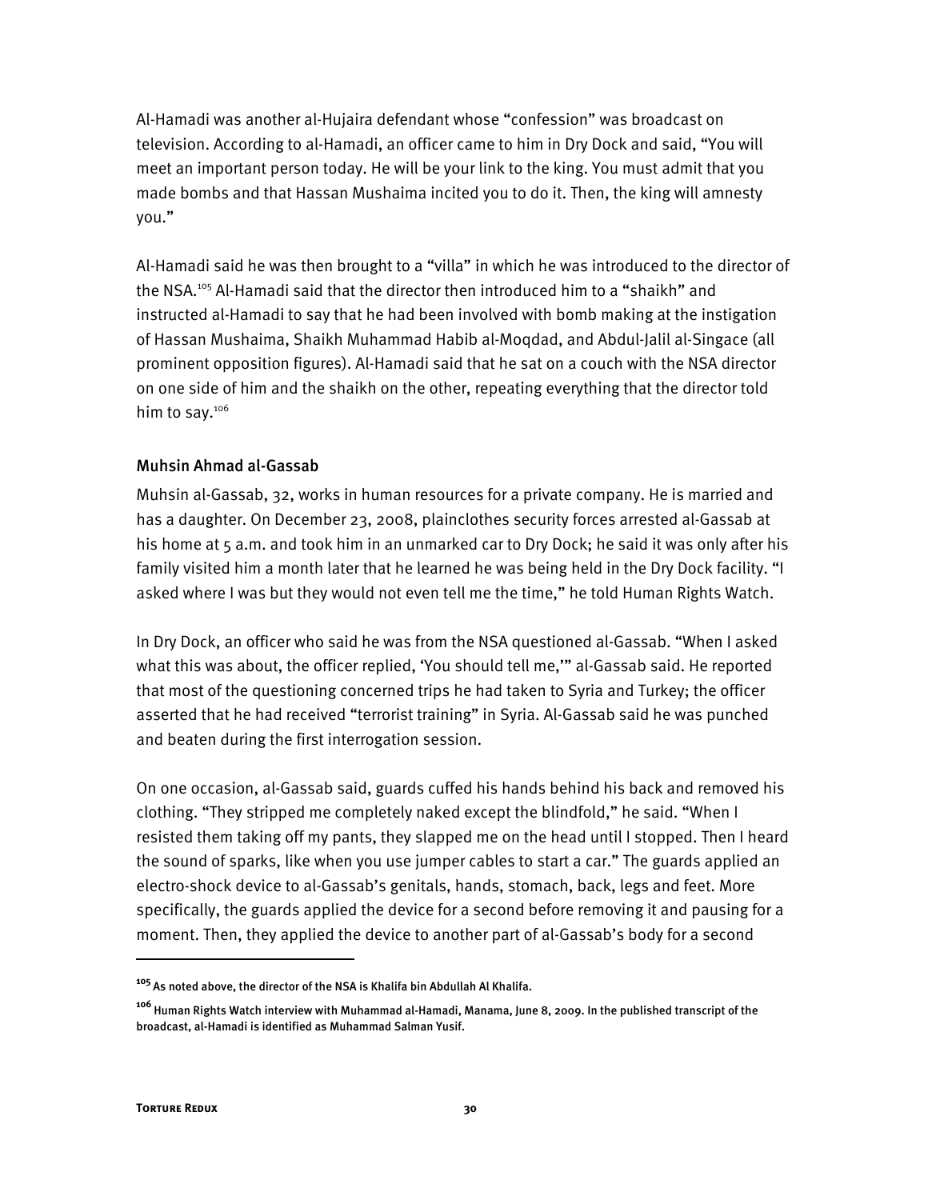Al-Hamadi was another al-Hujaira defendant whose "confession" was broadcast on television. According to al-Hamadi, an officer came to him in Dry Dock and said, "You will meet an important person today. He will be your link to the king. You must admit that you made bombs and that Hassan Mushaima incited you to do it. Then, the king will amnesty you."

Al-Hamadi said he was then brought to a "villa" in which he was introduced to the director of the NSA.[105] Al-Hamadi said that the director then introduced him to a "shaikh" and instructed al-Hamadi to say that he had been involved with bomb making at the instigation of Hassan Mushaima, Shaikh Muhammad Habib al-Moqdad, and Abdul-Jalil al-Singace (all prominent opposition figures). Al-Hamadi said that he sat on a couch with the NSA director on one side of him and the shaikh on the other, repeating everything that the director told him to say.[106]

### Muhsin Ahmad al-Gassab

Muhsin al-Gassab, 32, works in human resources for a private company. He is married and has a daughter. On December 23, 2008, plainclothes security forces arrested al-Gassab at his home at 5 a.m. and took him in an unmarked car to Dry Dock; he said it was only after his family visited him a month later that he learned he was being held in the Dry Dock facility. "I asked where I was but they would not even tell me the time," he told Human Rights Watch.

In Dry Dock, an officer who said he was from the NSA questioned al-Gassab. "When I asked what this was about, the officer replied, 'You should tell me,'" al-Gassab said. He reported that most of the questioning concerned trips he had taken to Syria and Turkey; the officer asserted that he had received "terrorist training" in Syria. Al-Gassab said he was punched and beaten during the first interrogation session.

On one occasion, al-Gassab said, guards cuffed his hands behind his back and removed his clothing. "They stripped me completely naked except the blindfold," he said. "When I resisted them taking off my pants, they slapped me on the head until I stopped. Then I heard the sound of sparks, like when you use jumper cables to start a car." The guards applied an electro-shock device to al-Gassab's genitals, hands, stomach, back, legs and feet. More specifically, the guards applied the device for a second before removing it and pausing for a moment. Then, they applied the device to another part of al-Gassab's body for a second

---

[105] As noted above, the director of the NSA is Khalifa bin Abdullah Al Khalifa.

[106] Human Rights Watch interview with Muhammad al-Hamadi, Manama, June 8, 2009. In the published transcript of the broadcast, al-Hamadi is identified as Muhammad Salman Yusif.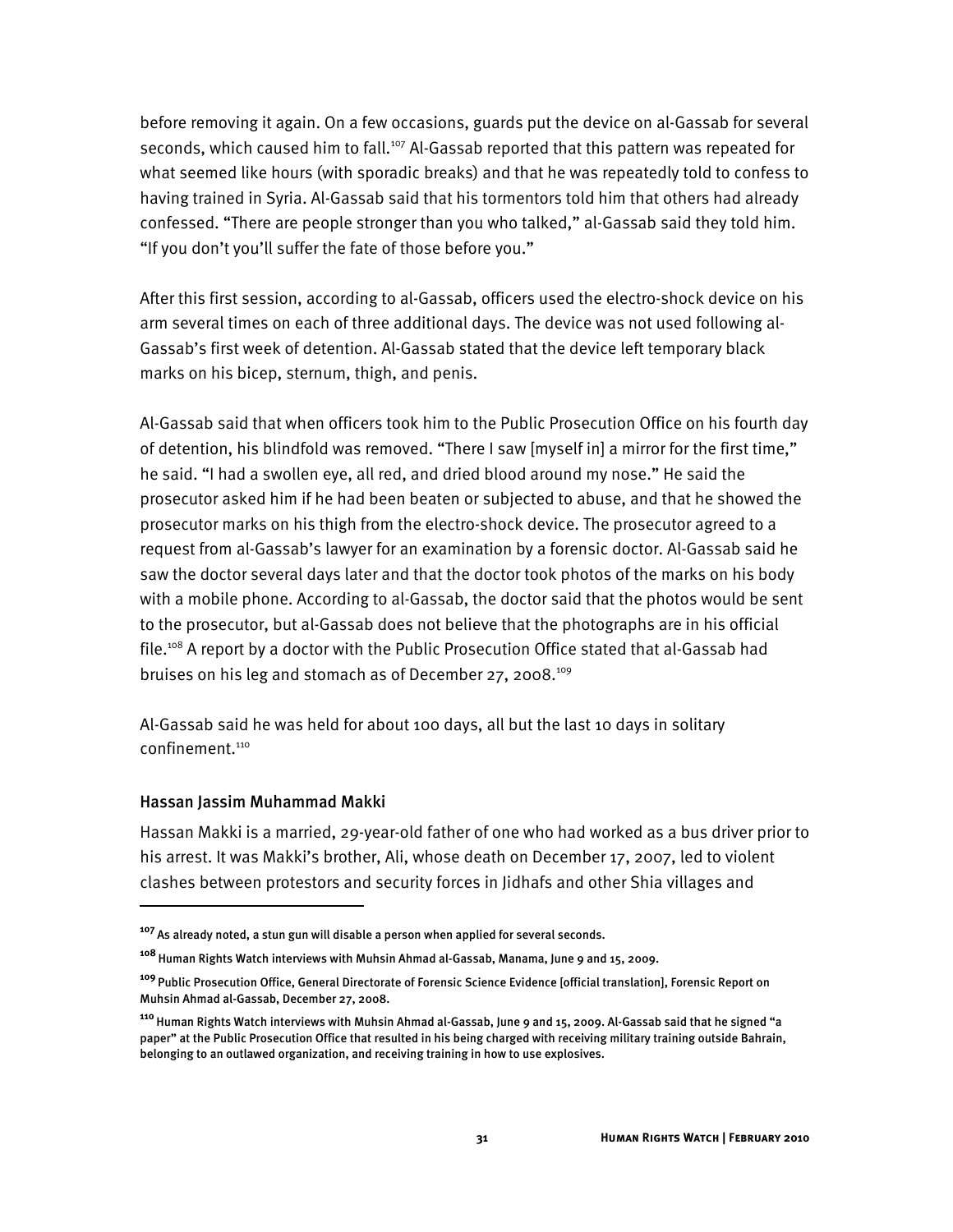before removing it again. On a few occasions, guards put the device on al-Gassab for several seconds, which caused him to fall.[107] Al-Gassab reported that this pattern was repeated for what seemed like hours (with sporadic breaks) and that he was repeatedly told to confess to having trained in Syria. Al-Gassab said that his tormentors told him that others had already confessed. "There are people stronger than you who talked," al-Gassab said they told him. "If you don't you'll suffer the fate of those before you."

After this first session, according to al-Gassab, officers used the electro-shock device on his arm several times on each of three additional days. The device was not used following al-Gassab's first week of detention. Al-Gassab stated that the device left temporary black marks on his bicep, sternum, thigh, and penis.

Al-Gassab said that when officers took him to the Public Prosecution Office on his fourth day of detention, his blindfold was removed. "There I saw [myself in] a mirror for the first time," he said. "I had a swollen eye, all red, and dried blood around my nose." He said the prosecutor asked him if he had been beaten or subjected to abuse, and that he showed the prosecutor marks on his thigh from the electro-shock device. The prosecutor agreed to a request from al-Gassab's lawyer for an examination by a forensic doctor. Al-Gassab said he saw the doctor several days later and that the doctor took photos of the marks on his body with a mobile phone. According to al-Gassab, the doctor said that the photos would be sent to the prosecutor, but al-Gassab does not believe that the photographs are in his official file.[108] A report by a doctor with the Public Prosecution Office stated that al-Gassab had bruises on his leg and stomach as of December 27, 2008.[109]

Al-Gassab said he was held for about 100 days, all but the last 10 days in solitary confinement.[110]

### Hassan Jassim Muhammad Makki

Hassan Makki is a married, 29-year-old father of one who had worked as a bus driver prior to his arrest. It was Makki's brother, Ali, whose death on December 17, 2007, led to violent clashes between protestors and security forces in Jidhafs and other Shia villages and

---

[107] As already noted, a stun gun will disable a person when applied for several seconds.

[108] Human Rights Watch interviews with Muhsin Ahmad al-Gassab, Manama, June 9 and 15, 2009.

[109] Public Prosecution Office, General Directorate of Forensic Science Evidence [official translation], Forensic Report on Muhsin Ahmad al-Gassab, December 27, 2008.

[110] Human Rights Watch interviews with Muhsin Ahmad al-Gassab, June 9 and 15, 2009. Al-Gassab said that he signed "a paper" at the Public Prosecution Office that resulted in his being charged with receiving military training outside Bahrain, belonging to an outlawed organization, and receiving training in how to use explosives.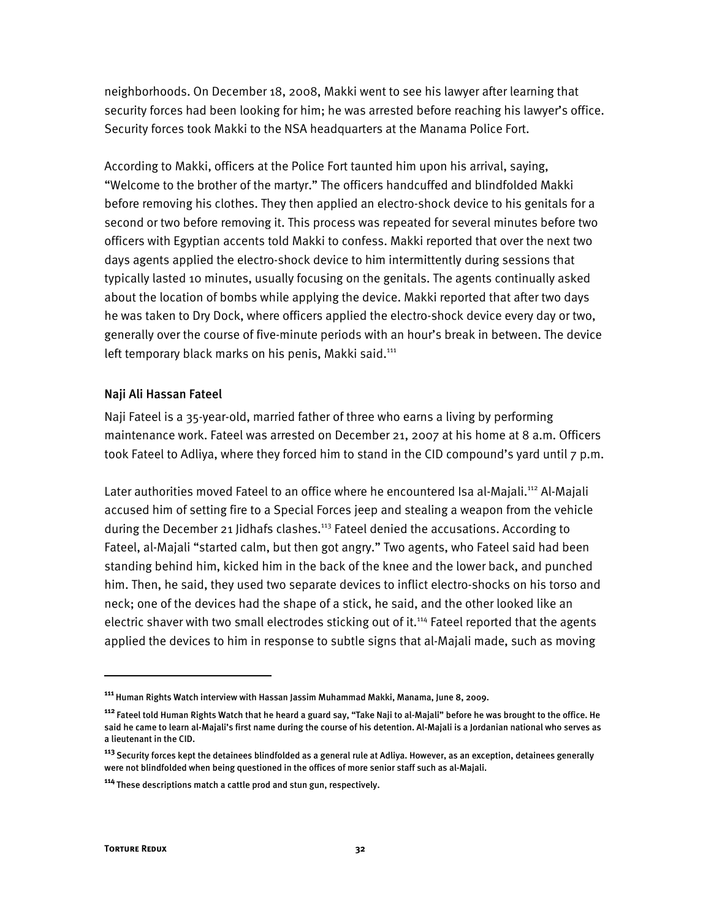neighborhoods. On December 18, 2008, Makki went to see his lawyer after learning that security forces had been looking for him; he was arrested before reaching his lawyer's office. Security forces took Makki to the NSA headquarters at the Manama Police Fort.

According to Makki, officers at the Police Fort taunted him upon his arrival, saying, "Welcome to the brother of the martyr." The officers handcuffed and blindfolded Makki before removing his clothes. They then applied an electro-shock device to his genitals for a second or two before removing it. This process was repeated for several minutes before two officers with Egyptian accents told Makki to confess. Makki reported that over the next two days agents applied the electro-shock device to him intermittently during sessions that typically lasted 10 minutes, usually focusing on the genitals. The agents continually asked about the location of bombs while applying the device. Makki reported that after two days he was taken to Dry Dock, where officers applied the electro-shock device every day or two, generally over the course of five-minute periods with an hour's break in between. The device left temporary black marks on his penis, Makki said.[111]

### Naji Ali Hassan Fateel

Naji Fateel is a 35-year-old, married father of three who earns a living by performing maintenance work. Fateel was arrested on December 21, 2007 at his home at 8 a.m. Officers took Fateel to Adliya, where they forced him to stand in the CID compound's yard until 7 p.m.

Later authorities moved Fateel to an office where he encountered Isa al-Majali.[112] Al-Majali accused him of setting fire to a Special Forces jeep and stealing a weapon from the vehicle during the December 21 Jidhafs clashes.[113] Fateel denied the accusations. According to Fateel, al-Majali "started calm, but then got angry." Two agents, who Fateel said had been standing behind him, kicked him in the back of the knee and the lower back, and punched him. Then, he said, they used two separate devices to inflict electro-shocks on his torso and neck; one of the devices had the shape of a stick, he said, and the other looked like an electric shaver with two small electrodes sticking out of it.[114] Fateel reported that the agents applied the devices to him in response to subtle signs that al-Majali made, such as moving

---

[111] Human Rights Watch interview with Hassan Jassim Muhammad Makki, Manama, June 8, 2009.

[112] Fateel told Human Rights Watch that he heard a guard say, "Take Naji to al-Majali" before he was brought to the office. He said he came to learn al-Majali's first name during the course of his detention. Al-Majali is a Jordanian national who serves as a lieutenant in the CID.

[113] Security forces kept the detainees blindfolded as a general rule at Adliya. However, as an exception, detainees generally were not blindfolded when being questioned in the offices of more senior staff such as al-Majali.

[114] These descriptions match a cattle prod and stun gun, respectively.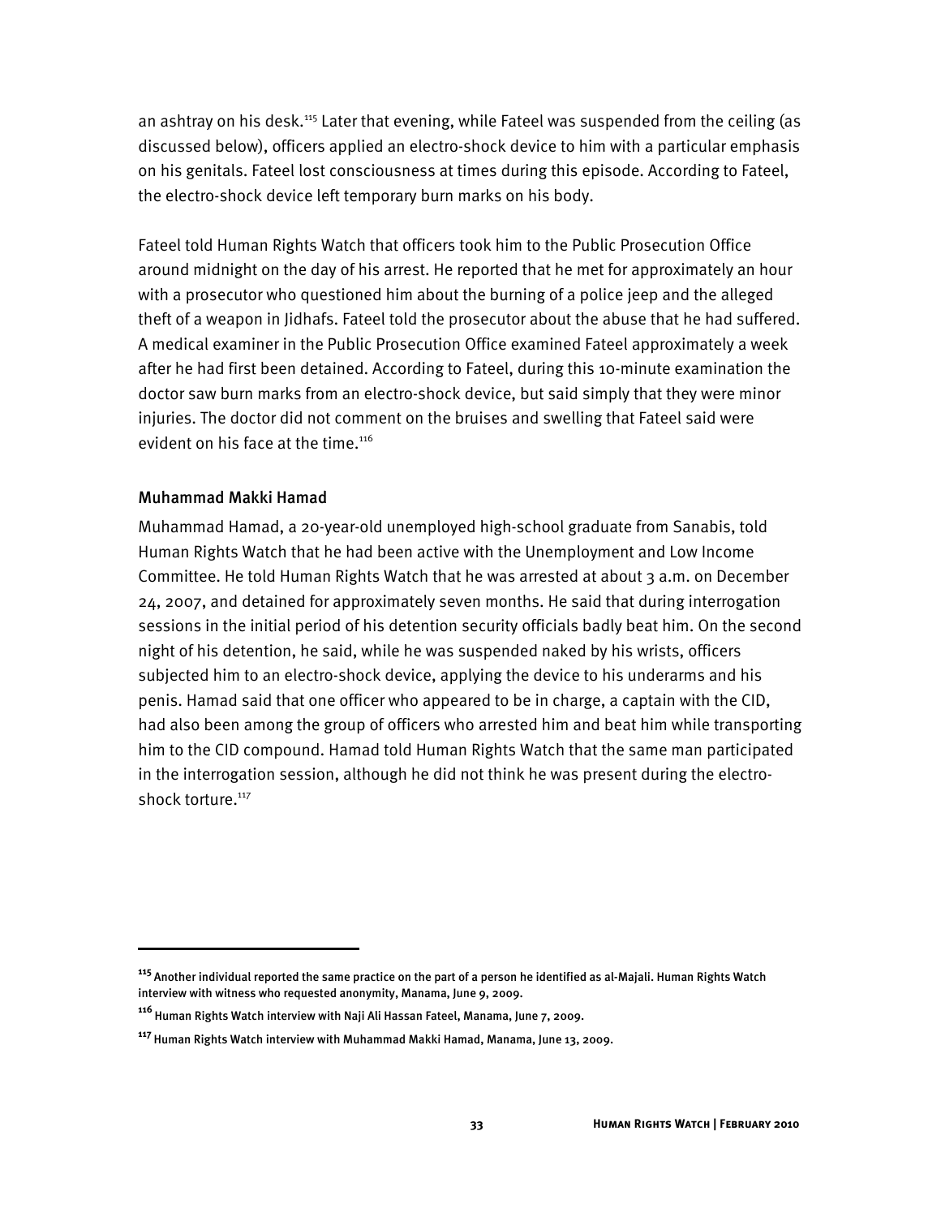an ashtray on his desk.[115] Later that evening, while Fateel was suspended from the ceiling (as discussed below), officers applied an electro-shock device to him with a particular emphasis on his genitals. Fateel lost consciousness at times during this episode. According to Fateel, the electro-shock device left temporary burn marks on his body.

Fateel told Human Rights Watch that officers took him to the Public Prosecution Office around midnight on the day of his arrest. He reported that he met for approximately an hour with a prosecutor who questioned him about the burning of a police jeep and the alleged theft of a weapon in Jidhafs. Fateel told the prosecutor about the abuse that he had suffered. A medical examiner in the Public Prosecution Office examined Fateel approximately a week after he had first been detained. According to Fateel, during this 10-minute examination the doctor saw burn marks from an electro-shock device, but said simply that they were minor injuries. The doctor did not comment on the bruises and swelling that Fateel said were evident on his face at the time.[116]

### Muhammad Makki Hamad

Muhammad Hamad, a 20-year-old unemployed high-school graduate from Sanabis, told Human Rights Watch that he had been active with the Unemployment and Low Income Committee. He told Human Rights Watch that he was arrested at about 3 a.m. on December 24, 2007, and detained for approximately seven months. He said that during interrogation sessions in the initial period of his detention security officials badly beat him. On the second night of his detention, he said, while he was suspended naked by his wrists, officers subjected him to an electro-shock device, applying the device to his underarms and his penis. Hamad said that one officer who appeared to be in charge, a captain with the CID, had also been among the group of officers who arrested him and beat him while transporting him to the CID compound. Hamad told Human Rights Watch that the same man participated in the interrogation session, although he did not think he was present during the electro-shock torture.[117]

---

[115] Another individual reported the same practice on the part of a person he identified as al-Majali. Human Rights Watch interview with witness who requested anonymity, Manama, June 9, 2009.

[116] Human Rights Watch interview with Naji Ali Hassan Fateel, Manama, June 7, 2009.

[117] Human Rights Watch interview with Muhammad Makki Hamad, Manama, June 13, 2009.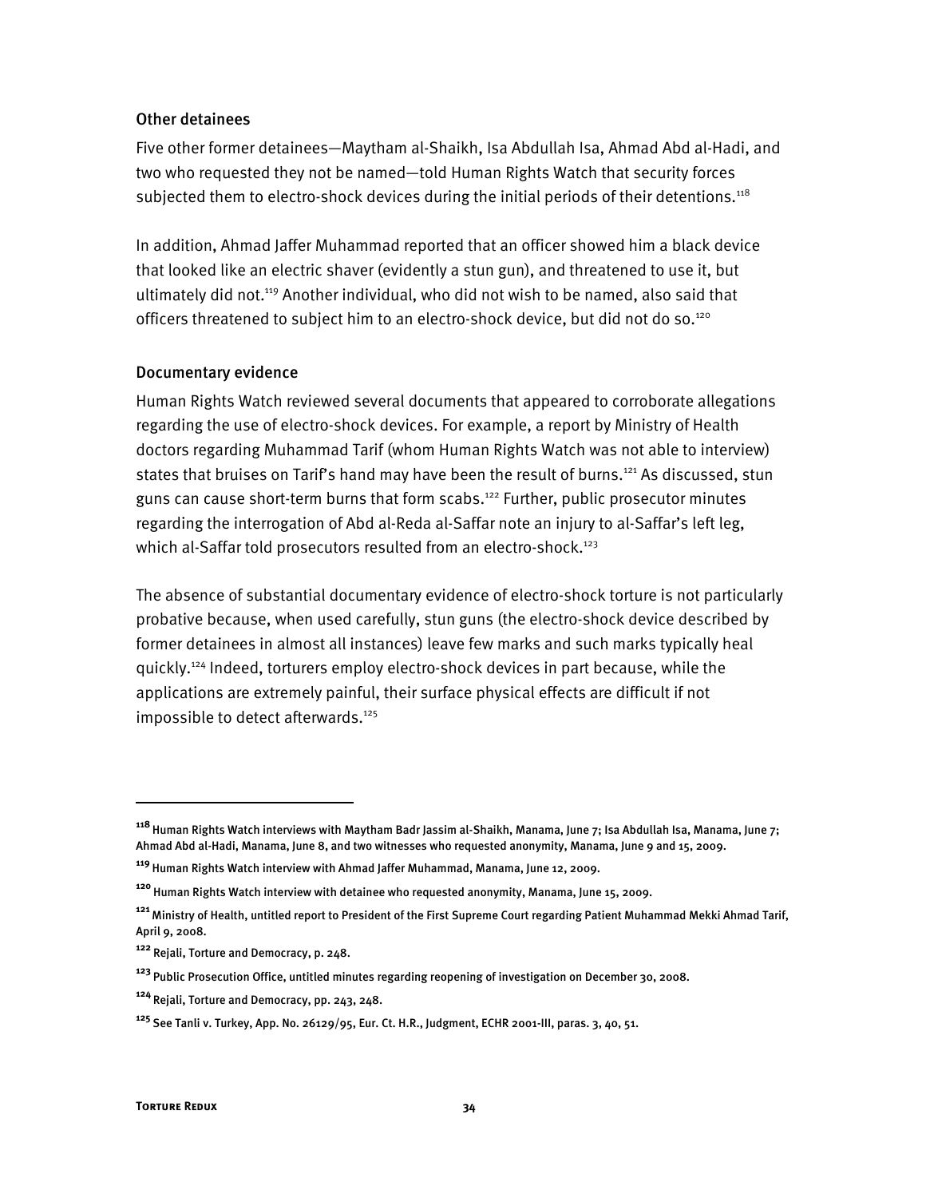### Other detainees

Five other former detainees—Maytham al-Shaikh, Isa Abdullah Isa, Ahmad Abd al-Hadi, and two who requested they not be named—told Human Rights Watch that security forces subjected them to electro-shock devices during the initial periods of their detentions.[118]

In addition, Ahmad Jaffer Muhammad reported that an officer showed him a black device that looked like an electric shaver (evidently a stun gun), and threatened to use it, but ultimately did not.[119] Another individual, who did not wish to be named, also said that officers threatened to subject him to an electro-shock device, but did not do so.[120]

### Documentary evidence

Human Rights Watch reviewed several documents that appeared to corroborate allegations regarding the use of electro-shock devices. For example, a report by Ministry of Health doctors regarding Muhammad Tarif (whom Human Rights Watch was not able to interview) states that bruises on Tarif's hand may have been the result of burns.[121] As discussed, stun guns can cause short-term burns that form scabs.[122] Further, public prosecutor minutes regarding the interrogation of Abd al-Reda al-Saffar note an injury to al-Saffar's left leg, which al-Saffar told prosecutors resulted from an electro-shock.[123]

The absence of substantial documentary evidence of electro-shock torture is not particularly probative because, when used carefully, stun guns (the electro-shock device described by former detainees in almost all instances) leave few marks and such marks typically heal quickly.[124] Indeed, torturers employ electro-shock devices in part because, while the applications are extremely painful, their surface physical effects are difficult if not impossible to detect afterwards.[125]

---

[118] Human Rights Watch interviews with Maytham Badr Jassim al-Shaikh, Manama, June 7; Isa Abdullah Isa, Manama, June 7; Ahmad Abd al-Hadi, Manama, June 8, and two witnesses who requested anonymity, Manama, June 9 and 15, 2009.

[119] Human Rights Watch interview with Ahmad Jaffer Muhammad, Manama, June 12, 2009.

[120] Human Rights Watch interview with detainee who requested anonymity, Manama, June 15, 2009.

[121] Ministry of Health, untitled report to President of the First Supreme Court regarding Patient Muhammad Mekki Ahmad Tarif, April 9, 2008.

[122] Rejali, Torture and Democracy, p. 248.

[123] Public Prosecution Office, untitled minutes regarding reopening of investigation on December 30, 2008.

[124] Rejali, Torture and Democracy, pp. 243, 248.

[125] See Tanli v. Turkey, App. No. 26129/95, Eur. Ct. H.R., Judgment, ECHR 2001-III, paras. 3, 40, 51.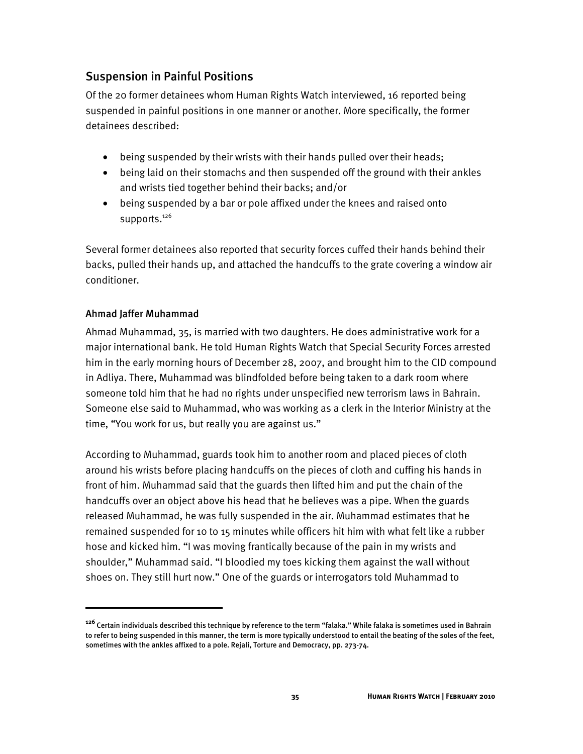## Suspension in Painful Positions

Of the 20 former detainees whom Human Rights Watch interviewed, 16 reported being suspended in painful positions in one manner or another. More specifically, the former detainees described:

- being suspended by their wrists with their hands pulled over their heads;
- being laid on their stomachs and then suspended off the ground with their ankles and wrists tied together behind their backs; and/or
- being suspended by a bar or pole affixed under the knees and raised onto supports.[126]

Several former detainees also reported that security forces cuffed their hands behind their backs, pulled their hands up, and attached the handcuffs to the grate covering a window air conditioner.

### Ahmad Jaffer Muhammad

Ahmad Muhammad, 35, is married with two daughters. He does administrative work for a major international bank. He told Human Rights Watch that Special Security Forces arrested him in the early morning hours of December 28, 2007, and brought him to the CID compound in Adliya. There, Muhammad was blindfolded before being taken to a dark room where someone told him that he had no rights under unspecified new terrorism laws in Bahrain. Someone else said to Muhammad, who was working as a clerk in the Interior Ministry at the time, "You work for us, but really you are against us."

According to Muhammad, guards took him to another room and placed pieces of cloth around his wrists before placing handcuffs on the pieces of cloth and cuffing his hands in front of him. Muhammad said that the guards then lifted him and put the chain of the handcuffs over an object above his head that he believes was a pipe. When the guards released Muhammad, he was fully suspended in the air. Muhammad estimates that he remained suspended for 10 to 15 minutes while officers hit him with what felt like a rubber hose and kicked him. "I was moving frantically because of the pain in my wrists and shoulder," Muhammad said. "I bloodied my toes kicking them against the wall without shoes on. They still hurt now." One of the guards or interrogators told Muhammad to

---

[126] Certain individuals described this technique by reference to the term "falaka." While falaka is sometimes used in Bahrain to refer to being suspended in this manner, the term is more typically understood to entail the beating of the soles of the feet, sometimes with the ankles affixed to a pole. Rejali, Torture and Democracy, pp. 273-74.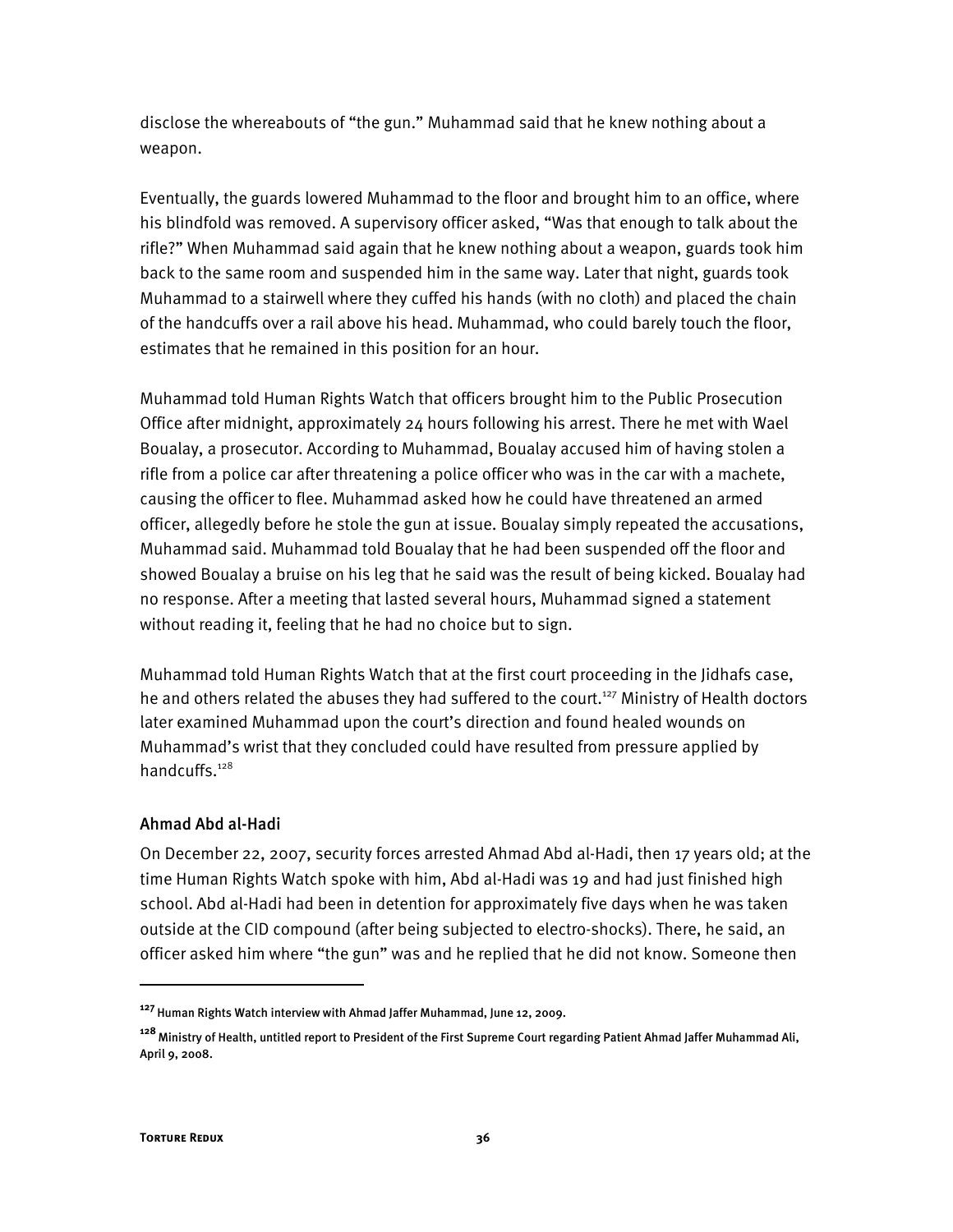disclose the whereabouts of "the gun." Muhammad said that he knew nothing about a weapon.

Eventually, the guards lowered Muhammad to the floor and brought him to an office, where his blindfold was removed. A supervisory officer asked, "Was that enough to talk about the rifle?" When Muhammad said again that he knew nothing about a weapon, guards took him back to the same room and suspended him in the same way. Later that night, guards took Muhammad to a stairwell where they cuffed his hands (with no cloth) and placed the chain of the handcuffs over a rail above his head. Muhammad, who could barely touch the floor, estimates that he remained in this position for an hour.

Muhammad told Human Rights Watch that officers brought him to the Public Prosecution Office after midnight, approximately 24 hours following his arrest. There he met with Wael Boualay, a prosecutor. According to Muhammad, Boualay accused him of having stolen a rifle from a police car after threatening a police officer who was in the car with a machete, causing the officer to flee. Muhammad asked how he could have threatened an armed officer, allegedly before he stole the gun at issue. Boualay simply repeated the accusations, Muhammad said. Muhammad told Boualay that he had been suspended off the floor and showed Boualay a bruise on his leg that he said was the result of being kicked. Boualay had no response. After a meeting that lasted several hours, Muhammad signed a statement without reading it, feeling that he had no choice but to sign.

Muhammad told Human Rights Watch that at the first court proceeding in the Jidhafs case, he and others related the abuses they had suffered to the court.[127] Ministry of Health doctors later examined Muhammad upon the court's direction and found healed wounds on Muhammad's wrist that they concluded could have resulted from pressure applied by handcuffs.[128]

### Ahmad Abd al-Hadi

On December 22, 2007, security forces arrested Ahmad Abd al-Hadi, then 17 years old; at the time Human Rights Watch spoke with him, Abd al-Hadi was 19 and had just finished high school. Abd al-Hadi had been in detention for approximately five days when he was taken outside at the CID compound (after being subjected to electro-shocks). There, he said, an officer asked him where "the gun" was and he replied that he did not know. Someone then

---

[127] Human Rights Watch interview with Ahmad Jaffer Muhammad, June 12, 2009.

[128] Ministry of Health, untitled report to President of the First Supreme Court regarding Patient Ahmad Jaffer Muhammad Ali, April 9, 2008.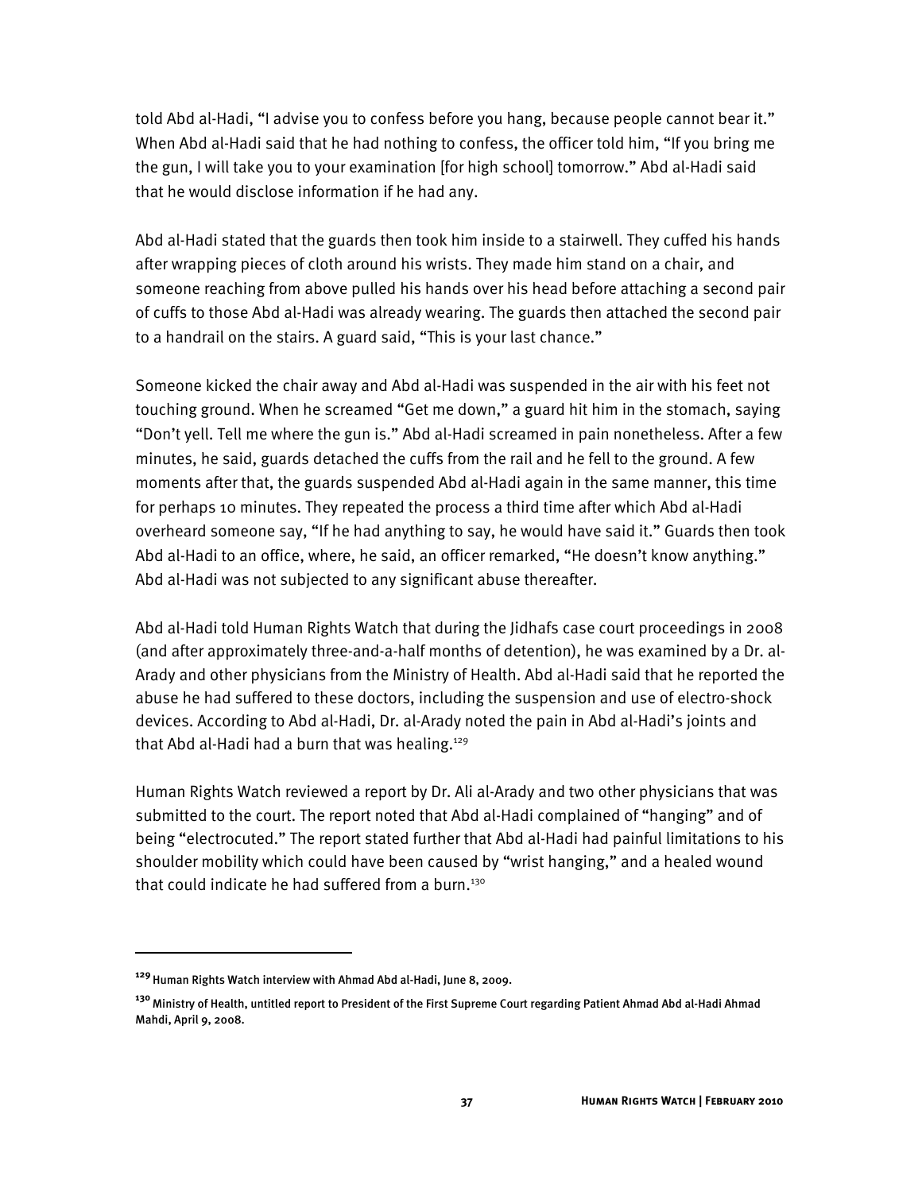told Abd al-Hadi, "I advise you to confess before you hang, because people cannot bear it." When Abd al-Hadi said that he had nothing to confess, the officer told him, "If you bring me the gun, I will take you to your examination [for high school] tomorrow." Abd al-Hadi said that he would disclose information if he had any.

Abd al-Hadi stated that the guards then took him inside to a stairwell. They cuffed his hands after wrapping pieces of cloth around his wrists. They made him stand on a chair, and someone reaching from above pulled his hands over his head before attaching a second pair of cuffs to those Abd al-Hadi was already wearing. The guards then attached the second pair to a handrail on the stairs. A guard said, "This is your last chance."

Someone kicked the chair away and Abd al-Hadi was suspended in the air with his feet not touching ground. When he screamed "Get me down," a guard hit him in the stomach, saying "Don't yell. Tell me where the gun is." Abd al-Hadi screamed in pain nonetheless. After a few minutes, he said, guards detached the cuffs from the rail and he fell to the ground. A few moments after that, the guards suspended Abd al-Hadi again in the same manner, this time for perhaps 10 minutes. They repeated the process a third time after which Abd al-Hadi overheard someone say, "If he had anything to say, he would have said it." Guards then took Abd al-Hadi to an office, where, he said, an officer remarked, "He doesn't know anything." Abd al-Hadi was not subjected to any significant abuse thereafter.

Abd al-Hadi told Human Rights Watch that during the Jidhafs case court proceedings in 2008 (and after approximately three-and-a-half months of detention), he was examined by a Dr. al-Arady and other physicians from the Ministry of Health. Abd al-Hadi said that he reported the abuse he had suffered to these doctors, including the suspension and use of electro-shock devices. According to Abd al-Hadi, Dr. al-Arady noted the pain in Abd al-Hadi's joints and that Abd al-Hadi had a burn that was healing.[129]

Human Rights Watch reviewed a report by Dr. Ali al-Arady and two other physicians that was submitted to the court. The report noted that Abd al-Hadi complained of "hanging" and of being "electrocuted." The report stated further that Abd al-Hadi had painful limitations to his shoulder mobility which could have been caused by "wrist hanging," and a healed wound that could indicate he had suffered from a burn.[130]

---

[129] Human Rights Watch interview with Ahmad Abd al-Hadi, June 8, 2009.

[130] Ministry of Health, untitled report to President of the First Supreme Court regarding Patient Ahmad Abd al-Hadi Ahmad Mahdi, April 9, 2008.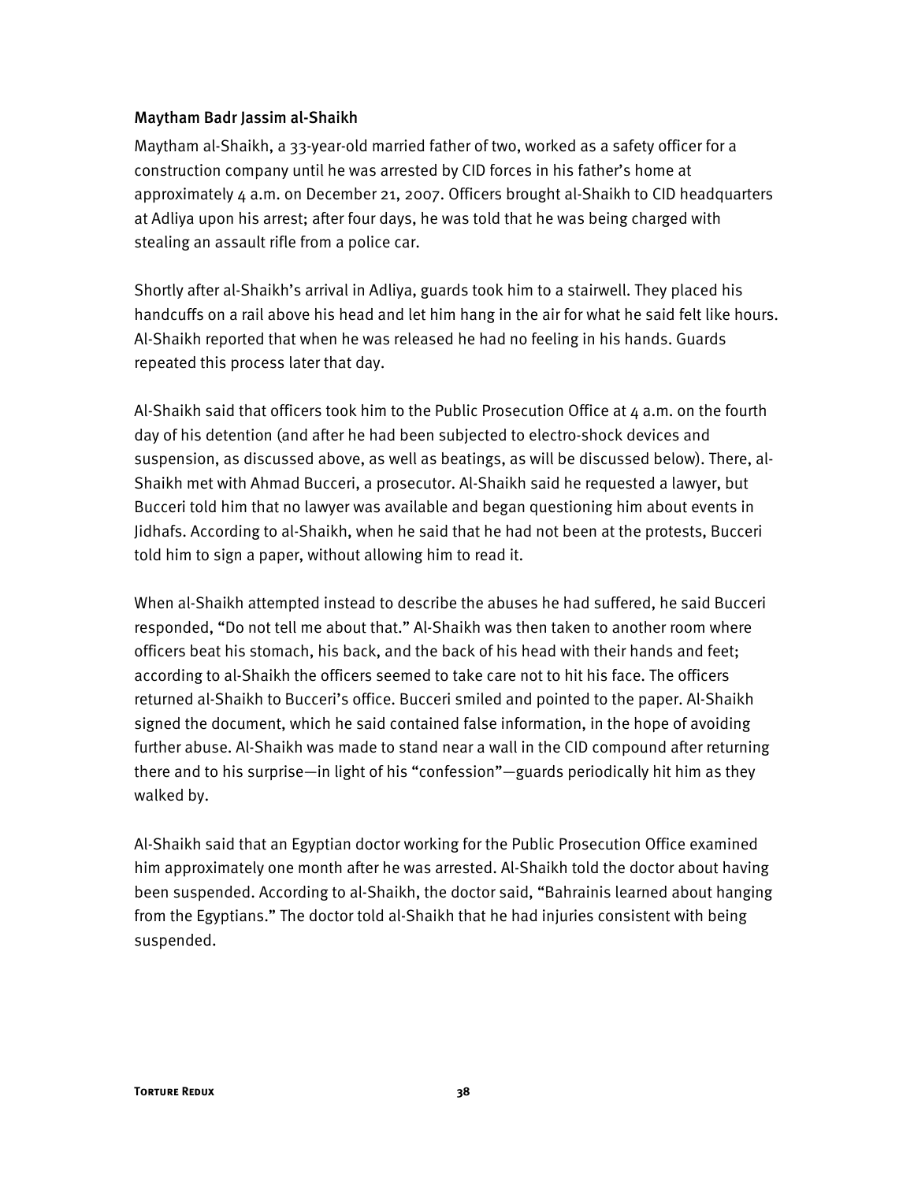### Maytham Badr Jassim al-Shaikh

Maytham al-Shaikh, a 33-year-old married father of two, worked as a safety officer for a construction company until he was arrested by CID forces in his father's home at approximately 4 a.m. on December 21, 2007. Officers brought al-Shaikh to CID headquarters at Adliya upon his arrest; after four days, he was told that he was being charged with stealing an assault rifle from a police car.

Shortly after al-Shaikh's arrival in Adliya, guards took him to a stairwell. They placed his handcuffs on a rail above his head and let him hang in the air for what he said felt like hours. Al-Shaikh reported that when he was released he had no feeling in his hands. Guards repeated this process later that day.

Al-Shaikh said that officers took him to the Public Prosecution Office at 4 a.m. on the fourth day of his detention (and after he had been subjected to electro-shock devices and suspension, as discussed above, as well as beatings, as will be discussed below). There, al-Shaikh met with Ahmad Bucceri, a prosecutor. Al-Shaikh said he requested a lawyer, but Bucceri told him that no lawyer was available and began questioning him about events in Jidhafs. According to al-Shaikh, when he said that he had not been at the protests, Bucceri told him to sign a paper, without allowing him to read it.

When al-Shaikh attempted instead to describe the abuses he had suffered, he said Bucceri responded, "Do not tell me about that." Al-Shaikh was then taken to another room where officers beat his stomach, his back, and the back of his head with their hands and feet; according to al-Shaikh the officers seemed to take care not to hit his face. The officers returned al-Shaikh to Bucceri's office. Bucceri smiled and pointed to the paper. Al-Shaikh signed the document, which he said contained false information, in the hope of avoiding further abuse. Al-Shaikh was made to stand near a wall in the CID compound after returning there and to his surprise—in light of his "confession"—guards periodically hit him as they walked by.

Al-Shaikh said that an Egyptian doctor working for the Public Prosecution Office examined him approximately one month after he was arrested. Al-Shaikh told the doctor about having been suspended. According to al-Shaikh, the doctor said, "Bahrainis learned about hanging from the Egyptians." The doctor told al-Shaikh that he had injuries consistent with being suspended.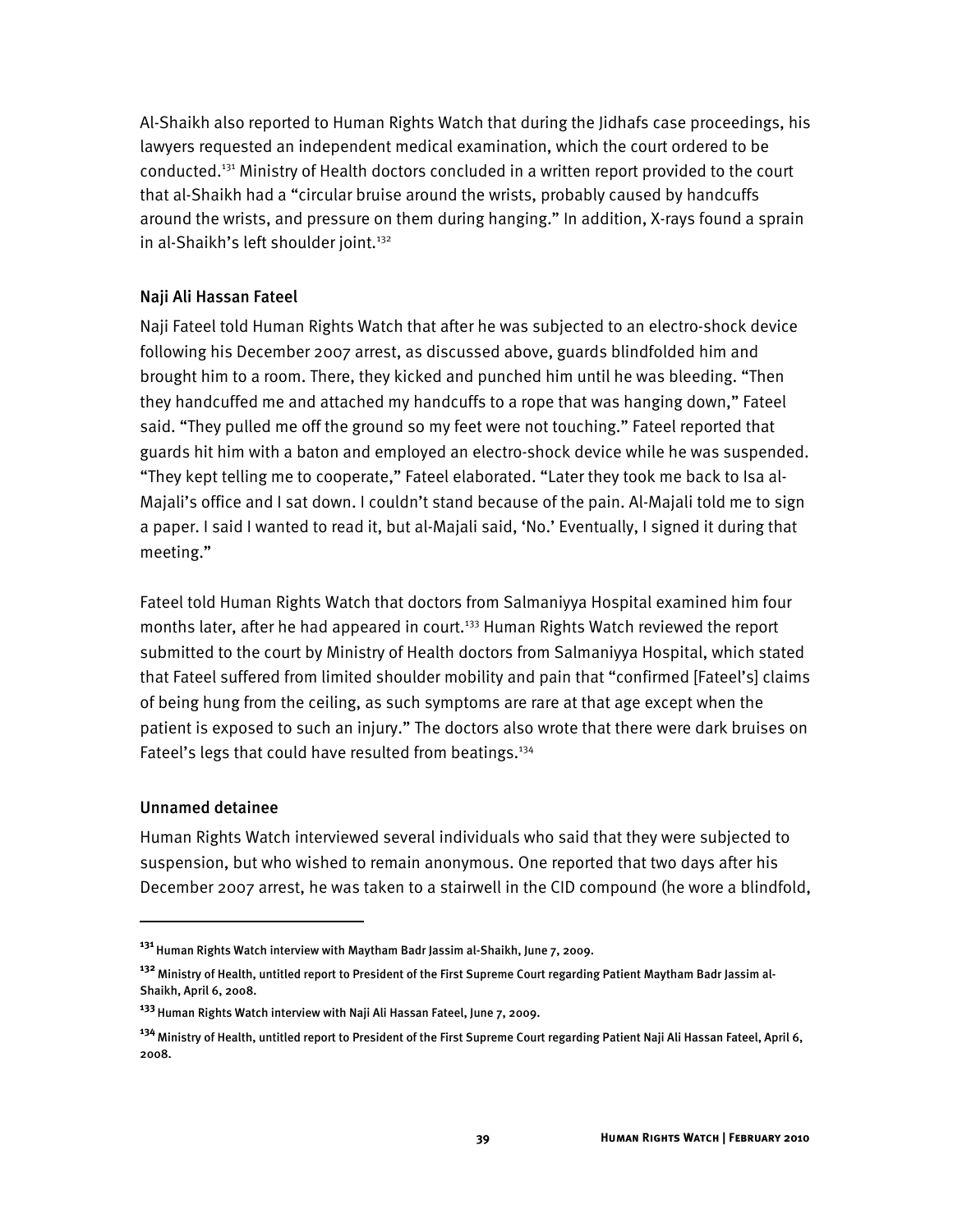Al-Shaikh also reported to Human Rights Watch that during the Jidhafs case proceedings, his lawyers requested an independent medical examination, which the court ordered to be conducted.[131] Ministry of Health doctors concluded in a written report provided to the court that al-Shaikh had a "circular bruise around the wrists, probably caused by handcuffs around the wrists, and pressure on them during hanging." In addition, X-rays found a sprain in al-Shaikh's left shoulder joint.[132]

### Naji Ali Hassan Fateel

Naji Fateel told Human Rights Watch that after he was subjected to an electro-shock device following his December 2007 arrest, as discussed above, guards blindfolded him and brought him to a room. There, they kicked and punched him until he was bleeding. "Then they handcuffed me and attached my handcuffs to a rope that was hanging down," Fateel said. "They pulled me off the ground so my feet were not touching." Fateel reported that guards hit him with a baton and employed an electro-shock device while he was suspended. "They kept telling me to cooperate," Fateel elaborated. "Later they took me back to Isa al-Majali's office and I sat down. I couldn't stand because of the pain. Al-Majali told me to sign a paper. I said I wanted to read it, but al-Majali said, 'No.' Eventually, I signed it during that meeting."

Fateel told Human Rights Watch that doctors from Salmaniyya Hospital examined him four months later, after he had appeared in court.[133] Human Rights Watch reviewed the report submitted to the court by Ministry of Health doctors from Salmaniyya Hospital, which stated that Fateel suffered from limited shoulder mobility and pain that "confirmed [Fateel's] claims of being hung from the ceiling, as such symptoms are rare at that age except when the patient is exposed to such an injury." The doctors also wrote that there were dark bruises on Fateel's legs that could have resulted from beatings.[134]

### Unnamed detainee

Human Rights Watch interviewed several individuals who said that they were subjected to suspension, but who wished to remain anonymous. One reported that two days after his December 2007 arrest, he was taken to a stairwell in the CID compound (he wore a blindfold,

---

[131] Human Rights Watch interview with Maytham Badr Jassim al-Shaikh, June 7, 2009.

[132] Ministry of Health, untitled report to President of the First Supreme Court regarding Patient Maytham Badr Jassim al-Shaikh, April 6, 2008.

[133] Human Rights Watch interview with Naji Ali Hassan Fateel, June 7, 2009.

[134] Ministry of Health, untitled report to President of the First Supreme Court regarding Patient Naji Ali Hassan Fateel, April 6, 2008.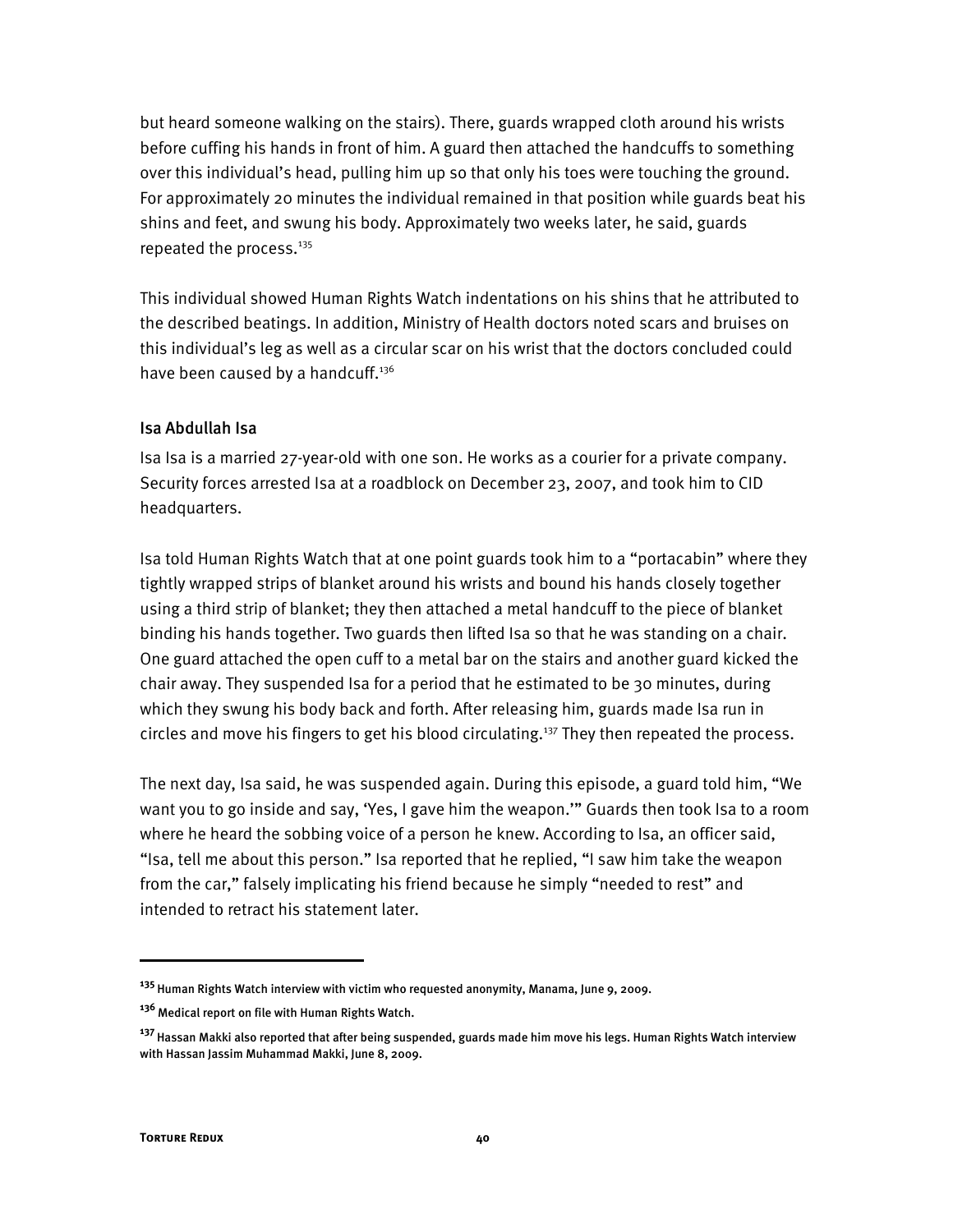but heard someone walking on the stairs). There, guards wrapped cloth around his wrists before cuffing his hands in front of him. A guard then attached the handcuffs to something over this individual's head, pulling him up so that only his toes were touching the ground. For approximately 20 minutes the individual remained in that position while guards beat his shins and feet, and swung his body. Approximately two weeks later, he said, guards repeated the process.[135]

This individual showed Human Rights Watch indentations on his shins that he attributed to the described beatings. In addition, Ministry of Health doctors noted scars and bruises on this individual's leg as well as a circular scar on his wrist that the doctors concluded could have been caused by a handcuff.[136]

### Isa Abdullah Isa

Isa Isa is a married 27-year-old with one son. He works as a courier for a private company. Security forces arrested Isa at a roadblock on December 23, 2007, and took him to CID headquarters.

Isa told Human Rights Watch that at one point guards took him to a "portacabin" where they tightly wrapped strips of blanket around his wrists and bound his hands closely together using a third strip of blanket; they then attached a metal handcuff to the piece of blanket binding his hands together. Two guards then lifted Isa so that he was standing on a chair. One guard attached the open cuff to a metal bar on the stairs and another guard kicked the chair away. They suspended Isa for a period that he estimated to be 30 minutes, during which they swung his body back and forth. After releasing him, guards made Isa run in circles and move his fingers to get his blood circulating.[137] They then repeated the process.

The next day, Isa said, he was suspended again. During this episode, a guard told him, "We want you to go inside and say, 'Yes, I gave him the weapon.'" Guards then took Isa to a room where he heard the sobbing voice of a person he knew. According to Isa, an officer said, "Isa, tell me about this person." Isa reported that he replied, "I saw him take the weapon from the car," falsely implicating his friend because he simply "needed to rest" and intended to retract his statement later.

---

[135] Human Rights Watch interview with victim who requested anonymity, Manama, June 9, 2009.

[136] Medical report on file with Human Rights Watch.

[137] Hassan Makki also reported that after being suspended, guards made him move his legs. Human Rights Watch interview with Hassan Jassim Muhammad Makki, June 8, 2009.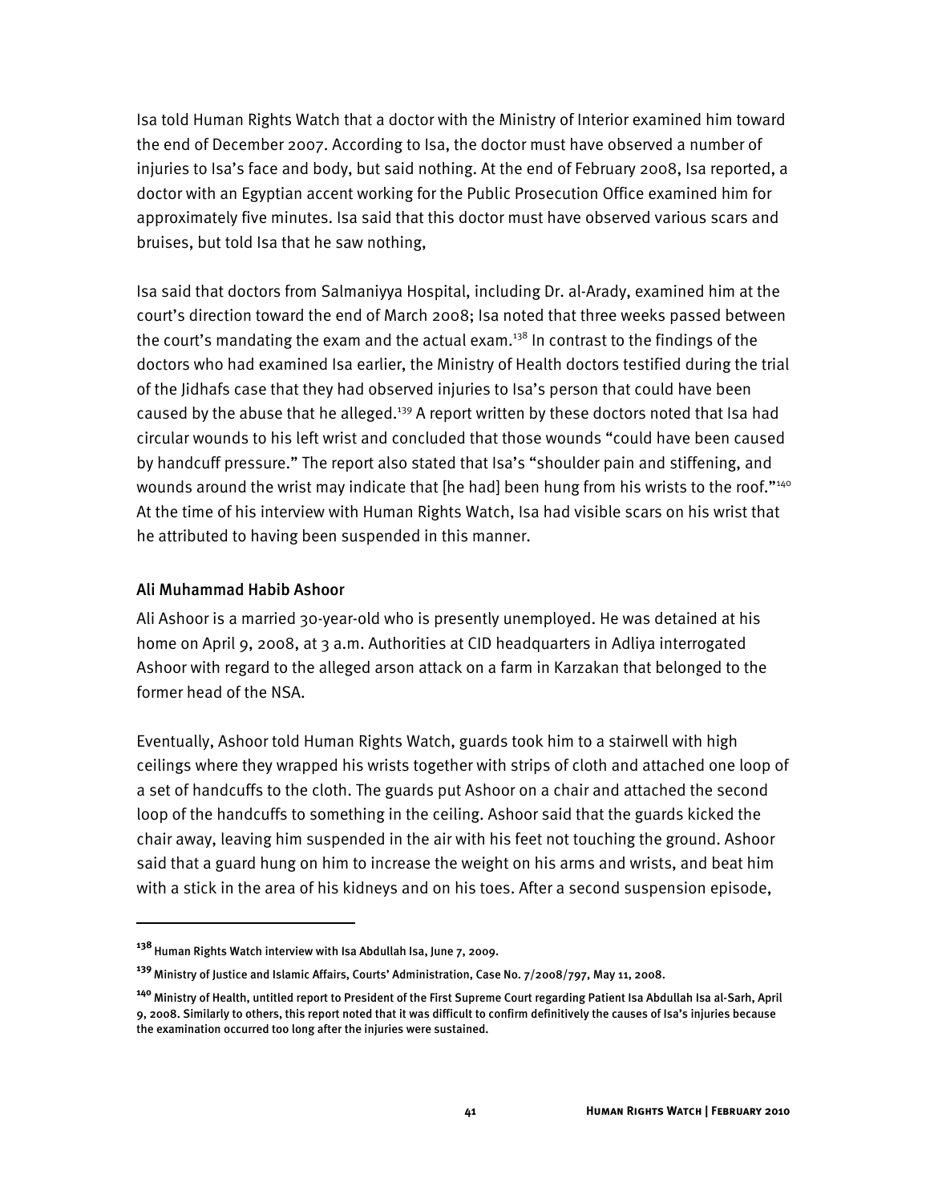Isa told Human Rights Watch that a doctor with the Ministry of Interior examined him toward the end of December 2007. According to Isa, the doctor must have observed a number of injuries to Isa's face and body, but said nothing. At the end of February 2008, Isa reported, a doctor with an Egyptian accent working for the Public Prosecution Office examined him for approximately five minutes. Isa said that this doctor must have observed various scars and bruises, but told Isa that he saw nothing,

Isa said that doctors from Salmaniyya Hospital, including Dr. al-Arady, examined him at the court's direction toward the end of March 2008; Isa noted that three weeks passed between the court's mandating the exam and the actual exam.[138] In contrast to the findings of the doctors who had examined Isa earlier, the Ministry of Health doctors testified during the trial of the Jidhafs case that they had observed injuries to Isa's person that could have been caused by the abuse that he alleged.[139] A report written by these doctors noted that Isa had circular wounds to his left wrist and concluded that those wounds "could have been caused by handcuff pressure." The report also stated that Isa's "shoulder pain and stiffening, and wounds around the wrist may indicate that [he had] been hung from his wrists to the roof."[140] At the time of his interview with Human Rights Watch, Isa had visible scars on his wrist that he attributed to having been suspended in this manner.

### Ali Muhammad Habib Ashoor

Ali Ashoor is a married 30-year-old who is presently unemployed. He was detained at his home on April 9, 2008, at 3 a.m. Authorities at CID headquarters in Adliya interrogated Ashoor with regard to the alleged arson attack on a farm in Karzakan that belonged to the former head of the NSA.

Eventually, Ashoor told Human Rights Watch, guards took him to a stairwell with high ceilings where they wrapped his wrists together with strips of cloth and attached one loop of a set of handcuffs to the cloth. The guards put Ashoor on a chair and attached the second loop of the handcuffs to something in the ceiling. Ashoor said that the guards kicked the chair away, leaving him suspended in the air with his feet not touching the ground. Ashoor said that a guard hung on him to increase the weight on his arms and wrists, and beat him with a stick in the area of his kidneys and on his toes. After a second suspension episode,

---

[138] Human Rights Watch interview with Isa Abdullah Isa, June 7, 2009.

[139] Ministry of Justice and Islamic Affairs, Courts' Administration, Case No. 7/2008/797, May 11, 2008.

[140] Ministry of Health, untitled report to President of the First Supreme Court regarding Patient Isa Abdullah Isa al-Sarh, April 9, 2008. Similarly to others, this report noted that it was difficult to confirm definitively the causes of Isa's injuries because the examination occurred too long after the injuries were sustained.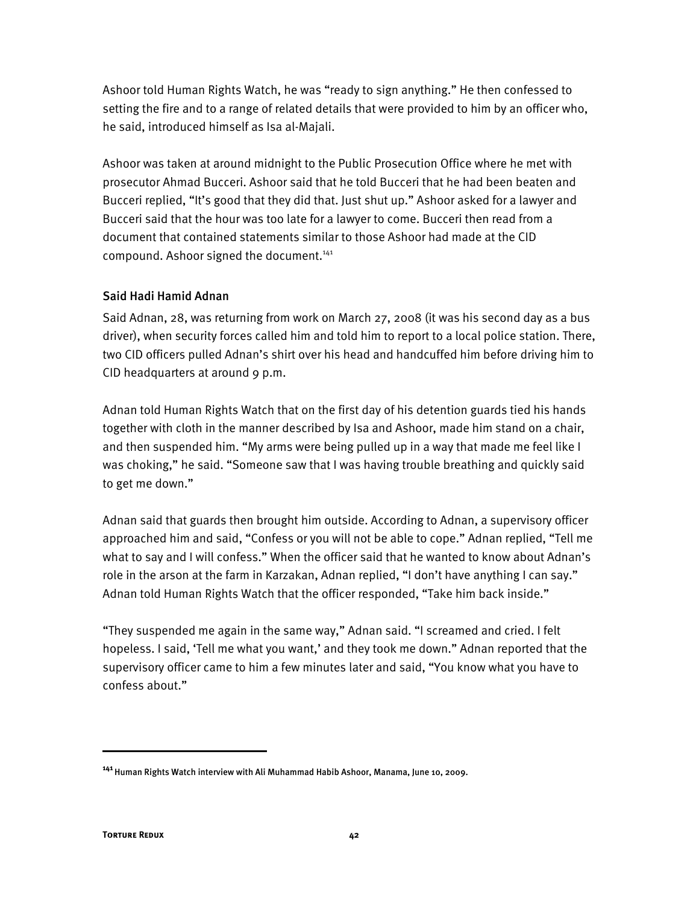Ashoor told Human Rights Watch, he was "ready to sign anything." He then confessed to setting the fire and to a range of related details that were provided to him by an officer who, he said, introduced himself as Isa al-Majali.

Ashoor was taken at around midnight to the Public Prosecution Office where he met with prosecutor Ahmad Bucceri. Ashoor said that he told Bucceri that he had been beaten and Bucceri replied, "It's good that they did that. Just shut up." Ashoor asked for a lawyer and Bucceri said that the hour was too late for a lawyer to come. Bucceri then read from a document that contained statements similar to those Ashoor had made at the CID compound. Ashoor signed the document.[141]

### Said Hadi Hamid Adnan

Said Adnan, 28, was returning from work on March 27, 2008 (it was his second day as a bus driver), when security forces called him and told him to report to a local police station. There, two CID officers pulled Adnan's shirt over his head and handcuffed him before driving him to CID headquarters at around 9 p.m.

Adnan told Human Rights Watch that on the first day of his detention guards tied his hands together with cloth in the manner described by Isa and Ashoor, made him stand on a chair, and then suspended him. "My arms were being pulled up in a way that made me feel like I was choking," he said. "Someone saw that I was having trouble breathing and quickly said to get me down."

Adnan said that guards then brought him outside. According to Adnan, a supervisory officer approached him and said, "Confess or you will not be able to cope." Adnan replied, "Tell me what to say and I will confess." When the officer said that he wanted to know about Adnan's role in the arson at the farm in Karzakan, Adnan replied, "I don't have anything I can say." Adnan told Human Rights Watch that the officer responded, "Take him back inside."

"They suspended me again in the same way," Adnan said. "I screamed and cried. I felt hopeless. I said, 'Tell me what you want,' and they took me down." Adnan reported that the supervisory officer came to him a few minutes later and said, "You know what you have to confess about."

---

[141] Human Rights Watch interview with Ali Muhammad Habib Ashoor, Manama, June 10, 2009.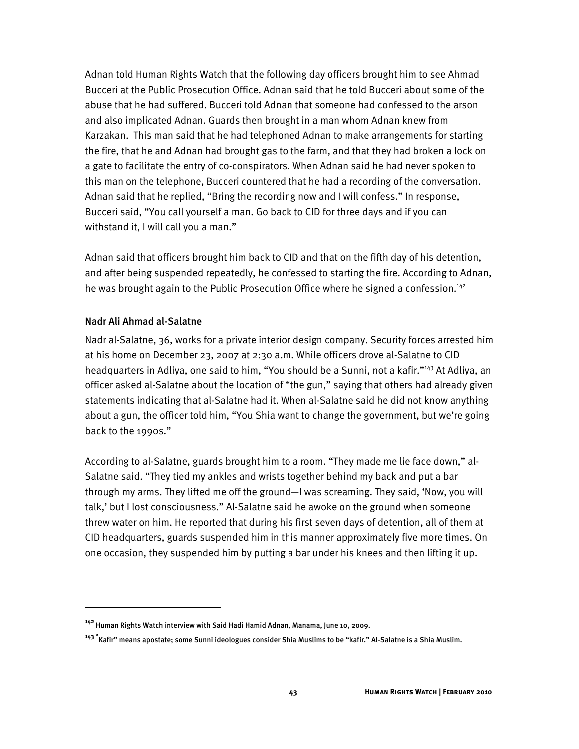Adnan told Human Rights Watch that the following day officers brought him to see Ahmad Bucceri at the Public Prosecution Office. Adnan said that he told Bucceri about some of the abuse that he had suffered. Bucceri told Adnan that someone had confessed to the arson and also implicated Adnan. Guards then brought in a man whom Adnan knew from Karzakan. This man said that he had telephoned Adnan to make arrangements for starting the fire, that he and Adnan had brought gas to the farm, and that they had broken a lock on a gate to facilitate the entry of co-conspirators. When Adnan said he had never spoken to this man on the telephone, Bucceri countered that he had a recording of the conversation. Adnan said that he replied, "Bring the recording now and I will confess." In response, Bucceri said, "You call yourself a man. Go back to CID for three days and if you can withstand it, I will call you a man."

Adnan said that officers brought him back to CID and that on the fifth day of his detention, and after being suspended repeatedly, he confessed to starting the fire. According to Adnan, he was brought again to the Public Prosecution Office where he signed a confession.[142]

### Nadr Ali Ahmad al-Salatne

Nadr al-Salatne, 36, works for a private interior design company. Security forces arrested him at his home on December 23, 2007 at 2:30 a.m. While officers drove al-Salatne to CID headquarters in Adliya, one said to him, "You should be a Sunni, not a kafir."[143] At Adliya, an officer asked al-Salatne about the location of "the gun," saying that others had already given statements indicating that al-Salatne had it. When al-Salatne said he did not know anything about a gun, the officer told him, "You Shia want to change the government, but we're going back to the 1990s."

According to al-Salatne, guards brought him to a room. "They made me lie face down," al-Salatne said. "They tied my ankles and wrists together behind my back and put a bar through my arms. They lifted me off the ground—I was screaming. They said, 'Now, you will talk,' but I lost consciousness." Al-Salatne said he awoke on the ground when someone threw water on him. He reported that during his first seven days of detention, all of them at CID headquarters, guards suspended him in this manner approximately five more times. On one occasion, they suspended him by putting a bar under his knees and then lifting it up.

---

[142] Human Rights Watch interview with Said Hadi Hamid Adnan, Manama, June 10, 2009.

[143] "Kafir" means apostate; some Sunni ideologues consider Shia Muslims to be "kafir." Al-Salatne is a Shia Muslim.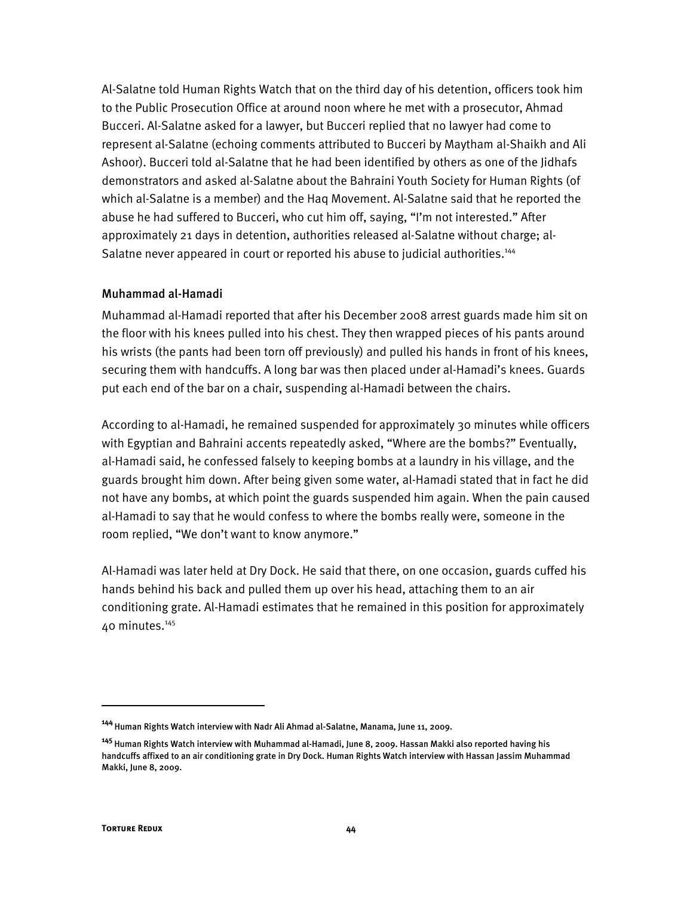Al-Salatne told Human Rights Watch that on the third day of his detention, officers took him to the Public Prosecution Office at around noon where he met with a prosecutor, Ahmad Bucceri. Al-Salatne asked for a lawyer, but Bucceri replied that no lawyer had come to represent al-Salatne (echoing comments attributed to Bucceri by Maytham al-Shaikh and Ali Ashoor). Bucceri told al-Salatne that he had been identified by others as one of the Jidhafs demonstrators and asked al-Salatne about the Bahraini Youth Society for Human Rights (of which al-Salatne is a member) and the Haq Movement. Al-Salatne said that he reported the abuse he had suffered to Bucceri, who cut him off, saying, "I'm not interested." After approximately 21 days in detention, authorities released al-Salatne without charge; al-Salatne never appeared in court or reported his abuse to judicial authorities.[144]

### Muhammad al-Hamadi

Muhammad al-Hamadi reported that after his December 2008 arrest guards made him sit on the floor with his knees pulled into his chest. They then wrapped pieces of his pants around his wrists (the pants had been torn off previously) and pulled his hands in front of his knees, securing them with handcuffs. A long bar was then placed under al-Hamadi's knees. Guards put each end of the bar on a chair, suspending al-Hamadi between the chairs.

According to al-Hamadi, he remained suspended for approximately 30 minutes while officers with Egyptian and Bahraini accents repeatedly asked, "Where are the bombs?" Eventually, al-Hamadi said, he confessed falsely to keeping bombs at a laundry in his village, and the guards brought him down. After being given some water, al-Hamadi stated that in fact he did not have any bombs, at which point the guards suspended him again. When the pain caused al-Hamadi to say that he would confess to where the bombs really were, someone in the room replied, "We don't want to know anymore."

Al-Hamadi was later held at Dry Dock. He said that there, on one occasion, guards cuffed his hands behind his back and pulled them up over his head, attaching them to an air conditioning grate. Al-Hamadi estimates that he remained in this position for approximately 40 minutes.[145]

---

[144] Human Rights Watch interview with Nadr Ali Ahmad al-Salatne, Manama, June 11, 2009.

[145] Human Rights Watch interview with Muhammad al-Hamadi, June 8, 2009. Hassan Makki also reported having his handcuffs affixed to an air conditioning grate in Dry Dock. Human Rights Watch interview with Hassan Jassim Muhammad Makki, June 8, 2009.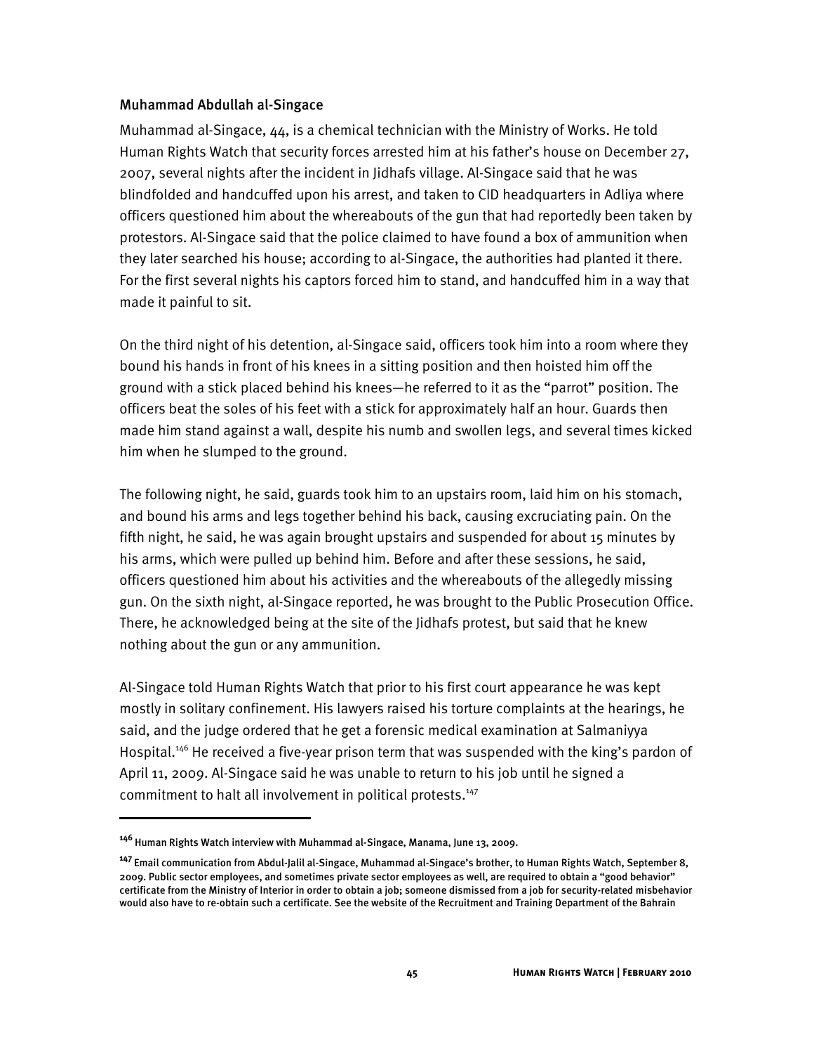### Muhammad Abdullah al-Singace

Muhammad al-Singace, 44, is a chemical technician with the Ministry of Works. He told Human Rights Watch that security forces arrested him at his father's house on December 27, 2007, several nights after the incident in Jidhafs village. Al-Singace said that he was blindfolded and handcuffed upon his arrest, and taken to CID headquarters in Adliya where officers questioned him about the whereabouts of the gun that had reportedly been taken by protestors. Al-Singace said that the police claimed to have found a box of ammunition when they later searched his house; according to al-Singace, the authorities had planted it there. For the first several nights his captors forced him to stand, and handcuffed him in a way that made it painful to sit.

On the third night of his detention, al-Singace said, officers took him into a room where they bound his hands in front of his knees in a sitting position and then hoisted him off the ground with a stick placed behind his knees—he referred to it as the "parrot" position. The officers beat the soles of his feet with a stick for approximately half an hour. Guards then made him stand against a wall, despite his numb and swollen legs, and several times kicked him when he slumped to the ground.

The following night, he said, guards took him to an upstairs room, laid him on his stomach, and bound his arms and legs together behind his back, causing excruciating pain. On the fifth night, he said, he was again brought upstairs and suspended for about 15 minutes by his arms, which were pulled up behind him. Before and after these sessions, he said, officers questioned him about his activities and the whereabouts of the allegedly missing gun. On the sixth night, al-Singace reported, he was brought to the Public Prosecution Office. There, he acknowledged being at the site of the Jidhafs protest, but said that he knew nothing about the gun or any ammunition.

Al-Singace told Human Rights Watch that prior to his first court appearance he was kept mostly in solitary confinement. His lawyers raised his torture complaints at the hearings, he said, and the judge ordered that he get a forensic medical examination at Salmaniyya Hospital.[146] He received a five-year prison term that was suspended with the king's pardon of April 11, 2009. Al-Singace said he was unable to return to his job until he signed a commitment to halt all involvement in political protests.[147]

---

[146] Human Rights Watch interview with Muhammad al-Singace, Manama, June 13, 2009.

[147] Email communication from Abdul-Jalil al-Singace, Muhammad al-Singace's brother, to Human Rights Watch, September 8, 2009. Public sector employees, and sometimes private sector employees as well, are required to obtain a "good behavior" certificate from the Ministry of Interior in order to obtain a job; someone dismissed from a job for security-related misbehavior would also have to re-obtain such a certificate. See the website of the Recruitment and Training Department of the Bahrain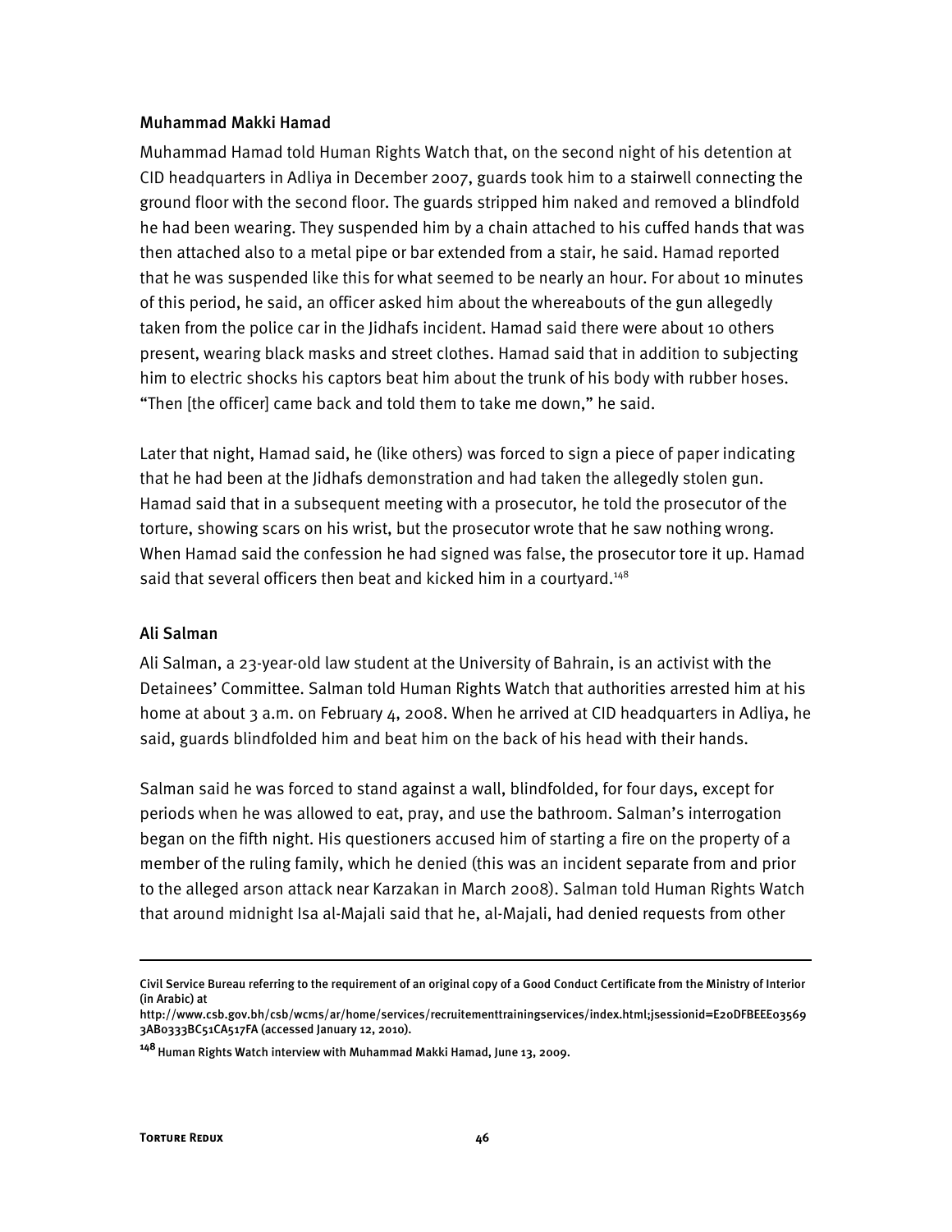### Muhammad Makki Hamad

Muhammad Hamad told Human Rights Watch that, on the second night of his detention at CID headquarters in Adliya in December 2007, guards took him to a stairwell connecting the ground floor with the second floor. The guards stripped him naked and removed a blindfold he had been wearing. They suspended him by a chain attached to his cuffed hands that was then attached also to a metal pipe or bar extended from a stair, he said. Hamad reported that he was suspended like this for what seemed to be nearly an hour. For about 10 minutes of this period, he said, an officer asked him about the whereabouts of the gun allegedly taken from the police car in the Jidhafs incident. Hamad said there were about 10 others present, wearing black masks and street clothes. Hamad said that in addition to subjecting him to electric shocks his captors beat him about the trunk of his body with rubber hoses. "Then [the officer] came back and told them to take me down," he said.

Later that night, Hamad said, he (like others) was forced to sign a piece of paper indicating that he had been at the Jidhafs demonstration and had taken the allegedly stolen gun. Hamad said that in a subsequent meeting with a prosecutor, he told the prosecutor of the torture, showing scars on his wrist, but the prosecutor wrote that he saw nothing wrong. When Hamad said the confession he had signed was false, the prosecutor tore it up. Hamad said that several officers then beat and kicked him in a courtyard.[148]

### Ali Salman

Ali Salman, a 23-year-old law student at the University of Bahrain, is an activist with the Detainees' Committee. Salman told Human Rights Watch that authorities arrested him at his home at about 3 a.m. on February 4, 2008. When he arrived at CID headquarters in Adliya, he said, guards blindfolded him and beat him on the back of his head with their hands.

Salman said he was forced to stand against a wall, blindfolded, for four days, except for periods when he was allowed to eat, pray, and use the bathroom. Salman's interrogation began on the fifth night. His questioners accused him of starting a fire on the property of a member of the ruling family, which he denied (this was an incident separate from and prior to the alleged arson attack near Karzakan in March 2008). Salman told Human Rights Watch that around midnight Isa al-Majali said that he, al-Majali, had denied requests from other

---

Civil Service Bureau referring to the requirement of an original copy of a Good Conduct Certificate from the Ministry of Interior (in Arabic) at http://www.csb.gov.bh/csb/wcms/ar/home/services/recruitementtrainingservices/index.html;jsessionid=E20DFBEEE035693AB0333BC51CA517FA (accessed January 12, 2010).

[148] Human Rights Watch interview with Muhammad Makki Hamad, June 13, 2009.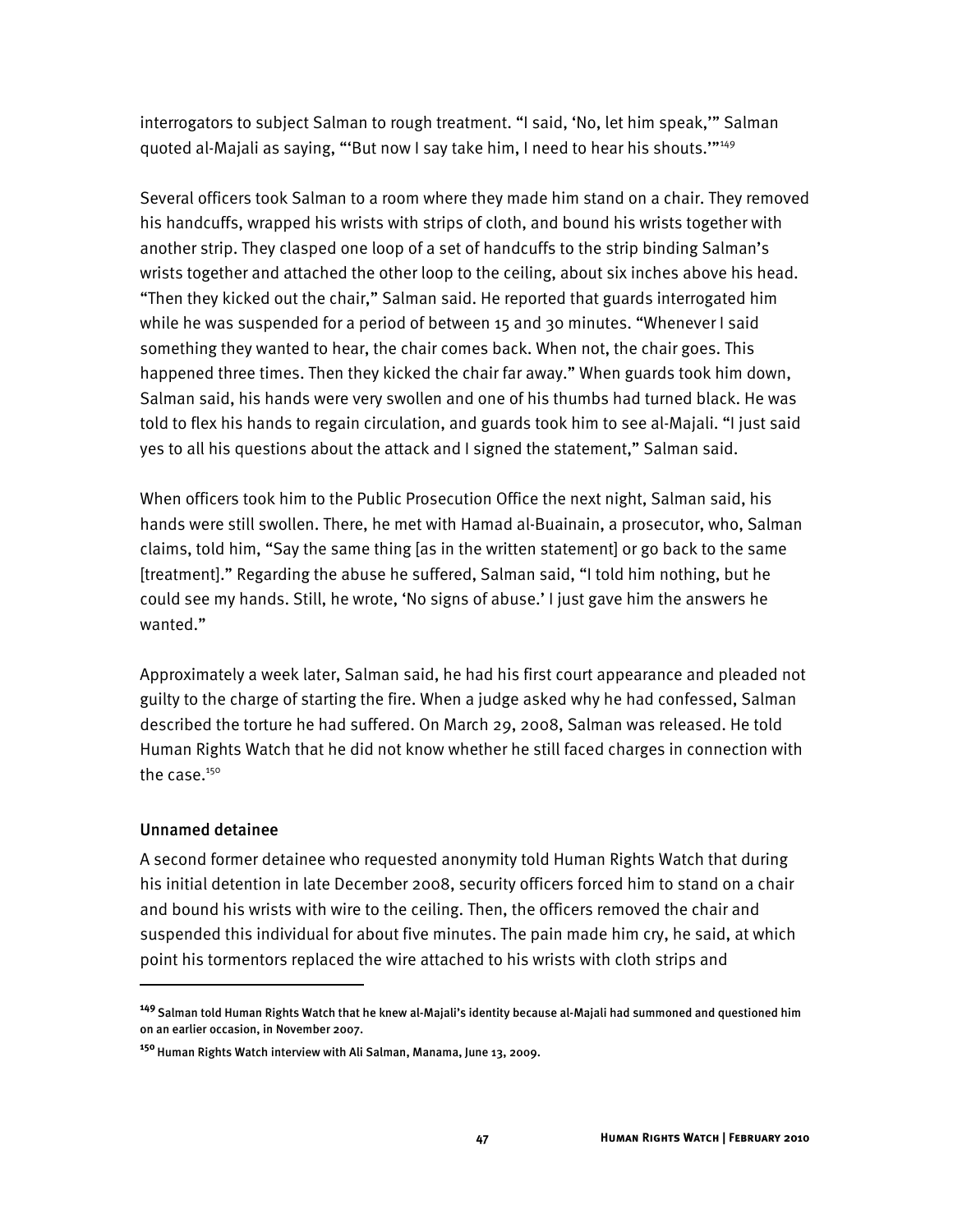interrogators to subject Salman to rough treatment. "I said, 'No, let him speak,'" Salman quoted al-Majali as saying, "'But now I say take him, I need to hear his shouts.'"[149]

Several officers took Salman to a room where they made him stand on a chair. They removed his handcuffs, wrapped his wrists with strips of cloth, and bound his wrists together with another strip. They clasped one loop of a set of handcuffs to the strip binding Salman's wrists together and attached the other loop to the ceiling, about six inches above his head. "Then they kicked out the chair," Salman said. He reported that guards interrogated him while he was suspended for a period of between 15 and 30 minutes. "Whenever I said something they wanted to hear, the chair comes back. When not, the chair goes. This happened three times. Then they kicked the chair far away." When guards took him down, Salman said, his hands were very swollen and one of his thumbs had turned black. He was told to flex his hands to regain circulation, and guards took him to see al-Majali. "I just said yes to all his questions about the attack and I signed the statement," Salman said.

When officers took him to the Public Prosecution Office the next night, Salman said, his hands were still swollen. There, he met with Hamad al-Buainain, a prosecutor, who, Salman claims, told him, "Say the same thing [as in the written statement] or go back to the same [treatment]." Regarding the abuse he suffered, Salman said, "I told him nothing, but he could see my hands. Still, he wrote, 'No signs of abuse.' I just gave him the answers he wanted."

Approximately a week later, Salman said, he had his first court appearance and pleaded not guilty to the charge of starting the fire. When a judge asked why he had confessed, Salman described the torture he had suffered. On March 29, 2008, Salman was released. He told Human Rights Watch that he did not know whether he still faced charges in connection with the case.[150]

### Unnamed detainee

A second former detainee who requested anonymity told Human Rights Watch that during his initial detention in late December 2008, security officers forced him to stand on a chair and bound his wrists with wire to the ceiling. Then, the officers removed the chair and suspended this individual for about five minutes. The pain made him cry, he said, at which point his tormentors replaced the wire attached to his wrists with cloth strips and

---

[149] Salman told Human Rights Watch that he knew al-Majali's identity because al-Majali had summoned and questioned him on an earlier occasion, in November 2007.

[150] Human Rights Watch interview with Ali Salman, Manama, June 13, 2009.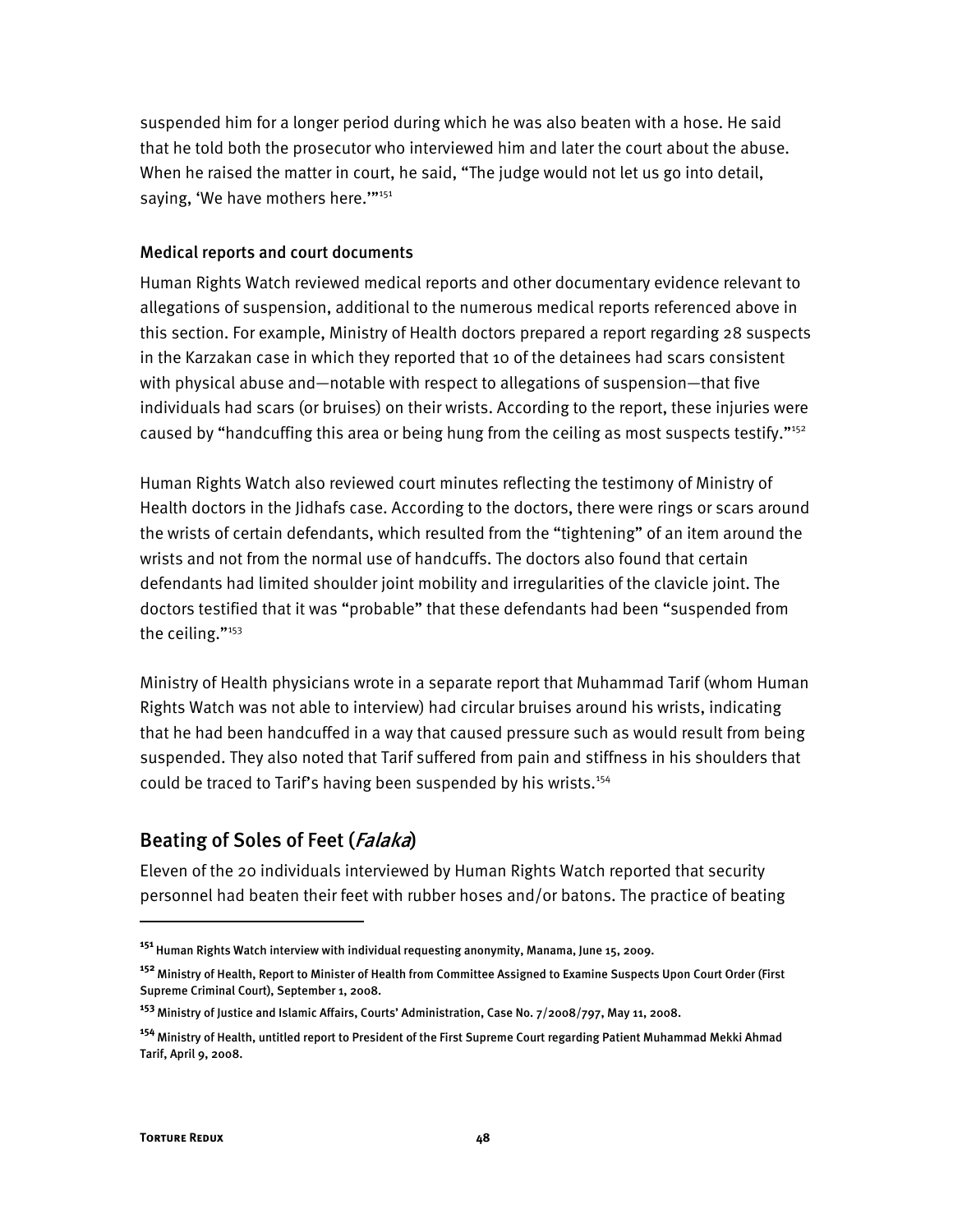suspended him for a longer period during which he was also beaten with a hose. He said that he told both the prosecutor who interviewed him and later the court about the abuse. When he raised the matter in court, he said, "The judge would not let us go into detail, saying, 'We have mothers here.'"[151]

### Medical reports and court documents

Human Rights Watch reviewed medical reports and other documentary evidence relevant to allegations of suspension, additional to the numerous medical reports referenced above in this section. For example, Ministry of Health doctors prepared a report regarding 28 suspects in the Karzakan case in which they reported that 10 of the detainees had scars consistent with physical abuse and—notable with respect to allegations of suspension—that five individuals had scars (or bruises) on their wrists. According to the report, these injuries were caused by "handcuffing this area or being hung from the ceiling as most suspects testify."[152]

Human Rights Watch also reviewed court minutes reflecting the testimony of Ministry of Health doctors in the Jidhafs case. According to the doctors, there were rings or scars around the wrists of certain defendants, which resulted from the "tightening" of an item around the wrists and not from the normal use of handcuffs. The doctors also found that certain defendants had limited shoulder joint mobility and irregularities of the clavicle joint. The doctors testified that it was "probable" that these defendants had been "suspended from the ceiling."[153]

Ministry of Health physicians wrote in a separate report that Muhammad Tarif (whom Human Rights Watch was not able to interview) had circular bruises around his wrists, indicating that he had been handcuffed in a way that caused pressure such as would result from being suspended. They also noted that Tarif suffered from pain and stiffness in his shoulders that could be traced to Tarif's having been suspended by his wrists.[154]

## Beating of Soles of Feet (*Falaka*)

Eleven of the 20 individuals interviewed by Human Rights Watch reported that security personnel had beaten their feet with rubber hoses and/or batons. The practice of beating

---

[151] Human Rights Watch interview with individual requesting anonymity, Manama, June 15, 2009.

[152] Ministry of Health, Report to Minister of Health from Committee Assigned to Examine Suspects Upon Court Order (First Supreme Criminal Court), September 1, 2008.

[153] Ministry of Justice and Islamic Affairs, Courts' Administration, Case No. 7/2008/797, May 11, 2008.

[154] Ministry of Health, untitled report to President of the First Supreme Court regarding Patient Muhammad Mekki Ahmad Tarif, April 9, 2008.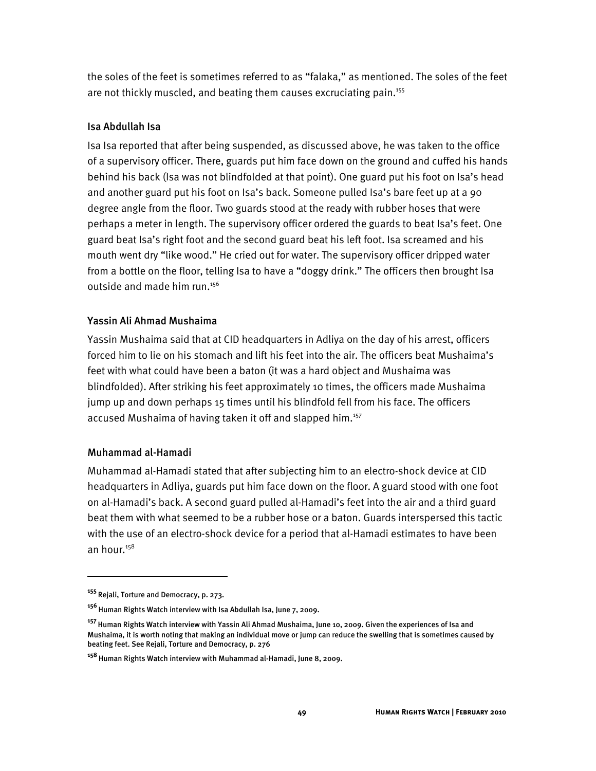the soles of the feet is sometimes referred to as "falaka," as mentioned. The soles of the feet are not thickly muscled, and beating them causes excruciating pain.[155]

### Isa Abdullah Isa

Isa Isa reported that after being suspended, as discussed above, he was taken to the office of a supervisory officer. There, guards put him face down on the ground and cuffed his hands behind his back (Isa was not blindfolded at that point). One guard put his foot on Isa's head and another guard put his foot on Isa's back. Someone pulled Isa's bare feet up at a 90 degree angle from the floor. Two guards stood at the ready with rubber hoses that were perhaps a meter in length. The supervisory officer ordered the guards to beat Isa's feet. One guard beat Isa's right foot and the second guard beat his left foot. Isa screamed and his mouth went dry "like wood." He cried out for water. The supervisory officer dripped water from a bottle on the floor, telling Isa to have a "doggy drink." The officers then brought Isa outside and made him run.[156]

### Yassin Ali Ahmad Mushaima

Yassin Mushaima said that at CID headquarters in Adliya on the day of his arrest, officers forced him to lie on his stomach and lift his feet into the air. The officers beat Mushaima's feet with what could have been a baton (it was a hard object and Mushaima was blindfolded). After striking his feet approximately 10 times, the officers made Mushaima jump up and down perhaps 15 times until his blindfold fell from his face. The officers accused Mushaima of having taken it off and slapped him.[157]

### Muhammad al-Hamadi

Muhammad al-Hamadi stated that after subjecting him to an electro-shock device at CID headquarters in Adliya, guards put him face down on the floor. A guard stood with one foot on al-Hamadi's back. A second guard pulled al-Hamadi's feet into the air and a third guard beat them with what seemed to be a rubber hose or a baton. Guards interspersed this tactic with the use of an electro-shock device for a period that al-Hamadi estimates to have been an hour.[158]

---

[155] Rejali, Torture and Democracy, p. 273.

[156] Human Rights Watch interview with Isa Abdullah Isa, June 7, 2009.

[157] Human Rights Watch interview with Yassin Ali Ahmad Mushaima, June 10, 2009. Given the experiences of Isa and Mushaima, it is worth noting that making an individual move or jump can reduce the swelling that is sometimes caused by beating feet. See Rejali, Torture and Democracy, p. 276

[158] Human Rights Watch interview with Muhammad al-Hamadi, June 8, 2009.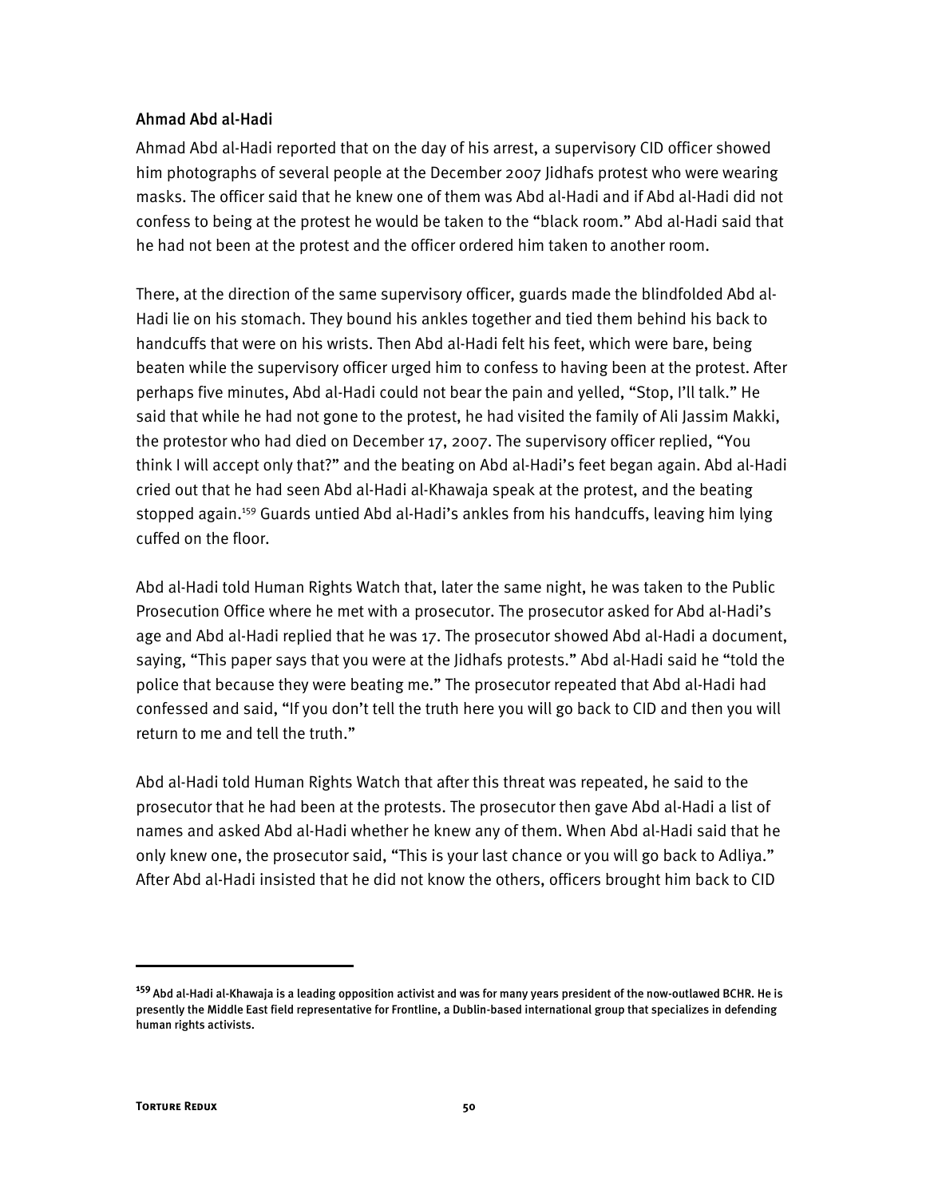### Ahmad Abd al-Hadi

Ahmad Abd al-Hadi reported that on the day of his arrest, a supervisory CID officer showed him photographs of several people at the December 2007 Jidhafs protest who were wearing masks. The officer said that he knew one of them was Abd al-Hadi and if Abd al-Hadi did not confess to being at the protest he would be taken to the "black room." Abd al-Hadi said that he had not been at the protest and the officer ordered him taken to another room.

There, at the direction of the same supervisory officer, guards made the blindfolded Abd al-Hadi lie on his stomach. They bound his ankles together and tied them behind his back to handcuffs that were on his wrists. Then Abd al-Hadi felt his feet, which were bare, being beaten while the supervisory officer urged him to confess to having been at the protest. After perhaps five minutes, Abd al-Hadi could not bear the pain and yelled, "Stop, I'll talk." He said that while he had not gone to the protest, he had visited the family of Ali Jassim Makki, the protestor who had died on December 17, 2007. The supervisory officer replied, "You think I will accept only that?" and the beating on Abd al-Hadi's feet began again. Abd al-Hadi cried out that he had seen Abd al-Hadi al-Khawaja speak at the protest, and the beating stopped again.[159] Guards untied Abd al-Hadi's ankles from his handcuffs, leaving him lying cuffed on the floor.

Abd al-Hadi told Human Rights Watch that, later the same night, he was taken to the Public Prosecution Office where he met with a prosecutor. The prosecutor asked for Abd al-Hadi's age and Abd al-Hadi replied that he was 17. The prosecutor showed Abd al-Hadi a document, saying, "This paper says that you were at the Jidhafs protests." Abd al-Hadi said he "told the police that because they were beating me." The prosecutor repeated that Abd al-Hadi had confessed and said, "If you don't tell the truth here you will go back to CID and then you will return to me and tell the truth."

Abd al-Hadi told Human Rights Watch that after this threat was repeated, he said to the prosecutor that he had been at the protests. The prosecutor then gave Abd al-Hadi a list of names and asked Abd al-Hadi whether he knew any of them. When Abd al-Hadi said that he only knew one, the prosecutor said, "This is your last chance or you will go back to Adliya." After Abd al-Hadi insisted that he did not know the others, officers brought him back to CID

---

[159] Abd al-Hadi al-Khawaja is a leading opposition activist and was for many years president of the now-outlawed BCHR. He is presently the Middle East field representative for Frontline, a Dublin-based international group that specializes in defending human rights activists.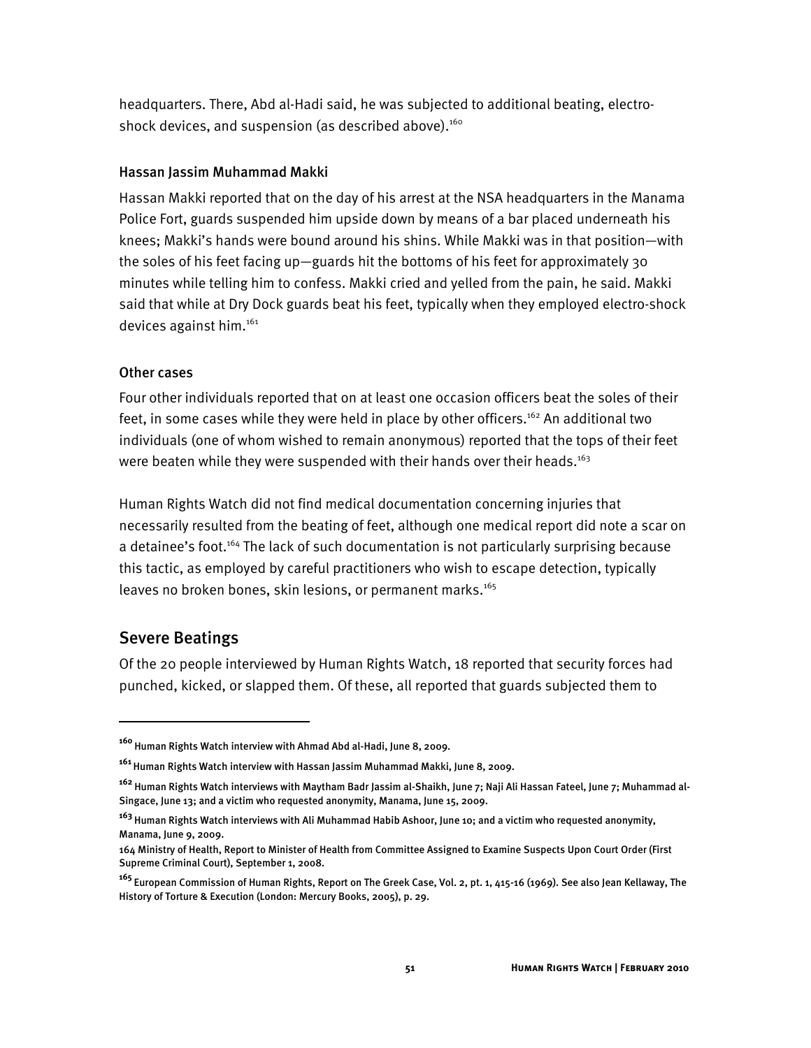headquarters. There, Abd al-Hadi said, he was subjected to additional beating, electro-shock devices, and suspension (as described above).[160]

### Hassan Jassim Muhammad Makki

Hassan Makki reported that on the day of his arrest at the NSA headquarters in the Manama Police Fort, guards suspended him upside down by means of a bar placed underneath his knees; Makki's hands were bound around his shins. While Makki was in that position—with the soles of his feet facing up—guards hit the bottoms of his feet for approximately 30 minutes while telling him to confess. Makki cried and yelled from the pain, he said. Makki said that while at Dry Dock guards beat his feet, typically when they employed electro-shock devices against him.[161]

### Other cases

Four other individuals reported that on at least one occasion officers beat the soles of their feet, in some cases while they were held in place by other officers.[162] An additional two individuals (one of whom wished to remain anonymous) reported that the tops of their feet were beaten while they were suspended with their hands over their heads.[163]

Human Rights Watch did not find medical documentation concerning injuries that necessarily resulted from the beating of feet, although one medical report did note a scar on a detainee's foot.[164] The lack of such documentation is not particularly surprising because this tactic, as employed by careful practitioners who wish to escape detection, typically leaves no broken bones, skin lesions, or permanent marks.[165]

## Severe Beatings

Of the 20 people interviewed by Human Rights Watch, 18 reported that security forces had punched, kicked, or slapped them. Of these, all reported that guards subjected them to

---

[160] Human Rights Watch interview with Ahmad Abd al-Hadi, June 8, 2009.

[161] Human Rights Watch interview with Hassan Jassim Muhammad Makki, June 8, 2009.

[162] Human Rights Watch interviews with Maytham Badr Jassim al-Shaikh, June 7; Naji Ali Hassan Fateel, June 7; Muhammad al-Singace, June 13; and a victim who requested anonymity, Manama, June 15, 2009.

[163] Human Rights Watch interviews with Ali Muhammad Habib Ashoor, June 10; and a victim who requested anonymity, Manama, June 9, 2009.

164 Ministry of Health, Report to Minister of Health from Committee Assigned to Examine Suspects Upon Court Order (First Supreme Criminal Court), September 1, 2008.

[165] European Commission of Human Rights, Report on The Greek Case, Vol. 2, pt. 1, 415-16 (1969). See also Jean Kellaway, The History of Torture & Execution (London: Mercury Books, 2005), p. 29.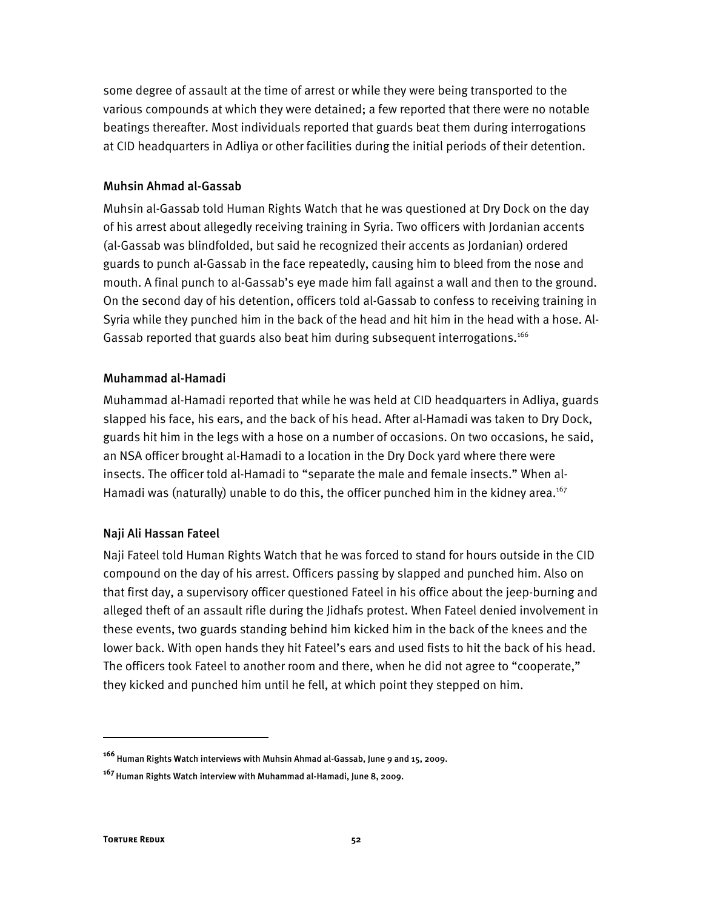some degree of assault at the time of arrest or while they were being transported to the various compounds at which they were detained; a few reported that there were no notable beatings thereafter. Most individuals reported that guards beat them during interrogations at CID headquarters in Adliya or other facilities during the initial periods of their detention.

### Muhsin Ahmad al-Gassab

Muhsin al-Gassab told Human Rights Watch that he was questioned at Dry Dock on the day of his arrest about allegedly receiving training in Syria. Two officers with Jordanian accents (al-Gassab was blindfolded, but said he recognized their accents as Jordanian) ordered guards to punch al-Gassab in the face repeatedly, causing him to bleed from the nose and mouth. A final punch to al-Gassab's eye made him fall against a wall and then to the ground. On the second day of his detention, officers told al-Gassab to confess to receiving training in Syria while they punched him in the back of the head and hit him in the head with a hose. Al-Gassab reported that guards also beat him during subsequent interrogations.[166]

### Muhammad al-Hamadi

Muhammad al-Hamadi reported that while he was held at CID headquarters in Adliya, guards slapped his face, his ears, and the back of his head. After al-Hamadi was taken to Dry Dock, guards hit him in the legs with a hose on a number of occasions. On two occasions, he said, an NSA officer brought al-Hamadi to a location in the Dry Dock yard where there were insects. The officer told al-Hamadi to "separate the male and female insects." When al-Hamadi was (naturally) unable to do this, the officer punched him in the kidney area.[167]

### Naji Ali Hassan Fateel

Naji Fateel told Human Rights Watch that he was forced to stand for hours outside in the CID compound on the day of his arrest. Officers passing by slapped and punched him. Also on that first day, a supervisory officer questioned Fateel in his office about the jeep-burning and alleged theft of an assault rifle during the Jidhafs protest. When Fateel denied involvement in these events, two guards standing behind him kicked him in the back of the knees and the lower back. With open hands they hit Fateel's ears and used fists to hit the back of his head. The officers took Fateel to another room and there, when he did not agree to "cooperate," they kicked and punched him until he fell, at which point they stepped on him.

---

[166] Human Rights Watch interviews with Muhsin Ahmad al-Gassab, June 9 and 15, 2009.

[167] Human Rights Watch interview with Muhammad al-Hamadi, June 8, 2009.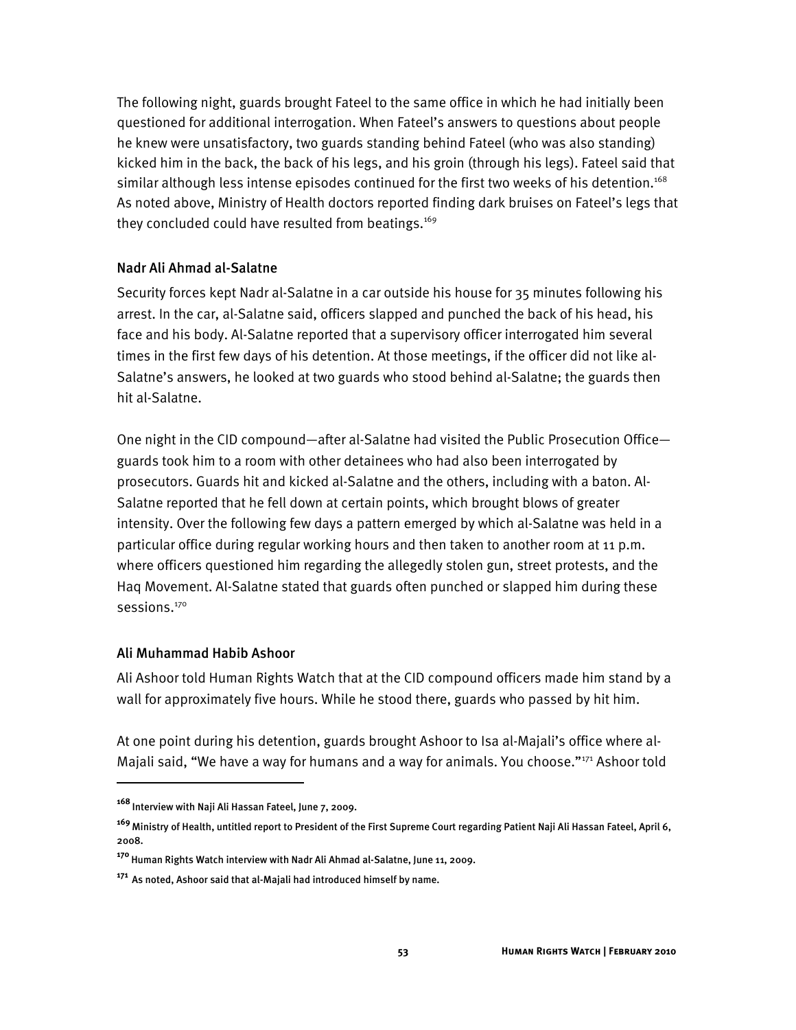The following night, guards brought Fateel to the same office in which he had initially been questioned for additional interrogation. When Fateel's answers to questions about people he knew were unsatisfactory, two guards standing behind Fateel (who was also standing) kicked him in the back, the back of his legs, and his groin (through his legs). Fateel said that similar although less intense episodes continued for the first two weeks of his detention.[168] As noted above, Ministry of Health doctors reported finding dark bruises on Fateel's legs that they concluded could have resulted from beatings.[169]

### Nadr Ali Ahmad al-Salatne

Security forces kept Nadr al-Salatne in a car outside his house for 35 minutes following his arrest. In the car, al-Salatne said, officers slapped and punched the back of his head, his face and his body. Al-Salatne reported that a supervisory officer interrogated him several times in the first few days of his detention. At those meetings, if the officer did not like al-Salatne's answers, he looked at two guards who stood behind al-Salatne; the guards then hit al-Salatne.

One night in the CID compound—after al-Salatne had visited the Public Prosecution Office—guards took him to a room with other detainees who had also been interrogated by prosecutors. Guards hit and kicked al-Salatne and the others, including with a baton. Al-Salatne reported that he fell down at certain points, which brought blows of greater intensity. Over the following few days a pattern emerged by which al-Salatne was held in a particular office during regular working hours and then taken to another room at 11 p.m. where officers questioned him regarding the allegedly stolen gun, street protests, and the Haq Movement. Al-Salatne stated that guards often punched or slapped him during these sessions.[170]

### Ali Muhammad Habib Ashoor

Ali Ashoor told Human Rights Watch that at the CID compound officers made him stand by a wall for approximately five hours. While he stood there, guards who passed by hit him.

At one point during his detention, guards brought Ashoor to Isa al-Majali's office where al-Majali said, "We have a way for humans and a way for animals. You choose."[171] Ashoor told

---

[168] Interview with Naji Ali Hassan Fateel, June 7, 2009.

[169] Ministry of Health, untitled report to President of the First Supreme Court regarding Patient Naji Ali Hassan Fateel, April 6, 2008.

[170] Human Rights Watch interview with Nadr Ali Ahmad al-Salatne, June 11, 2009.

[171] As noted, Ashoor said that al-Majali had introduced himself by name.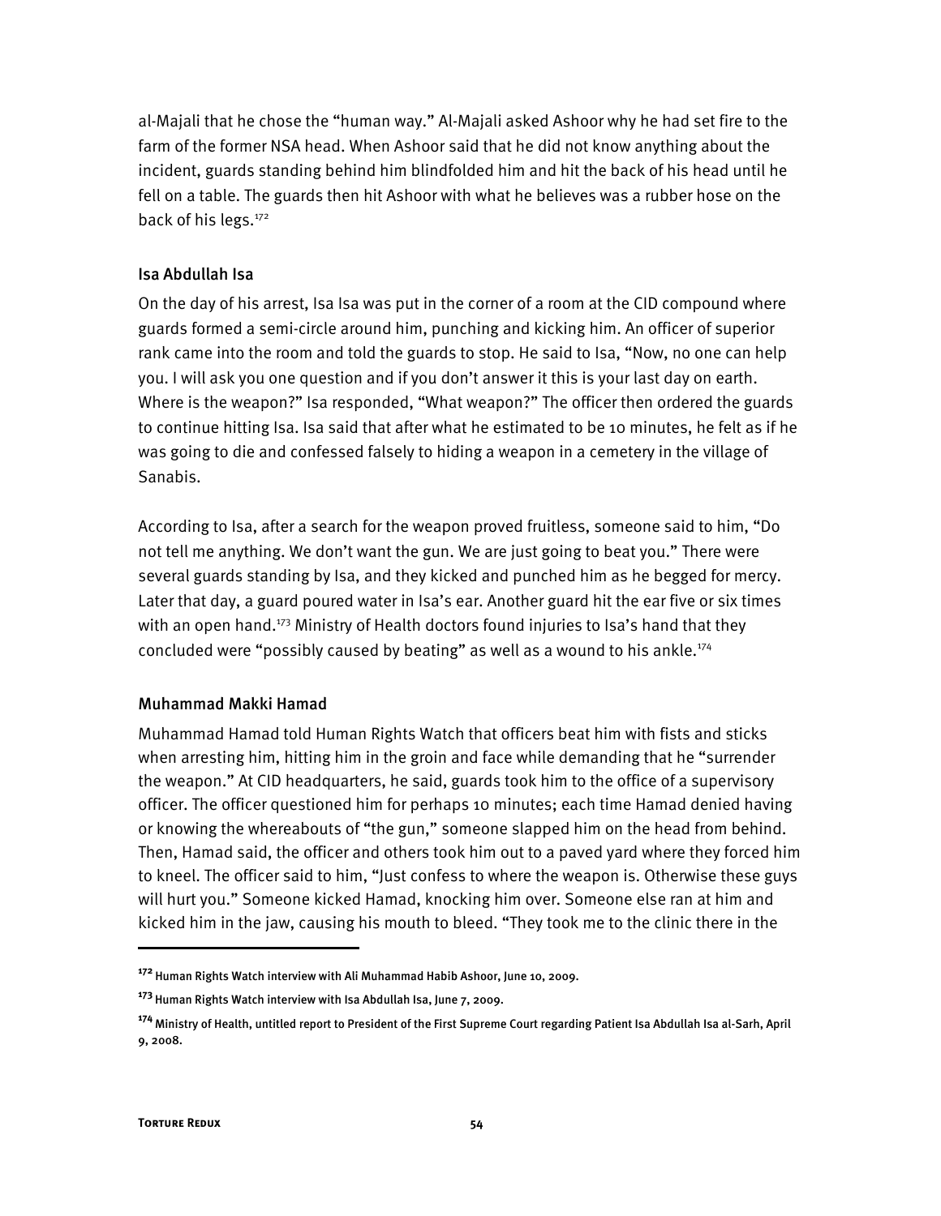al-Majali that he chose the "human way." Al-Majali asked Ashoor why he had set fire to the farm of the former NSA head. When Ashoor said that he did not know anything about the incident, guards standing behind him blindfolded him and hit the back of his head until he fell on a table. The guards then hit Ashoor with what he believes was a rubber hose on the back of his legs.[172]

### Isa Abdullah Isa

On the day of his arrest, Isa Isa was put in the corner of a room at the CID compound where guards formed a semi-circle around him, punching and kicking him. An officer of superior rank came into the room and told the guards to stop. He said to Isa, "Now, no one can help you. I will ask you one question and if you don't answer it this is your last day on earth. Where is the weapon?" Isa responded, "What weapon?" The officer then ordered the guards to continue hitting Isa. Isa said that after what he estimated to be 10 minutes, he felt as if he was going to die and confessed falsely to hiding a weapon in a cemetery in the village of Sanabis.

According to Isa, after a search for the weapon proved fruitless, someone said to him, "Do not tell me anything. We don't want the gun. We are just going to beat you." There were several guards standing by Isa, and they kicked and punched him as he begged for mercy. Later that day, a guard poured water in Isa's ear. Another guard hit the ear five or six times with an open hand.[173] Ministry of Health doctors found injuries to Isa's hand that they concluded were "possibly caused by beating" as well as a wound to his ankle.[174]

### Muhammad Makki Hamad

Muhammad Hamad told Human Rights Watch that officers beat him with fists and sticks when arresting him, hitting him in the groin and face while demanding that he "surrender the weapon." At CID headquarters, he said, guards took him to the office of a supervisory officer. The officer questioned him for perhaps 10 minutes; each time Hamad denied having or knowing the whereabouts of "the gun," someone slapped him on the head from behind. Then, Hamad said, the officer and others took him out to a paved yard where they forced him to kneel. The officer said to him, "Just confess to where the weapon is. Otherwise these guys will hurt you." Someone kicked Hamad, knocking him over. Someone else ran at him and kicked him in the jaw, causing his mouth to bleed. "They took me to the clinic there in the

---

[172] Human Rights Watch interview with Ali Muhammad Habib Ashoor, June 10, 2009.

[173] Human Rights Watch interview with Isa Abdullah Isa, June 7, 2009.

[174] Ministry of Health, untitled report to President of the First Supreme Court regarding Patient Isa Abdullah Isa al-Sarh, April 9, 2008.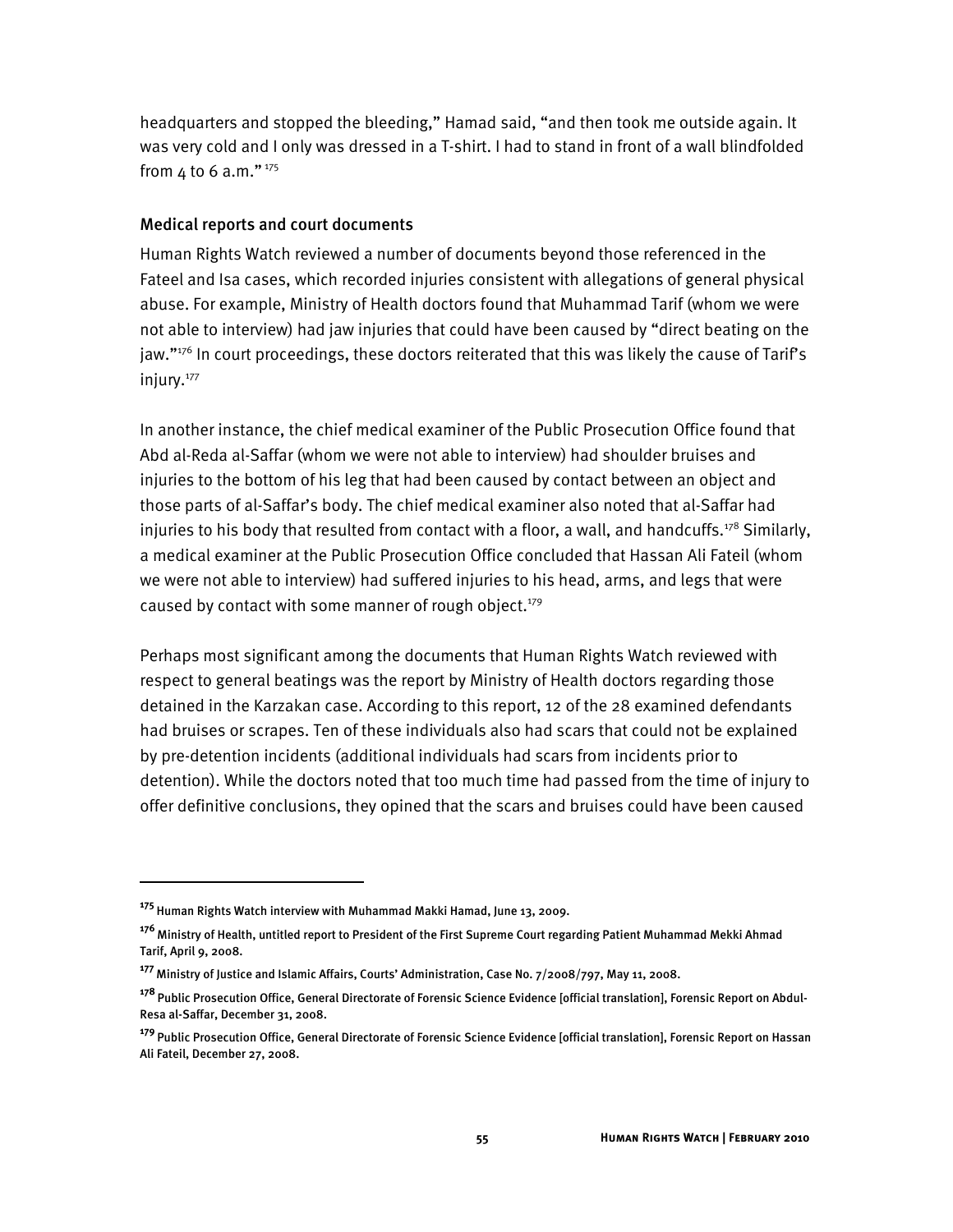headquarters and stopped the bleeding," Hamad said, "and then took me outside again. It was very cold and I only was dressed in a T-shirt. I had to stand in front of a wall blindfolded from 4 to 6 a.m."[175]

### Medical reports and court documents

Human Rights Watch reviewed a number of documents beyond those referenced in the Fateel and Isa cases, which recorded injuries consistent with allegations of general physical abuse. For example, Ministry of Health doctors found that Muhammad Tarif (whom we were not able to interview) had jaw injuries that could have been caused by "direct beating on the jaw."[176] In court proceedings, these doctors reiterated that this was likely the cause of Tarif's injury.[177]

In another instance, the chief medical examiner of the Public Prosecution Office found that Abd al-Reda al-Saffar (whom we were not able to interview) had shoulder bruises and injuries to the bottom of his leg that had been caused by contact between an object and those parts of al-Saffar's body. The chief medical examiner also noted that al-Saffar had injuries to his body that resulted from contact with a floor, a wall, and handcuffs.[178] Similarly, a medical examiner at the Public Prosecution Office concluded that Hassan Ali Fateil (whom we were not able to interview) had suffered injuries to his head, arms, and legs that were caused by contact with some manner of rough object.[179]

Perhaps most significant among the documents that Human Rights Watch reviewed with respect to general beatings was the report by Ministry of Health doctors regarding those detained in the Karzakan case. According to this report, 12 of the 28 examined defendants had bruises or scrapes. Ten of these individuals also had scars that could not be explained by pre-detention incidents (additional individuals had scars from incidents prior to detention). While the doctors noted that too much time had passed from the time of injury to offer definitive conclusions, they opined that the scars and bruises could have been caused

---

[175] Human Rights Watch interview with Muhammad Makki Hamad, June 13, 2009.

[176] Ministry of Health, untitled report to President of the First Supreme Court regarding Patient Muhammad Mekki Ahmad Tarif, April 9, 2008.

[177] Ministry of Justice and Islamic Affairs, Courts' Administration, Case No. 7/2008/797, May 11, 2008.

[178] Public Prosecution Office, General Directorate of Forensic Science Evidence [official translation], Forensic Report on Abdul-Resa al-Saffar, December 31, 2008.

[179] Public Prosecution Office, General Directorate of Forensic Science Evidence [official translation], Forensic Report on Hassan Ali Fateil, December 27, 2008.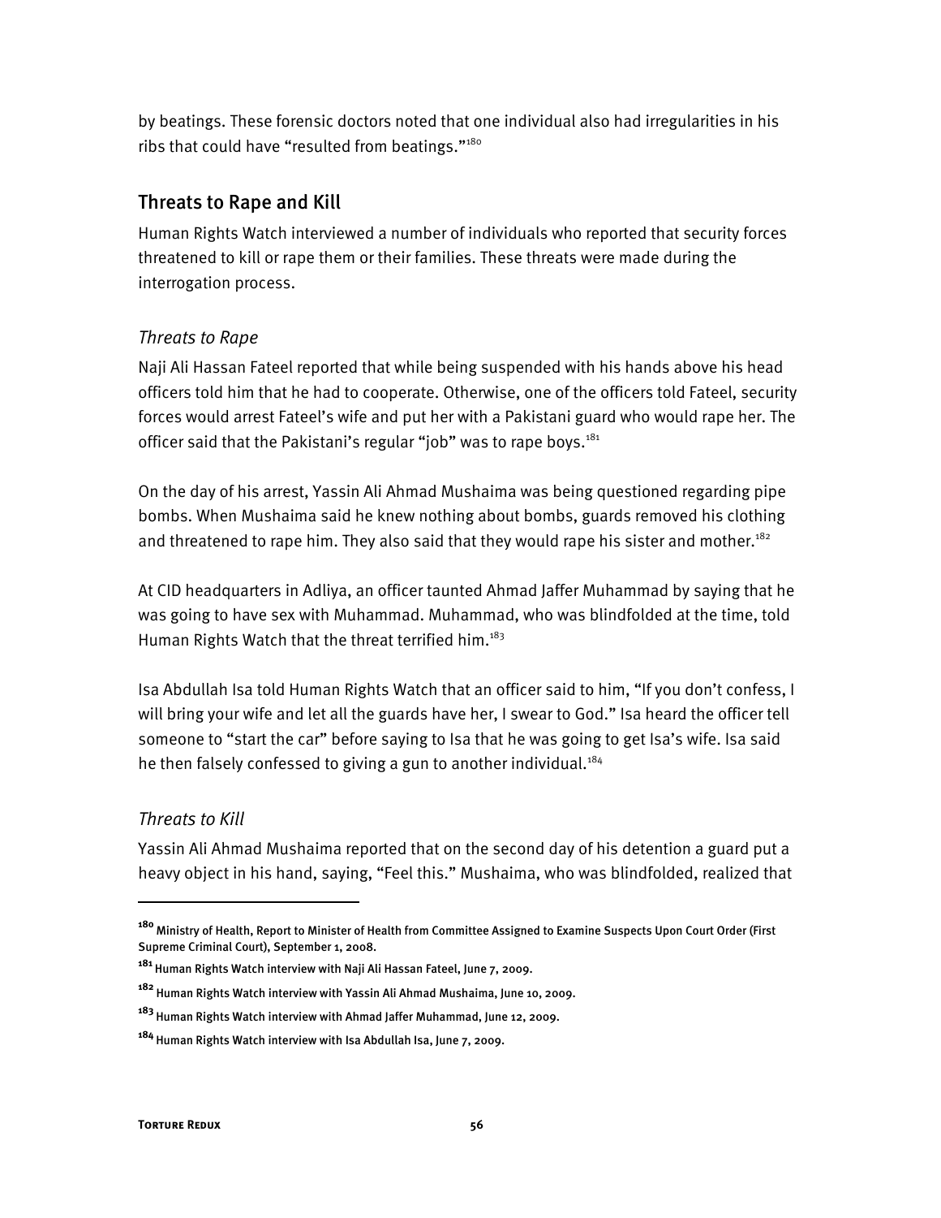by beatings. These forensic doctors noted that one individual also had irregularities in his ribs that could have "resulted from beatings."[180]

## Threats to Rape and Kill

Human Rights Watch interviewed a number of individuals who reported that security forces threatened to kill or rape them or their families. These threats were made during the interrogation process.

### *Threats to Rape*

Naji Ali Hassan Fateel reported that while being suspended with his hands above his head officers told him that he had to cooperate. Otherwise, one of the officers told Fateel, security forces would arrest Fateel's wife and put her with a Pakistani guard who would rape her. The officer said that the Pakistani's regular "job" was to rape boys.[181]

On the day of his arrest, Yassin Ali Ahmad Mushaima was being questioned regarding pipe bombs. When Mushaima said he knew nothing about bombs, guards removed his clothing and threatened to rape him. They also said that they would rape his sister and mother.[182]

At CID headquarters in Adliya, an officer taunted Ahmad Jaffer Muhammad by saying that he was going to have sex with Muhammad. Muhammad, who was blindfolded at the time, told Human Rights Watch that the threat terrified him.[183]

Isa Abdullah Isa told Human Rights Watch that an officer said to him, "If you don't confess, I will bring your wife and let all the guards have her, I swear to God." Isa heard the officer tell someone to "start the car" before saying to Isa that he was going to get Isa's wife. Isa said he then falsely confessed to giving a gun to another individual.[184]

### *Threats to Kill*

Yassin Ali Ahmad Mushaima reported that on the second day of his detention a guard put a heavy object in his hand, saying, "Feel this." Mushaima, who was blindfolded, realized that

---

[180] Ministry of Health, Report to Minister of Health from Committee Assigned to Examine Suspects Upon Court Order (First Supreme Criminal Court), September 1, 2008.

[181] Human Rights Watch interview with Naji Ali Hassan Fateel, June 7, 2009.

[182] Human Rights Watch interview with Yassin Ali Ahmad Mushaima, June 10, 2009.

[183] Human Rights Watch interview with Ahmad Jaffer Muhammad, June 12, 2009.

[184] Human Rights Watch interview with Isa Abdullah Isa, June 7, 2009.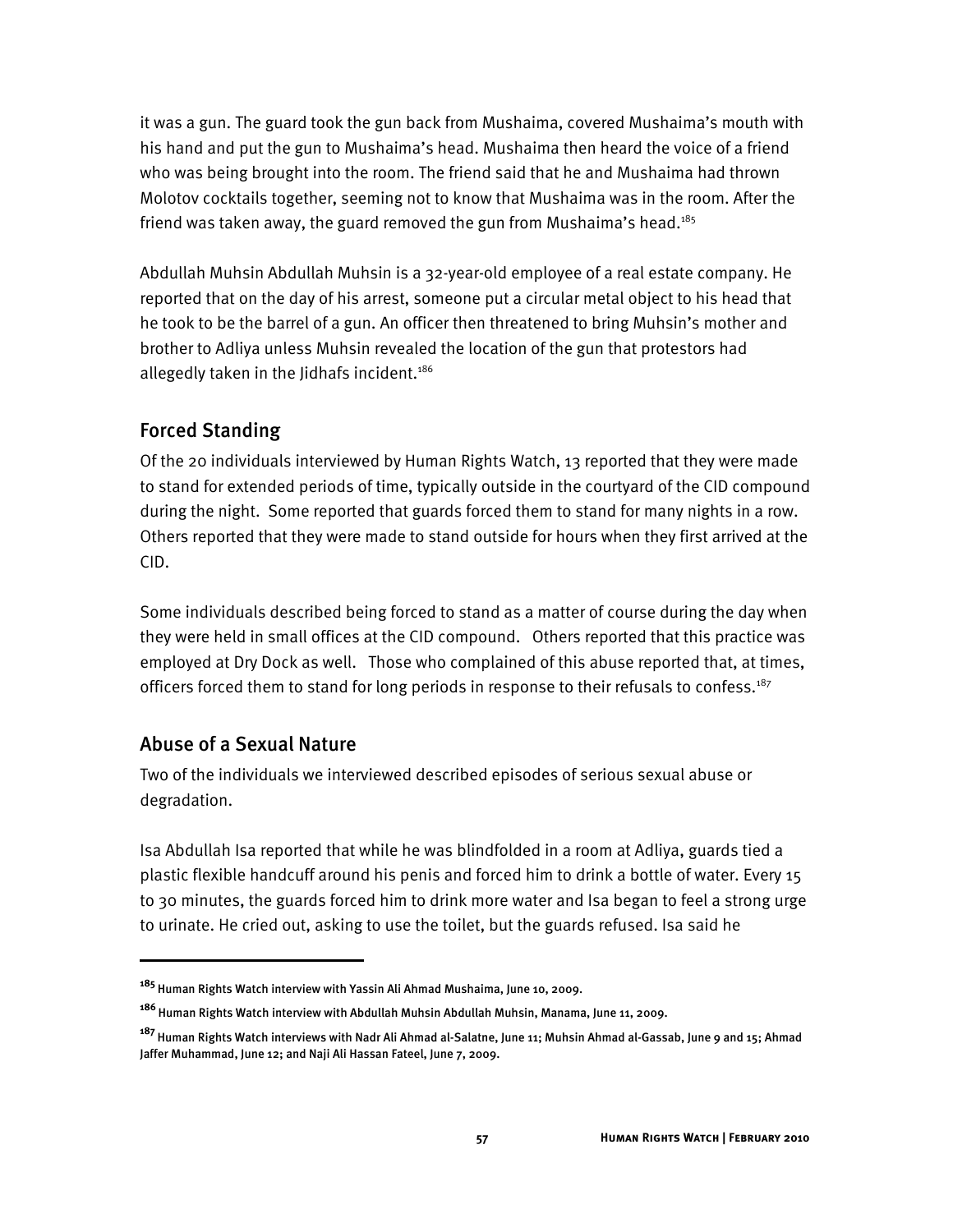it was a gun. The guard took the gun back from Mushaima, covered Mushaima's mouth with his hand and put the gun to Mushaima's head. Mushaima then heard the voice of a friend who was being brought into the room. The friend said that he and Mushaima had thrown Molotov cocktails together, seeming not to know that Mushaima was in the room. After the friend was taken away, the guard removed the gun from Mushaima's head.[185]

Abdullah Muhsin Abdullah Muhsin is a 32-year-old employee of a real estate company. He reported that on the day of his arrest, someone put a circular metal object to his head that he took to be the barrel of a gun. An officer then threatened to bring Muhsin's mother and brother to Adliya unless Muhsin revealed the location of the gun that protestors had allegedly taken in the Jidhafs incident.[186]

## Forced Standing

Of the 20 individuals interviewed by Human Rights Watch, 13 reported that they were made to stand for extended periods of time, typically outside in the courtyard of the CID compound during the night. Some reported that guards forced them to stand for many nights in a row. Others reported that they were made to stand outside for hours when they first arrived at the CID.

Some individuals described being forced to stand as a matter of course during the day when they were held in small offices at the CID compound. Others reported that this practice was employed at Dry Dock as well. Those who complained of this abuse reported that, at times, officers forced them to stand for long periods in response to their refusals to confess.[187]

## Abuse of a Sexual Nature

Two of the individuals we interviewed described episodes of serious sexual abuse or degradation.

Isa Abdullah Isa reported that while he was blindfolded in a room at Adliya, guards tied a plastic flexible handcuff around his penis and forced him to drink a bottle of water. Every 15 to 30 minutes, the guards forced him to drink more water and Isa began to feel a strong urge to urinate. He cried out, asking to use the toilet, but the guards refused. Isa said he

---

[185] Human Rights Watch interview with Yassin Ali Ahmad Mushaima, June 10, 2009.

[186] Human Rights Watch interview with Abdullah Muhsin Abdullah Muhsin, Manama, June 11, 2009.

[187] Human Rights Watch interviews with Nadr Ali Ahmad al-Salatne, June 11; Muhsin Ahmad al-Gassab, June 9 and 15; Ahmad Jaffer Muhammad, June 12; and Naji Ali Hassan Fateel, June 7, 2009.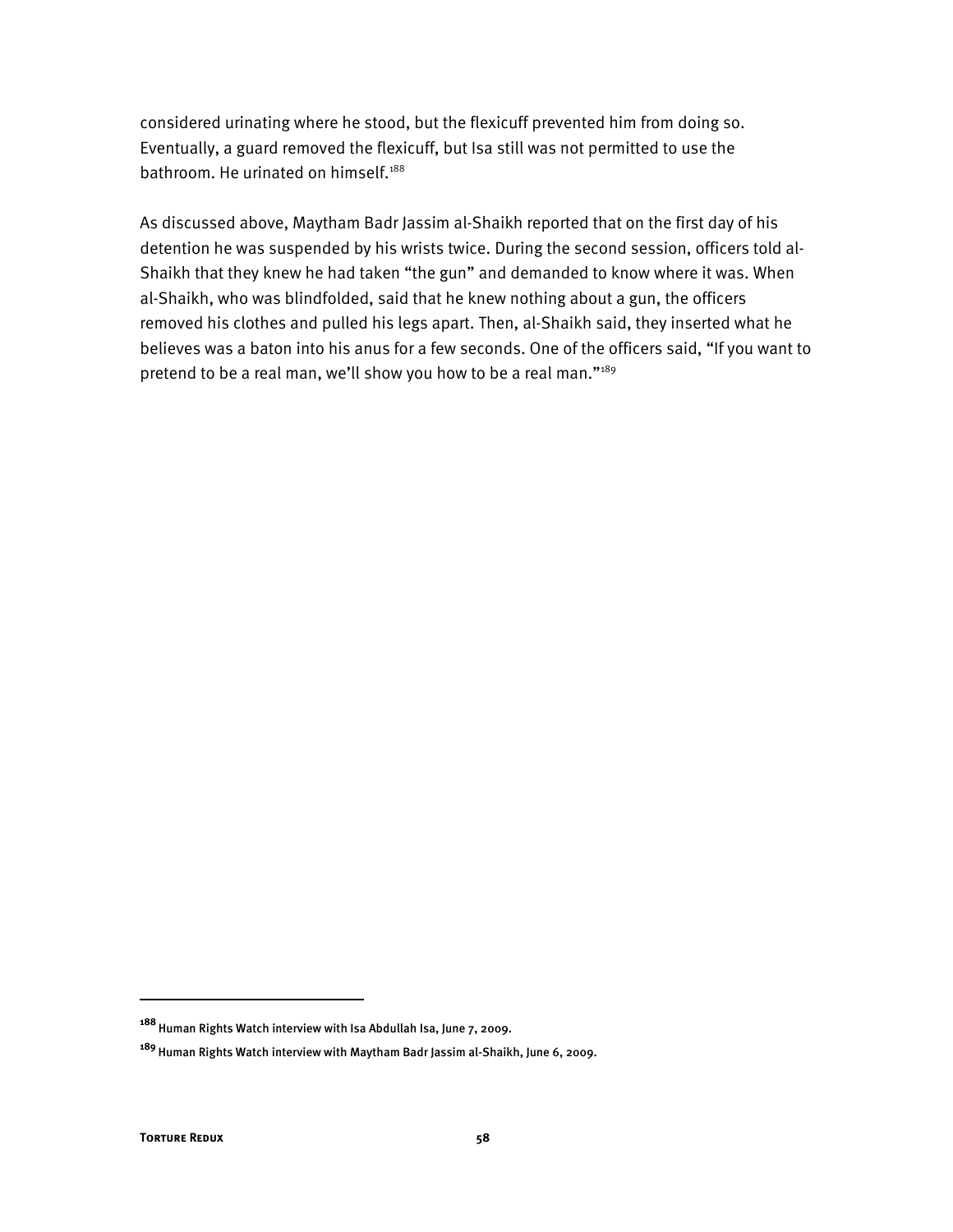considered urinating where he stood, but the flexicuff prevented him from doing so. Eventually, a guard removed the flexicuff, but Isa still was not permitted to use the bathroom. He urinated on himself.[188]

As discussed above, Maytham Badr Jassim al-Shaikh reported that on the first day of his detention he was suspended by his wrists twice. During the second session, officers told al-Shaikh that they knew he had taken "the gun" and demanded to know where it was. When al-Shaikh, who was blindfolded, said that he knew nothing about a gun, the officers removed his clothes and pulled his legs apart. Then, al-Shaikh said, they inserted what he believes was a baton into his anus for a few seconds. One of the officers said, "If you want to pretend to be a real man, we'll show you how to be a real man."[189]

---

[188] Human Rights Watch interview with Isa Abdullah Isa, June 7, 2009.

[189] Human Rights Watch interview with Maytham Badr Jassim al-Shaikh, June 6, 2009.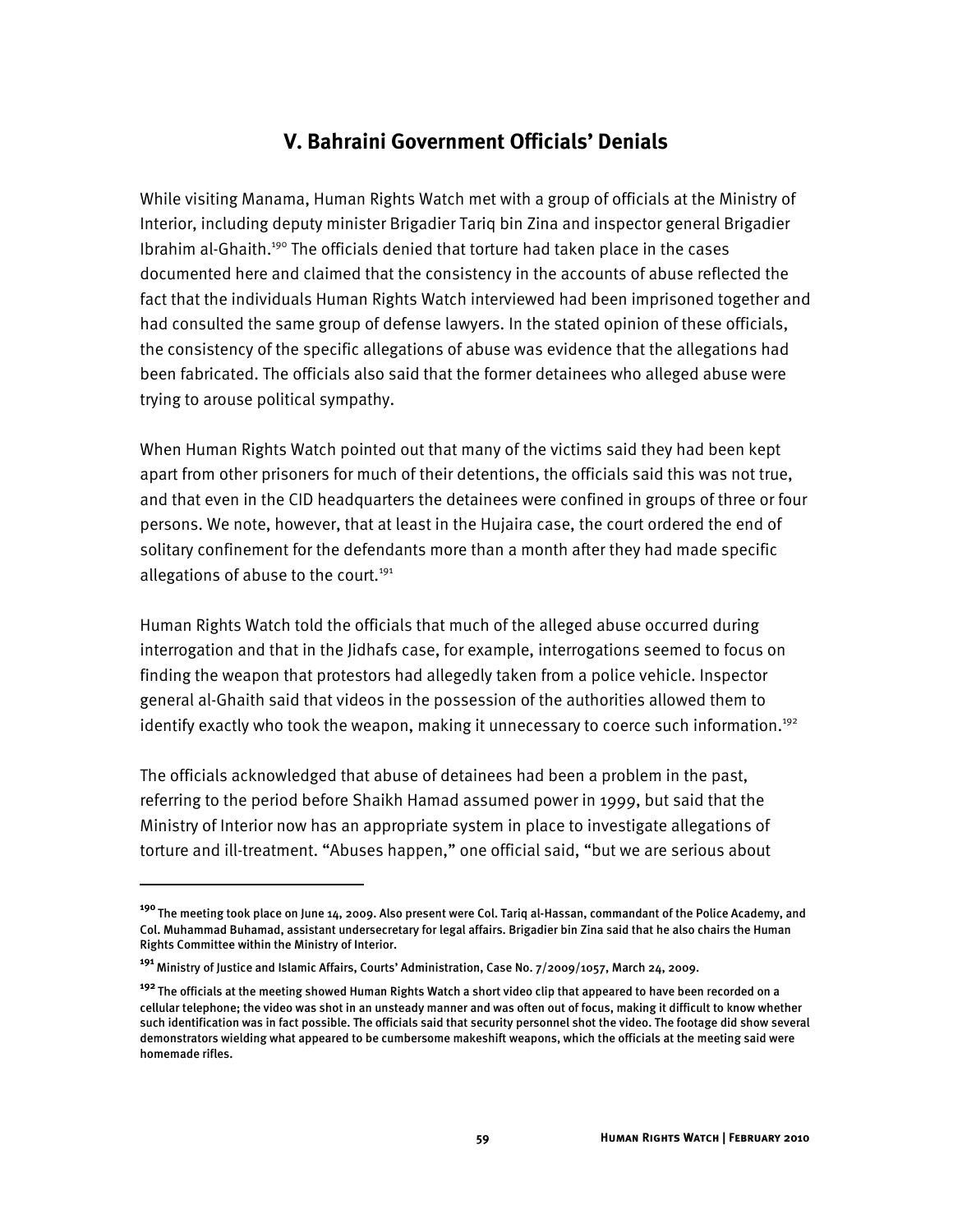## V. Bahraini Government Officials' Denials

While visiting Manama, Human Rights Watch met with a group of officials at the Ministry of Interior, including deputy minister Brigadier Tariq bin Zina and inspector general Brigadier Ibrahim al-Ghaith.[190] The officials denied that torture had taken place in the cases documented here and claimed that the consistency in the accounts of abuse reflected the fact that the individuals Human Rights Watch interviewed had been imprisoned together and had consulted the same group of defense lawyers. In the stated opinion of these officials, the consistency of the specific allegations of abuse was evidence that the allegations had been fabricated. The officials also said that the former detainees who alleged abuse were trying to arouse political sympathy.

When Human Rights Watch pointed out that many of the victims said they had been kept apart from other prisoners for much of their detentions, the officials said this was not true, and that even in the CID headquarters the detainees were confined in groups of three or four persons. We note, however, that at least in the Hujaira case, the court ordered the end of solitary confinement for the defendants more than a month after they had made specific allegations of abuse to the court.[191]

Human Rights Watch told the officials that much of the alleged abuse occurred during interrogation and that in the Jidhafs case, for example, interrogations seemed to focus on finding the weapon that protestors had allegedly taken from a police vehicle. Inspector general al-Ghaith said that videos in the possession of the authorities allowed them to identify exactly who took the weapon, making it unnecessary to coerce such information.[192]

The officials acknowledged that abuse of detainees had been a problem in the past, referring to the period before Shaikh Hamad assumed power in 1999, but said that the Ministry of Interior now has an appropriate system in place to investigate allegations of torture and ill-treatment. "Abuses happen," one official said, "but we are serious about

---

[190] The meeting took place on June 14, 2009. Also present were Col. Tariq al-Hassan, commandant of the Police Academy, and Col. Muhammad Buhamad, assistant undersecretary for legal affairs. Brigadier bin Zina said that he also chairs the Human Rights Committee within the Ministry of Interior.

[191] Ministry of Justice and Islamic Affairs, Courts' Administration, Case No. 7/2009/1057, March 24, 2009.

[192] The officials at the meeting showed Human Rights Watch a short video clip that appeared to have been recorded on a cellular telephone; the video was shot in an unsteady manner and was often out of focus, making it difficult to know whether such identification was in fact possible. The officials said that security personnel shot the video. The footage did show several demonstrators wielding what appeared to be cumbersome makeshift weapons, which the officials at the meeting said were homemade rifles.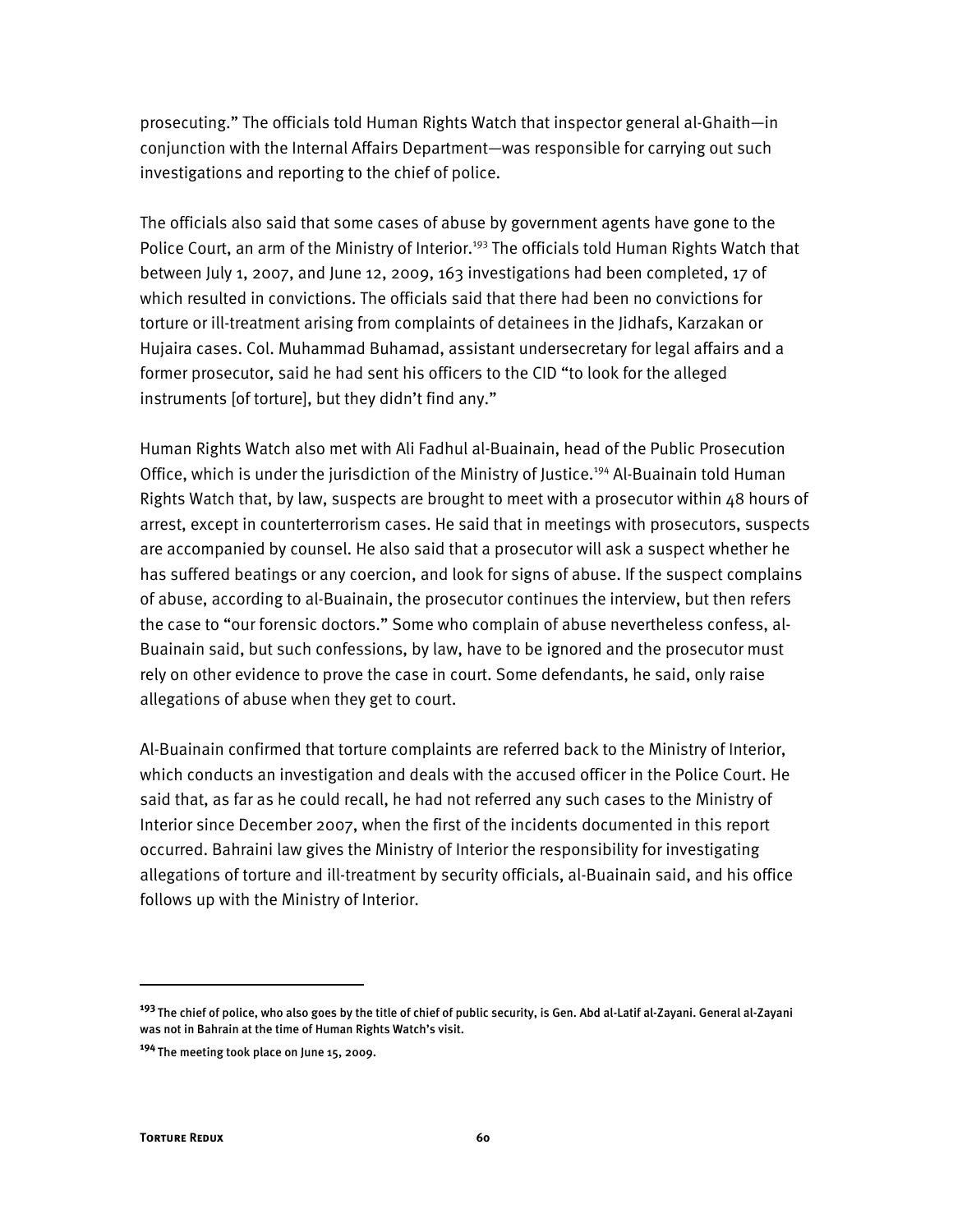prosecuting." The officials told Human Rights Watch that inspector general al-Ghaith—in conjunction with the Internal Affairs Department—was responsible for carrying out such investigations and reporting to the chief of police.

The officials also said that some cases of abuse by government agents have gone to the Police Court, an arm of the Ministry of Interior.[193] The officials told Human Rights Watch that between July 1, 2007, and June 12, 2009, 163 investigations had been completed, 17 of which resulted in convictions. The officials said that there had been no convictions for torture or ill-treatment arising from complaints of detainees in the Jidhafs, Karzakan or Hujaira cases. Col. Muhammad Buhamad, assistant undersecretary for legal affairs and a former prosecutor, said he had sent his officers to the CID "to look for the alleged instruments [of torture], but they didn't find any."

Human Rights Watch also met with Ali Fadhul al-Buainain, head of the Public Prosecution Office, which is under the jurisdiction of the Ministry of Justice.[194] Al-Buainain told Human Rights Watch that, by law, suspects are brought to meet with a prosecutor within 48 hours of arrest, except in counterterrorism cases. He said that in meetings with prosecutors, suspects are accompanied by counsel. He also said that a prosecutor will ask a suspect whether he has suffered beatings or any coercion, and look for signs of abuse. If the suspect complains of abuse, according to al-Buainain, the prosecutor continues the interview, but then refers the case to "our forensic doctors." Some who complain of abuse nevertheless confess, al-Buainain said, but such confessions, by law, have to be ignored and the prosecutor must rely on other evidence to prove the case in court. Some defendants, he said, only raise allegations of abuse when they get to court.

Al-Buainain confirmed that torture complaints are referred back to the Ministry of Interior, which conducts an investigation and deals with the accused officer in the Police Court. He said that, as far as he could recall, he had not referred any such cases to the Ministry of Interior since December 2007, when the first of the incidents documented in this report occurred. Bahraini law gives the Ministry of Interior the responsibility for investigating allegations of torture and ill-treatment by security officials, al-Buainain said, and his office follows up with the Ministry of Interior.

---

[193] The chief of police, who also goes by the title of chief of public security, is Gen. Abd al-Latif al-Zayani. General al-Zayani was not in Bahrain at the time of Human Rights Watch's visit.

[194] The meeting took place on June 15, 2009.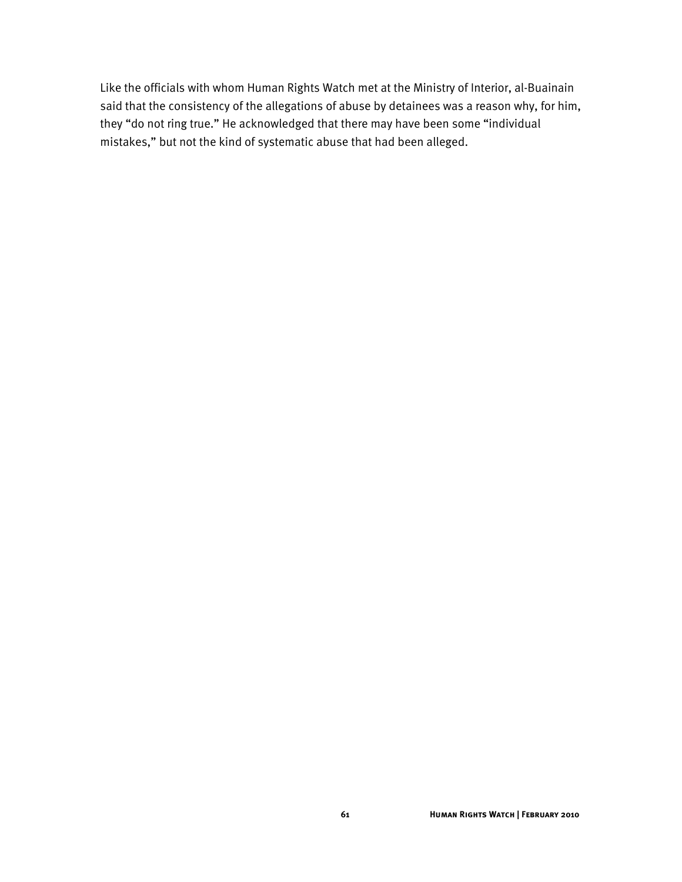Like the officials with whom Human Rights Watch met at the Ministry of Interior, al-Buainain said that the consistency of the allegations of abuse by detainees was a reason why, for him, they "do not ring true." He acknowledged that there may have been some "individual mistakes," but not the kind of systematic abuse that had been alleged.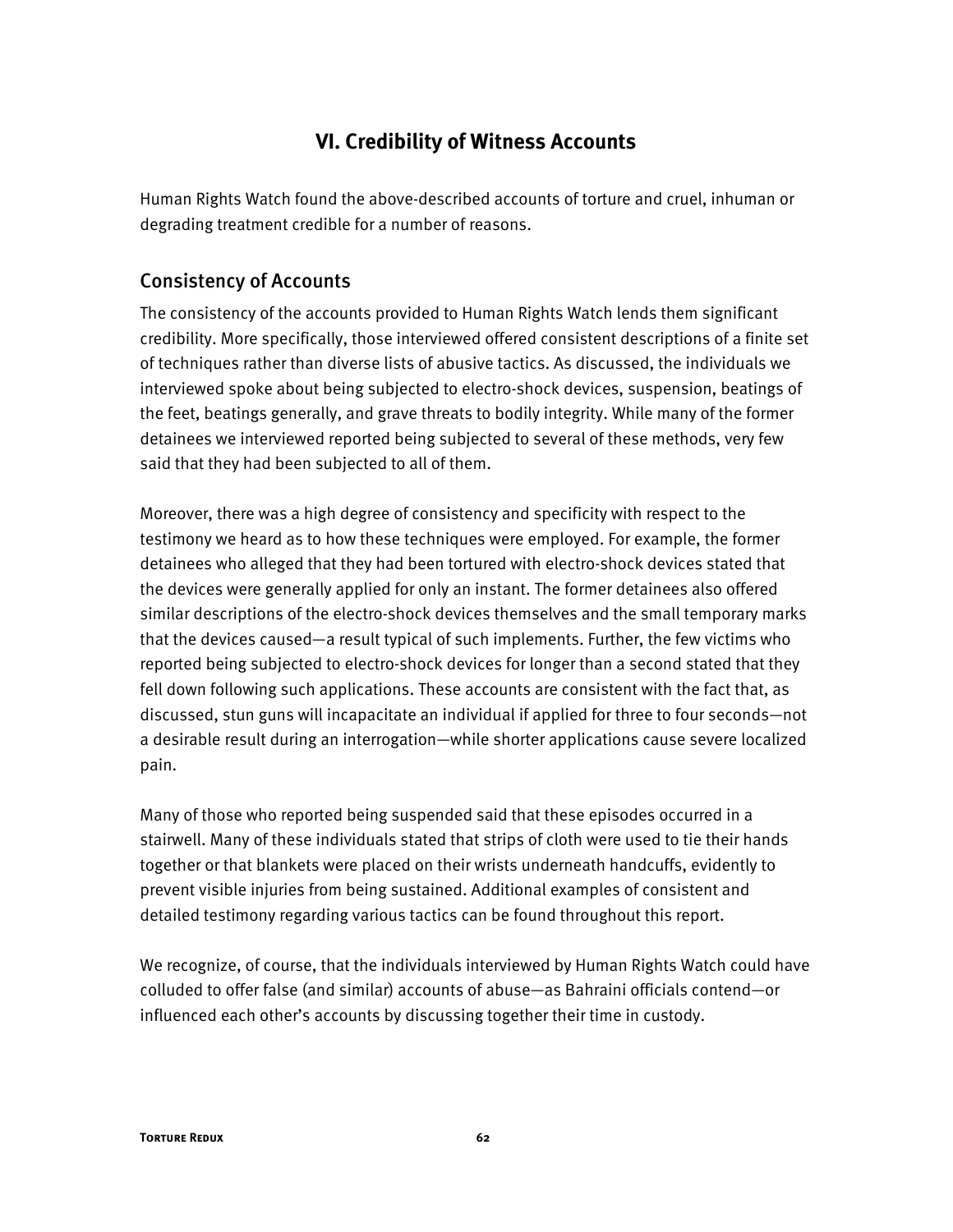## VI. Credibility of Witness Accounts

Human Rights Watch found the above-described accounts of torture and cruel, inhuman or degrading treatment credible for a number of reasons.

### Consistency of Accounts

The consistency of the accounts provided to Human Rights Watch lends them significant credibility. More specifically, those interviewed offered consistent descriptions of a finite set of techniques rather than diverse lists of abusive tactics. As discussed, the individuals we interviewed spoke about being subjected to electro-shock devices, suspension, beatings of the feet, beatings generally, and grave threats to bodily integrity. While many of the former detainees we interviewed reported being subjected to several of these methods, very few said that they had been subjected to all of them.

Moreover, there was a high degree of consistency and specificity with respect to the testimony we heard as to how these techniques were employed. For example, the former detainees who alleged that they had been tortured with electro-shock devices stated that the devices were generally applied for only an instant. The former detainees also offered similar descriptions of the electro-shock devices themselves and the small temporary marks that the devices caused—a result typical of such implements. Further, the few victims who reported being subjected to electro-shock devices for longer than a second stated that they fell down following such applications. These accounts are consistent with the fact that, as discussed, stun guns will incapacitate an individual if applied for three to four seconds—not a desirable result during an interrogation—while shorter applications cause severe localized pain.

Many of those who reported being suspended said that these episodes occurred in a stairwell. Many of these individuals stated that strips of cloth were used to tie their hands together or that blankets were placed on their wrists underneath handcuffs, evidently to prevent visible injuries from being sustained. Additional examples of consistent and detailed testimony regarding various tactics can be found throughout this report.

We recognize, of course, that the individuals interviewed by Human Rights Watch could have colluded to offer false (and similar) accounts of abuse—as Bahraini officials contend—or influenced each other's accounts by discussing together their time in custody.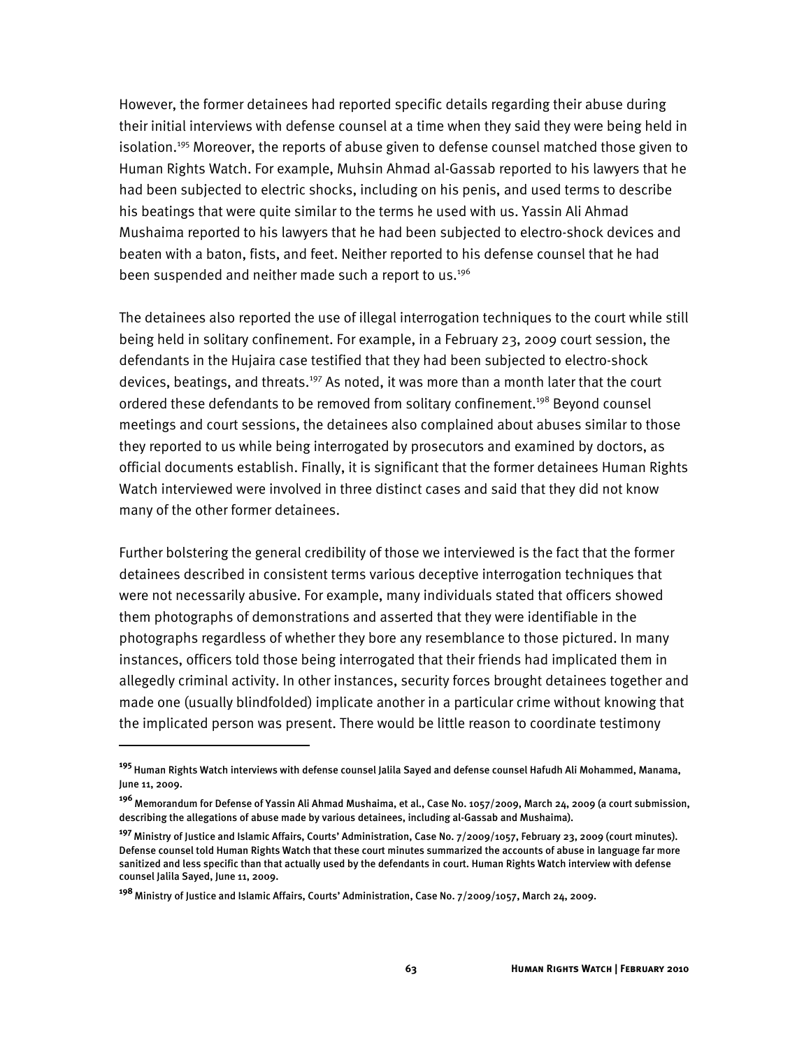However, the former detainees had reported specific details regarding their abuse during their initial interviews with defense counsel at a time when they said they were being held in isolation.[195] Moreover, the reports of abuse given to defense counsel matched those given to Human Rights Watch. For example, Muhsin Ahmad al-Gassab reported to his lawyers that he had been subjected to electric shocks, including on his penis, and used terms to describe his beatings that were quite similar to the terms he used with us. Yassin Ali Ahmad Mushaima reported to his lawyers that he had been subjected to electro-shock devices and beaten with a baton, fists, and feet. Neither reported to his defense counsel that he had been suspended and neither made such a report to us.[196]

The detainees also reported the use of illegal interrogation techniques to the court while still being held in solitary confinement. For example, in a February 23, 2009 court session, the defendants in the Hujaira case testified that they had been subjected to electro-shock devices, beatings, and threats.[197] As noted, it was more than a month later that the court ordered these defendants to be removed from solitary confinement.[198] Beyond counsel meetings and court sessions, the detainees also complained about abuses similar to those they reported to us while being interrogated by prosecutors and examined by doctors, as official documents establish. Finally, it is significant that the former detainees Human Rights Watch interviewed were involved in three distinct cases and said that they did not know many of the other former detainees.

Further bolstering the general credibility of those we interviewed is the fact that the former detainees described in consistent terms various deceptive interrogation techniques that were not necessarily abusive. For example, many individuals stated that officers showed them photographs of demonstrations and asserted that they were identifiable in the photographs regardless of whether they bore any resemblance to those pictured. In many instances, officers told those being interrogated that their friends had implicated them in allegedly criminal activity. In other instances, security forces brought detainees together and made one (usually blindfolded) implicate another in a particular crime without knowing that the implicated person was present. There would be little reason to coordinate testimony

---

[195] Human Rights Watch interviews with defense counsel Jalila Sayed and defense counsel Hafudh Ali Mohammed, Manama, June 11, 2009.

[196] Memorandum for Defense of Yassin Ali Ahmad Mushaima, et al., Case No. 1057/2009, March 24, 2009 (a court submission, describing the allegations of abuse made by various detainees, including al-Gassab and Mushaima).

[197] Ministry of Justice and Islamic Affairs, Courts' Administration, Case No. 7/2009/1057, February 23, 2009 (court minutes). Defense counsel told Human Rights Watch that these court minutes summarized the accounts of abuse in language far more sanitized and less specific than that actually used by the defendants in court. Human Rights Watch interview with defense counsel Jalila Sayed, June 11, 2009.

[198] Ministry of Justice and Islamic Affairs, Courts' Administration, Case No. 7/2009/1057, March 24, 2009.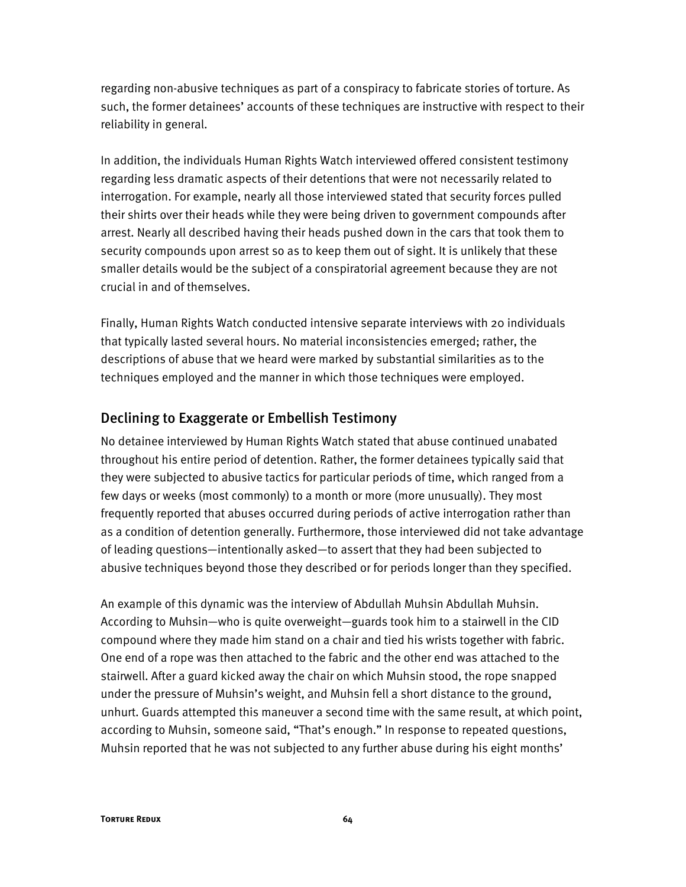regarding non-abusive techniques as part of a conspiracy to fabricate stories of torture. As such, the former detainees' accounts of these techniques are instructive with respect to their reliability in general.

In addition, the individuals Human Rights Watch interviewed offered consistent testimony regarding less dramatic aspects of their detentions that were not necessarily related to interrogation. For example, nearly all those interviewed stated that security forces pulled their shirts over their heads while they were being driven to government compounds after arrest. Nearly all described having their heads pushed down in the cars that took them to security compounds upon arrest so as to keep them out of sight. It is unlikely that these smaller details would be the subject of a conspiratorial agreement because they are not crucial in and of themselves.

Finally, Human Rights Watch conducted intensive separate interviews with 20 individuals that typically lasted several hours. No material inconsistencies emerged; rather, the descriptions of abuse that we heard were marked by substantial similarities as to the techniques employed and the manner in which those techniques were employed.

## Declining to Exaggerate or Embellish Testimony

No detainee interviewed by Human Rights Watch stated that abuse continued unabated throughout his entire period of detention. Rather, the former detainees typically said that they were subjected to abusive tactics for particular periods of time, which ranged from a few days or weeks (most commonly) to a month or more (more unusually). They most frequently reported that abuses occurred during periods of active interrogation rather than as a condition of detention generally. Furthermore, those interviewed did not take advantage of leading questions—intentionally asked—to assert that they had been subjected to abusive techniques beyond those they described or for periods longer than they specified.

An example of this dynamic was the interview of Abdullah Muhsin Abdullah Muhsin. According to Muhsin—who is quite overweight—guards took him to a stairwell in the CID compound where they made him stand on a chair and tied his wrists together with fabric. One end of a rope was then attached to the fabric and the other end was attached to the stairwell. After a guard kicked away the chair on which Muhsin stood, the rope snapped under the pressure of Muhsin's weight, and Muhsin fell a short distance to the ground, unhurt. Guards attempted this maneuver a second time with the same result, at which point, according to Muhsin, someone said, "That's enough." In response to repeated questions, Muhsin reported that he was not subjected to any further abuse during his eight months'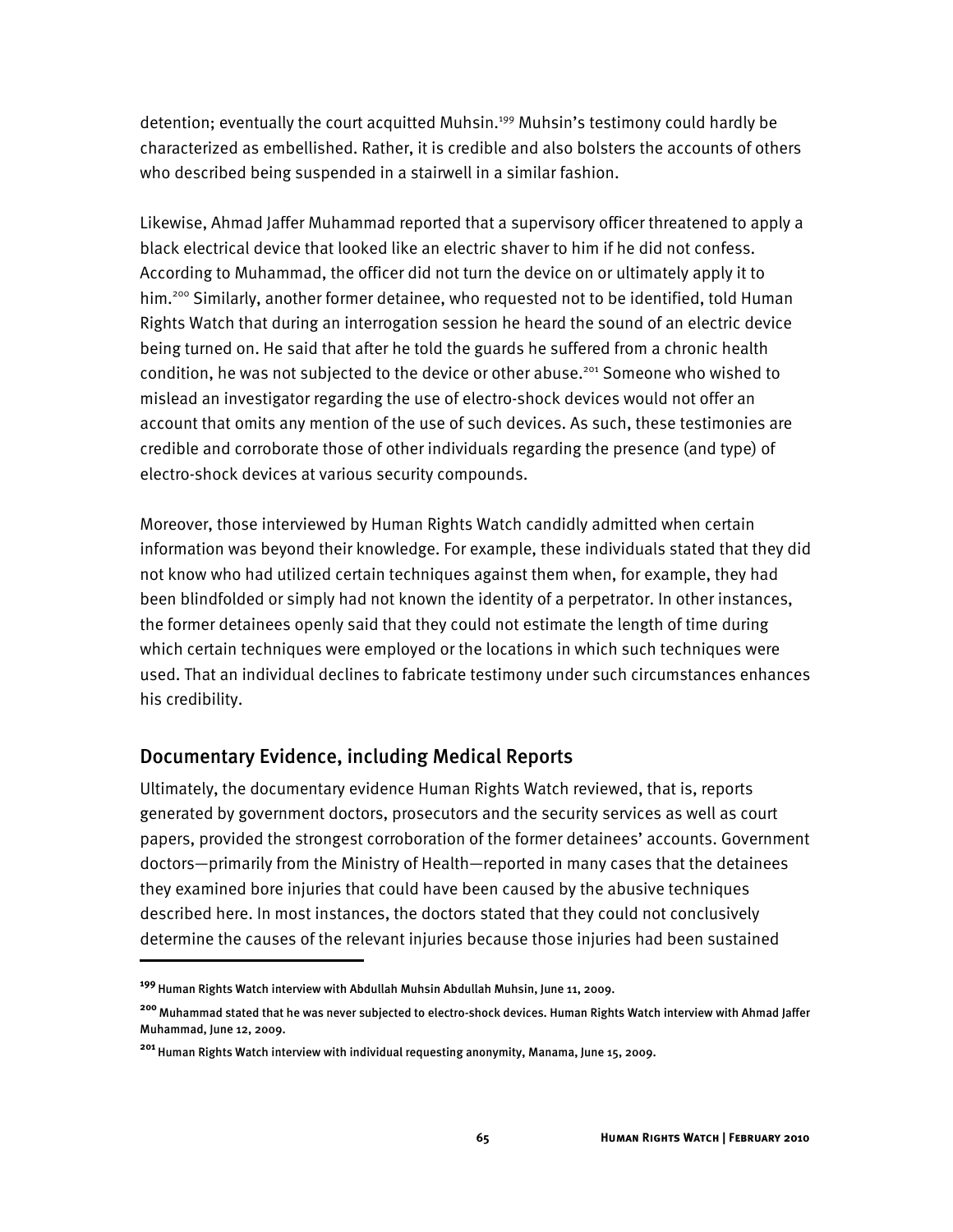detention; eventually the court acquitted Muhsin.[199] Muhsin's testimony could hardly be characterized as embellished. Rather, it is credible and also bolsters the accounts of others who described being suspended in a stairwell in a similar fashion.

Likewise, Ahmad Jaffer Muhammad reported that a supervisory officer threatened to apply a black electrical device that looked like an electric shaver to him if he did not confess. According to Muhammad, the officer did not turn the device on or ultimately apply it to him.[200] Similarly, another former detainee, who requested not to be identified, told Human Rights Watch that during an interrogation session he heard the sound of an electric device being turned on. He said that after he told the guards he suffered from a chronic health condition, he was not subjected to the device or other abuse.[201] Someone who wished to mislead an investigator regarding the use of electro-shock devices would not offer an account that omits any mention of the use of such devices. As such, these testimonies are credible and corroborate those of other individuals regarding the presence (and type) of electro-shock devices at various security compounds.

Moreover, those interviewed by Human Rights Watch candidly admitted when certain information was beyond their knowledge. For example, these individuals stated that they did not know who had utilized certain techniques against them when, for example, they had been blindfolded or simply had not known the identity of a perpetrator. In other instances, the former detainees openly said that they could not estimate the length of time during which certain techniques were employed or the locations in which such techniques were used. That an individual declines to fabricate testimony under such circumstances enhances his credibility.

## Documentary Evidence, including Medical Reports

Ultimately, the documentary evidence Human Rights Watch reviewed, that is, reports generated by government doctors, prosecutors and the security services as well as court papers, provided the strongest corroboration of the former detainees' accounts. Government doctors—primarily from the Ministry of Health—reported in many cases that the detainees they examined bore injuries that could have been caused by the abusive techniques described here. In most instances, the doctors stated that they could not conclusively determine the causes of the relevant injuries because those injuries had been sustained

---

[199] Human Rights Watch interview with Abdullah Muhsin Abdullah Muhsin, June 11, 2009.

[200] Muhammad stated that he was never subjected to electro-shock devices. Human Rights Watch interview with Ahmad Jaffer Muhammad, June 12, 2009.

[201] Human Rights Watch interview with individual requesting anonymity, Manama, June 15, 2009.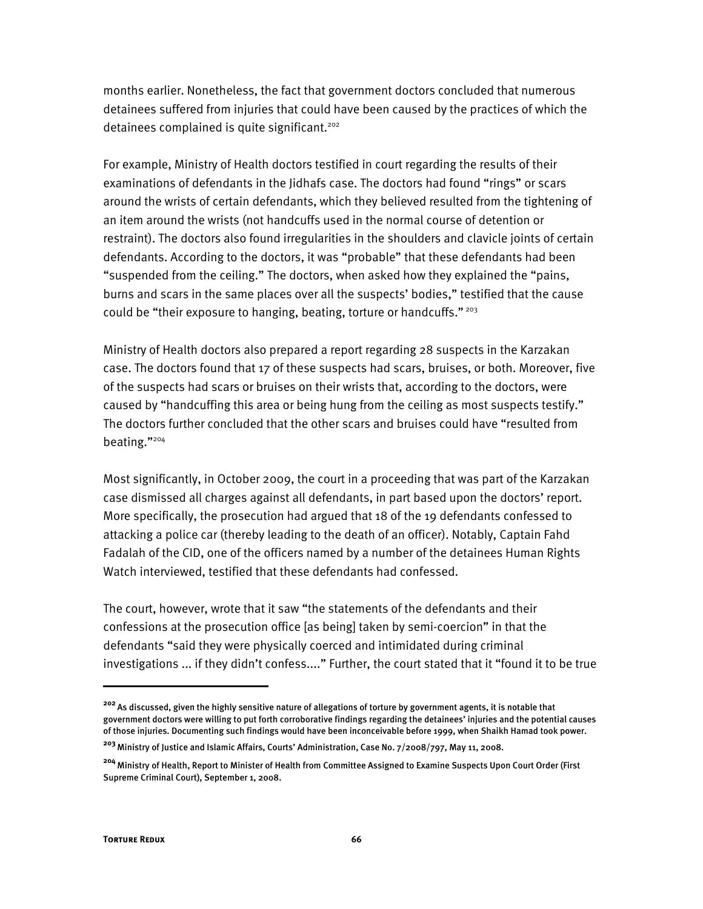months earlier. Nonetheless, the fact that government doctors concluded that numerous detainees suffered from injuries that could have been caused by the practices of which the detainees complained is quite significant.[202]

For example, Ministry of Health doctors testified in court regarding the results of their examinations of defendants in the Jidhafs case. The doctors had found "rings" or scars around the wrists of certain defendants, which they believed resulted from the tightening of an item around the wrists (not handcuffs used in the normal course of detention or restraint). The doctors also found irregularities in the shoulders and clavicle joints of certain defendants. According to the doctors, it was "probable" that these defendants had been "suspended from the ceiling." The doctors, when asked how they explained the "pains, burns and scars in the same places over all the suspects' bodies," testified that the cause could be "their exposure to hanging, beating, torture or handcuffs." [203]

Ministry of Health doctors also prepared a report regarding 28 suspects in the Karzakan case. The doctors found that 17 of these suspects had scars, bruises, or both. Moreover, five of the suspects had scars or bruises on their wrists that, according to the doctors, were caused by "handcuffing this area or being hung from the ceiling as most suspects testify." The doctors further concluded that the other scars and bruises could have "resulted from beating."[204]

Most significantly, in October 2009, the court in a proceeding that was part of the Karzakan case dismissed all charges against all defendants, in part based upon the doctors' report. More specifically, the prosecution had argued that 18 of the 19 defendants confessed to attacking a police car (thereby leading to the death of an officer). Notably, Captain Fahd Fadalah of the CID, one of the officers named by a number of the detainees Human Rights Watch interviewed, testified that these defendants had confessed.

The court, however, wrote that it saw "the statements of the defendants and their confessions at the prosecution office [as being] taken by semi-coercion" in that the defendants "said they were physically coerced and intimidated during criminal investigations ... if they didn't confess...." Further, the court stated that it "found it to be true

---

**[202]** As discussed, given the highly sensitive nature of allegations of torture by government agents, it is notable that government doctors were willing to put forth corroborative findings regarding the detainees' injuries and the potential causes of those injuries. Documenting such findings would have been inconceivable before 1999, when Shaikh Hamad took power.

**[203]** Ministry of Justice and Islamic Affairs, Courts' Administration, Case No. 7/2008/797, May 11, 2008.

**[204]** Ministry of Health, Report to Minister of Health from Committee Assigned to Examine Suspects Upon Court Order (First Supreme Criminal Court), September 1, 2008.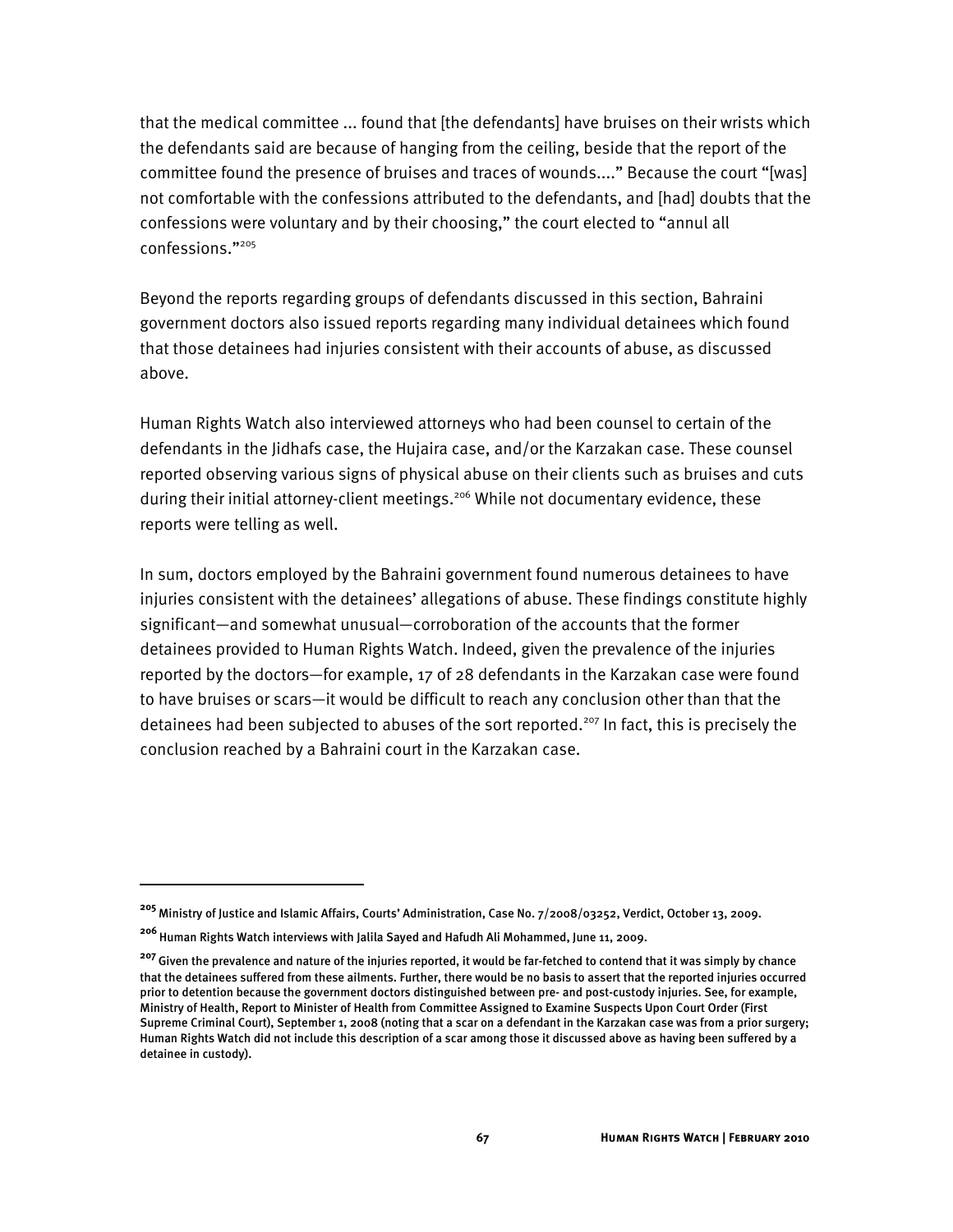that the medical committee ... found that [the defendants] have bruises on their wrists which the defendants said are because of hanging from the ceiling, beside that the report of the committee found the presence of bruises and traces of wounds...." Because the court "[was] not comfortable with the confessions attributed to the defendants, and [had] doubts that the confessions were voluntary and by their choosing," the court elected to "annul all confessions."[205]

Beyond the reports regarding groups of defendants discussed in this section, Bahraini government doctors also issued reports regarding many individual detainees which found that those detainees had injuries consistent with their accounts of abuse, as discussed above.

Human Rights Watch also interviewed attorneys who had been counsel to certain of the defendants in the Jidhafs case, the Hujaira case, and/or the Karzakan case. These counsel reported observing various signs of physical abuse on their clients such as bruises and cuts during their initial attorney-client meetings.[206] While not documentary evidence, these reports were telling as well.

In sum, doctors employed by the Bahraini government found numerous detainees to have injuries consistent with the detainees' allegations of abuse. These findings constitute highly significant—and somewhat unusual—corroboration of the accounts that the former detainees provided to Human Rights Watch. Indeed, given the prevalence of the injuries reported by the doctors—for example, 17 of 28 defendants in the Karzakan case were found to have bruises or scars—it would be difficult to reach any conclusion other than that the detainees had been subjected to abuses of the sort reported.[207] In fact, this is precisely the conclusion reached by a Bahraini court in the Karzakan case.

---

[205] Ministry of Justice and Islamic Affairs, Courts' Administration, Case No. 7/2008/03252, Verdict, October 13, 2009.

[206] Human Rights Watch interviews with Jalila Sayed and Hafudh Ali Mohammed, June 11, 2009.

[207] Given the prevalence and nature of the injuries reported, it would be far-fetched to contend that it was simply by chance that the detainees suffered from these ailments. Further, there would be no basis to assert that the reported injuries occurred prior to detention because the government doctors distinguished between pre- and post-custody injuries. See, for example, Ministry of Health, Report to Minister of Health from Committee Assigned to Examine Suspects Upon Court Order (First Supreme Criminal Court), September 1, 2008 (noting that a scar on a defendant in the Karzakan case was from a prior surgery; Human Rights Watch did not include this description of a scar among those it discussed above as having been suffered by a detainee in custody).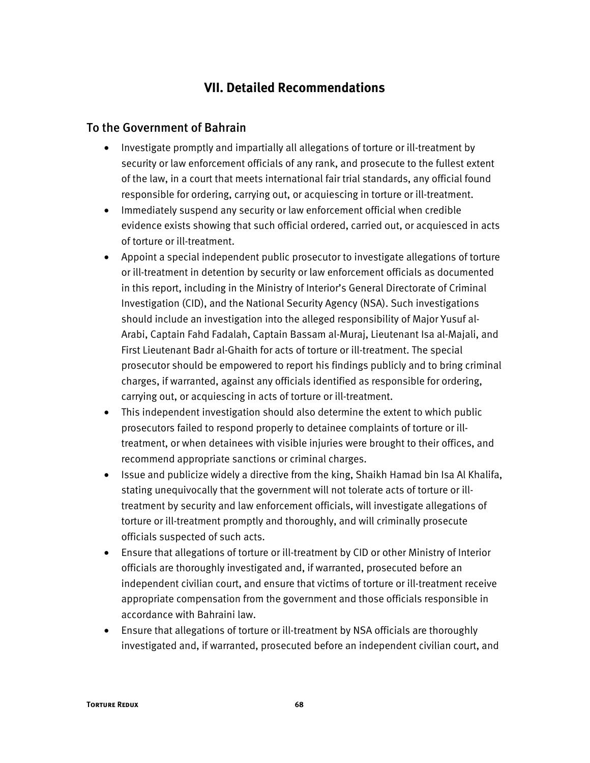# VII. Detailed Recommendations

## To the Government of Bahrain

- Investigate promptly and impartially all allegations of torture or ill-treatment by security or law enforcement officials of any rank, and prosecute to the fullest extent of the law, in a court that meets international fair trial standards, any official found responsible for ordering, carrying out, or acquiescing in torture or ill-treatment.
- Immediately suspend any security or law enforcement official when credible evidence exists showing that such official ordered, carried out, or acquiesced in acts of torture or ill-treatment.
- Appoint a special independent public prosecutor to investigate allegations of torture or ill-treatment in detention by security or law enforcement officials as documented in this report, including in the Ministry of Interior's General Directorate of Criminal Investigation (CID), and the National Security Agency (NSA). Such investigations should include an investigation into the alleged responsibility of Major Yusuf al-Arabi, Captain Fahd Fadalah, Captain Bassam al-Muraj, Lieutenant Isa al-Majali, and First Lieutenant Badr al-Ghaith for acts of torture or ill-treatment. The special prosecutor should be empowered to report his findings publicly and to bring criminal charges, if warranted, against any officials identified as responsible for ordering, carrying out, or acquiescing in acts of torture or ill-treatment.
- This independent investigation should also determine the extent to which public prosecutors failed to respond properly to detainee complaints of torture or ill-treatment, or when detainees with visible injuries were brought to their offices, and recommend appropriate sanctions or criminal charges.
- Issue and publicize widely a directive from the king, Shaikh Hamad bin Isa Al Khalifa, stating unequivocally that the government will not tolerate acts of torture or ill-treatment by security and law enforcement officials, will investigate allegations of torture or ill-treatment promptly and thoroughly, and will criminally prosecute officials suspected of such acts.
- Ensure that allegations of torture or ill-treatment by CID or other Ministry of Interior officials are thoroughly investigated and, if warranted, prosecuted before an independent civilian court, and ensure that victims of torture or ill-treatment receive appropriate compensation from the government and those officials responsible in accordance with Bahraini law.
- Ensure that allegations of torture or ill-treatment by NSA officials are thoroughly investigated and, if warranted, prosecuted before an independent civilian court, and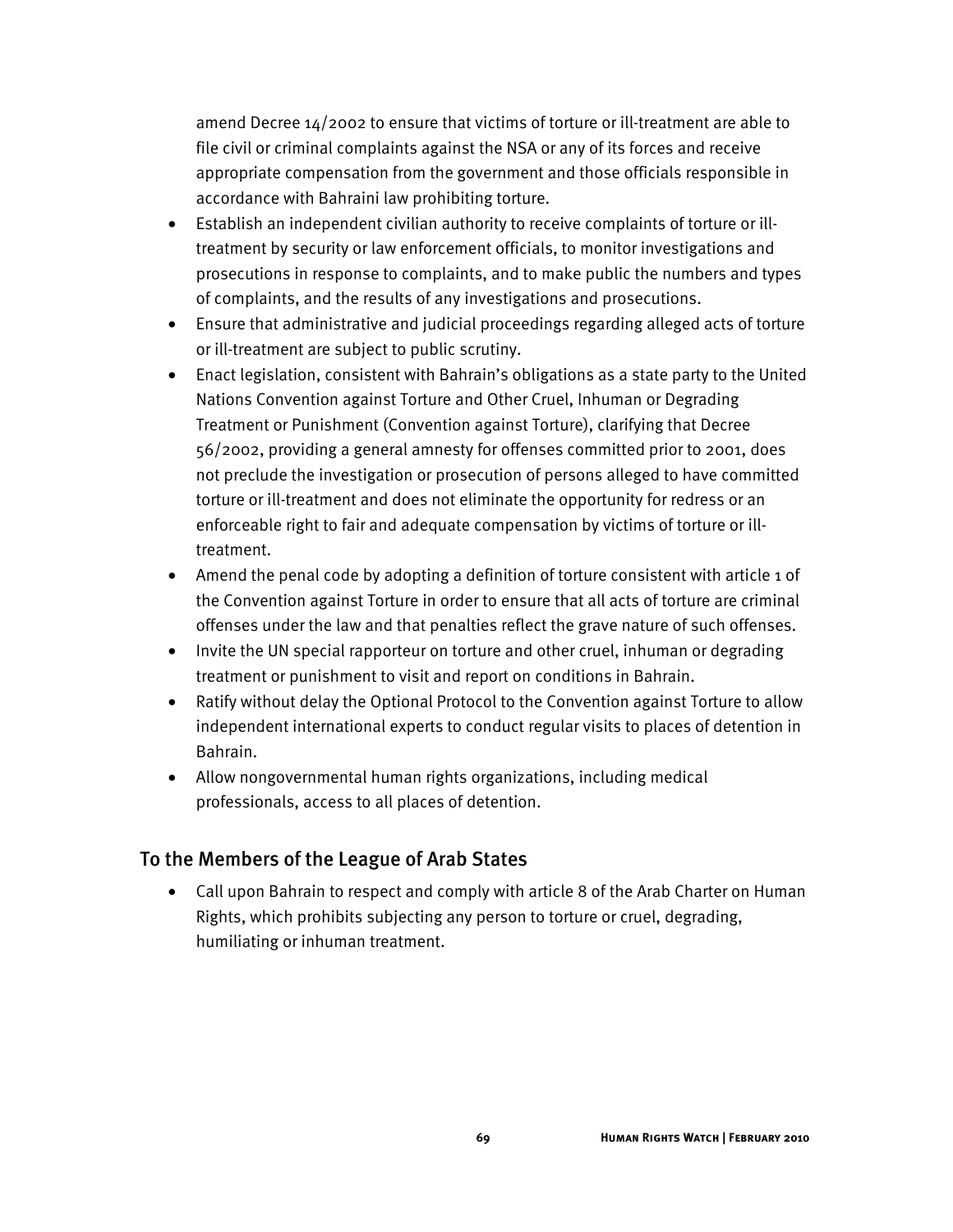amend Decree 14/2002 to ensure that victims of torture or ill-treatment are able to file civil or criminal complaints against the NSA or any of its forces and receive appropriate compensation from the government and those officials responsible in accordance with Bahraini law prohibiting torture.

- Establish an independent civilian authority to receive complaints of torture or ill-treatment by security or law enforcement officials, to monitor investigations and prosecutions in response to complaints, and to make public the numbers and types of complaints, and the results of any investigations and prosecutions.
- Ensure that administrative and judicial proceedings regarding alleged acts of torture or ill-treatment are subject to public scrutiny.
- Enact legislation, consistent with Bahrain's obligations as a state party to the United Nations Convention against Torture and Other Cruel, Inhuman or Degrading Treatment or Punishment (Convention against Torture), clarifying that Decree 56/2002, providing a general amnesty for offenses committed prior to 2001, does not preclude the investigation or prosecution of persons alleged to have committed torture or ill-treatment and does not eliminate the opportunity for redress or an enforceable right to fair and adequate compensation by victims of torture or ill-treatment.
- Amend the penal code by adopting a definition of torture consistent with article 1 of the Convention against Torture in order to ensure that all acts of torture are criminal offenses under the law and that penalties reflect the grave nature of such offenses.
- Invite the UN special rapporteur on torture and other cruel, inhuman or degrading treatment or punishment to visit and report on conditions in Bahrain.
- Ratify without delay the Optional Protocol to the Convention against Torture to allow independent international experts to conduct regular visits to places of detention in Bahrain.
- Allow nongovernmental human rights organizations, including medical professionals, access to all places of detention.

## To the Members of the League of Arab States

- Call upon Bahrain to respect and comply with article 8 of the Arab Charter on Human Rights, which prohibits subjecting any person to torture or cruel, degrading, humiliating or inhuman treatment.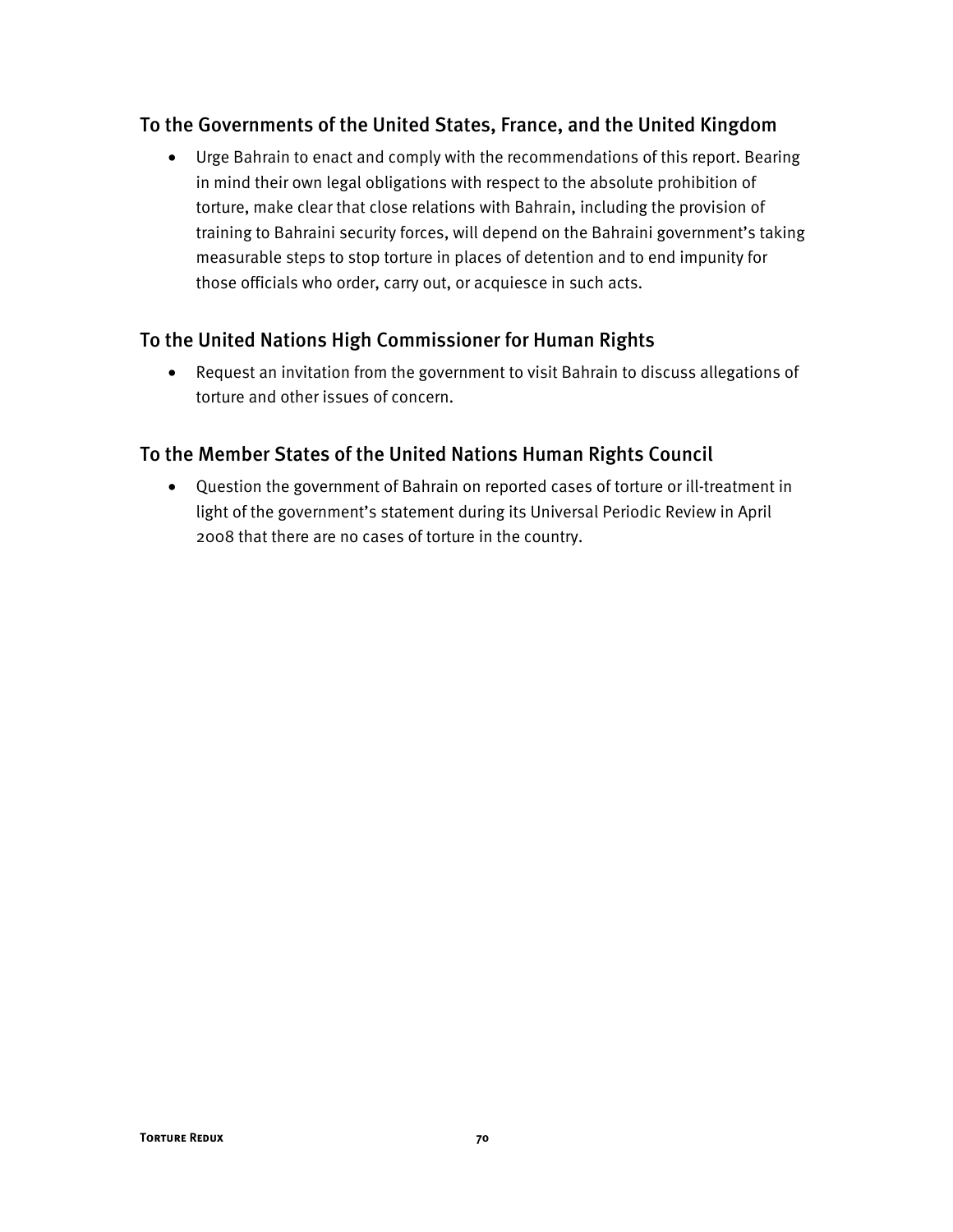### To the Governments of the United States, France, and the United Kingdom

- Urge Bahrain to enact and comply with the recommendations of this report. Bearing in mind their own legal obligations with respect to the absolute prohibition of torture, make clear that close relations with Bahrain, including the provision of training to Bahraini security forces, will depend on the Bahraini government's taking measurable steps to stop torture in places of detention and to end impunity for those officials who order, carry out, or acquiesce in such acts.

### To the United Nations High Commissioner for Human Rights

- Request an invitation from the government to visit Bahrain to discuss allegations of torture and other issues of concern.

### To the Member States of the United Nations Human Rights Council

- Question the government of Bahrain on reported cases of torture or ill-treatment in light of the government's statement during its Universal Periodic Review in April 2008 that there are no cases of torture in the country.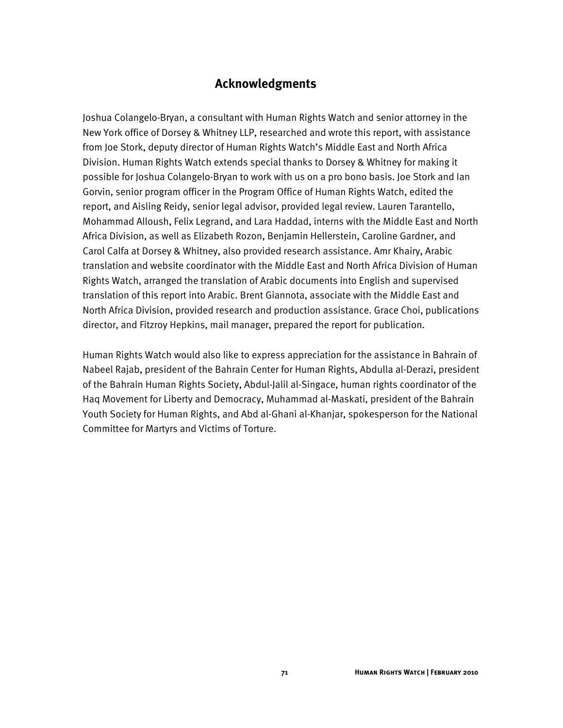## Acknowledgments

Joshua Colangelo-Bryan, a consultant with Human Rights Watch and senior attorney in the New York office of Dorsey & Whitney LLP, researched and wrote this report, with assistance from Joe Stork, deputy director of Human Rights Watch's Middle East and North Africa Division. Human Rights Watch extends special thanks to Dorsey & Whitney for making it possible for Joshua Colangelo-Bryan to work with us on a pro bono basis. Joe Stork and Ian Gorvin, senior program officer in the Program Office of Human Rights Watch, edited the report, and Aisling Reidy, senior legal advisor, provided legal review. Lauren Tarantello, Mohammad Alloush, Felix Legrand, and Lara Haddad, interns with the Middle East and North Africa Division, as well as Elizabeth Rozon, Benjamin Hellerstein, Caroline Gardner, and Carol Calfa at Dorsey & Whitney, also provided research assistance. Amr Khairy, Arabic translation and website coordinator with the Middle East and North Africa Division of Human Rights Watch, arranged the translation of Arabic documents into English and supervised translation of this report into Arabic. Brent Giannota, associate with the Middle East and North Africa Division, provided research and production assistance. Grace Choi, publications director, and Fitzroy Hepkins, mail manager, prepared the report for publication.

Human Rights Watch would also like to express appreciation for the assistance in Bahrain of Nabeel Rajab, president of the Bahrain Center for Human Rights, Abdulla al-Derazi, president of the Bahrain Human Rights Society, Abdul-Jalil al-Singace, human rights coordinator of the Haq Movement for Liberty and Democracy, Muhammad al-Maskati, president of the Bahrain Youth Society for Human Rights, and Abd al-Ghani al-Khanjar, spokesperson for the National Committee for Martyrs and Victims of Torture.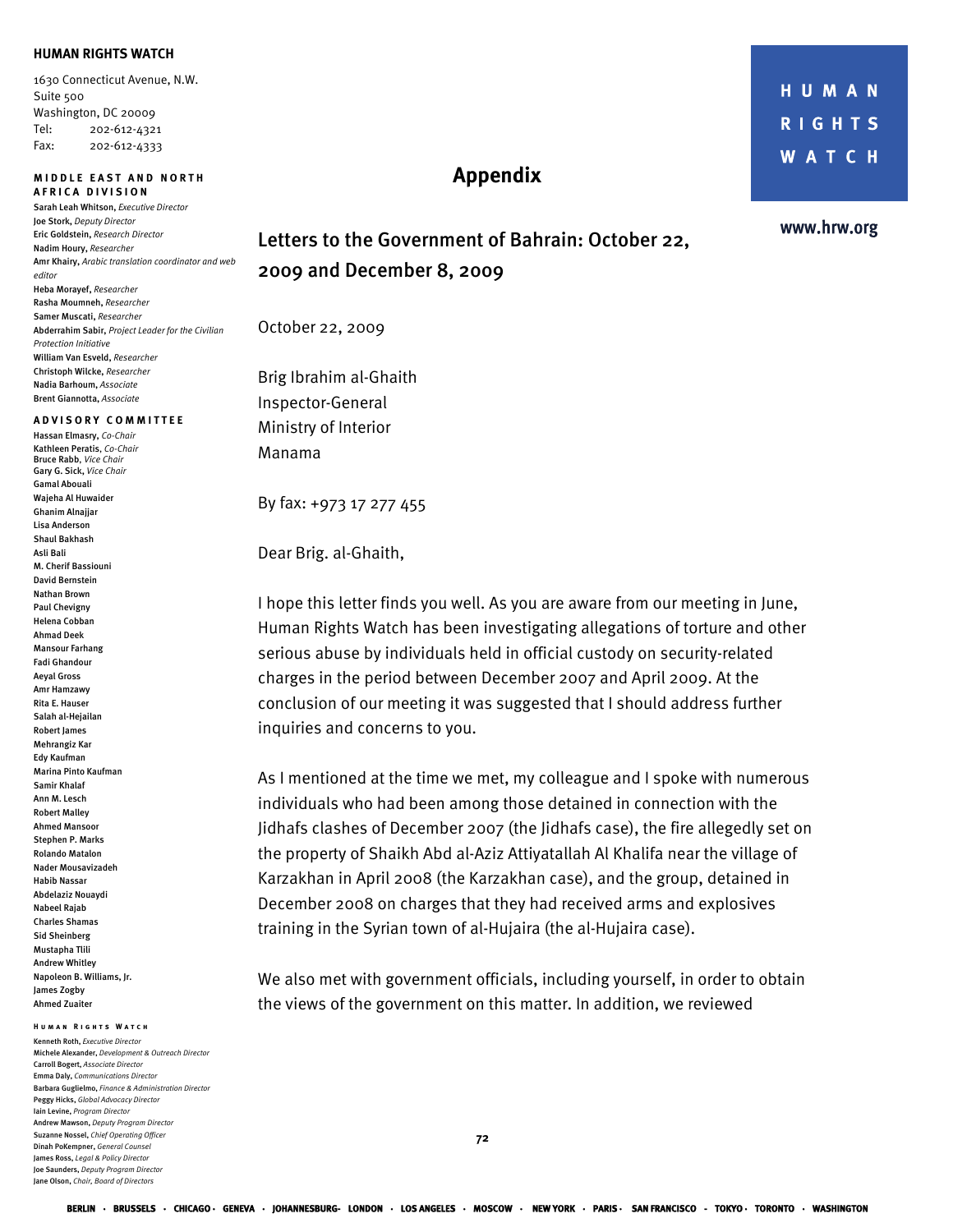HUMAN RIGHTS WATCH

1630 Connecticut Avenue, N.W.
Suite 500
Washington, DC 20009
Tel: 202-612-4321
Fax: 202-612-4333

**MIDDLE EAST AND NORTH AFRICA DIVISION**

Sarah Leah Whitson, *Executive Director*
Joe Stork, *Deputy Director*
Eric Goldstein, *Research Director*
Nadim Houry, *Researcher*
Amr Khairy, *Arabic translation coordinator and web editor*
Heba Morayef, *Researcher*
Rasha Moumneh, *Researcher*
Samer Muscati, *Researcher*
Abderrahim Sabir, *Project Leader for the Civilian Protection Initiative*
William Van Esveld, *Researcher*
Christoph Wilcke, *Researcher*
Nadia Barhoum, *Associate*
Brent Giannotta, *Associate*

**ADVISORY COMMITTEE**

Hassan Elmasry, *Co-Chair*
Kathleen Peratis, *Co-Chair*
Bruce Rabb, *Vice Chair*
Gary G. Sick, *Vice Chair*
Gamal Abouali
Wajeha Al Huwaider
Ghanim Alnajjar
Lisa Anderson
Shaul Bakhash
Asli Bali
M. Cherif Bassiouni
David Bernstein
Nathan Brown
Paul Chevigny
Helena Cobban
Ahmad Deek
Mansour Farhang
Fadi Ghandour
Aeyal Gross
Amr Hamzawy
Rita E. Hauser
Salah al-Hejailan
Robert James
Mehrangiz Kar
Edy Kaufman
Marina Pinto Kaufman
Samir Khalaf
Ann M. Lesch
Robert Malley
Ahmed Mansoor
Stephen P. Marks
Rolando Matalon
Nader Mousavizadeh
Habib Nassar
Abdelaziz Nouaydi
Nabeel Rajab
Charles Shamas
Sid Sheinberg
Mustapha Tlili
Andrew Whitley
Napoleon B. Williams, Jr.
James Zogby
Ahmed Zuaiter

**HUMAN RIGHTS WATCH**

Kenneth Roth, *Executive Director*
Michele Alexander, *Development & Outreach Director*
Carroll Bogert, *Associate Director*
Emma Daly, *Communications Director*
Barbara Guglielmo, *Finance & Administration Director*
Peggy Hicks, *Global Advocacy Director*
Iain Levine, *Program Director*
Andrew Mawson, *Deputy Program Director*
Suzanne Nossel, *Chief Operating Officer*
Dinah PoKempner, *General Counsel*
James Ross, *Legal & Policy Director*
Joe Saunders, *Deputy Program Director*
Jane Olson, *Chair, Board of Directors*

HUMAN RIGHTS WATCH

www.hrw.org

# Appendix

## Letters to the Government of Bahrain: October 22, 2009 and December 8, 2009

October 22, 2009

Brig Ibrahim al-Ghaith
Inspector-General
Ministry of Interior
Manama

By fax: +973 17 277 455

Dear Brig. al-Ghaith,

I hope this letter finds you well. As you are aware from our meeting in June, Human Rights Watch has been investigating allegations of torture and other serious abuse by individuals held in official custody on security-related charges in the period between December 2007 and April 2009. At the conclusion of our meeting it was suggested that I should address further inquiries and concerns to you.

As I mentioned at the time we met, my colleague and I spoke with numerous individuals who had been among those detained in connection with the Jidhafs clashes of December 2007 (the Jidhafs case), the fire allegedly set on the property of Shaikh Abd al-Aziz Attiyatallah Al Khalifa near the village of Karzakhan in April 2008 (the Karzakhan case), and the group, detained in December 2008 on charges that they had received arms and explosives training in the Syrian town of al-Hujaira (the al-Hujaira case).

We also met with government officials, including yourself, in order to obtain the views of the government on this matter. In addition, we reviewed

BERLIN · BRUSSELS · CHICAGO · GENEVA · JOHANNESBURG · LONDON · LOS ANGELES · MOSCOW · NEW YORK · PARIS · SAN FRANCISCO · TOKYO · TORONTO · WASHINGTON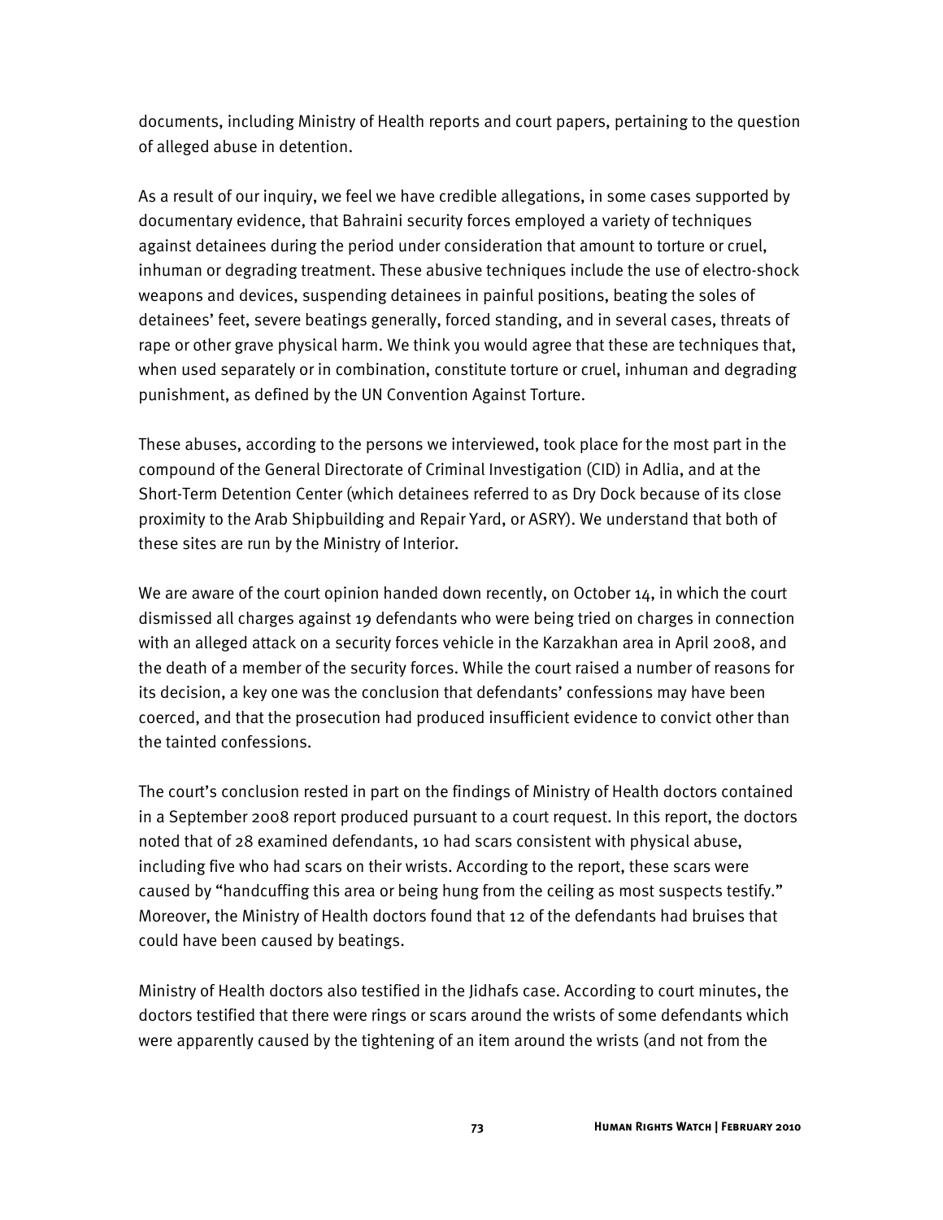documents, including Ministry of Health reports and court papers, pertaining to the question of alleged abuse in detention.

As a result of our inquiry, we feel we have credible allegations, in some cases supported by documentary evidence, that Bahraini security forces employed a variety of techniques against detainees during the period under consideration that amount to torture or cruel, inhuman or degrading treatment. These abusive techniques include the use of electro-shock weapons and devices, suspending detainees in painful positions, beating the soles of detainees' feet, severe beatings generally, forced standing, and in several cases, threats of rape or other grave physical harm. We think you would agree that these are techniques that, when used separately or in combination, constitute torture or cruel, inhuman and degrading punishment, as defined by the UN Convention Against Torture.

These abuses, according to the persons we interviewed, took place for the most part in the compound of the General Directorate of Criminal Investigation (CID) in Adlia, and at the Short-Term Detention Center (which detainees referred to as Dry Dock because of its close proximity to the Arab Shipbuilding and Repair Yard, or ASRY). We understand that both of these sites are run by the Ministry of Interior.

We are aware of the court opinion handed down recently, on October 14, in which the court dismissed all charges against 19 defendants who were being tried on charges in connection with an alleged attack on a security forces vehicle in the Karzakhan area in April 2008, and the death of a member of the security forces. While the court raised a number of reasons for its decision, a key one was the conclusion that defendants' confessions may have been coerced, and that the prosecution had produced insufficient evidence to convict other than the tainted confessions.

The court's conclusion rested in part on the findings of Ministry of Health doctors contained in a September 2008 report produced pursuant to a court request. In this report, the doctors noted that of 28 examined defendants, 10 had scars consistent with physical abuse, including five who had scars on their wrists. According to the report, these scars were caused by "handcuffing this area or being hung from the ceiling as most suspects testify." Moreover, the Ministry of Health doctors found that 12 of the defendants had bruises that could have been caused by beatings.

Ministry of Health doctors also testified in the Jidhafs case. According to court minutes, the doctors testified that there were rings or scars around the wrists of some defendants which were apparently caused by the tightening of an item around the wrists (and not from the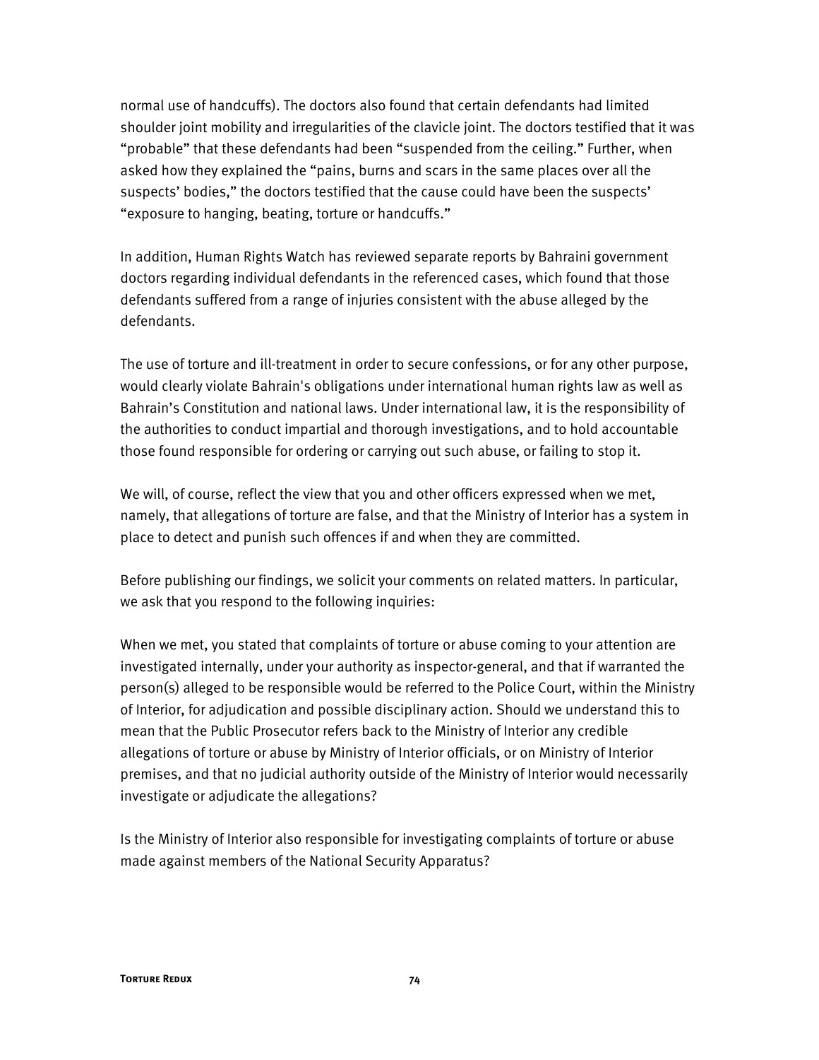normal use of handcuffs). The doctors also found that certain defendants had limited shoulder joint mobility and irregularities of the clavicle joint. The doctors testified that it was "probable" that these defendants had been "suspended from the ceiling." Further, when asked how they explained the "pains, burns and scars in the same places over all the suspects' bodies," the doctors testified that the cause could have been the suspects' "exposure to hanging, beating, torture or handcuffs."

In addition, Human Rights Watch has reviewed separate reports by Bahraini government doctors regarding individual defendants in the referenced cases, which found that those defendants suffered from a range of injuries consistent with the abuse alleged by the defendants.

The use of torture and ill-treatment in order to secure confessions, or for any other purpose, would clearly violate Bahrain's obligations under international human rights law as well as Bahrain's Constitution and national laws. Under international law, it is the responsibility of the authorities to conduct impartial and thorough investigations, and to hold accountable those found responsible for ordering or carrying out such abuse, or failing to stop it.

We will, of course, reflect the view that you and other officers expressed when we met, namely, that allegations of torture are false, and that the Ministry of Interior has a system in place to detect and punish such offences if and when they are committed.

Before publishing our findings, we solicit your comments on related matters. In particular, we ask that you respond to the following inquiries:

When we met, you stated that complaints of torture or abuse coming to your attention are investigated internally, under your authority as inspector-general, and that if warranted the person(s) alleged to be responsible would be referred to the Police Court, within the Ministry of Interior, for adjudication and possible disciplinary action. Should we understand this to mean that the Public Prosecutor refers back to the Ministry of Interior any credible allegations of torture or abuse by Ministry of Interior officials, or on Ministry of Interior premises, and that no judicial authority outside of the Ministry of Interior would necessarily investigate or adjudicate the allegations?

Is the Ministry of Interior also responsible for investigating complaints of torture or abuse made against members of the National Security Apparatus?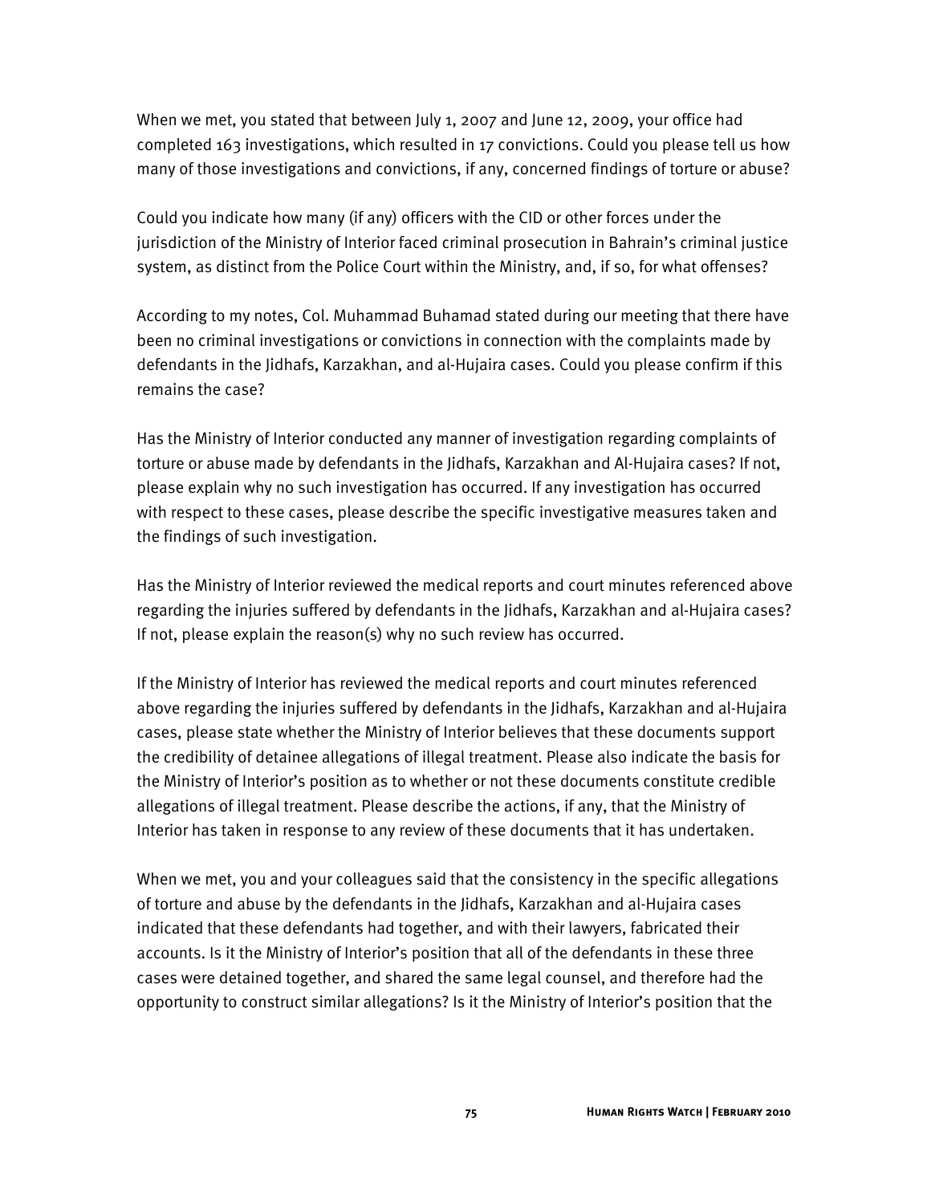When we met, you stated that between July 1, 2007 and June 12, 2009, your office had completed 163 investigations, which resulted in 17 convictions. Could you please tell us how many of those investigations and convictions, if any, concerned findings of torture or abuse?

Could you indicate how many (if any) officers with the CID or other forces under the jurisdiction of the Ministry of Interior faced criminal prosecution in Bahrain's criminal justice system, as distinct from the Police Court within the Ministry, and, if so, for what offenses?

According to my notes, Col. Muhammad Buhamad stated during our meeting that there have been no criminal investigations or convictions in connection with the complaints made by defendants in the Jidhafs, Karzakhan, and al-Hujaira cases. Could you please confirm if this remains the case?

Has the Ministry of Interior conducted any manner of investigation regarding complaints of torture or abuse made by defendants in the Jidhafs, Karzakhan and Al-Hujaira cases? If not, please explain why no such investigation has occurred. If any investigation has occurred with respect to these cases, please describe the specific investigative measures taken and the findings of such investigation.

Has the Ministry of Interior reviewed the medical reports and court minutes referenced above regarding the injuries suffered by defendants in the Jidhafs, Karzakhan and al-Hujaira cases? If not, please explain the reason(s) why no such review has occurred.

If the Ministry of Interior has reviewed the medical reports and court minutes referenced above regarding the injuries suffered by defendants in the Jidhafs, Karzakhan and al-Hujaira cases, please state whether the Ministry of Interior believes that these documents support the credibility of detainee allegations of illegal treatment. Please also indicate the basis for the Ministry of Interior's position as to whether or not these documents constitute credible allegations of illegal treatment. Please describe the actions, if any, that the Ministry of Interior has taken in response to any review of these documents that it has undertaken.

When we met, you and your colleagues said that the consistency in the specific allegations of torture and abuse by the defendants in the Jidhafs, Karzakhan and al-Hujaira cases indicated that these defendants had together, and with their lawyers, fabricated their accounts. Is it the Ministry of Interior's position that all of the defendants in these three cases were detained together, and shared the same legal counsel, and therefore had the opportunity to construct similar allegations? Is it the Ministry of Interior's position that the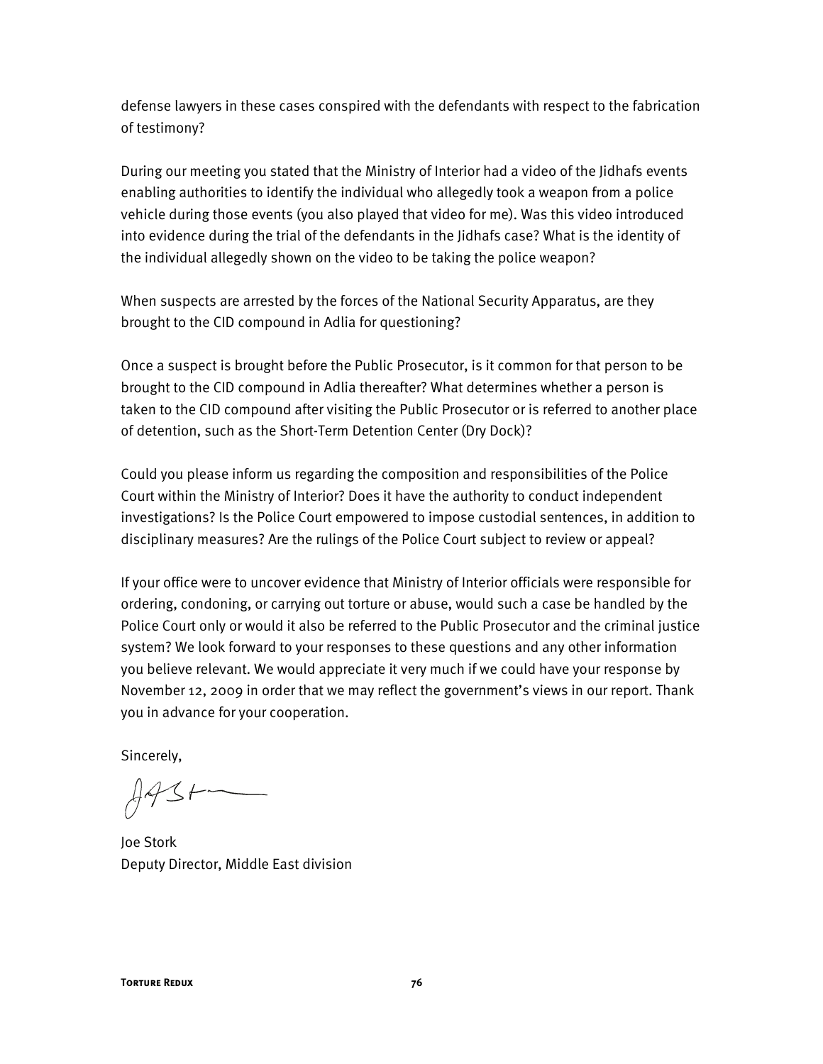defense lawyers in these cases conspired with the defendants with respect to the fabrication of testimony?

During our meeting you stated that the Ministry of Interior had a video of the Jidhafs events enabling authorities to identify the individual who allegedly took a weapon from a police vehicle during those events (you also played that video for me). Was this video introduced into evidence during the trial of the defendants in the Jidhafs case? What is the identity of the individual allegedly shown on the video to be taking the police weapon?

When suspects are arrested by the forces of the National Security Apparatus, are they brought to the CID compound in Adlia for questioning?

Once a suspect is brought before the Public Prosecutor, is it common for that person to be brought to the CID compound in Adlia thereafter? What determines whether a person is taken to the CID compound after visiting the Public Prosecutor or is referred to another place of detention, such as the Short-Term Detention Center (Dry Dock)?

Could you please inform us regarding the composition and responsibilities of the Police Court within the Ministry of Interior? Does it have the authority to conduct independent investigations? Is the Police Court empowered to impose custodial sentences, in addition to disciplinary measures? Are the rulings of the Police Court subject to review or appeal?

If your office were to uncover evidence that Ministry of Interior officials were responsible for ordering, condoning, or carrying out torture or abuse, would such a case be handled by the Police Court only or would it also be referred to the Public Prosecutor and the criminal justice system? We look forward to your responses to these questions and any other information you believe relevant. We would appreciate it very much if we could have your response by November 12, 2009 in order that we may reflect the government's views in our report. Thank you in advance for your cooperation.

Sincerely,

Joe Stork
Deputy Director, Middle East division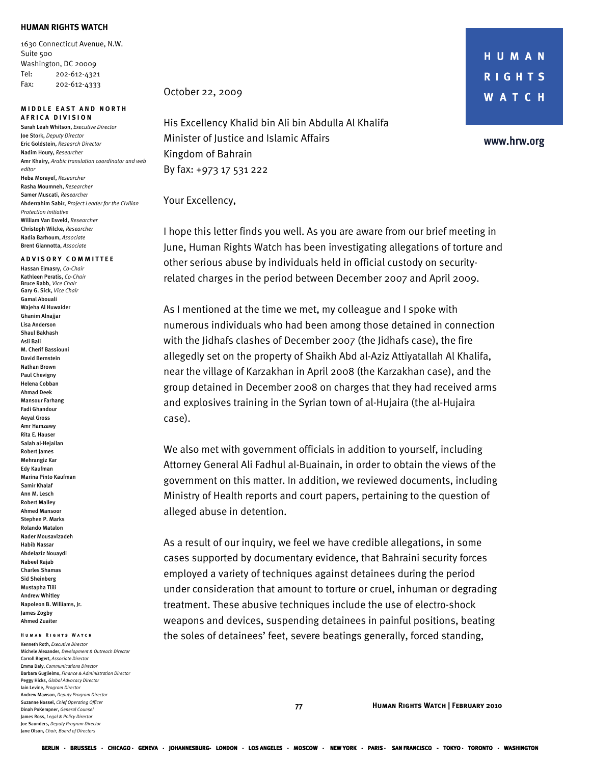**HUMAN RIGHTS WATCH**

1630 Connecticut Avenue, N.W.
Suite 500
Washington, DC 20009
Tel: 202-612-4321
Fax: 202-612-4333

**MIDDLE EAST AND NORTH AFRICA DIVISION**

Sarah Leah Whitson, *Executive Director*
Joe Stork, *Deputy Director*
Eric Goldstein, *Research Director*
Nadim Houry, *Researcher*
Amr Khairy, *Arabic translation coordinator and web editor*
Heba Morayef, *Researcher*
Rasha Moumneh, *Researcher*
Samer Muscati, *Researcher*
Abderrahim Sabir, *Project Leader for the Civilian Protection Initiative*
William Van Esveld, *Researcher*
Christoph Wilcke, *Researcher*
Nadia Barhoum, *Associate*
Brent Giannotta, *Associate*

**ADVISORY COMMITTEE**

Hassan Elmasry, *Co-Chair*
Kathleen Peratis, *Co-Chair*
Bruce Rabb, *Vice Chair*
Gary G. Sick, *Vice Chair*
Gamal Abouali
Wajeha Al Huwaider
Ghanim Alnajjar
Lisa Anderson
Shaul Bakhash
Asli Bali
M. Cherif Bassiouni
David Bernstein
Nathan Brown
Paul Chevigny
Helena Cobban
Ahmad Deek
Mansour Farhang
Fadi Ghandour
Aeyal Gross
Amr Hamzawy
Rita E. Hauser
Salah al-Hejailan
Robert James
Mehrangiz Kar
Edy Kaufman
Marina Pinto Kaufman
Samir Khalaf
Ann M. Lesch
Robert Malley
Ahmed Mansoor
Stephen P. Marks
Rolando Matalon
Nader Mousavizadeh
Habib Nassar
Abdelaziz Nouaydi
Nabeel Rajab
Charles Shamas
Sid Sheinberg
Mustapha Tlili
Andrew Whitley
Napoleon B. Williams, Jr.
James Zogby
Ahmed Zuaiter

**HUMAN RIGHTS WATCH**

Kenneth Roth, *Executive Director*
Michele Alexander, *Development & Outreach Director*
Carroll Bogert, *Associate Director*
Emma Daly, *Communications Director*
Barbara Guglielmo, *Finance & Administration Director*
Peggy Hicks, *Global Advocacy Director*
Iain Levine, *Program Director*
Andrew Mawson, *Deputy Program Director*
Suzanne Nossel, *Chief Operating Officer*
Dinah PoKempner, *General Counsel*
James Ross, *Legal & Policy Director*
Joe Saunders, *Deputy Program Director*
Jane Olson, *Chair, Board of Directors*

HUMAN RIGHTS WATCH

www.hrw.org

October 22, 2009

His Excellency Khalid bin Ali bin Abdulla Al Khalifa
Minister of Justice and Islamic Affairs
Kingdom of Bahrain
By fax: +973 17 531 222

Your Excellency,

I hope this letter finds you well. As you are aware from our brief meeting in June, Human Rights Watch has been investigating allegations of torture and other serious abuse by individuals held in official custody on security-related charges in the period between December 2007 and April 2009.

As I mentioned at the time we met, my colleague and I spoke with numerous individuals who had been among those detained in connection with the Jidhafs clashes of December 2007 (the Jidhafs case), the fire allegedly set on the property of Shaikh Abd al-Aziz Attiyatallah Al Khalifa, near the village of Karzakhan in April 2008 (the Karzakhan case), and the group detained in December 2008 on charges that they had received arms and explosives training in the Syrian town of al-Hujaira (the al-Hujaira case).

We also met with government officials in addition to yourself, including Attorney General Ali Fadhul al-Buainain, in order to obtain the views of the government on this matter. In addition, we reviewed documents, including Ministry of Health reports and court papers, pertaining to the question of alleged abuse in detention.

As a result of our inquiry, we feel we have credible allegations, in some cases supported by documentary evidence, that Bahraini security forces employed a variety of techniques against detainees during the period under consideration that amount to torture or cruel, inhuman or degrading treatment. These abusive techniques include the use of electro-shock weapons and devices, suspending detainees in painful positions, beating the soles of detainees' feet, severe beatings generally, forced standing,

BERLIN · BRUSSELS · CHICAGO · GENEVA · JOHANNESBURG · LONDON · LOS ANGELES · MOSCOW · NEW YORK · PARIS · SAN FRANCISCO · TOKYO · TORONTO · WASHINGTON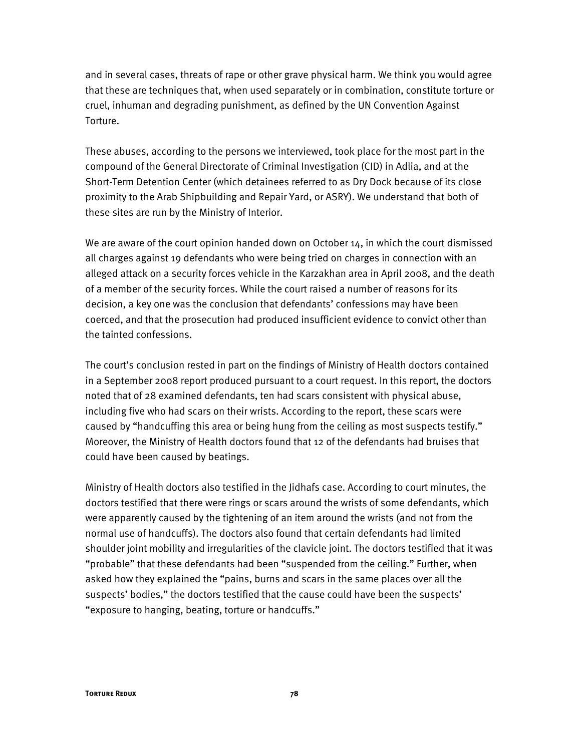and in several cases, threats of rape or other grave physical harm. We think you would agree that these are techniques that, when used separately or in combination, constitute torture or cruel, inhuman and degrading punishment, as defined by the UN Convention Against Torture.

These abuses, according to the persons we interviewed, took place for the most part in the compound of the General Directorate of Criminal Investigation (CID) in Adlia, and at the Short-Term Detention Center (which detainees referred to as Dry Dock because of its close proximity to the Arab Shipbuilding and Repair Yard, or ASRY). We understand that both of these sites are run by the Ministry of Interior.

We are aware of the court opinion handed down on October 14, in which the court dismissed all charges against 19 defendants who were being tried on charges in connection with an alleged attack on a security forces vehicle in the Karzakhan area in April 2008, and the death of a member of the security forces. While the court raised a number of reasons for its decision, a key one was the conclusion that defendants' confessions may have been coerced, and that the prosecution had produced insufficient evidence to convict other than the tainted confessions.

The court's conclusion rested in part on the findings of Ministry of Health doctors contained in a September 2008 report produced pursuant to a court request. In this report, the doctors noted that of 28 examined defendants, ten had scars consistent with physical abuse, including five who had scars on their wrists. According to the report, these scars were caused by "handcuffing this area or being hung from the ceiling as most suspects testify." Moreover, the Ministry of Health doctors found that 12 of the defendants had bruises that could have been caused by beatings.

Ministry of Health doctors also testified in the Jidhafs case. According to court minutes, the doctors testified that there were rings or scars around the wrists of some defendants, which were apparently caused by the tightening of an item around the wrists (and not from the normal use of handcuffs). The doctors also found that certain defendants had limited shoulder joint mobility and irregularities of the clavicle joint. The doctors testified that it was "probable" that these defendants had been "suspended from the ceiling." Further, when asked how they explained the "pains, burns and scars in the same places over all the suspects' bodies," the doctors testified that the cause could have been the suspects' "exposure to hanging, beating, torture or handcuffs."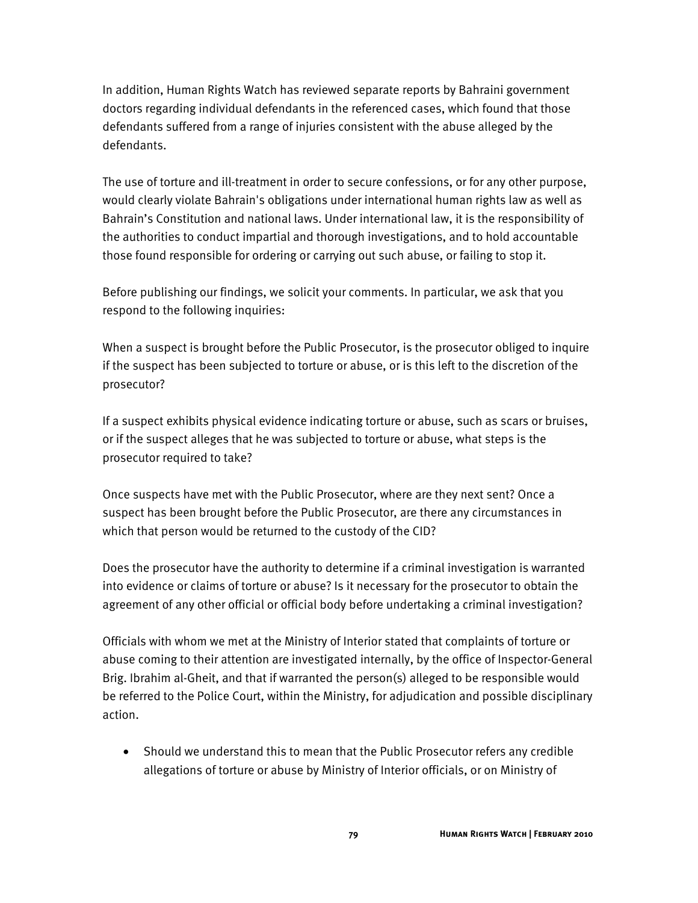In addition, Human Rights Watch has reviewed separate reports by Bahraini government doctors regarding individual defendants in the referenced cases, which found that those defendants suffered from a range of injuries consistent with the abuse alleged by the defendants.

The use of torture and ill-treatment in order to secure confessions, or for any other purpose, would clearly violate Bahrain's obligations under international human rights law as well as Bahrain's Constitution and national laws. Under international law, it is the responsibility of the authorities to conduct impartial and thorough investigations, and to hold accountable those found responsible for ordering or carrying out such abuse, or failing to stop it.

Before publishing our findings, we solicit your comments. In particular, we ask that you respond to the following inquiries:

When a suspect is brought before the Public Prosecutor, is the prosecutor obliged to inquire if the suspect has been subjected to torture or abuse, or is this left to the discretion of the prosecutor?

If a suspect exhibits physical evidence indicating torture or abuse, such as scars or bruises, or if the suspect alleges that he was subjected to torture or abuse, what steps is the prosecutor required to take?

Once suspects have met with the Public Prosecutor, where are they next sent? Once a suspect has been brought before the Public Prosecutor, are there any circumstances in which that person would be returned to the custody of the CID?

Does the prosecutor have the authority to determine if a criminal investigation is warranted into evidence or claims of torture or abuse? Is it necessary for the prosecutor to obtain the agreement of any other official or official body before undertaking a criminal investigation?

Officials with whom we met at the Ministry of Interior stated that complaints of torture or abuse coming to their attention are investigated internally, by the office of Inspector-General Brig. Ibrahim al-Gheit, and that if warranted the person(s) alleged to be responsible would be referred to the Police Court, within the Ministry, for adjudication and possible disciplinary action.

- Should we understand this to mean that the Public Prosecutor refers any credible allegations of torture or abuse by Ministry of Interior officials, or on Ministry of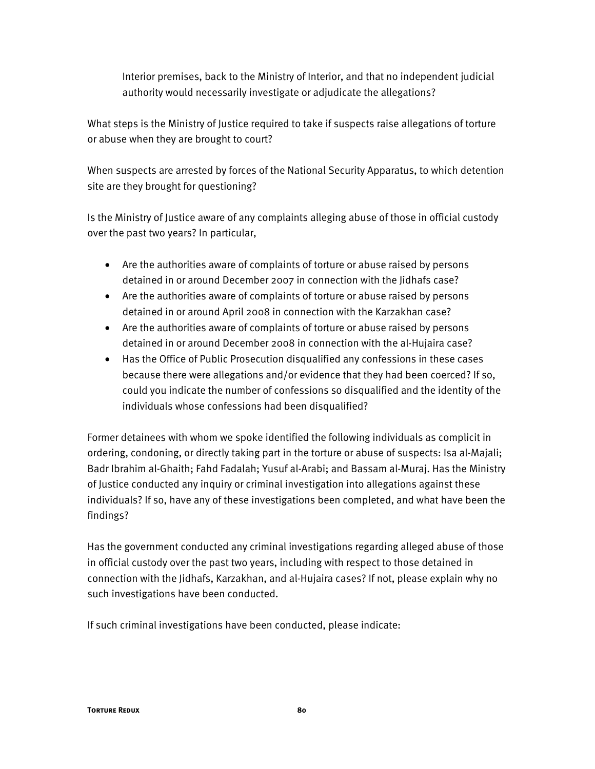Interior premises, back to the Ministry of Interior, and that no independent judicial authority would necessarily investigate or adjudicate the allegations?

What steps is the Ministry of Justice required to take if suspects raise allegations of torture or abuse when they are brought to court?

When suspects are arrested by forces of the National Security Apparatus, to which detention site are they brought for questioning?

Is the Ministry of Justice aware of any complaints alleging abuse of those in official custody over the past two years? In particular,

- Are the authorities aware of complaints of torture or abuse raised by persons detained in or around December 2007 in connection with the Jidhafs case?
- Are the authorities aware of complaints of torture or abuse raised by persons detained in or around April 2008 in connection with the Karzakhan case?
- Are the authorities aware of complaints of torture or abuse raised by persons detained in or around December 2008 in connection with the al-Hujaira case?
- Has the Office of Public Prosecution disqualified any confessions in these cases because there were allegations and/or evidence that they had been coerced? If so, could you indicate the number of confessions so disqualified and the identity of the individuals whose confessions had been disqualified?

Former detainees with whom we spoke identified the following individuals as complicit in ordering, condoning, or directly taking part in the torture or abuse of suspects: Isa al-Majali; Badr Ibrahim al-Ghaith; Fahd Fadalah; Yusuf al-Arabi; and Bassam al-Muraj. Has the Ministry of Justice conducted any inquiry or criminal investigation into allegations against these individuals? If so, have any of these investigations been completed, and what have been the findings?

Has the government conducted any criminal investigations regarding alleged abuse of those in official custody over the past two years, including with respect to those detained in connection with the Jidhafs, Karzakhan, and al-Hujaira cases? If not, please explain why no such investigations have been conducted.

If such criminal investigations have been conducted, please indicate: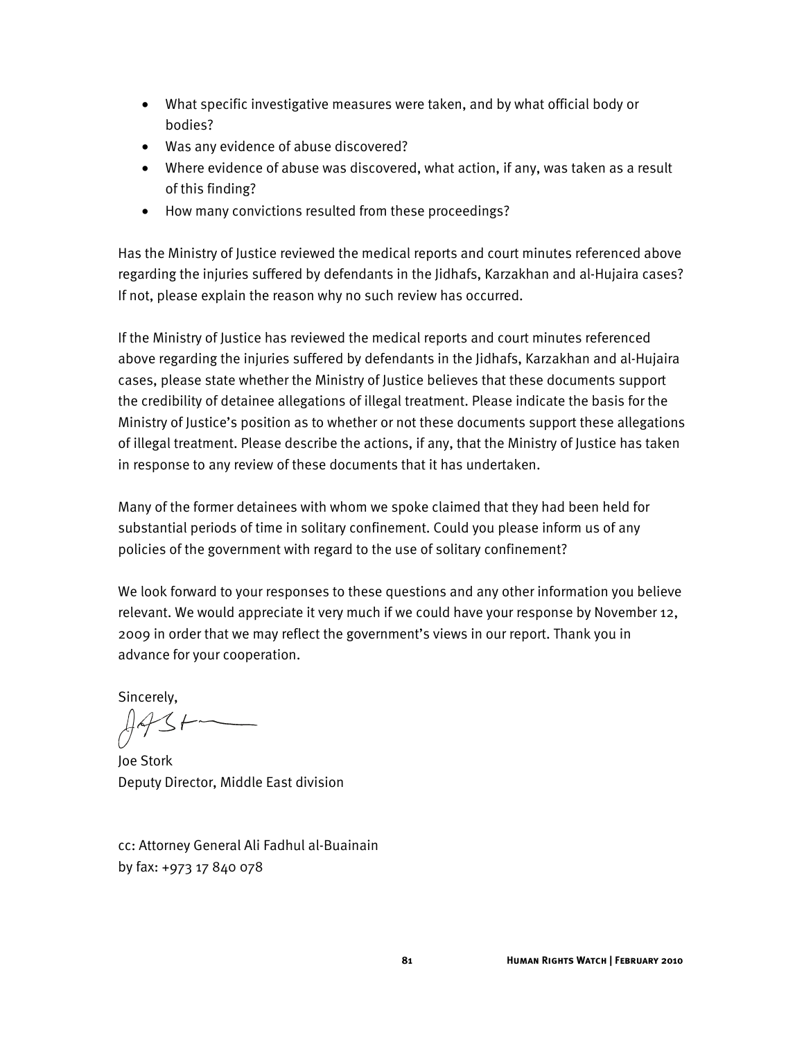- What specific investigative measures were taken, and by what official body or bodies?
- Was any evidence of abuse discovered?
- Where evidence of abuse was discovered, what action, if any, was taken as a result of this finding?
- How many convictions resulted from these proceedings?

Has the Ministry of Justice reviewed the medical reports and court minutes referenced above regarding the injuries suffered by defendants in the Jidhafs, Karzakhan and al-Hujaira cases? If not, please explain the reason why no such review has occurred.

If the Ministry of Justice has reviewed the medical reports and court minutes referenced above regarding the injuries suffered by defendants in the Jidhafs, Karzakhan and al-Hujaira cases, please state whether the Ministry of Justice believes that these documents support the credibility of detainee allegations of illegal treatment. Please indicate the basis for the Ministry of Justice's position as to whether or not these documents support these allegations of illegal treatment. Please describe the actions, if any, that the Ministry of Justice has taken in response to any review of these documents that it has undertaken.

Many of the former detainees with whom we spoke claimed that they had been held for substantial periods of time in solitary confinement. Could you please inform us of any policies of the government with regard to the use of solitary confinement?

We look forward to your responses to these questions and any other information you believe relevant. We would appreciate it very much if we could have your response by November 12, 2009 in order that we may reflect the government's views in our report. Thank you in advance for your cooperation.

Sincerely,

Joe Stork
Deputy Director, Middle East division

cc: Attorney General Ali Fadhul al-Buainain
by fax: +973 17 840 078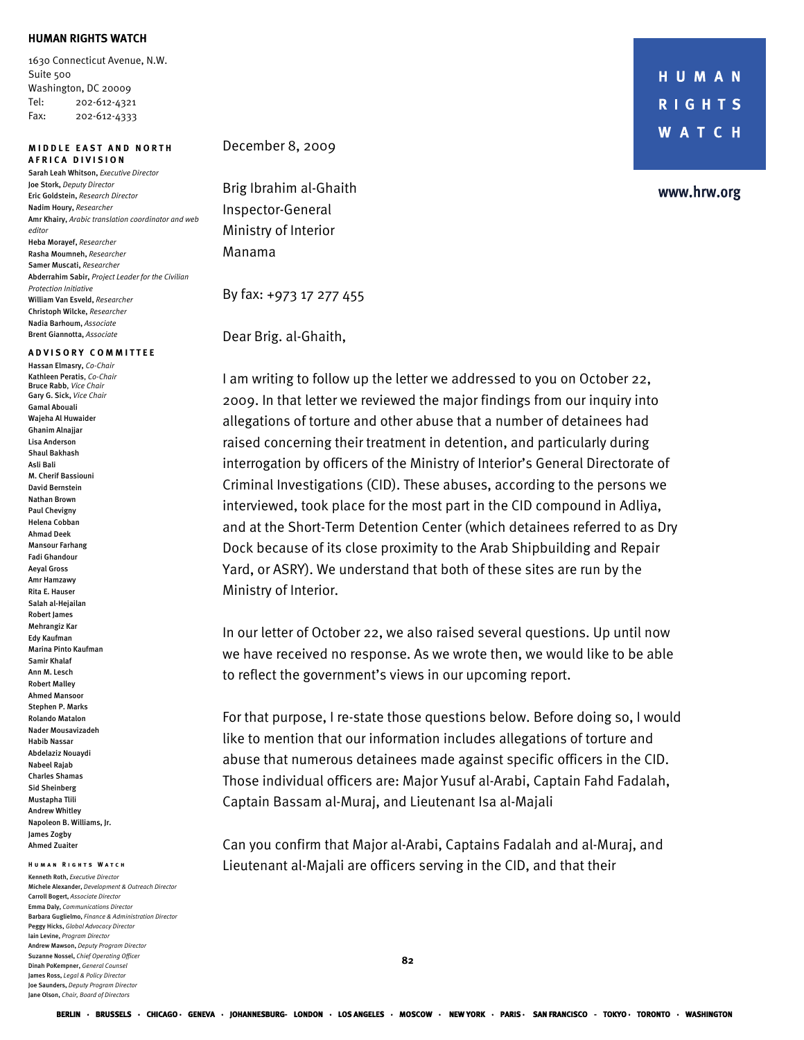**HUMAN RIGHTS WATCH**

1630 Connecticut Avenue, N.W.
Suite 500
Washington, DC 20009
Tel: 202-612-4321
Fax: 202-612-4333

**MIDDLE EAST AND NORTH AFRICA DIVISION**

Sarah Leah Whitson, *Executive Director*
Joe Stork, *Deputy Director*
Eric Goldstein, *Research Director*
Nadim Houry, *Researcher*
Amr Khairy, *Arabic translation coordinator and web editor*
Heba Morayef, *Researcher*
Rasha Moumneh, *Researcher*
Samer Muscati, *Researcher*
Abderrahim Sabir, *Project Leader for the Civilian Protection Initiative*
William Van Esveld, *Researcher*
Christoph Wilcke, *Researcher*
Nadia Barhoum, *Associate*
Brent Giannotta, *Associate*

**ADVISORY COMMITTEE**

Hassan Elmasry, *Co-Chair*
Kathleen Peratis, *Co-Chair*
Bruce Rabb, *Vice Chair*
Gary G. Sick, *Vice Chair*
Gamal Abouali
Wajeha Al Huwaider
Ghanim Alnajjar
Lisa Anderson
Shaul Bakhash
Asli Bali
M. Cherif Bassiouni
David Bernstein
Nathan Brown
Paul Chevigny
Helena Cobban
Ahmad Deek
Mansour Farhang
Fadi Ghandour
Aeyal Gross
Amr Hamzawy
Rita E. Hauser
Salah al-Hejailan
Robert James
Mehrangiz Kar
Edy Kaufman
Marina Pinto Kaufman
Samir Khalaf
Ann M. Lesch
Robert Malley
Ahmed Mansoor
Stephen P. Marks
Rolando Matalon
Nader Mousavizadeh
Habib Nassar
Abdelaziz Nouaydi
Nabeel Rajab
Charles Shamas
Sid Sheinberg
Mustapha Tlili
Andrew Whitley
Napoleon B. Williams, Jr.
James Zogby
Ahmed Zuaiter

**HUMAN RIGHTS WATCH**

Kenneth Roth, *Executive Director*
Michele Alexander, *Development & Outreach Director*
Carroll Bogert, *Associate Director*
Emma Daly, *Communications Director*
Barbara Guglielmo, *Finance & Administration Director*
Peggy Hicks, *Global Advocacy Director*
Iain Levine, *Program Director*
Andrew Mawson, *Deputy Program Director*
Suzanne Nossel, *Chief Operating Officer*
Dinah PoKempner, *General Counsel*
James Ross, *Legal & Policy Director*
Joe Saunders, *Deputy Program Director*
Jane Olson, *Chair, Board of Directors*

**HUMAN RIGHTS WATCH**

www.hrw.org

December 8, 2009

Brig Ibrahim al-Ghaith
Inspector-General
Ministry of Interior
Manama

By fax: +973 17 277 455

Dear Brig. al-Ghaith,

I am writing to follow up the letter we addressed to you on October 22, 2009. In that letter we reviewed the major findings from our inquiry into allegations of torture and other abuse that a number of detainees had raised concerning their treatment in detention, and particularly during interrogation by officers of the Ministry of Interior's General Directorate of Criminal Investigations (CID). These abuses, according to the persons we interviewed, took place for the most part in the CID compound in Adliya, and at the Short-Term Detention Center (which detainees referred to as Dry Dock because of its close proximity to the Arab Shipbuilding and Repair Yard, or ASRY). We understand that both of these sites are run by the Ministry of Interior.

In our letter of October 22, we also raised several questions. Up until now we have received no response. As we wrote then, we would like to be able to reflect the government's views in our upcoming report.

For that purpose, I re-state those questions below. Before doing so, I would like to mention that our information includes allegations of torture and abuse that numerous detainees made against specific officers in the CID. Those individual officers are: Major Yusuf al-Arabi, Captain Fahd Fadalah, Captain Bassam al-Muraj, and Lieutenant Isa al-Majali

Can you confirm that Major al-Arabi, Captains Fadalah and al-Muraj, and Lieutenant al-Majali are officers serving in the CID, and that their

BERLIN · BRUSSELS · CHICAGO · GENEVA · JOHANNESBURG · LONDON · LOS ANGELES · MOSCOW · NEW YORK · PARIS · SAN FRANCISCO · TOKYO · TORONTO · WASHINGTON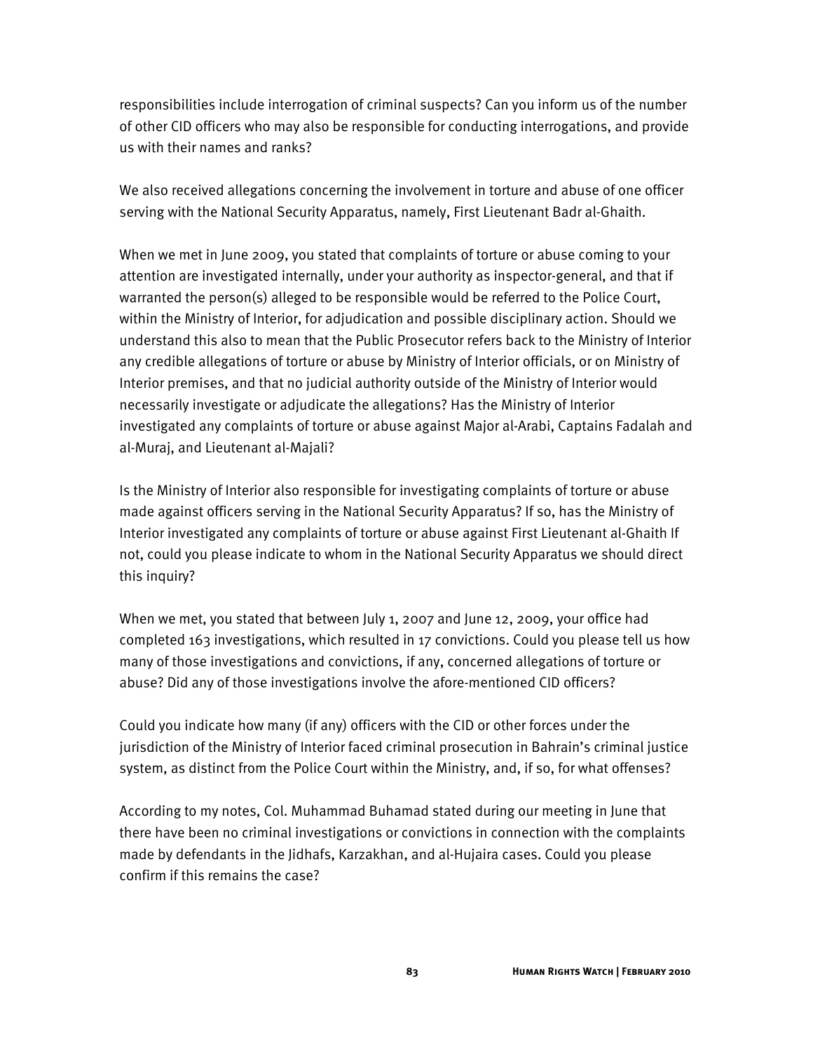responsibilities include interrogation of criminal suspects? Can you inform us of the number of other CID officers who may also be responsible for conducting interrogations, and provide us with their names and ranks?

We also received allegations concerning the involvement in torture and abuse of one officer serving with the National Security Apparatus, namely, First Lieutenant Badr al-Ghaith.

When we met in June 2009, you stated that complaints of torture or abuse coming to your attention are investigated internally, under your authority as inspector-general, and that if warranted the person(s) alleged to be responsible would be referred to the Police Court, within the Ministry of Interior, for adjudication and possible disciplinary action. Should we understand this also to mean that the Public Prosecutor refers back to the Ministry of Interior any credible allegations of torture or abuse by Ministry of Interior officials, or on Ministry of Interior premises, and that no judicial authority outside of the Ministry of Interior would necessarily investigate or adjudicate the allegations? Has the Ministry of Interior investigated any complaints of torture or abuse against Major al-Arabi, Captains Fadalah and al-Muraj, and Lieutenant al-Majali?

Is the Ministry of Interior also responsible for investigating complaints of torture or abuse made against officers serving in the National Security Apparatus? If so, has the Ministry of Interior investigated any complaints of torture or abuse against First Lieutenant al-Ghaith If not, could you please indicate to whom in the National Security Apparatus we should direct this inquiry?

When we met, you stated that between July 1, 2007 and June 12, 2009, your office had completed 163 investigations, which resulted in 17 convictions. Could you please tell us how many of those investigations and convictions, if any, concerned allegations of torture or abuse? Did any of those investigations involve the afore-mentioned CID officers?

Could you indicate how many (if any) officers with the CID or other forces under the jurisdiction of the Ministry of Interior faced criminal prosecution in Bahrain's criminal justice system, as distinct from the Police Court within the Ministry, and, if so, for what offenses?

According to my notes, Col. Muhammad Buhamad stated during our meeting in June that there have been no criminal investigations or convictions in connection with the complaints made by defendants in the Jidhafs, Karzakhan, and al-Hujaira cases. Could you please confirm if this remains the case?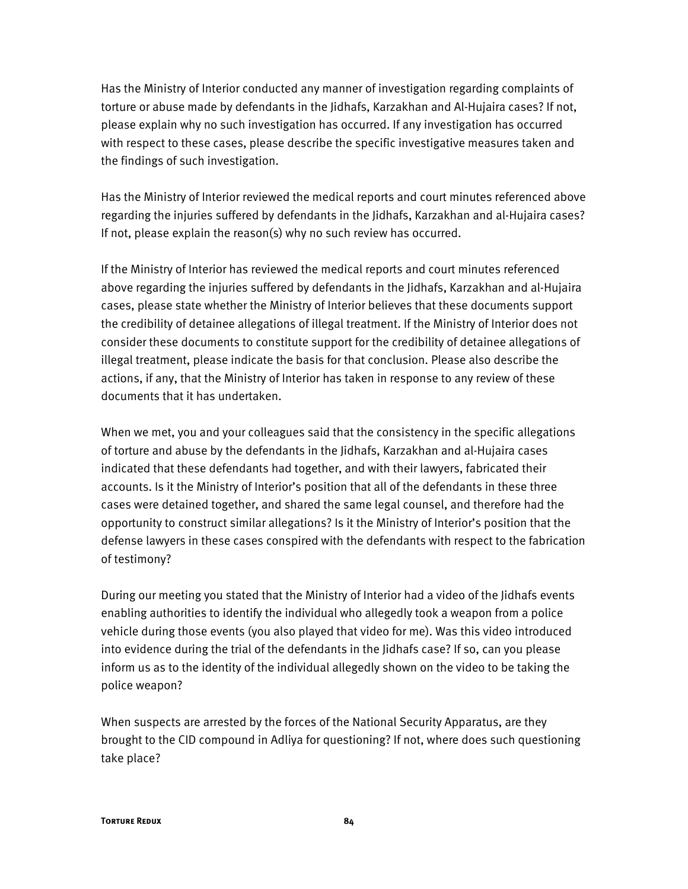Has the Ministry of Interior conducted any manner of investigation regarding complaints of torture or abuse made by defendants in the Jidhafs, Karzakhan and Al-Hujaira cases? If not, please explain why no such investigation has occurred. If any investigation has occurred with respect to these cases, please describe the specific investigative measures taken and the findings of such investigation.

Has the Ministry of Interior reviewed the medical reports and court minutes referenced above regarding the injuries suffered by defendants in the Jidhafs, Karzakhan and al-Hujaira cases? If not, please explain the reason(s) why no such review has occurred.

If the Ministry of Interior has reviewed the medical reports and court minutes referenced above regarding the injuries suffered by defendants in the Jidhafs, Karzakhan and al-Hujaira cases, please state whether the Ministry of Interior believes that these documents support the credibility of detainee allegations of illegal treatment. If the Ministry of Interior does not consider these documents to constitute support for the credibility of detainee allegations of illegal treatment, please indicate the basis for that conclusion. Please also describe the actions, if any, that the Ministry of Interior has taken in response to any review of these documents that it has undertaken.

When we met, you and your colleagues said that the consistency in the specific allegations of torture and abuse by the defendants in the Jidhafs, Karzakhan and al-Hujaira cases indicated that these defendants had together, and with their lawyers, fabricated their accounts. Is it the Ministry of Interior's position that all of the defendants in these three cases were detained together, and shared the same legal counsel, and therefore had the opportunity to construct similar allegations? Is it the Ministry of Interior's position that the defense lawyers in these cases conspired with the defendants with respect to the fabrication of testimony?

During our meeting you stated that the Ministry of Interior had a video of the Jidhafs events enabling authorities to identify the individual who allegedly took a weapon from a police vehicle during those events (you also played that video for me). Was this video introduced into evidence during the trial of the defendants in the Jidhafs case? If so, can you please inform us as to the identity of the individual allegedly shown on the video to be taking the police weapon?

When suspects are arrested by the forces of the National Security Apparatus, are they brought to the CID compound in Adliya for questioning? If not, where does such questioning take place?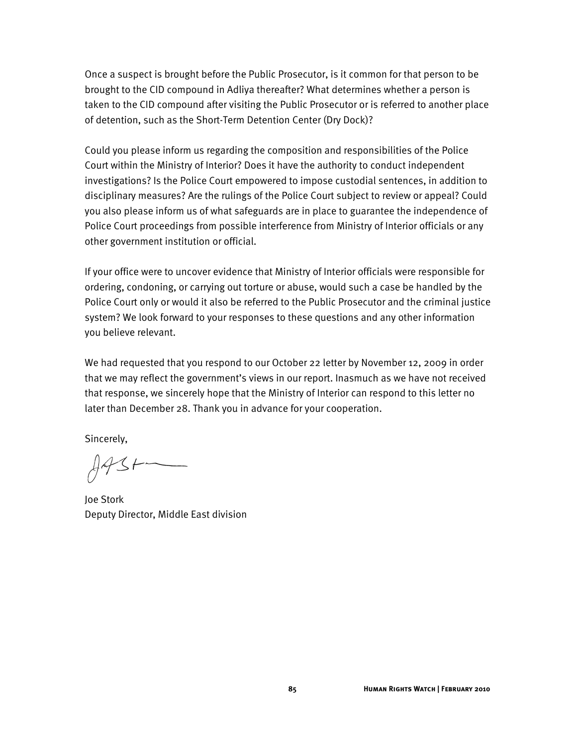Once a suspect is brought before the Public Prosecutor, is it common for that person to be brought to the CID compound in Adliya thereafter? What determines whether a person is taken to the CID compound after visiting the Public Prosecutor or is referred to another place of detention, such as the Short-Term Detention Center (Dry Dock)?

Could you please inform us regarding the composition and responsibilities of the Police Court within the Ministry of Interior? Does it have the authority to conduct independent investigations? Is the Police Court empowered to impose custodial sentences, in addition to disciplinary measures? Are the rulings of the Police Court subject to review or appeal? Could you also please inform us of what safeguards are in place to guarantee the independence of Police Court proceedings from possible interference from Ministry of Interior officials or any other government institution or official.

If your office were to uncover evidence that Ministry of Interior officials were responsible for ordering, condoning, or carrying out torture or abuse, would such a case be handled by the Police Court only or would it also be referred to the Public Prosecutor and the criminal justice system? We look forward to your responses to these questions and any other information you believe relevant.

We had requested that you respond to our October 22 letter by November 12, 2009 in order that we may reflect the government's views in our report. Inasmuch as we have not received that response, we sincerely hope that the Ministry of Interior can respond to this letter no later than December 28. Thank you in advance for your cooperation.

Sincerely,

Joe Stork
Deputy Director, Middle East division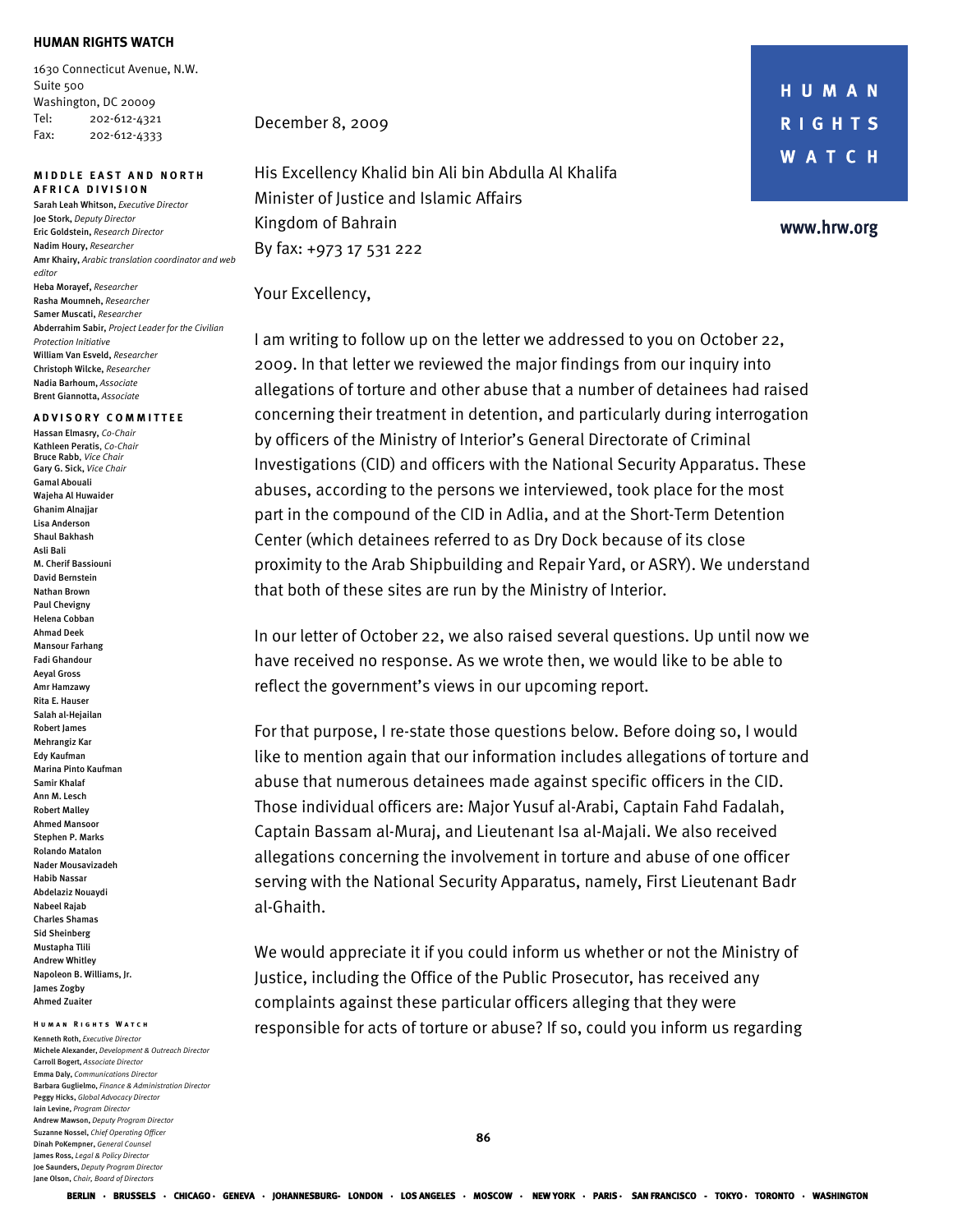**HUMAN RIGHTS WATCH**

1630 Connecticut Avenue, N.W.
Suite 500
Washington, DC 20009
Tel: 202-612-4321
Fax: 202-612-4333

**MIDDLE EAST AND NORTH AFRICA DIVISION**

Sarah Leah Whitson, *Executive Director*
Joe Stork, *Deputy Director*
Eric Goldstein, *Research Director*
Nadim Houry, *Researcher*
Amr Khairy, *Arabic translation coordinator and web editor*
Heba Morayef, *Researcher*
Rasha Moumneh, *Researcher*
Samer Muscati, *Researcher*
Abderrahim Sabir, *Project Leader for the Civilian Protection Initiative*
William Van Esveld, *Researcher*
Christoph Wilcke, *Researcher*
Nadia Barhoum, *Associate*
Brent Giannotta, *Associate*

**ADVISORY COMMITTEE**

Hassan Elmasry, *Co-Chair*
Kathleen Peratis, *Co-Chair*
Bruce Rabb, *Vice Chair*
Gary G. Sick, *Vice Chair*
Gamal Abouali
Wajeha Al Huwaider
Ghanim Alnajjar
Lisa Anderson
Shaul Bakhash
Asli Bali
M. Cherif Bassiouni
David Bernstein
Nathan Brown
Paul Chevigny
Helena Cobban
Ahmad Deek
Mansour Farhang
Fadi Ghandour
Aeyal Gross
Amr Hamzawy
Rita E. Hauser
Salah al-Hejailan
Robert James
Mehrangiz Kar
Edy Kaufman
Marina Pinto Kaufman
Samir Khalaf
Ann M. Lesch
Robert Malley
Ahmed Mansoor
Stephen P. Marks
Rolando Matalon
Nader Mousavizadeh
Habib Nassar
Abdelaziz Nouaydi
Nabeel Rajab
Charles Shamas
Sid Sheinberg
Mustapha Tlili
Andrew Whitley
Napoleon B. Williams, Jr.
James Zogby
Ahmed Zuaiter

**HUMAN RIGHTS WATCH**

Kenneth Roth, *Executive Director*
Michele Alexander, *Development & Outreach Director*
Carroll Bogert, *Associate Director*
Emma Daly, *Communications Director*
Barbara Guglielmo, *Finance & Administration Director*
Peggy Hicks, *Global Advocacy Director*
Iain Levine, *Program Director*
Andrew Mawson, *Deputy Program Director*
Suzanne Nossel, *Chief Operating Officer*
Dinah PoKempner, *General Counsel*
James Ross, *Legal & Policy Director*
Joe Saunders, *Deputy Program Director*
Jane Olson, *Chair, Board of Directors*

**HUMAN RIGHTS WATCH**

www.hrw.org

December 8, 2009

His Excellency Khalid bin Ali bin Abdulla Al Khalifa
Minister of Justice and Islamic Affairs
Kingdom of Bahrain
By fax: +973 17 531 222

Your Excellency,

I am writing to follow up on the letter we addressed to you on October 22, 2009. In that letter we reviewed the major findings from our inquiry into allegations of torture and other abuse that a number of detainees had raised concerning their treatment in detention, and particularly during interrogation by officers of the Ministry of Interior's General Directorate of Criminal Investigations (CID) and officers with the National Security Apparatus. These abuses, according to the persons we interviewed, took place for the most part in the compound of the CID in Adlia, and at the Short-Term Detention Center (which detainees referred to as Dry Dock because of its close proximity to the Arab Shipbuilding and Repair Yard, or ASRY). We understand that both of these sites are run by the Ministry of Interior.

In our letter of October 22, we also raised several questions. Up until now we have received no response. As we wrote then, we would like to be able to reflect the government's views in our upcoming report.

For that purpose, I re-state those questions below. Before doing so, I would like to mention again that our information includes allegations of torture and abuse that numerous detainees made against specific officers in the CID. Those individual officers are: Major Yusuf al-Arabi, Captain Fahd Fadalah, Captain Bassam al-Muraj, and Lieutenant Isa al-Majali. We also received allegations concerning the involvement in torture and abuse of one officer serving with the National Security Apparatus, namely, First Lieutenant Badr al-Ghaith.

We would appreciate it if you could inform us whether or not the Ministry of Justice, including the Office of the Public Prosecutor, has received any complaints against these particular officers alleging that they were responsible for acts of torture or abuse? If so, could you inform us regarding

BERLIN · BRUSSELS · CHICAGO · GENEVA · JOHANNESBURG · LONDON · LOS ANGELES · MOSCOW · NEW YORK · PARIS · SAN FRANCISCO · TOKYO · TORONTO · WASHINGTON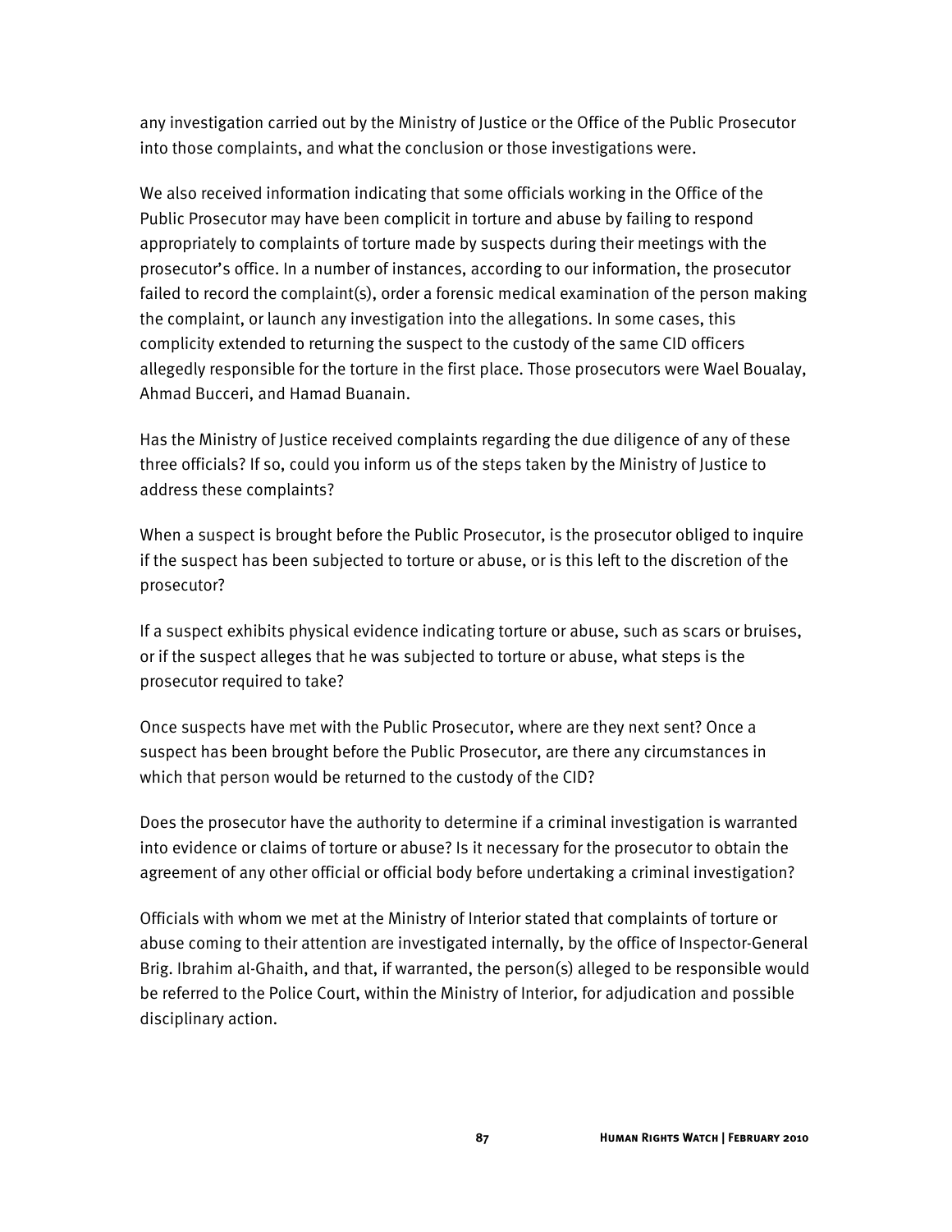any investigation carried out by the Ministry of Justice or the Office of the Public Prosecutor into those complaints, and what the conclusion or those investigations were.

We also received information indicating that some officials working in the Office of the Public Prosecutor may have been complicit in torture and abuse by failing to respond appropriately to complaints of torture made by suspects during their meetings with the prosecutor's office. In a number of instances, according to our information, the prosecutor failed to record the complaint(s), order a forensic medical examination of the person making the complaint, or launch any investigation into the allegations. In some cases, this complicity extended to returning the suspect to the custody of the same CID officers allegedly responsible for the torture in the first place. Those prosecutors were Wael Boualay, Ahmad Bucceri, and Hamad Buanain.

Has the Ministry of Justice received complaints regarding the due diligence of any of these three officials? If so, could you inform us of the steps taken by the Ministry of Justice to address these complaints?

When a suspect is brought before the Public Prosecutor, is the prosecutor obliged to inquire if the suspect has been subjected to torture or abuse, or is this left to the discretion of the prosecutor?

If a suspect exhibits physical evidence indicating torture or abuse, such as scars or bruises, or if the suspect alleges that he was subjected to torture or abuse, what steps is the prosecutor required to take?

Once suspects have met with the Public Prosecutor, where are they next sent? Once a suspect has been brought before the Public Prosecutor, are there any circumstances in which that person would be returned to the custody of the CID?

Does the prosecutor have the authority to determine if a criminal investigation is warranted into evidence or claims of torture or abuse? Is it necessary for the prosecutor to obtain the agreement of any other official or official body before undertaking a criminal investigation?

Officials with whom we met at the Ministry of Interior stated that complaints of torture or abuse coming to their attention are investigated internally, by the office of Inspector-General Brig. Ibrahim al-Ghaith, and that, if warranted, the person(s) alleged to be responsible would be referred to the Police Court, within the Ministry of Interior, for adjudication and possible disciplinary action.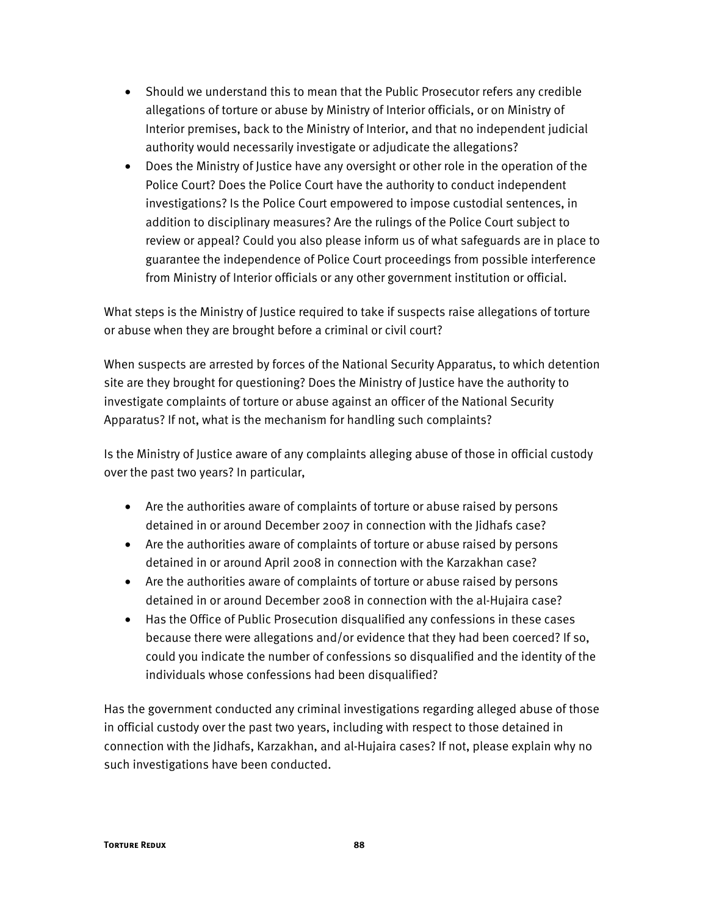- Should we understand this to mean that the Public Prosecutor refers any credible allegations of torture or abuse by Ministry of Interior officials, or on Ministry of Interior premises, back to the Ministry of Interior, and that no independent judicial authority would necessarily investigate or adjudicate the allegations?
- Does the Ministry of Justice have any oversight or other role in the operation of the Police Court? Does the Police Court have the authority to conduct independent investigations? Is the Police Court empowered to impose custodial sentences, in addition to disciplinary measures? Are the rulings of the Police Court subject to review or appeal? Could you also please inform us of what safeguards are in place to guarantee the independence of Police Court proceedings from possible interference from Ministry of Interior officials or any other government institution or official.

What steps is the Ministry of Justice required to take if suspects raise allegations of torture or abuse when they are brought before a criminal or civil court?

When suspects are arrested by forces of the National Security Apparatus, to which detention site are they brought for questioning? Does the Ministry of Justice have the authority to investigate complaints of torture or abuse against an officer of the National Security Apparatus? If not, what is the mechanism for handling such complaints?

Is the Ministry of Justice aware of any complaints alleging abuse of those in official custody over the past two years? In particular,

- Are the authorities aware of complaints of torture or abuse raised by persons detained in or around December 2007 in connection with the Jidhafs case?
- Are the authorities aware of complaints of torture or abuse raised by persons detained in or around April 2008 in connection with the Karzakhan case?
- Are the authorities aware of complaints of torture or abuse raised by persons detained in or around December 2008 in connection with the al-Hujaira case?
- Has the Office of Public Prosecution disqualified any confessions in these cases because there were allegations and/or evidence that they had been coerced? If so, could you indicate the number of confessions so disqualified and the identity of the individuals whose confessions had been disqualified?

Has the government conducted any criminal investigations regarding alleged abuse of those in official custody over the past two years, including with respect to those detained in connection with the Jidhafs, Karzakhan, and al-Hujaira cases? If not, please explain why no such investigations have been conducted.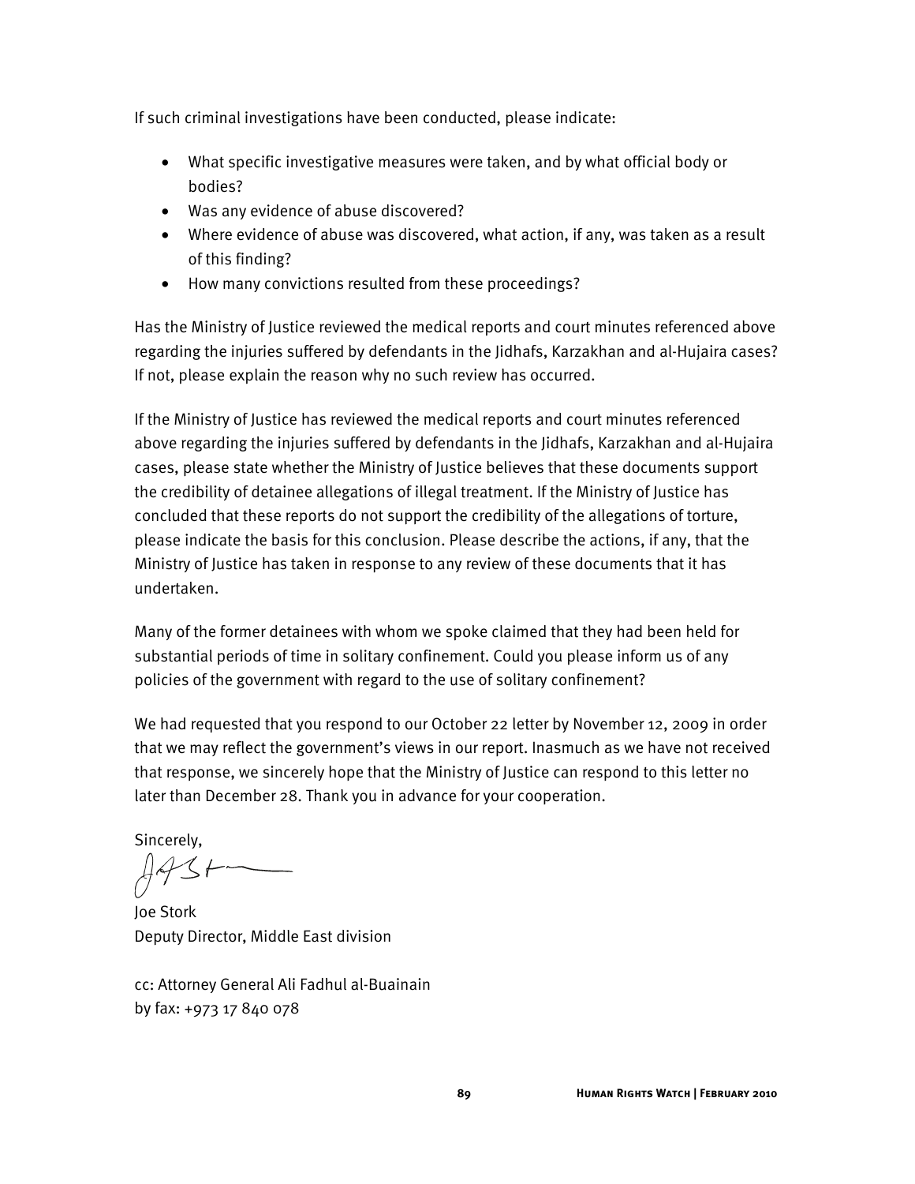If such criminal investigations have been conducted, please indicate:

- What specific investigative measures were taken, and by what official body or bodies?
- Was any evidence of abuse discovered?
- Where evidence of abuse was discovered, what action, if any, was taken as a result of this finding?
- How many convictions resulted from these proceedings?

Has the Ministry of Justice reviewed the medical reports and court minutes referenced above regarding the injuries suffered by defendants in the Jidhafs, Karzakhan and al-Hujaira cases? If not, please explain the reason why no such review has occurred.

If the Ministry of Justice has reviewed the medical reports and court minutes referenced above regarding the injuries suffered by defendants in the Jidhafs, Karzakhan and al-Hujaira cases, please state whether the Ministry of Justice believes that these documents support the credibility of detainee allegations of illegal treatment. If the Ministry of Justice has concluded that these reports do not support the credibility of the allegations of torture, please indicate the basis for this conclusion. Please describe the actions, if any, that the Ministry of Justice has taken in response to any review of these documents that it has undertaken.

Many of the former detainees with whom we spoke claimed that they had been held for substantial periods of time in solitary confinement. Could you please inform us of any policies of the government with regard to the use of solitary confinement?

We had requested that you respond to our October 22 letter by November 12, 2009 in order that we may reflect the government's views in our report. Inasmuch as we have not received that response, we sincerely hope that the Ministry of Justice can respond to this letter no later than December 28. Thank you in advance for your cooperation.

Sincerely,

Joe Stork
Deputy Director, Middle East division

cc: Attorney General Ali Fadhul al-Buainain
by fax: +973 17 840 078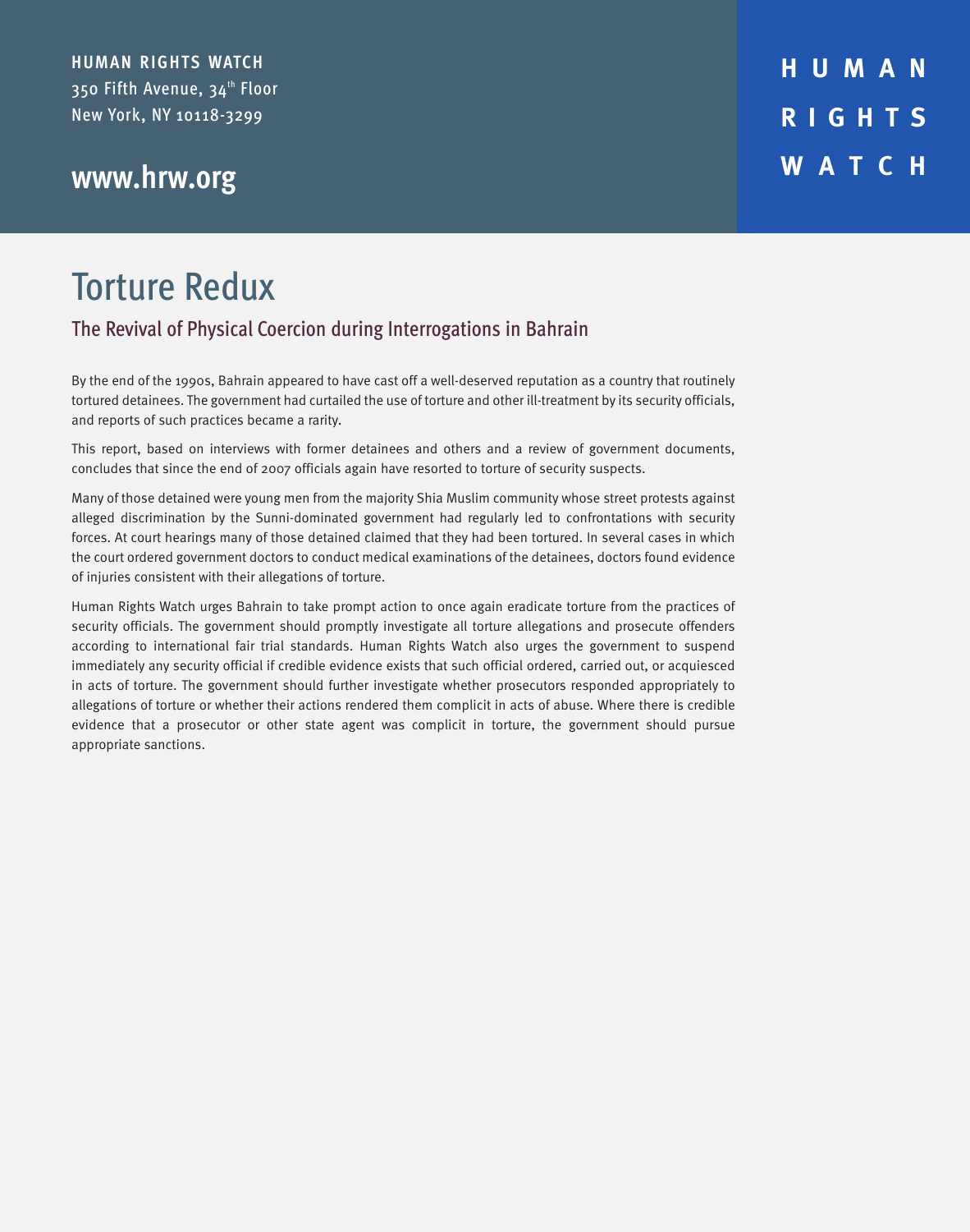**HUMAN RIGHTS WATCH**
350 Fifth Avenue, 34th Floor
New York, NY 10118-3299

**www.hrw.org**

**HUMAN RIGHTS WATCH**

# Torture Redux

## The Revival of Physical Coercion during Interrogations in Bahrain

By the end of the 1990s, Bahrain appeared to have cast off a well-deserved reputation as a country that routinely tortured detainees. The government had curtailed the use of torture and other ill-treatment by its security officials, and reports of such practices became a rarity.

This report, based on interviews with former detainees and others and a review of government documents, concludes that since the end of 2007 officials again have resorted to torture of security suspects.

Many of those detained were young men from the majority Shia Muslim community whose street protests against alleged discrimination by the Sunni-dominated government had regularly led to confrontations with security forces. At court hearings many of those detained claimed that they had been tortured. In several cases in which the court ordered government doctors to conduct medical examinations of the detainees, doctors found evidence of injuries consistent with their allegations of torture.

Human Rights Watch urges Bahrain to take prompt action to once again eradicate torture from the practices of security officials. The government should promptly investigate all torture allegations and prosecute offenders according to international fair trial standards. Human Rights Watch also urges the government to suspend immediately any security official if credible evidence exists that such official ordered, carried out, or acquiesced in acts of torture. The government should further investigate whether prosecutors responded appropriately to allegations of torture or whether their actions rendered them complicit in acts of abuse. Where there is credible evidence that a prosecutor or other state agent was complicit in torture, the government should pursue appropriate sanctions.